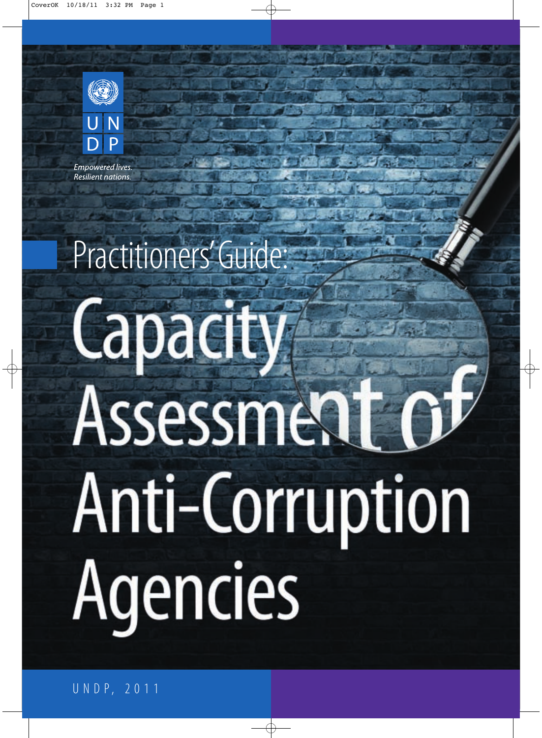UNDP

*Empowered lives.*
*Resilient nations.*

# Practitioners' Guide:

# Capacity Assessment of Anti-Corruption Agencies

UNDP, 2011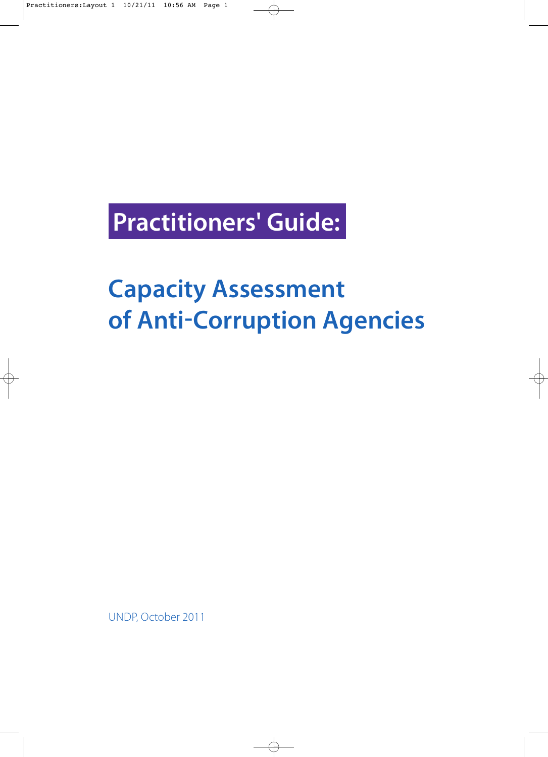# Practitioners' Guide:

## Capacity Assessment of Anti-Corruption Agencies

UNDP, October 2011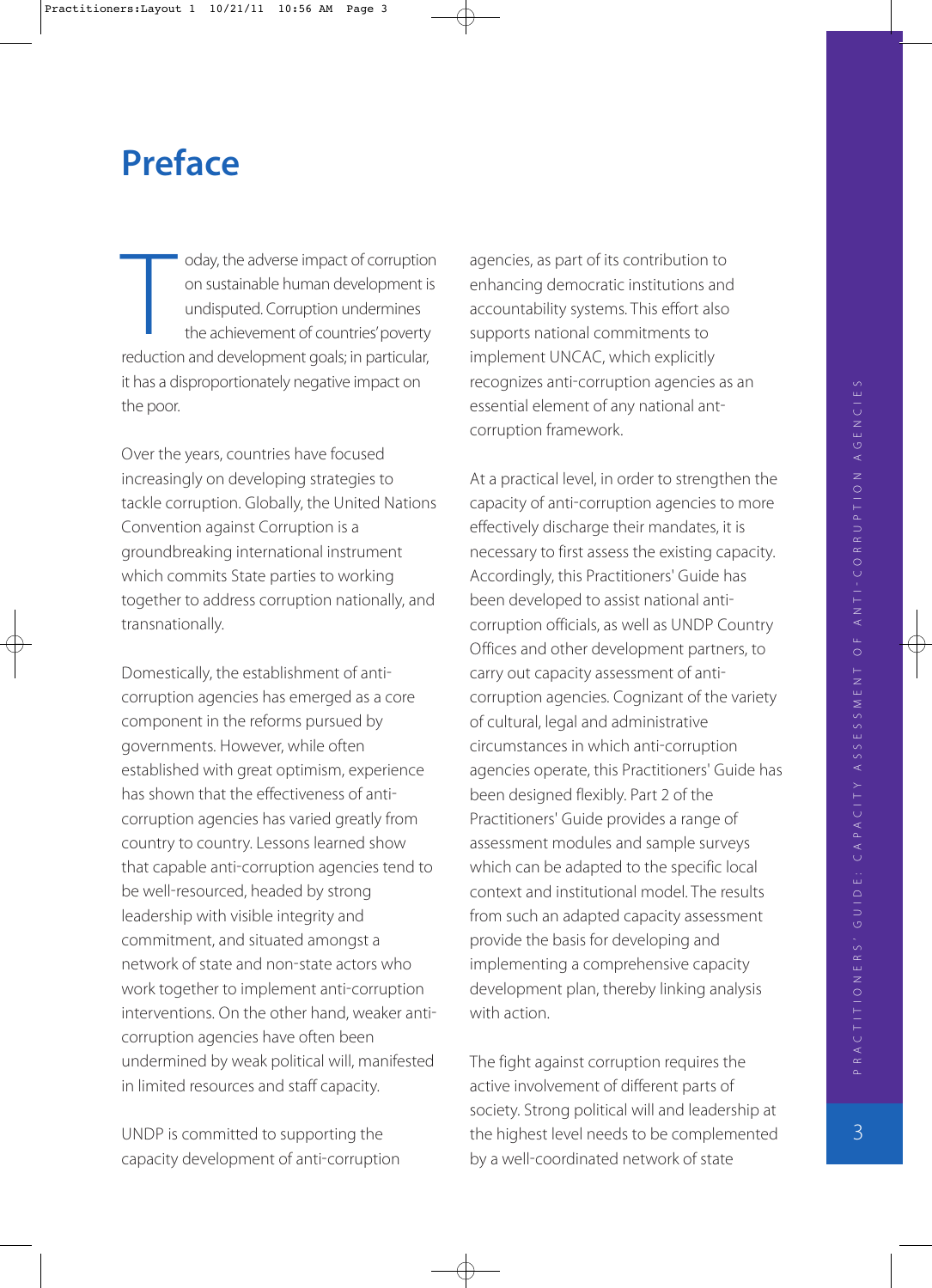# Preface

Today, the adverse impact of corruption on sustainable human development is undisputed. Corruption undermines the achievement of countries' poverty reduction and development goals; in particular, it has a disproportionately negative impact on the poor.

Over the years, countries have focused increasingly on developing strategies to tackle corruption. Globally, the United Nations Convention against Corruption is a groundbreaking international instrument which commits State parties to working together to address corruption nationally, and transnationally.

Domestically, the establishment of anti-corruption agencies has emerged as a core component in the reforms pursued by governments. However, while often established with great optimism, experience has shown that the effectiveness of anti-corruption agencies has varied greatly from country to country. Lessons learned show that capable anti-corruption agencies tend to be well-resourced, headed by strong leadership with visible integrity and commitment, and situated amongst a network of state and non-state actors who work together to implement anti-corruption interventions. On the other hand, weaker anti-corruption agencies have often been undermined by weak political will, manifested in limited resources and staff capacity.

UNDP is committed to supporting the capacity development of anti-corruption agencies, as part of its contribution to enhancing democratic institutions and accountability systems. This effort also supports national commitments to implement UNCAC, which explicitly recognizes anti-corruption agencies as an essential element of any national ant-corruption framework.

At a practical level, in order to strengthen the capacity of anti-corruption agencies to more effectively discharge their mandates, it is necessary to first assess the existing capacity. Accordingly, this Practitioners' Guide has been developed to assist national anti-corruption officials, as well as UNDP Country Offices and other development partners, to carry out capacity assessment of anti-corruption agencies. Cognizant of the variety of cultural, legal and administrative circumstances in which anti-corruption agencies operate, this Practitioners' Guide has been designed flexibly. Part 2 of the Practitioners' Guide provides a range of assessment modules and sample surveys which can be adapted to the specific local context and institutional model. The results from such an adapted capacity assessment provide the basis for developing and implementing a comprehensive capacity development plan, thereby linking analysis with action.

The fight against corruption requires the active involvement of different parts of society. Strong political will and leadership at the highest level needs to be complemented by a well-coordinated network of state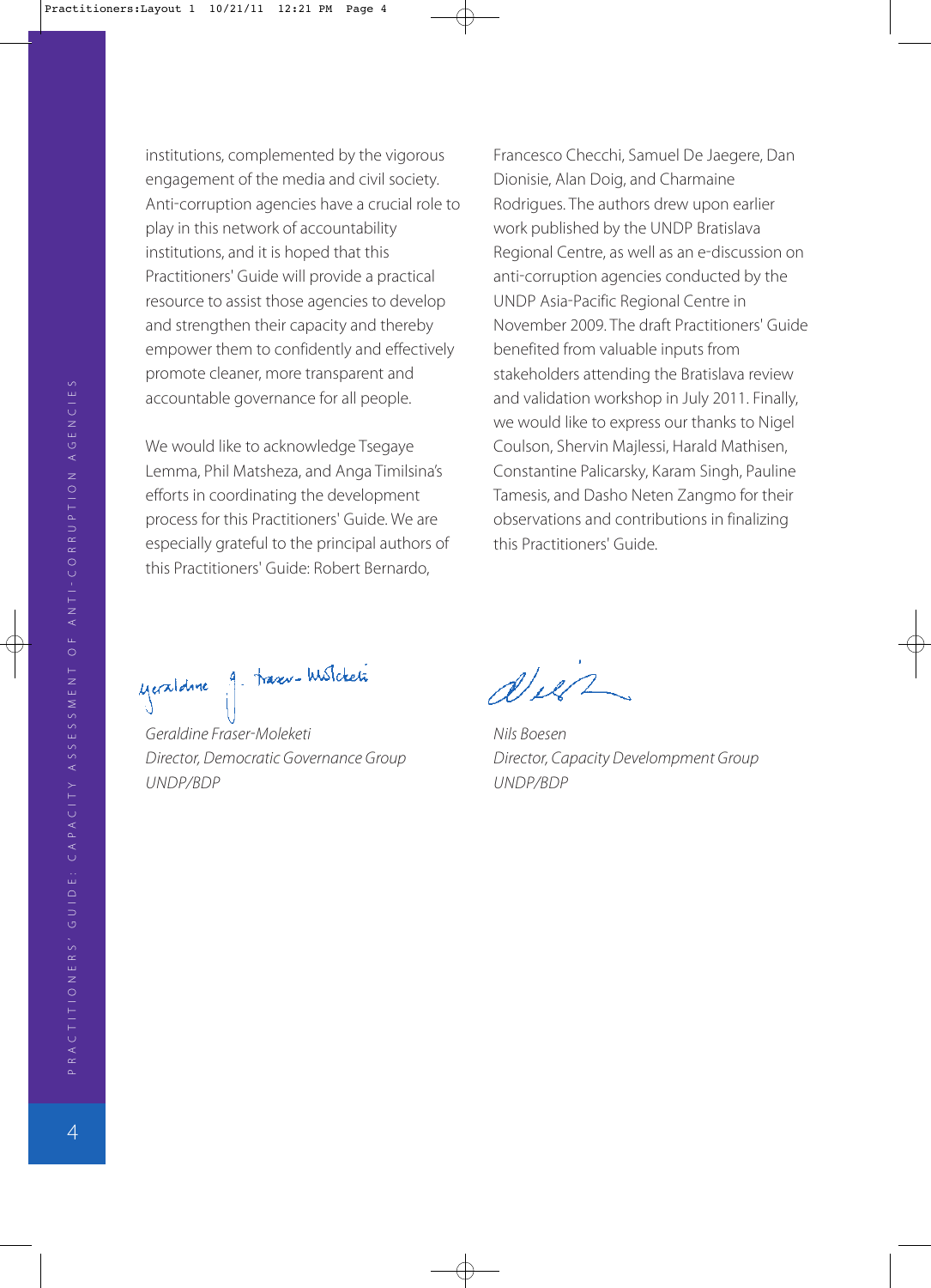institutions, complemented by the vigorous engagement of the media and civil society. Anti-corruption agencies have a crucial role to play in this network of accountability institutions, and it is hoped that this Practitioners' Guide will provide a practical resource to assist those agencies to develop and strengthen their capacity and thereby empower them to confidently and effectively promote cleaner, more transparent and accountable governance for all people.

We would like to acknowledge Tsegaye Lemma, Phil Matsheza, and Anga Timilsina's efforts in coordinating the development process for this Practitioners' Guide. We are especially grateful to the principal authors of this Practitioners' Guide: Robert Bernardo, Francesco Checchi, Samuel De Jaegere, Dan Dionisie, Alan Doig, and Charmaine Rodrigues. The authors drew upon earlier work published by the UNDP Bratislava Regional Centre, as well as an e-discussion on anti-corruption agencies conducted by the UNDP Asia-Pacific Regional Centre in November 2009. The draft Practitioners' Guide benefited from valuable inputs from stakeholders attending the Bratislava review and validation workshop in July 2011. Finally, we would like to express our thanks to Nigel Coulson, Shervin Majlessi, Harald Mathisen, Constantine Palicarsky, Karam Singh, Pauline Tamesis, and Dasho Neten Zangmo for their observations and contributions in finalizing this Practitioners' Guide.

*Geraldine Fraser-Moleketi*
*Director, Democratic Governance Group*
*UNDP/BDP*

*Nils Boesen*
*Director, Capacity Develompment Group*
*UNDP/BDP*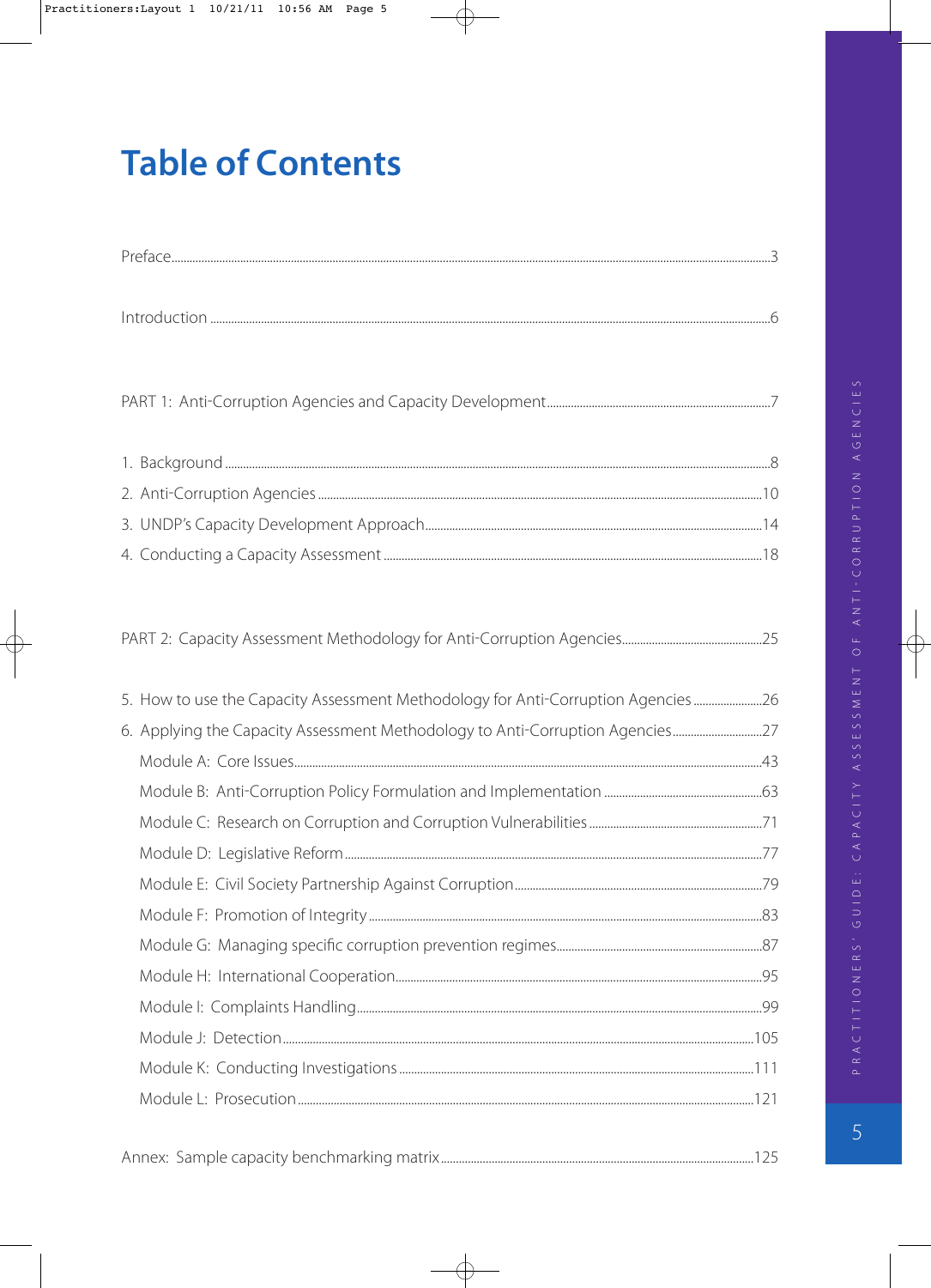# Table of Contents

Preface ........................................................ 3

Introduction ........................................................ 6

PART 1: Anti-Corruption Agencies and Capacity Development ........................................................ 7

1. Background ........................................................ 8
2. Anti-Corruption Agencies ........................................................ 10
3. UNDP's Capacity Development Approach ........................................................ 14
4. Conducting a Capacity Assessment ........................................................ 18

PART 2: Capacity Assessment Methodology for Anti-Corruption Agencies ........................................................ 25

5. How to use the Capacity Assessment Methodology for Anti-Corruption Agencies ........................................................ 26
6. Applying the Capacity Assessment Methodology to Anti-Corruption Agencies ........................................................ 27
   - Module A: Core Issues ........................................................ 43
   - Module B: Anti-Corruption Policy Formulation and Implementation ........................................................ 63
   - Module C: Research on Corruption and Corruption Vulnerabilities ........................................................ 71
   - Module D: Legislative Reform ........................................................ 77
   - Module E: Civil Society Partnership Against Corruption ........................................................ 79
   - Module F: Promotion of Integrity ........................................................ 83
   - Module G: Managing specific corruption prevention regimes ........................................................ 87
   - Module H: International Cooperation ........................................................ 95
   - Module I: Complaints Handling ........................................................ 99
   - Module J: Detection ........................................................ 105
   - Module K: Conducting Investigations ........................................................ 111
   - Module L: Prosecution ........................................................ 121

Annex: Sample capacity benchmarking matrix ........................................................ 125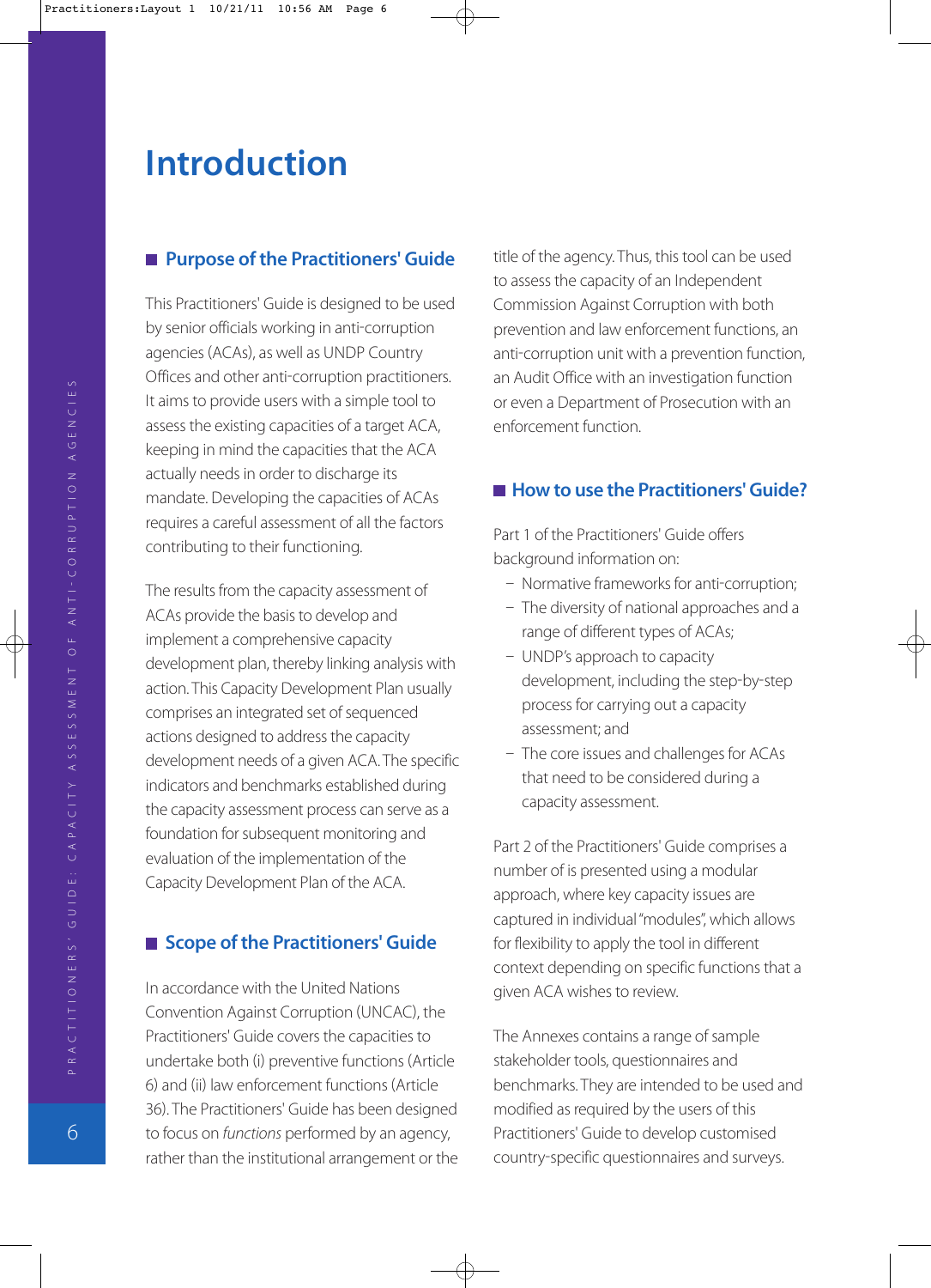# Introduction

## Purpose of the Practitioners' Guide

This Practitioners' Guide is designed to be used by senior officials working in anti-corruption agencies (ACAs), as well as UNDP Country Offices and other anti-corruption practitioners. It aims to provide users with a simple tool to assess the existing capacities of a target ACA, keeping in mind the capacities that the ACA actually needs in order to discharge its mandate. Developing the capacities of ACAs requires a careful assessment of all the factors contributing to their functioning.

The results from the capacity assessment of ACAs provide the basis to develop and implement a comprehensive capacity development plan, thereby linking analysis with action. This Capacity Development Plan usually comprises an integrated set of sequenced actions designed to address the capacity development needs of a given ACA. The specific indicators and benchmarks established during the capacity assessment process can serve as a foundation for subsequent monitoring and evaluation of the implementation of the Capacity Development Plan of the ACA.

## Scope of the Practitioners' Guide

In accordance with the United Nations Convention Against Corruption (UNCAC), the Practitioners' Guide covers the capacities to undertake both (i) preventive functions (Article 6) and (ii) law enforcement functions (Article 36). The Practitioners' Guide has been designed to focus on *functions* performed by an agency, rather than the institutional arrangement or the title of the agency. Thus, this tool can be used to assess the capacity of an Independent Commission Against Corruption with both prevention and law enforcement functions, an anti-corruption unit with a prevention function, an Audit Office with an investigation function or even a Department of Prosecution with an enforcement function.

## How to use the Practitioners' Guide?

Part 1 of the Practitioners' Guide offers background information on:

- Normative frameworks for anti-corruption;
- The diversity of national approaches and a range of different types of ACAs;
- UNDP's approach to capacity development, including the step-by-step process for carrying out a capacity assessment; and
- The core issues and challenges for ACAs that need to be considered during a capacity assessment.

Part 2 of the Practitioners' Guide comprises a number of is presented using a modular approach, where key capacity issues are captured in individual "modules", which allows for flexibility to apply the tool in different context depending on specific functions that a given ACA wishes to review.

The Annexes contains a range of sample stakeholder tools, questionnaires and benchmarks. They are intended to be used and modified as required by the users of this Practitioners' Guide to develop customised country-specific questionnaires and surveys.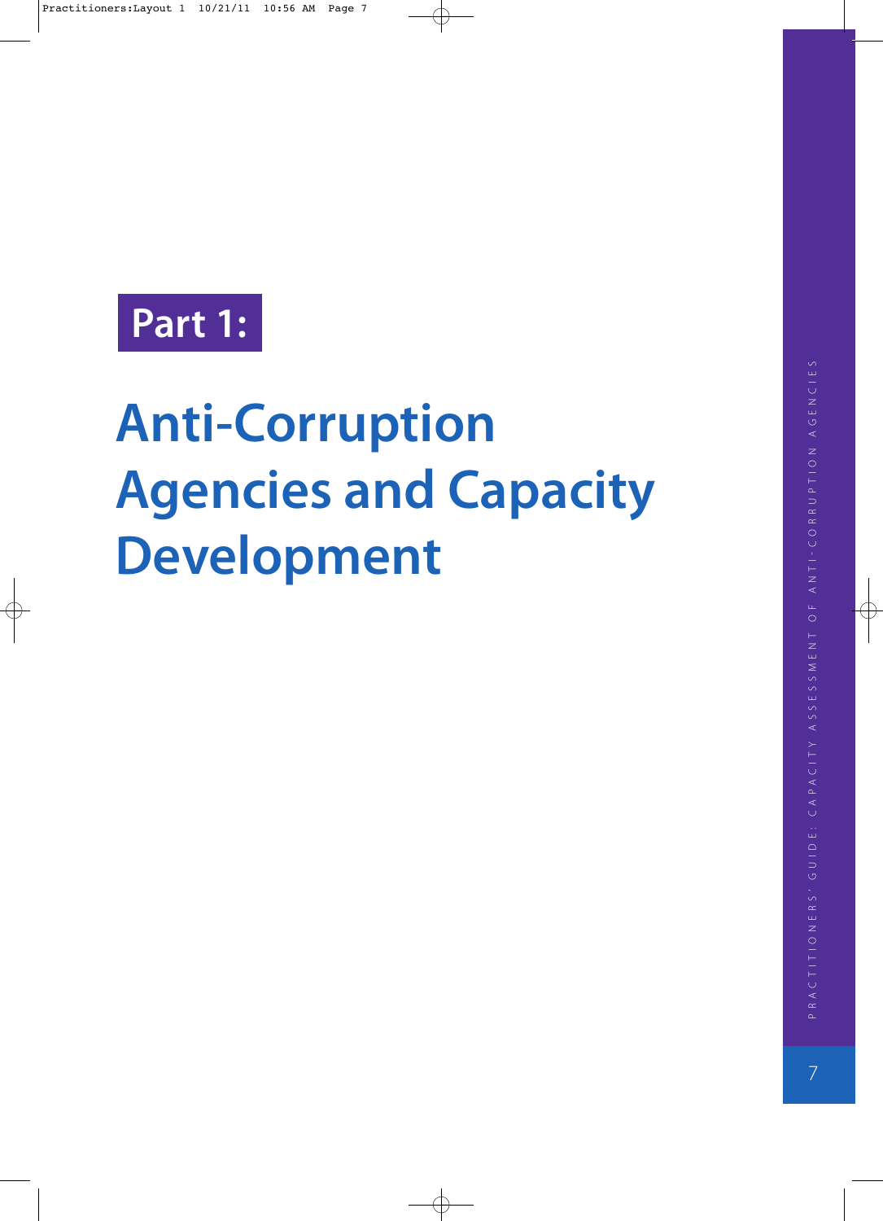# Part 1:

# Anti-Corruption Agencies and Capacity Development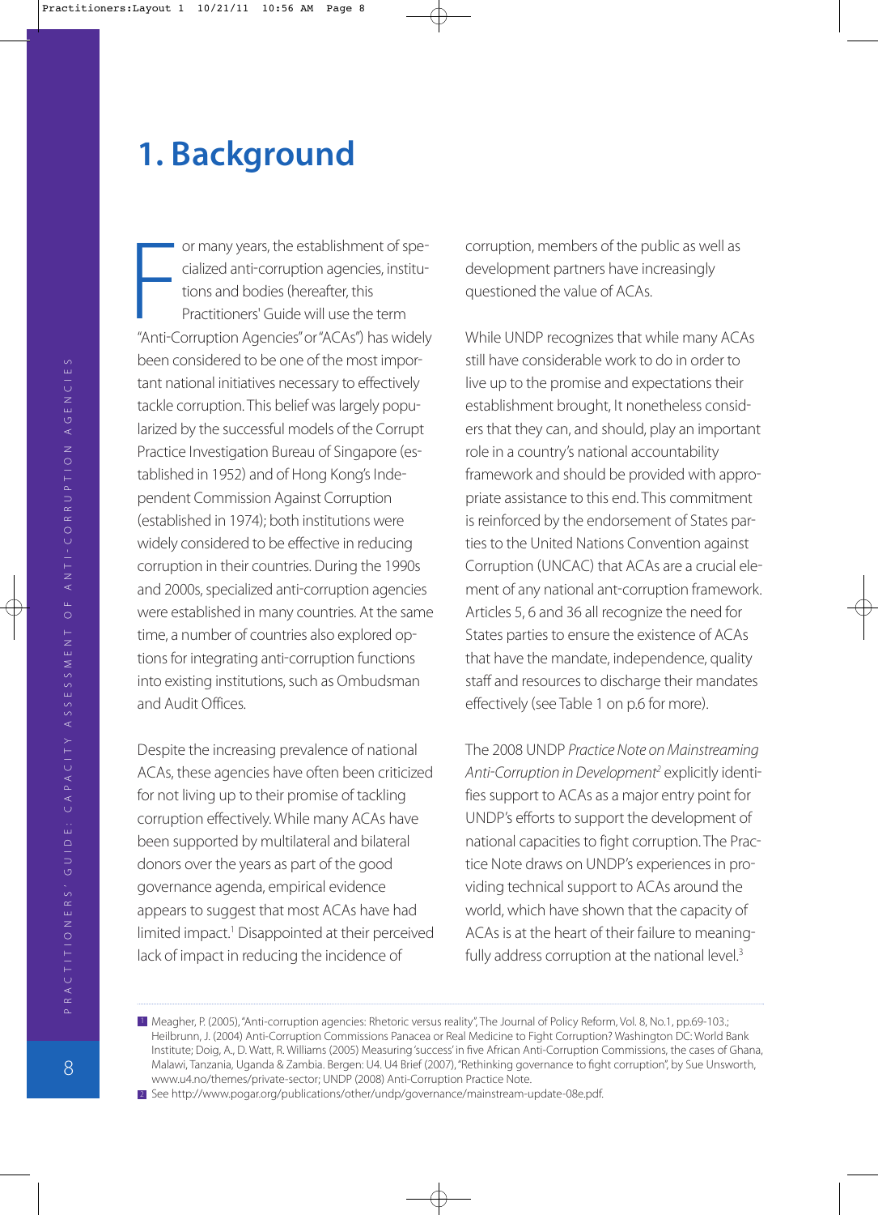# 1. Background

For many years, the establishment of specialized anti-corruption agencies, institutions and bodies (hereafter, this Practitioners' Guide will use the term "Anti-Corruption Agencies" or "ACAs") has widely been considered to be one of the most important national initiatives necessary to effectively tackle corruption. This belief was largely popularized by the successful models of the Corrupt Practice Investigation Bureau of Singapore (established in 1952) and of Hong Kong's Independent Commission Against Corruption (established in 1974); both institutions were widely considered to be effective in reducing corruption in their countries. During the 1990s and 2000s, specialized anti-corruption agencies were established in many countries. At the same time, a number of countries also explored options for integrating anti-corruption functions into existing institutions, such as Ombudsman and Audit Offices.

Despite the increasing prevalence of national ACAs, these agencies have often been criticized for not living up to their promise of tackling corruption effectively. While many ACAs have been supported by multilateral and bilateral donors over the years as part of the good governance agenda, empirical evidence appears to suggest that most ACAs have had limited impact.[1] Disappointed at their perceived lack of impact in reducing the incidence of corruption, members of the public as well as development partners have increasingly questioned the value of ACAs.

While UNDP recognizes that while many ACAs still have considerable work to do in order to live up to the promise and expectations their establishment brought, It nonetheless considers that they can, and should, play an important role in a country's national accountability framework and should be provided with appropriate assistance to this end. This commitment is reinforced by the endorsement of States parties to the United Nations Convention against Corruption (UNCAC) that ACAs are a crucial element of any national ant-corruption framework. Articles 5, 6 and 36 all recognize the need for States parties to ensure the existence of ACAs that have the mandate, independence, quality staff and resources to discharge their mandates effectively (see Table 1 on p.6 for more).

The 2008 UNDP *Practice Note on Mainstreaming Anti-Corruption in Development*[2] explicitly identifies support to ACAs as a major entry point for UNDP's efforts to support the development of national capacities to fight corruption. The Practice Note draws on UNDP's experiences in providing technical support to ACAs around the world, which have shown that the capacity of ACAs is at the heart of their failure to meaningfully address corruption at the national level.[3]

---

1 Meagher, P. (2005), "Anti-corruption agencies: Rhetoric versus reality", The Journal of Policy Reform, Vol. 8, No.1, pp.69-103.; Heilbrunn, J. (2004) Anti-Corruption Commissions Panacea or Real Medicine to Fight Corruption? Washington DC: World Bank Institute; Doig, A., D. Watt, R. Williams (2005) Measuring 'success' in five African Anti-Corruption Commissions, the cases of Ghana, Malawi, Tanzania, Uganda & Zambia. Bergen: U4. U4 Brief (2007), "Rethinking governance to fight corruption", by Sue Unsworth, www.u4.no/themes/private-sector; UNDP (2008) Anti-Corruption Practice Note.

2 See http://www.pogar.org/publications/other/undp/governance/mainstream-update-08e.pdf.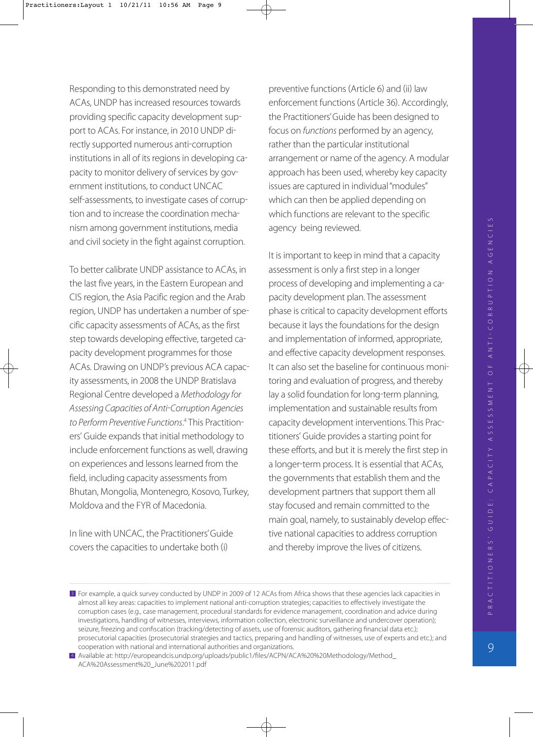Responding to this demonstrated need by ACAs, UNDP has increased resources towards providing specific capacity development support to ACAs. For instance, in 2010 UNDP directly supported numerous anti-corruption institutions in all of its regions in developing capacity to monitor delivery of services by government institutions, to conduct UNCAC self-assessments, to investigate cases of corruption and to increase the coordination mechanism among government institutions, media and civil society in the fight against corruption.

To better calibrate UNDP assistance to ACAs, in the last five years, in the Eastern European and CIS region, the Asia Pacific region and the Arab region, UNDP has undertaken a number of specific capacity assessments of ACAs, as the first step towards developing effective, targeted capacity development programmes for those ACAs. Drawing on UNDP's previous ACA capacity assessments, in 2008 the UNDP Bratislava Regional Centre developed a *Methodology for Assessing Capacities of Anti-Corruption Agencies to Perform Preventive Functions*.[4] This Practitioners' Guide expands that initial methodology to include enforcement functions as well, drawing on experiences and lessons learned from the field, including capacity assessments from Bhutan, Mongolia, Montenegro, Kosovo, Turkey, Moldova and the FYR of Macedonia.

In line with UNCAC, the Practitioners' Guide covers the capacities to undertake both (i) preventive functions (Article 6) and (ii) law enforcement functions (Article 36). Accordingly, the Practitioners' Guide has been designed to focus on *functions* performed by an agency, rather than the particular institutional arrangement or name of the agency. A modular approach has been used, whereby key capacity issues are captured in individual "modules" which can then be applied depending on which functions are relevant to the specific agency being reviewed.

It is important to keep in mind that a capacity assessment is only a first step in a longer process of developing and implementing a capacity development plan. The assessment phase is critical to capacity development efforts because it lays the foundations for the design and implementation of informed, appropriate, and effective capacity development responses. It can also set the baseline for continuous monitoring and evaluation of progress, and thereby lay a solid foundation for long-term planning, implementation and sustainable results from capacity development interventions. This Practitioners' Guide provides a starting point for these efforts, and but it is merely the first step in a longer-term process. It is essential that ACAs, the governments that establish them and the development partners that support them all stay focused and remain committed to the main goal, namely, to sustainably develop effective national capacities to address corruption and thereby improve the lives of citizens.

---

[3] For example, a quick survey conducted by UNDP in 2009 of 12 ACAs from Africa shows that these agencies lack capacities in almost all key areas: capacities to implement national anti-corruption strategies; capacities to effectively investigate the corruption cases (e.g., case management, procedural standards for evidence management, coordination and advice during investigations, handling of witnesses, interviews, information collection, electronic surveillance and undercover operation); seizure, freezing and confiscation (tracking/detecting of assets, use of forensic auditors, gathering financial data etc.); prosecutorial capacities (prosecutorial strategies and tactics, preparing and handling of witnesses, use of experts and etc.); and cooperation with national and international authorities and organizations.

[4] Available at: http://europeandcis.undp.org/uploads/public1/files/ACPN/ACA%20%20Methodology/Method_ACA%20Assessment%20_June%202011.pdf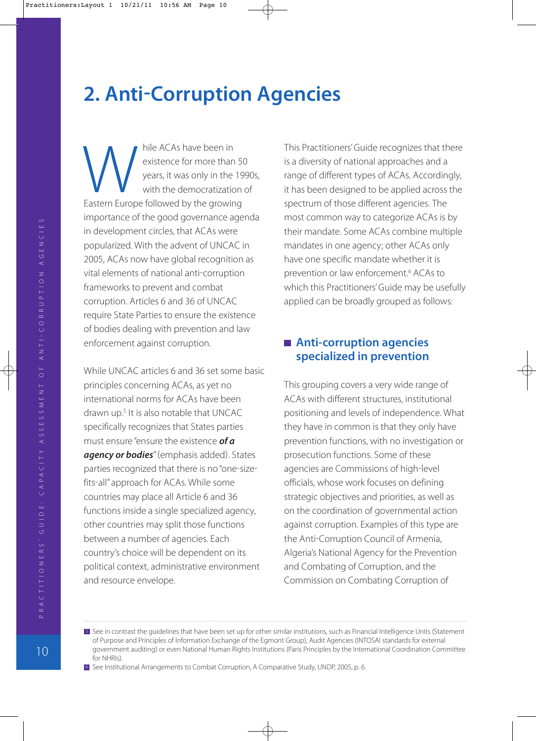# 2. Anti-Corruption Agencies

While ACAs have been in existence for more than 50 years, it was only in the 1990s, with the democratization of Eastern Europe followed by the growing importance of the good governance agenda in development circles, that ACAs were popularized. With the advent of UNCAC in 2005, ACAs now have global recognition as vital elements of national anti-corruption frameworks to prevent and combat corruption. Articles 6 and 36 of UNCAC require State Parties to ensure the existence of bodies dealing with prevention and law enforcement against corruption.

While UNCAC articles 6 and 36 set some basic principles concerning ACAs, as yet no international norms for ACAs have been drawn up.[5] It is also notable that UNCAC specifically recognizes that States parties must ensure "ensure the existence ***of a agency or bodies***" (emphasis added). States parties recognized that there is no "one-size-fits-all" approach for ACAs. While some countries may place all Article 6 and 36 functions inside a single specialized agency, other countries may split those functions between a number of agencies. Each country's choice will be dependent on its political context, administrative environment and resource envelope.

This Practitioners' Guide recognizes that there is a diversity of national approaches and a range of different types of ACAs. Accordingly, it has been designed to be applied across the spectrum of those different agencies. The most common way to categorize ACAs is by their mandate. Some ACAs combine multiple mandates in one agency; other ACAs only have one specific mandate whether it is prevention or law enforcement.[6] ACAs to which this Practitioners' Guide may be usefully applied can be broadly grouped as follows:

### Anti-corruption agencies specialized in prevention

This grouping covers a very wide range of ACAs with different structures, institutional positioning and levels of independence. What they have in common is that they only have prevention functions, with no investigation or prosecution functions. Some of these agencies are Commissions of high-level officials, whose work focuses on defining strategic objectives and priorities, as well as on the coordination of governmental action against corruption. Examples of this type are the Anti-Corruption Council of Armenia, Algeria's National Agency for the Prevention and Combating of Corruption, and the Commission on Combating Corruption of

---

[5] See in contrast the guidelines that have been set up for other similar institutions, such as Financial Intelligence Units (Statement of Purpose and Principles of Information Exchange of the Egmont Group), Audit Agencies (INTOSAI standards for external government auditing) or even National Human Rights Institutions (Paris Principles by the International Coordination Committee for NHRIs).

[6] See Institutional Arrangements to Combat Corruption, A Comparative Study, UNDP, 2005, p. 6.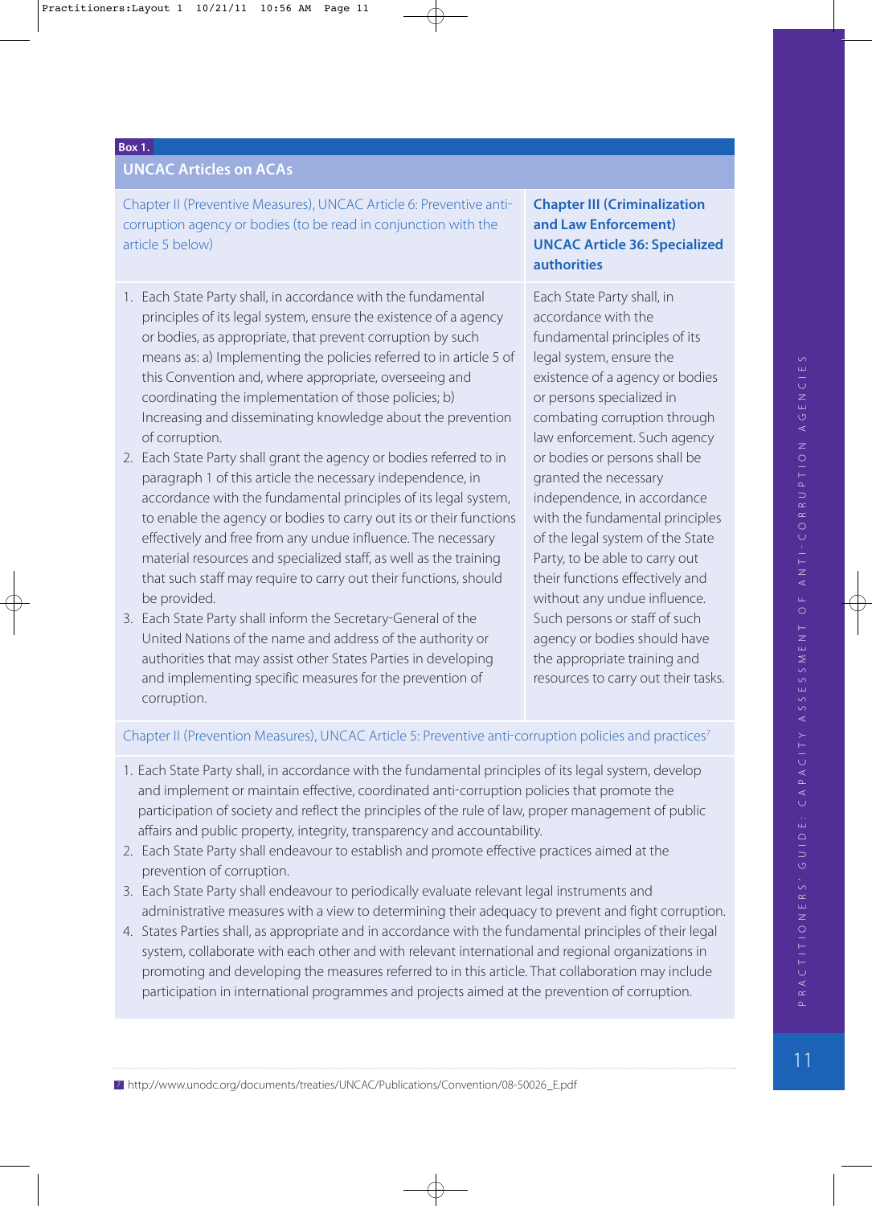**Box 1.**

**UNCAC Articles on ACAs**

| Chapter II (Preventive Measures), UNCAC Article 6: Preventive anti-corruption agency or bodies (to be read in conjunction with the article 5 below) | **Chapter III (Criminalization and Law Enforcement) UNCAC Article 36: Specialized authorities** |
|---|---|
| 1. Each State Party shall, in accordance with the fundamental principles of its legal system, ensure the existence of a agency or bodies, as appropriate, that prevent corruption by such means as: a) Implementing the policies referred to in article 5 of this Convention and, where appropriate, overseeing and coordinating the implementation of those policies; b) Increasing and disseminating knowledge about the prevention of corruption.<br>2. Each State Party shall grant the agency or bodies referred to in paragraph 1 of this article the necessary independence, in accordance with the fundamental principles of its legal system, to enable the agency or bodies to carry out its or their functions effectively and free from any undue influence. The necessary material resources and specialized staff, as well as the training that such staff may require to carry out their functions, should be provided.<br>3. Each State Party shall inform the Secretary-General of the United Nations of the name and address of the authority or authorities that may assist other States Parties in developing and implementing specific measures for the prevention of corruption. | Each State Party shall, in accordance with the fundamental principles of its legal system, ensure the existence of a agency or bodies or persons specialized in combating corruption through law enforcement. Such agency or bodies or persons shall be granted the necessary independence, in accordance with the fundamental principles of the legal system of the State Party, to be able to carry out their functions effectively and without any undue influence. Such persons or staff of such agency or bodies should have the appropriate training and resources to carry out their tasks. |

Chapter II (Prevention Measures), UNCAC Article 5: Preventive anti-corruption policies and practices[7]

1. Each State Party shall, in accordance with the fundamental principles of its legal system, develop and implement or maintain effective, coordinated anti-corruption policies that promote the participation of society and reflect the principles of the rule of law, proper management of public affairs and public property, integrity, transparency and accountability.
2. Each State Party shall endeavour to establish and promote effective practices aimed at the prevention of corruption.
3. Each State Party shall endeavour to periodically evaluate relevant legal instruments and administrative measures with a view to determining their adequacy to prevent and fight corruption.
4. States Parties shall, as appropriate and in accordance with the fundamental principles of their legal system, collaborate with each other and with relevant international and regional organizations in promoting and developing the measures referred to in this article. That collaboration may include participation in international programmes and projects aimed at the prevention of corruption.

---

[7] http://www.unodc.org/documents/treaties/UNCAC/Publications/Convention/08-50026_E.pdf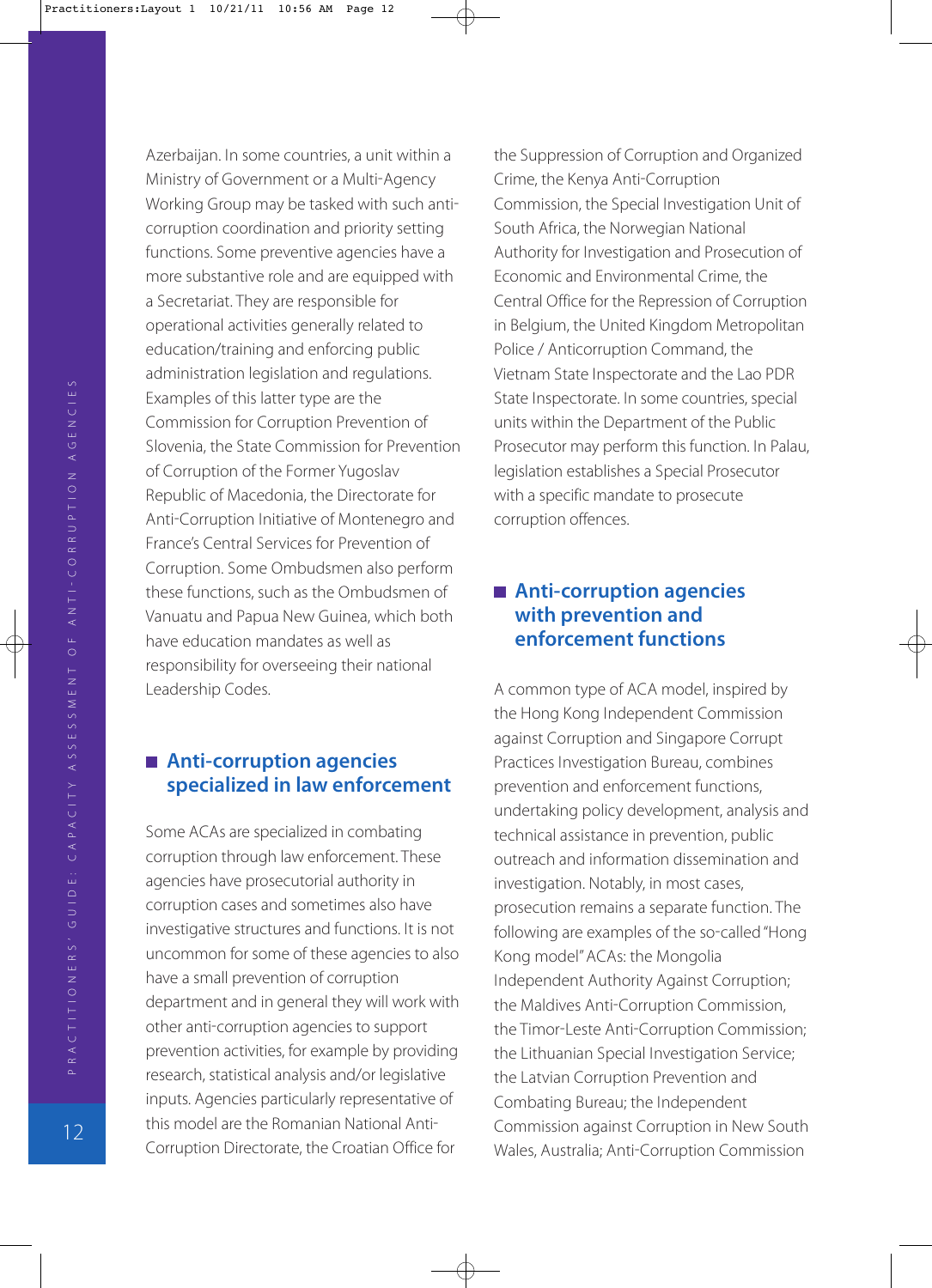Azerbaijan. In some countries, a unit within a Ministry of Government or a Multi-Agency Working Group may be tasked with such anti-corruption coordination and priority setting functions. Some preventive agencies have a more substantive role and are equipped with a Secretariat. They are responsible for operational activities generally related to education/training and enforcing public administration legislation and regulations. Examples of this latter type are the Commission for Corruption Prevention of Slovenia, the State Commission for Prevention of Corruption of the Former Yugoslav Republic of Macedonia, the Directorate for Anti-Corruption Initiative of Montenegro and France's Central Services for Prevention of Corruption. Some Ombudsmen also perform these functions, such as the Ombudsmen of Vanuatu and Papua New Guinea, which both have education mandates as well as responsibility for overseeing their national Leadership Codes.

## Anti-corruption agencies specialized in law enforcement

Some ACAs are specialized in combating corruption through law enforcement. These agencies have prosecutorial authority in corruption cases and sometimes also have investigative structures and functions. It is not uncommon for some of these agencies to also have a small prevention of corruption department and in general they will work with other anti-corruption agencies to support prevention activities, for example by providing research, statistical analysis and/or legislative inputs. Agencies particularly representative of this model are the Romanian National Anti-Corruption Directorate, the Croatian Office for the Suppression of Corruption and Organized Crime, the Kenya Anti-Corruption Commission, the Special Investigation Unit of South Africa, the Norwegian National Authority for Investigation and Prosecution of Economic and Environmental Crime, the Central Office for the Repression of Corruption in Belgium, the United Kingdom Metropolitan Police / Anticorruption Command, the Vietnam State Inspectorate and the Lao PDR State Inspectorate. In some countries, special units within the Department of the Public Prosecutor may perform this function. In Palau, legislation establishes a Special Prosecutor with a specific mandate to prosecute corruption offences.

## Anti-corruption agencies with prevention and enforcement functions

A common type of ACA model, inspired by the Hong Kong Independent Commission against Corruption and Singapore Corrupt Practices Investigation Bureau, combines prevention and enforcement functions, undertaking policy development, analysis and technical assistance in prevention, public outreach and information dissemination and investigation. Notably, in most cases, prosecution remains a separate function. The following are examples of the so-called "Hong Kong model" ACAs: the Mongolia Independent Authority Against Corruption; the Maldives Anti-Corruption Commission, the Timor-Leste Anti-Corruption Commission; the Lithuanian Special Investigation Service; the Latvian Corruption Prevention and Combating Bureau; the Independent Commission against Corruption in New South Wales, Australia; Anti-Corruption Commission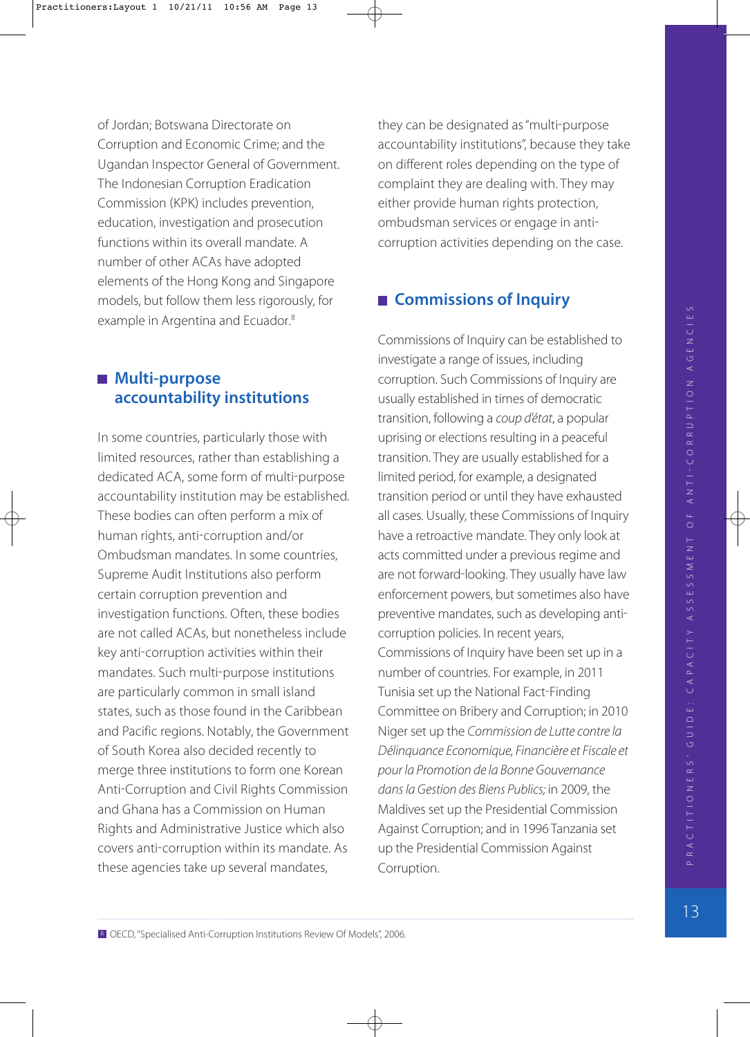of Jordan; Botswana Directorate on Corruption and Economic Crime; and the Ugandan Inspector General of Government. The Indonesian Corruption Eradication Commission (KPK) includes prevention, education, investigation and prosecution functions within its overall mandate. A number of other ACAs have adopted elements of the Hong Kong and Singapore models, but follow them less rigorously, for example in Argentina and Ecuador.[8]

## Multi-purpose accountability institutions

In some countries, particularly those with limited resources, rather than establishing a dedicated ACA, some form of multi-purpose accountability institution may be established. These bodies can often perform a mix of human rights, anti-corruption and/or Ombudsman mandates. In some countries, Supreme Audit Institutions also perform certain corruption prevention and investigation functions. Often, these bodies are not called ACAs, but nonetheless include key anti-corruption activities within their mandates. Such multi-purpose institutions are particularly common in small island states, such as those found in the Caribbean and Pacific regions. Notably, the Government of South Korea also decided recently to merge three institutions to form one Korean Anti-Corruption and Civil Rights Commission and Ghana has a Commission on Human Rights and Administrative Justice which also covers anti-corruption within its mandate. As these agencies take up several mandates, they can be designated as "multi-purpose accountability institutions", because they take on different roles depending on the type of complaint they are dealing with. They may either provide human rights protection, ombudsman services or engage in anti-corruption activities depending on the case.

## Commissions of Inquiry

Commissions of Inquiry can be established to investigate a range of issues, including corruption. Such Commissions of Inquiry are usually established in times of democratic transition, following a *coup d'état*, a popular uprising or elections resulting in a peaceful transition. They are usually established for a limited period, for example, a designated transition period or until they have exhausted all cases. Usually, these Commissions of Inquiry have a retroactive mandate. They only look at acts committed under a previous regime and are not forward-looking. They usually have law enforcement powers, but sometimes also have preventive mandates, such as developing anti-corruption policies. In recent years, Commissions of Inquiry have been set up in a number of countries. For example, in 2011 Tunisia set up the National Fact-Finding Committee on Bribery and Corruption; in 2010 Niger set up the *Commission de Lutte contre la Délinquance Economique, Financière et Fiscale et pour la Promotion de la Bonne Gouvernance dans la Gestion des Biens Publics;* in 2009, the Maldives set up the Presidential Commission Against Corruption; and in 1996 Tanzania set up the Presidential Commission Against Corruption.

---

[8] OECD, "Specialised Anti-Corruption Institutions Review Of Models", 2006.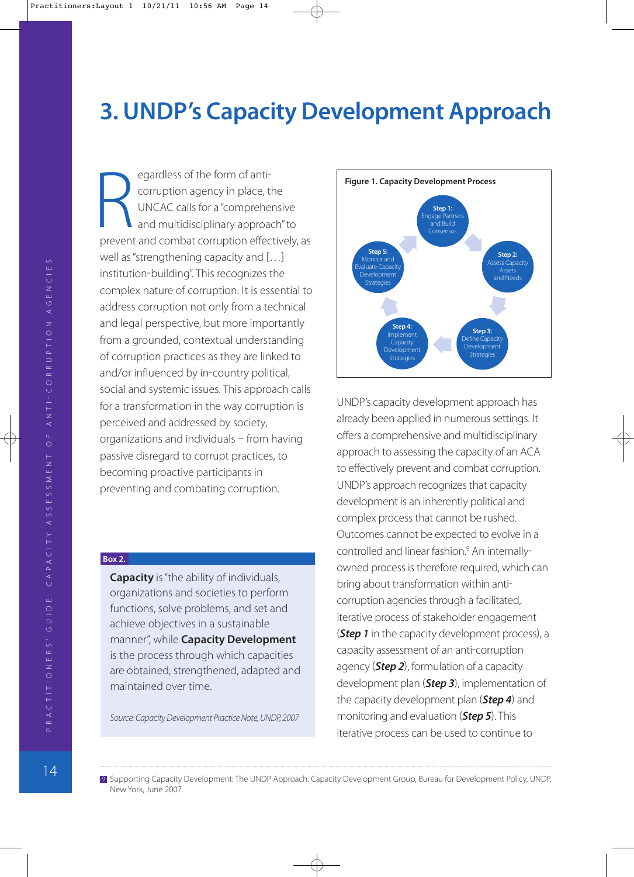# 3. UNDP's Capacity Development Approach

Regardless of the form of anti-corruption agency in place, the UNCAC calls for a "comprehensive and multidisciplinary approach" to prevent and combat corruption effectively, as well as "strengthening capacity and […] institution-building". This recognizes the complex nature of corruption. It is essential to address corruption not only from a technical and legal perspective, but more importantly from a grounded, contextual understanding of corruption practices as they are linked to and/or influenced by in-country political, social and systemic issues. This approach calls for a transformation in the way corruption is perceived and addressed by society, organizations and individuals – from having passive disregard to corrupt practices, to becoming proactive participants in preventing and combating corruption.

**Box 2.**

**Capacity** is "the ability of individuals, organizations and societies to perform functions, solve problems, and set and achieve objectives in a sustainable manner", while **Capacity Development** is the process through which capacities are obtained, strengthened, adapted and maintained over time.

*Source: Capacity Development Practice Note, UNDP, 2007*

**Figure 1. Capacity Development Process**

- **Step 1:** Engage Partners and Build Consensus
- **Step 2:** Assess Capacity Assets and Needs
- **Step 3:** Define Capacity Development Strategies
- **Step 4:** Implement Capacity Development Strategies
- **Step 5:** Monitor and Evaluate Capacity Development Strategies

UNDP's capacity development approach has already been applied in numerous settings. It offers a comprehensive and multidisciplinary approach to assessing the capacity of an ACA to effectively prevent and combat corruption. UNDP's approach recognizes that capacity development is an inherently political and complex process that cannot be rushed. Outcomes cannot be expected to evolve in a controlled and linear fashion.[9] An internally-owned process is therefore required, which can bring about transformation within anti-corruption agencies through a facilitated, iterative process of stakeholder engagement (***Step 1*** in the capacity development process), a capacity assessment of an anti-corruption agency (***Step 2***), formulation of a capacity development plan (***Step 3***), implementation of the capacity development plan (***Step 4***) and monitoring and evaluation (***Step 5***). This iterative process can be used to continue to

[9] Supporting Capacity Development: The UNDP Approach. Capacity Development Group, Bureau for Development Policy, UNDP. New York, June 2007.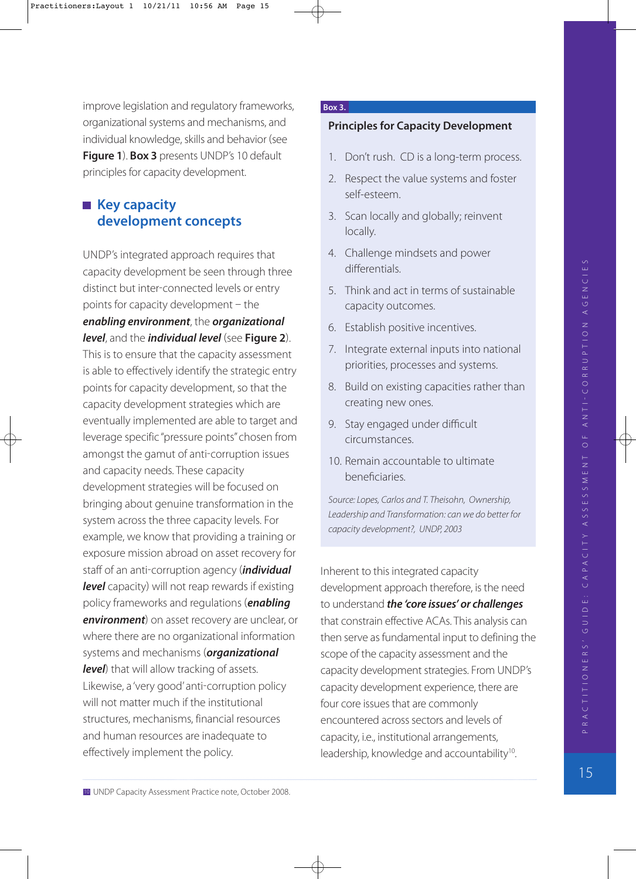improve legislation and regulatory frameworks, organizational systems and mechanisms, and individual knowledge, skills and behavior (see **Figure 1**). **Box 3** presents UNDP's 10 default principles for capacity development.

## Key capacity development concepts

UNDP's integrated approach requires that capacity development be seen through three distinct but inter-connected levels or entry points for capacity development – the ***enabling environment***, the ***organizational level***, and the ***individual level*** (see **Figure 2**). This is to ensure that the capacity assessment is able to effectively identify the strategic entry points for capacity development, so that the capacity development strategies which are eventually implemented are able to target and leverage specific "pressure points" chosen from amongst the gamut of anti-corruption issues and capacity needs. These capacity development strategies will be focused on bringing about genuine transformation in the system across the three capacity levels. For example, we know that providing a training or exposure mission abroad on asset recovery for staff of an anti-corruption agency (***individual level*** capacity) will not reap rewards if existing policy frameworks and regulations (***enabling environment***) on asset recovery are unclear, or where there are no organizational information systems and mechanisms (***organizational level***) that will allow tracking of assets. Likewise, a 'very good' anti-corruption policy will not matter much if the institutional structures, mechanisms, financial resources and human resources are inadequate to effectively implement the policy.

**Box 3.**

**Principles for Capacity Development**

1. Don't rush. CD is a long-term process.
2. Respect the value systems and foster self-esteem.
3. Scan locally and globally; reinvent locally.
4. Challenge mindsets and power differentials.
5. Think and act in terms of sustainable capacity outcomes.
6. Establish positive incentives.
7. Integrate external inputs into national priorities, processes and systems.
8. Build on existing capacities rather than creating new ones.
9. Stay engaged under difficult circumstances.
10. Remain accountable to ultimate beneficiaries.

*Source: Lopes, Carlos and T. Theisohn, Ownership, Leadership and Transformation: can we do better for capacity development?, UNDP, 2003*

Inherent to this integrated capacity development approach therefore, is the need to understand ***the 'core issues' or challenges*** that constrain effective ACAs. This analysis can then serve as fundamental input to defining the scope of the capacity assessment and the capacity development strategies. From UNDP's capacity development experience, there are four core issues that are commonly encountered across sectors and levels of capacity, i.e., institutional arrangements, leadership, knowledge and accountability[10].

[10] UNDP Capacity Assessment Practice note, October 2008.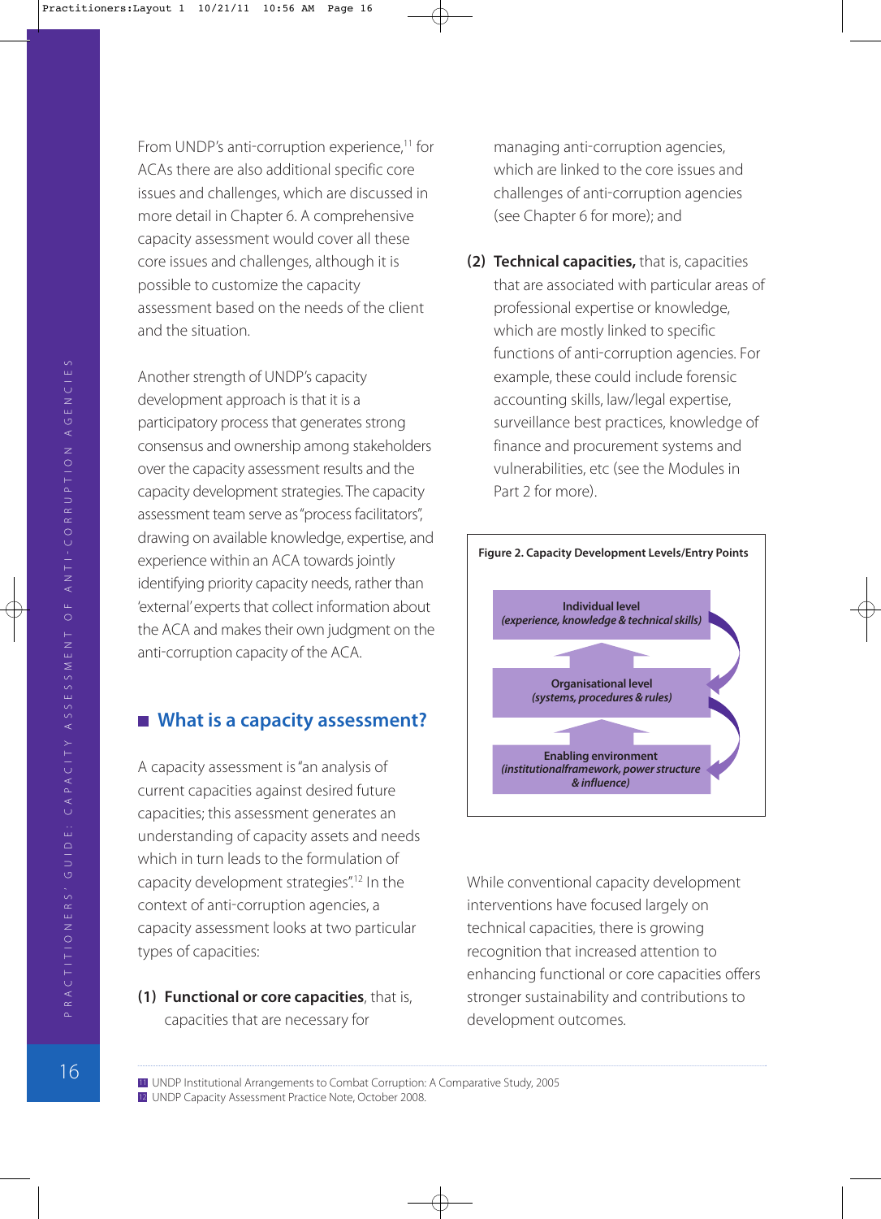From UNDP's anti-corruption experience,[11] for ACAs there are also additional specific core issues and challenges, which are discussed in more detail in Chapter 6. A comprehensive capacity assessment would cover all these core issues and challenges, although it is possible to customize the capacity assessment based on the needs of the client and the situation.

Another strength of UNDP's capacity development approach is that it is a participatory process that generates strong consensus and ownership among stakeholders over the capacity assessment results and the capacity development strategies. The capacity assessment team serve as "process facilitators", drawing on available knowledge, expertise, and experience within an ACA towards jointly identifying priority capacity needs, rather than 'external' experts that collect information about the ACA and makes their own judgment on the anti-corruption capacity of the ACA.

## What is a capacity assessment?

A capacity assessment is "an analysis of current capacities against desired future capacities; this assessment generates an understanding of capacity assets and needs which in turn leads to the formulation of capacity development strategies".[12] In the context of anti-corruption agencies, a capacity assessment looks at two particular types of capacities:

**(1) Functional or core capacities**, that is, capacities that are necessary for managing anti-corruption agencies, which are linked to the core issues and challenges of anti-corruption agencies (see Chapter 6 for more); and

**(2) Technical capacities,** that is, capacities that are associated with particular areas of professional expertise or knowledge, which are mostly linked to specific functions of anti-corruption agencies. For example, these could include forensic accounting skills, law/legal expertise, surveillance best practices, knowledge of finance and procurement systems and vulnerabilities, etc (see the Modules in Part 2 for more).

**Figure 2. Capacity Development Levels/Entry Points**

- **Individual level** *(experience, knowledge & technical skills)*
- **Organisational level** *(systems, procedures & rules)*
- **Enabling environment** *(institutionalframework, power structure & influence)*

While conventional capacity development interventions have focused largely on technical capacities, there is growing recognition that increased attention to enhancing functional or core capacities offers stronger sustainability and contributions to development outcomes.

---

[11] UNDP Institutional Arrangements to Combat Corruption: A Comparative Study, 2005

[12] UNDP Capacity Assessment Practice Note, October 2008.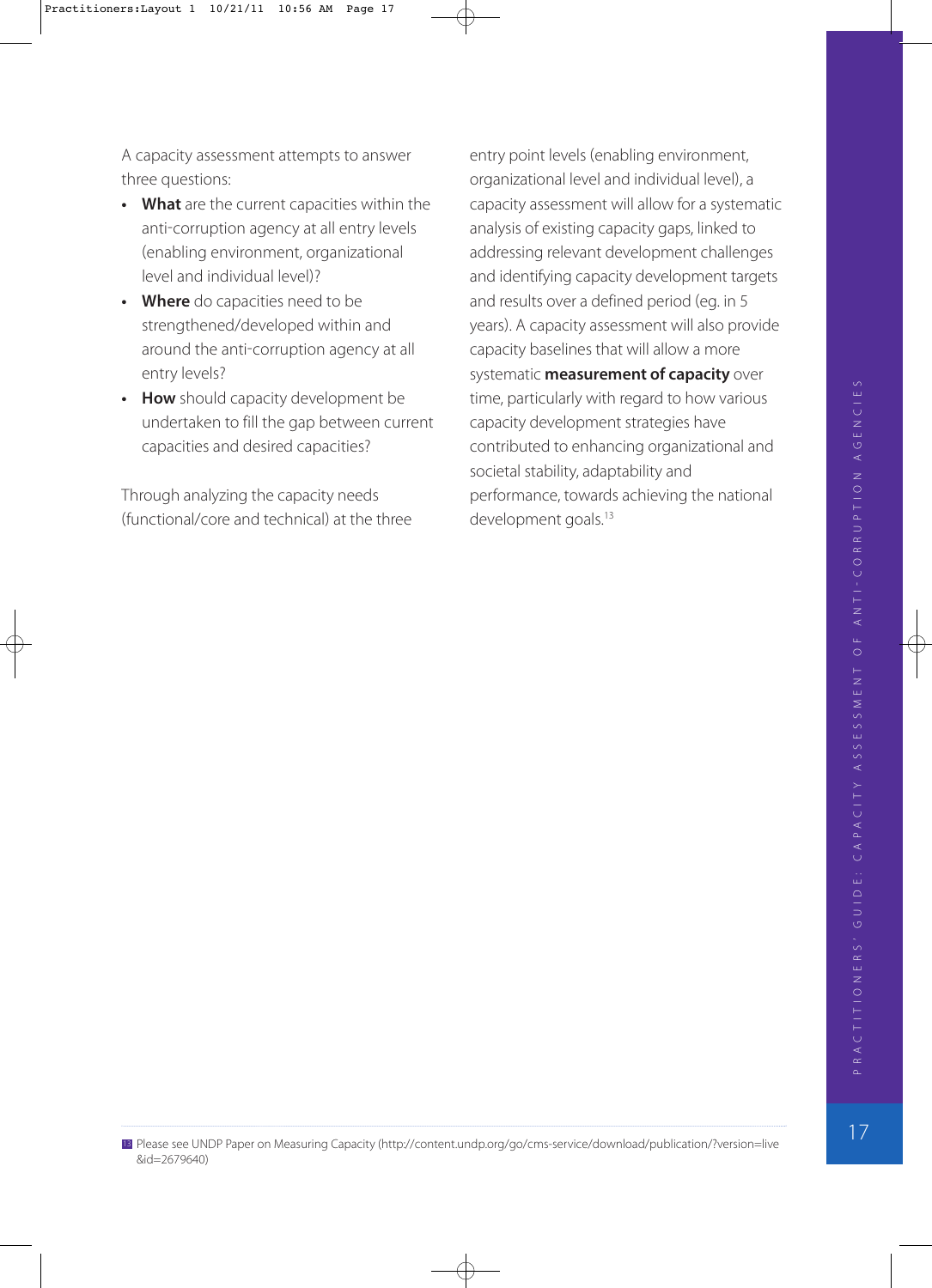A capacity assessment attempts to answer three questions:

- **What** are the current capacities within the anti-corruption agency at all entry levels (enabling environment, organizational level and individual level)?
- **Where** do capacities need to be strengthened/developed within and around the anti-corruption agency at all entry levels?
- **How** should capacity development be undertaken to fill the gap between current capacities and desired capacities?

Through analyzing the capacity needs (functional/core and technical) at the three entry point levels (enabling environment, organizational level and individual level), a capacity assessment will allow for a systematic analysis of existing capacity gaps, linked to addressing relevant development challenges and identifying capacity development targets and results over a defined period (eg. in 5 years). A capacity assessment will also provide capacity baselines that will allow a more systematic **measurement of capacity** over time, particularly with regard to how various capacity development strategies have contributed to enhancing organizational and societal stability, adaptability and performance, towards achieving the national development goals.[13]

---

[13] Please see UNDP Paper on Measuring Capacity (http://content.undp.org/go/cms-service/download/publication/?version=live&id=2679640)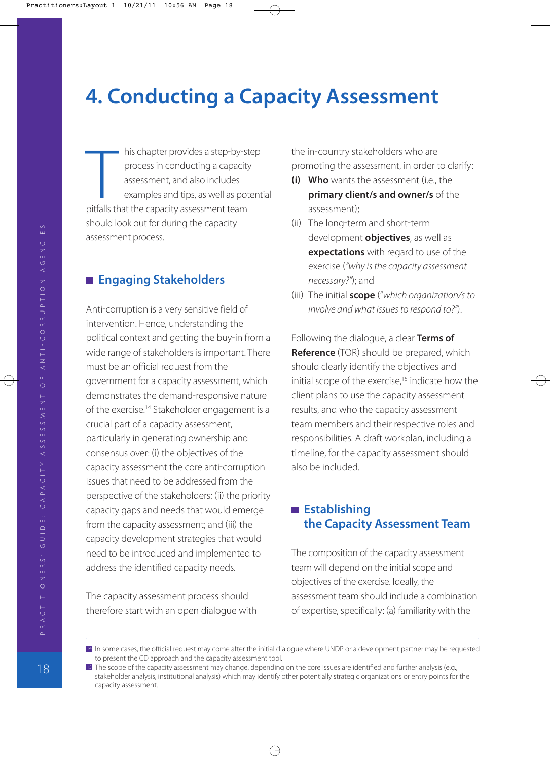# 4. Conducting a Capacity Assessment

This chapter provides a step-by-step process in conducting a capacity assessment, and also includes examples and tips, as well as potential pitfalls that the capacity assessment team should look out for during the capacity assessment process.

## Engaging Stakeholders

Anti-corruption is a very sensitive field of intervention. Hence, understanding the political context and getting the buy-in from a wide range of stakeholders is important. There must be an official request from the government for a capacity assessment, which demonstrates the demand-responsive nature of the exercise.[14] Stakeholder engagement is a crucial part of a capacity assessment, particularly in generating ownership and consensus over: (i) the objectives of the capacity assessment the core anti-corruption issues that need to be addressed from the perspective of the stakeholders; (ii) the priority capacity gaps and needs that would emerge from the capacity assessment; and (iii) the capacity development strategies that would need to be introduced and implemented to address the identified capacity needs.

The capacity assessment process should therefore start with an open dialogue with the in-country stakeholders who are promoting the assessment, in order to clarify:

**(i)** **Who** wants the assessment (i.e., the **primary client/s and owner/s** of the assessment);

(ii) The long-term and short-term development **objectives**, as well as **expectations** with regard to use of the exercise (*"why is the capacity assessment necessary?"*); and

(iii) The initial **scope** (*"which organization/s to involve and what issues to respond to?"*).

Following the dialogue, a clear **Terms of Reference** (TOR) should be prepared, which should clearly identify the objectives and initial scope of the exercise,[15] indicate how the client plans to use the capacity assessment results, and who the capacity assessment team members and their respective roles and responsibilities. A draft workplan, including a timeline, for the capacity assessment should also be included.

## Establishing the Capacity Assessment Team

The composition of the capacity assessment team will depend on the initial scope and objectives of the exercise. Ideally, the assessment team should include a combination of expertise, specifically: (a) familiarity with the

---

[14] In some cases, the official request may come after the initial dialogue where UNDP or a development partner may be requested to present the CD approach and the capacity assessment tool.

[15] The scope of the capacity assessment may change, depending on the core issues are identified and further analysis (e.g., stakeholder analysis, institutional analysis) which may identify other potentially strategic organizations or entry points for the capacity assessment.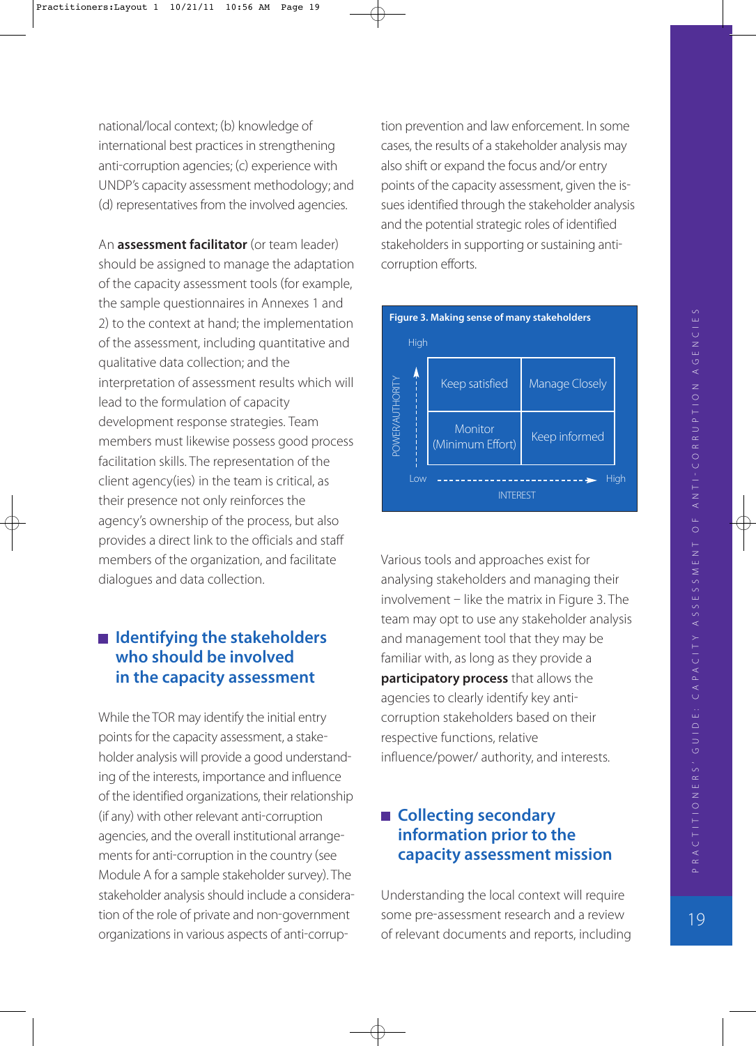national/local context; (b) knowledge of international best practices in strengthening anti-corruption agencies; (c) experience with UNDP's capacity assessment methodology; and (d) representatives from the involved agencies.

An **assessment facilitator** (or team leader) should be assigned to manage the adaptation of the capacity assessment tools (for example, the sample questionnaires in Annexes 1 and 2) to the context at hand; the implementation of the assessment, including quantitative and qualitative data collection; and the interpretation of assessment results which will lead to the formulation of capacity development response strategies. Team members must likewise possess good process facilitation skills. The representation of the client agency(ies) in the team is critical, as their presence not only reinforces the agency's ownership of the process, but also provides a direct link to the officials and staff members of the organization, and facilitate dialogues and data collection.

## Identifying the stakeholders who should be involved in the capacity assessment

While the TOR may identify the initial entry points for the capacity assessment, a stakeholder analysis will provide a good understanding of the interests, importance and influence of the identified organizations, their relationship (if any) with other relevant anti-corruption agencies, and the overall institutional arrangements for anti-corruption in the country (see Module A for a sample stakeholder survey). The stakeholder analysis should include a consideration of the role of private and non-government organizations in various aspects of anti-corruption prevention and law enforcement. In some cases, the results of a stakeholder analysis may also shift or expand the focus and/or entry points of the capacity assessment, given the issues identified through the stakeholder analysis and the potential strategic roles of identified stakeholders in supporting or sustaining anti-corruption efforts.

**Figure 3. Making sense of many stakeholders**

| POWER/AUTHORITY ↑ (Low → High) \ INTEREST → | Low interest | High interest |
|---|---|---|
| High power | Keep satisfied | Manage Closely |
| Low power | Monitor (Minimum Effort) | Keep informed |

Various tools and approaches exist for analysing stakeholders and managing their involvement – like the matrix in Figure 3. The team may opt to use any stakeholder analysis and management tool that they may be familiar with, as long as they provide a **participatory process** that allows the agencies to clearly identify key anti-corruption stakeholders based on their respective functions, relative influence/power/ authority, and interests.

## Collecting secondary information prior to the capacity assessment mission

Understanding the local context will require some pre-assessment research and a review of relevant documents and reports, including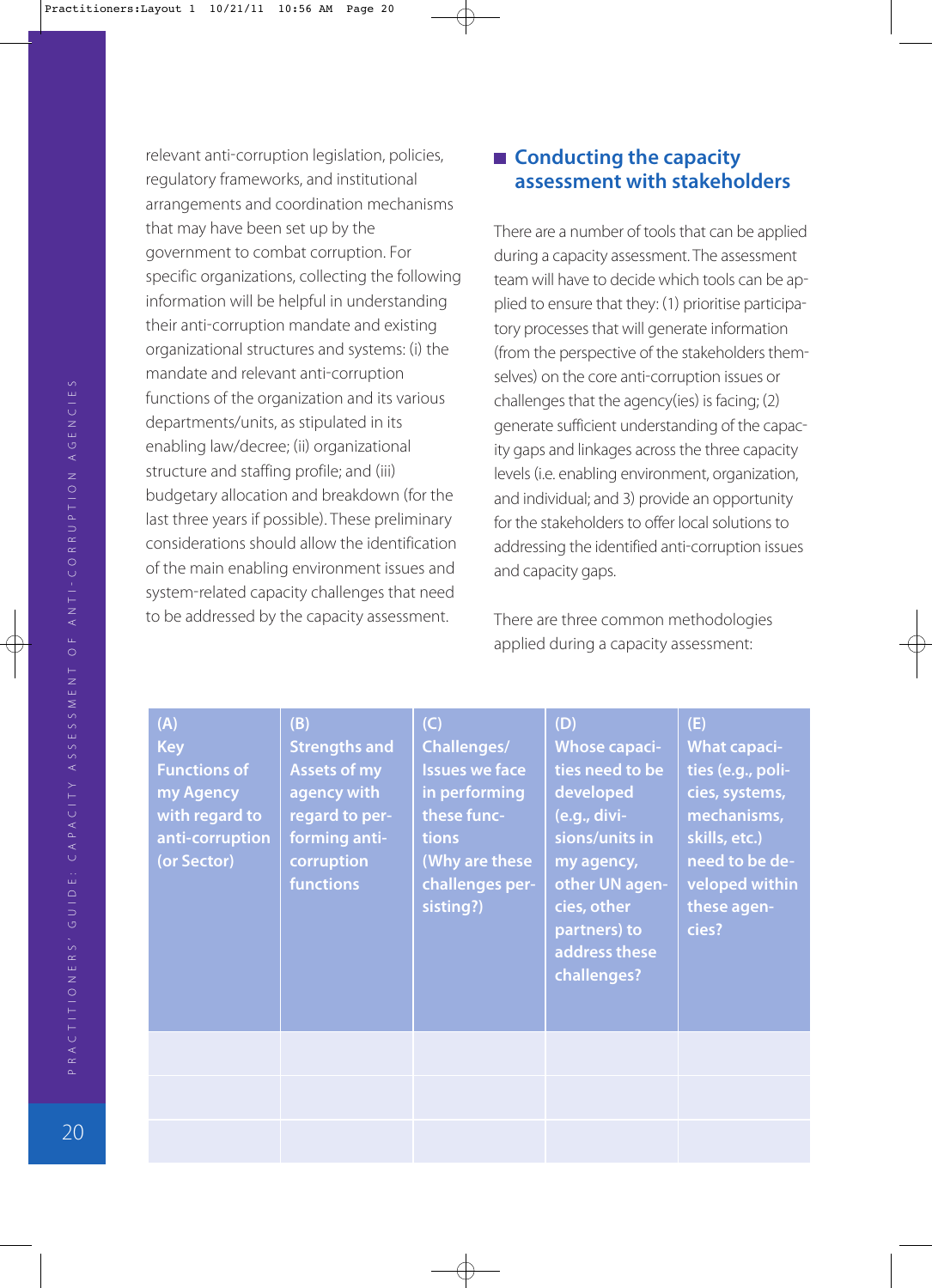relevant anti-corruption legislation, policies, regulatory frameworks, and institutional arrangements and coordination mechanisms that may have been set up by the government to combat corruption. For specific organizations, collecting the following information will be helpful in understanding their anti-corruption mandate and existing organizational structures and systems: (i) the mandate and relevant anti-corruption functions of the organization and its various departments/units, as stipulated in its enabling law/decree; (ii) organizational structure and staffing profile; and (iii) budgetary allocation and breakdown (for the last three years if possible). These preliminary considerations should allow the identification of the main enabling environment issues and system-related capacity challenges that need to be addressed by the capacity assessment.

## Conducting the capacity assessment with stakeholders

There are a number of tools that can be applied during a capacity assessment. The assessment team will have to decide which tools can be applied to ensure that they: (1) prioritise participatory processes that will generate information (from the perspective of the stakeholders themselves) on the core anti-corruption issues or challenges that the agency(ies) is facing; (2) generate sufficient understanding of the capacity gaps and linkages across the three capacity levels (i.e. enabling environment, organization, and individual; and 3) provide an opportunity for the stakeholders to offer local solutions to addressing the identified anti-corruption issues and capacity gaps.

There are three common methodologies applied during a capacity assessment:

| (A) Key Functions of my Agency with regard to anti-corruption (or Sector) | (B) Strengths and Assets of my agency with regard to performing anti-corruption functions | (C) Challenges/ Issues we face in performing these functions (Why are these challenges persisting?) | (D) Whose capacities need to be developed (e.g., divisions/units in my agency, other UN agencies, other partners) to address these challenges? | (E) What capacities (e.g., policies, systems, mechanisms, skills, etc.) need to be developed within these agencies? |
|---|---|---|---|---|
| | | | | |
| | | | | |
| | | | | |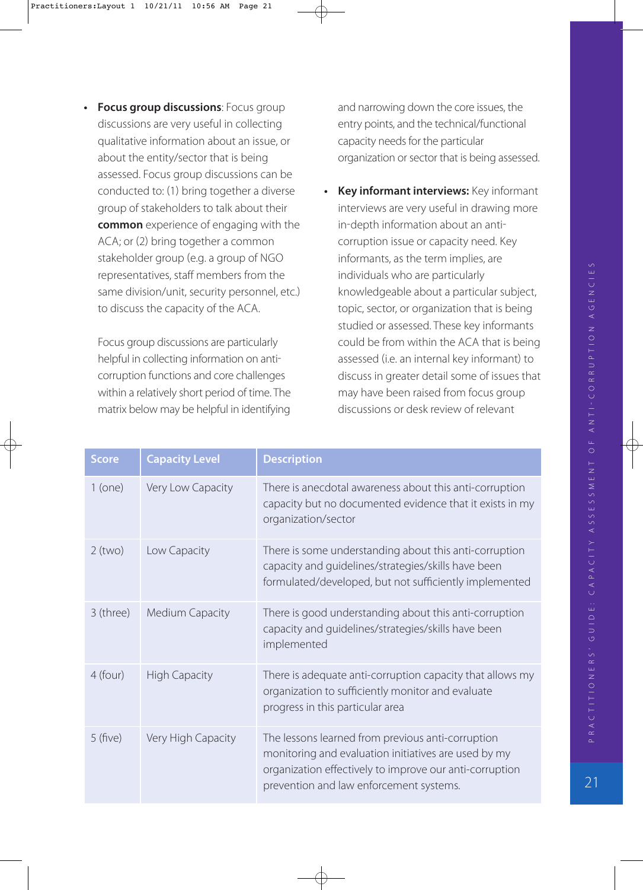- **Focus group discussions**: Focus group discussions are very useful in collecting qualitative information about an issue, or about the entity/sector that is being assessed. Focus group discussions can be conducted to: (1) bring together a diverse group of stakeholders to talk about their **common** experience of engaging with the ACA; or (2) bring together a common stakeholder group (e.g. a group of NGO representatives, staff members from the same division/unit, security personnel, etc.) to discuss the capacity of the ACA.

  Focus group discussions are particularly helpful in collecting information on anti-corruption functions and core challenges within a relatively short period of time. The matrix below may be helpful in identifying and narrowing down the core issues, the entry points, and the technical/functional capacity needs for the particular organization or sector that is being assessed.

- **Key informant interviews:** Key informant interviews are very useful in drawing more in-depth information about an anti-corruption issue or capacity need. Key informants, as the term implies, are individuals who are particularly knowledgeable about a particular subject, topic, sector, or organization that is being studied or assessed. These key informants could be from within the ACA that is being assessed (i.e. an internal key informant) to discuss in greater detail some of issues that may have been raised from focus group discussions or desk review of relevant

| Score | Capacity Level | Description |
|---|---|---|
| 1 (one) | Very Low Capacity | There is anecdotal awareness about this anti-corruption capacity but no documented evidence that it exists in my organization/sector |
| 2 (two) | Low Capacity | There is some understanding about this anti-corruption capacity and guidelines/strategies/skills have been formulated/developed, but not sufficiently implemented |
| 3 (three) | Medium Capacity | There is good understanding about this anti-corruption capacity and guidelines/strategies/skills have been implemented |
| 4 (four) | High Capacity | There is adequate anti-corruption capacity that allows my organization to sufficiently monitor and evaluate progress in this particular area |
| 5 (five) | Very High Capacity | The lessons learned from previous anti-corruption monitoring and evaluation initiatives are used by my organization effectively to improve our anti-corruption prevention and law enforcement systems. |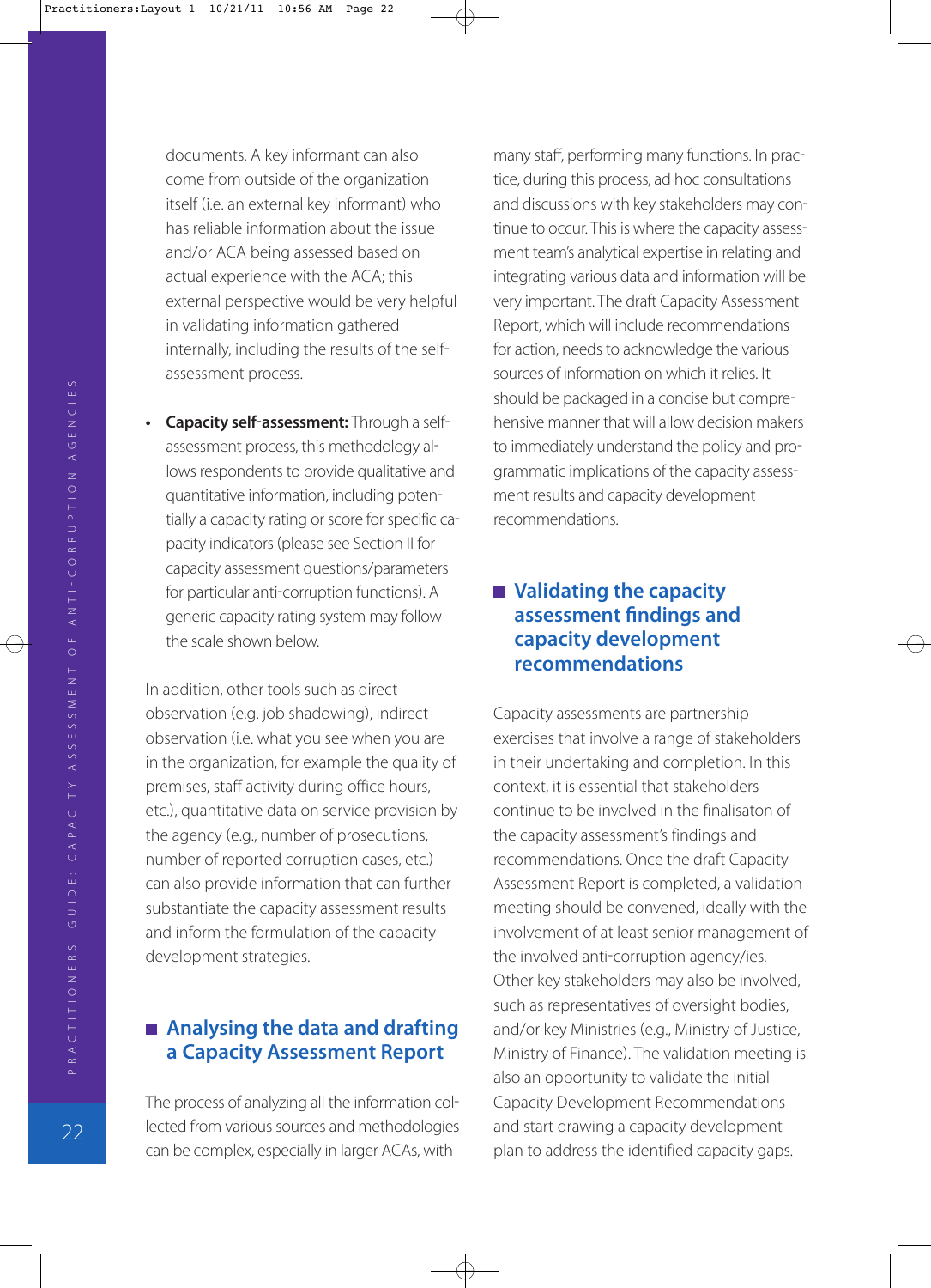documents. A key informant can also come from outside of the organization itself (i.e. an external key informant) who has reliable information about the issue and/or ACA being assessed based on actual experience with the ACA; this external perspective would be very helpful in validating information gathered internally, including the results of the self-assessment process.

- **Capacity self-assessment:** Through a self-assessment process, this methodology allows respondents to provide qualitative and quantitative information, including potentially a capacity rating or score for specific capacity indicators (please see Section II for capacity assessment questions/parameters for particular anti-corruption functions). A generic capacity rating system may follow the scale shown below.

In addition, other tools such as direct observation (e.g. job shadowing), indirect observation (i.e. what you see when you are in the organization, for example the quality of premises, staff activity during office hours, etc.), quantitative data on service provision by the agency (e.g., number of prosecutions, number of reported corruption cases, etc.) can also provide information that can further substantiate the capacity assessment results and inform the formulation of the capacity development strategies.

## Analysing the data and drafting a Capacity Assessment Report

The process of analyzing all the information collected from various sources and methodologies can be complex, especially in larger ACAs, with many staff, performing many functions. In practice, during this process, ad hoc consultations and discussions with key stakeholders may continue to occur. This is where the capacity assessment team's analytical expertise in relating and integrating various data and information will be very important. The draft Capacity Assessment Report, which will include recommendations for action, needs to acknowledge the various sources of information on which it relies. It should be packaged in a concise but comprehensive manner that will allow decision makers to immediately understand the policy and programmatic implications of the capacity assessment results and capacity development recommendations.

## Validating the capacity assessment findings and capacity development recommendations

Capacity assessments are partnership exercises that involve a range of stakeholders in their undertaking and completion. In this context, it is essential that stakeholders continue to be involved in the finalisaton of the capacity assessment's findings and recommendations. Once the draft Capacity Assessment Report is completed, a validation meeting should be convened, ideally with the involvement of at least senior management of the involved anti-corruption agency/ies. Other key stakeholders may also be involved, such as representatives of oversight bodies, and/or key Ministries (e.g., Ministry of Justice, Ministry of Finance). The validation meeting is also an opportunity to validate the initial Capacity Development Recommendations and start drawing a capacity development plan to address the identified capacity gaps.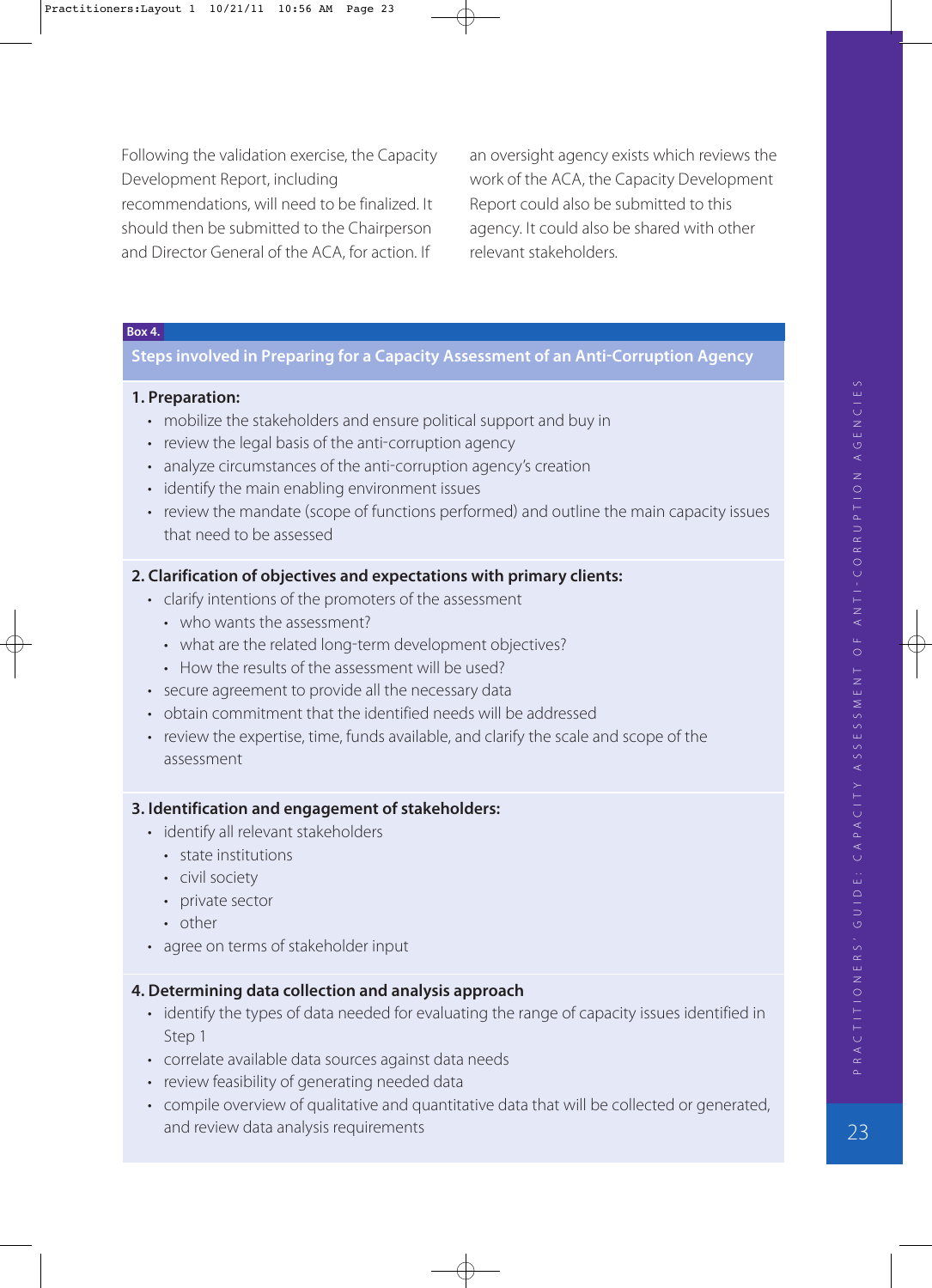Following the validation exercise, the Capacity Development Report, including recommendations, will need to be finalized. It should then be submitted to the Chairperson and Director General of the ACA, for action. If an oversight agency exists which reviews the work of the ACA, the Capacity Development Report could also be submitted to this agency. It could also be shared with other relevant stakeholders.

**Box 4.**

### Steps involved in Preparing for a Capacity Assessment of an Anti-Corruption Agency

**1. Preparation:**

- mobilize the stakeholders and ensure political support and buy in
- review the legal basis of the anti-corruption agency
- analyze circumstances of the anti-corruption agency's creation
- identify the main enabling environment issues
- review the mandate (scope of functions performed) and outline the main capacity issues that need to be assessed

**2. Clarification of objectives and expectations with primary clients:**

- clarify intentions of the promoters of the assessment
  - who wants the assessment?
  - what are the related long-term development objectives?
  - How the results of the assessment will be used?
- secure agreement to provide all the necessary data
- obtain commitment that the identified needs will be addressed
- review the expertise, time, funds available, and clarify the scale and scope of the assessment

**3. Identification and engagement of stakeholders:**

- identify all relevant stakeholders
  - state institutions
  - civil society
  - private sector
  - other
- agree on terms of stakeholder input

**4. Determining data collection and analysis approach**

- identify the types of data needed for evaluating the range of capacity issues identified in Step 1
- correlate available data sources against data needs
- review feasibility of generating needed data
- compile overview of qualitative and quantitative data that will be collected or generated, and review data analysis requirements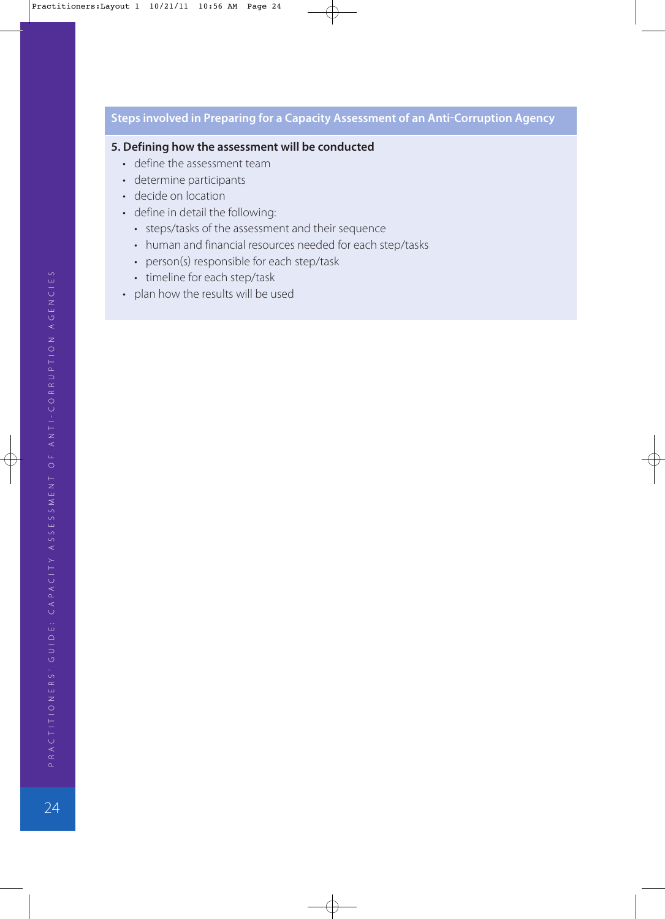## Steps involved in Preparing for a Capacity Assessment of an Anti-Corruption Agency

**5. Defining how the assessment will be conducted**

- define the assessment team
- determine participants
- decide on location
- define in detail the following:
  - steps/tasks of the assessment and their sequence
  - human and financial resources needed for each step/tasks
  - person(s) responsible for each step/task
  - timeline for each step/task
- plan how the results will be used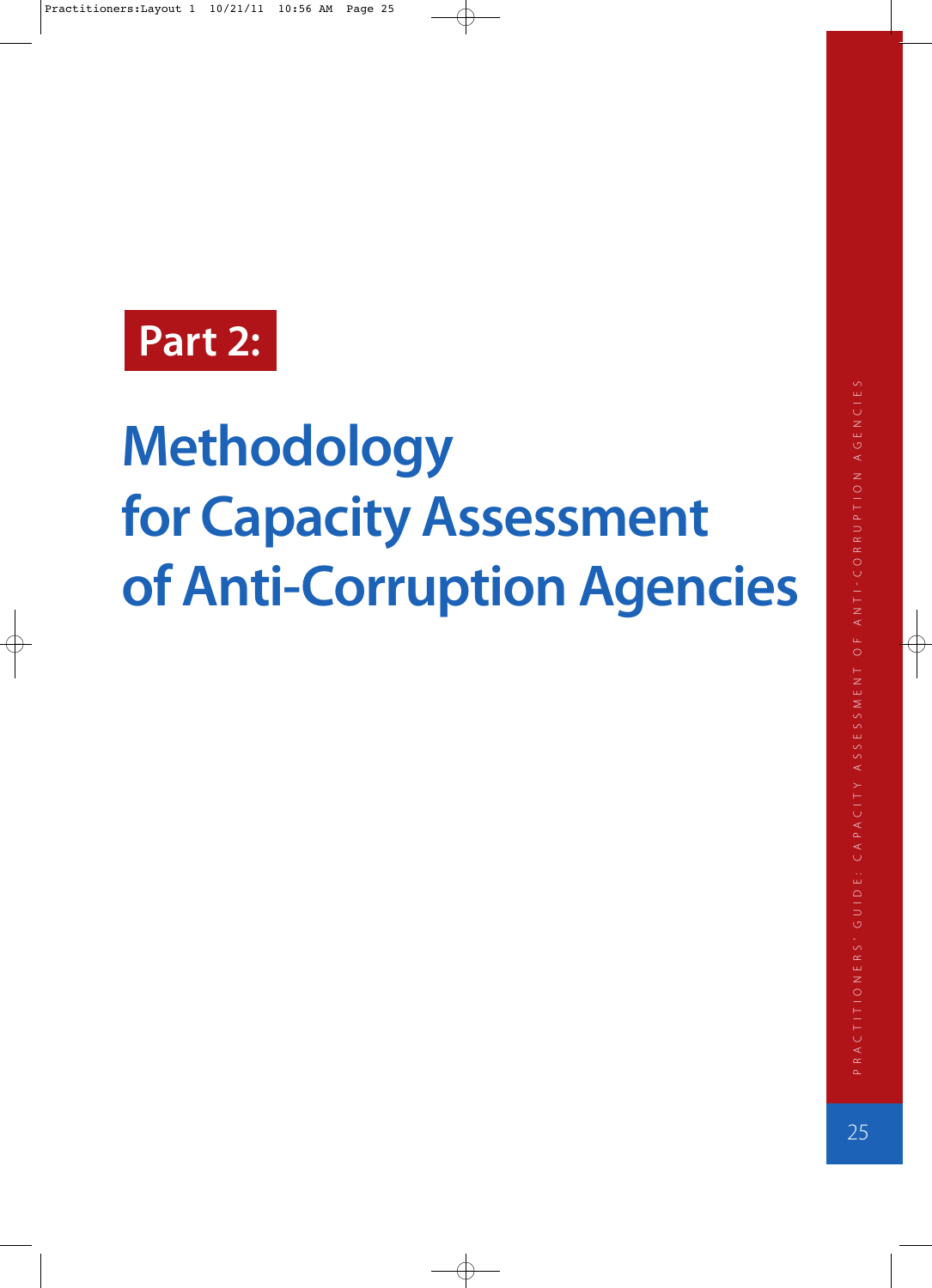# Part 2:

# Methodology for Capacity Assessment of Anti-Corruption Agencies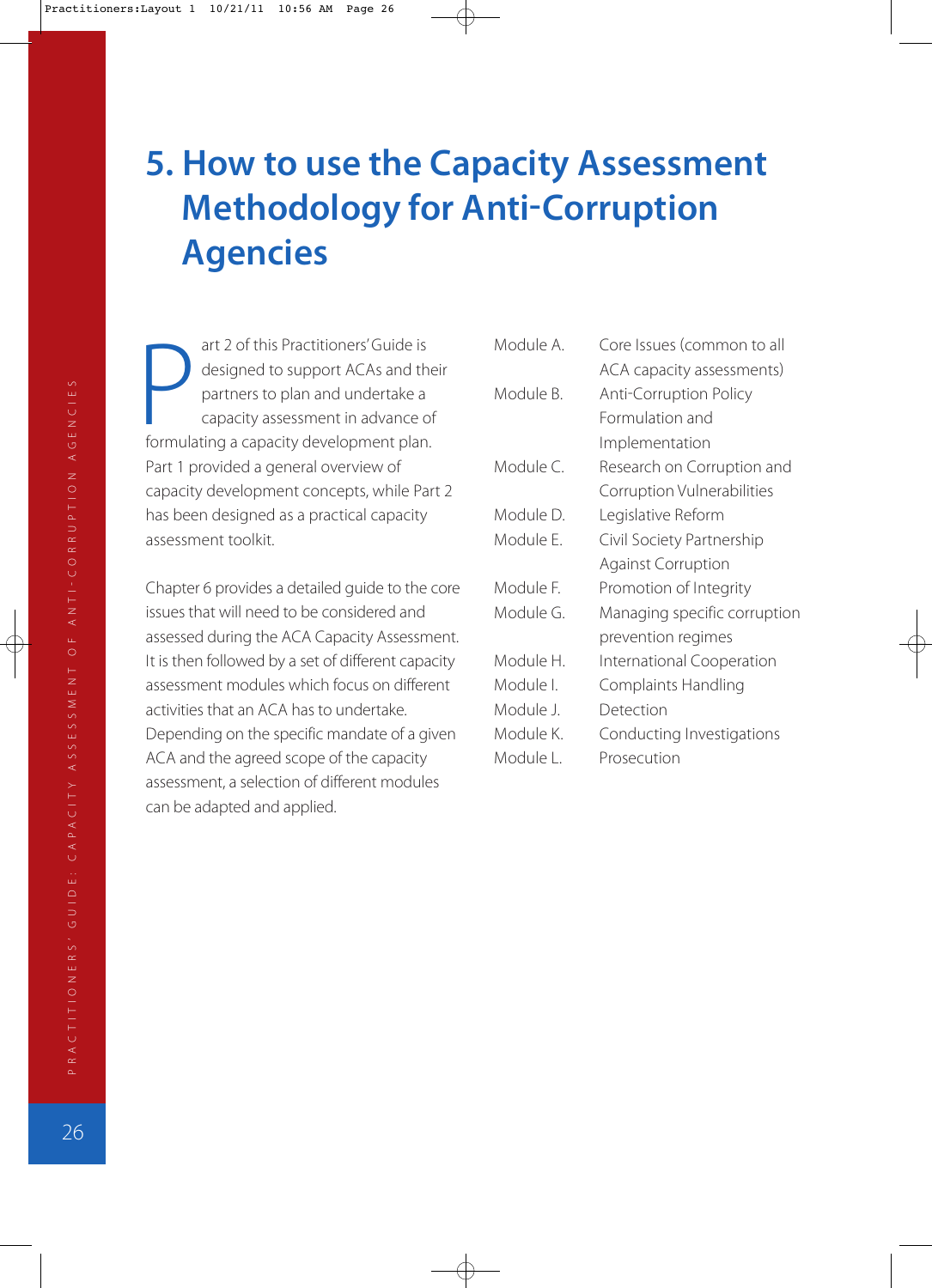# 5. How to use the Capacity Assessment Methodology for Anti-Corruption Agencies

Part 2 of this Practitioners' Guide is designed to support ACAs and their partners to plan and undertake a capacity assessment in advance of formulating a capacity development plan. Part 1 provided a general overview of capacity development concepts, while Part 2 has been designed as a practical capacity assessment toolkit.

Chapter 6 provides a detailed guide to the core issues that will need to be considered and assessed during the ACA Capacity Assessment. It is then followed by a set of different capacity assessment modules which focus on different activities that an ACA has to undertake. Depending on the specific mandate of a given ACA and the agreed scope of the capacity assessment, a selection of different modules can be adapted and applied.

| | |
|---|---|
| Module A. | Core Issues (common to all ACA capacity assessments) |
| Module B. | Anti-Corruption Policy Formulation and Implementation |
| Module C. | Research on Corruption and Corruption Vulnerabilities |
| Module D. | Legislative Reform |
| Module E. | Civil Society Partnership Against Corruption |
| Module F. | Promotion of Integrity |
| Module G. | Managing specific corruption prevention regimes |
| Module H. | International Cooperation |
| Module I. | Complaints Handling |
| Module J. | Detection |
| Module K. | Conducting Investigations |
| Module L. | Prosecution |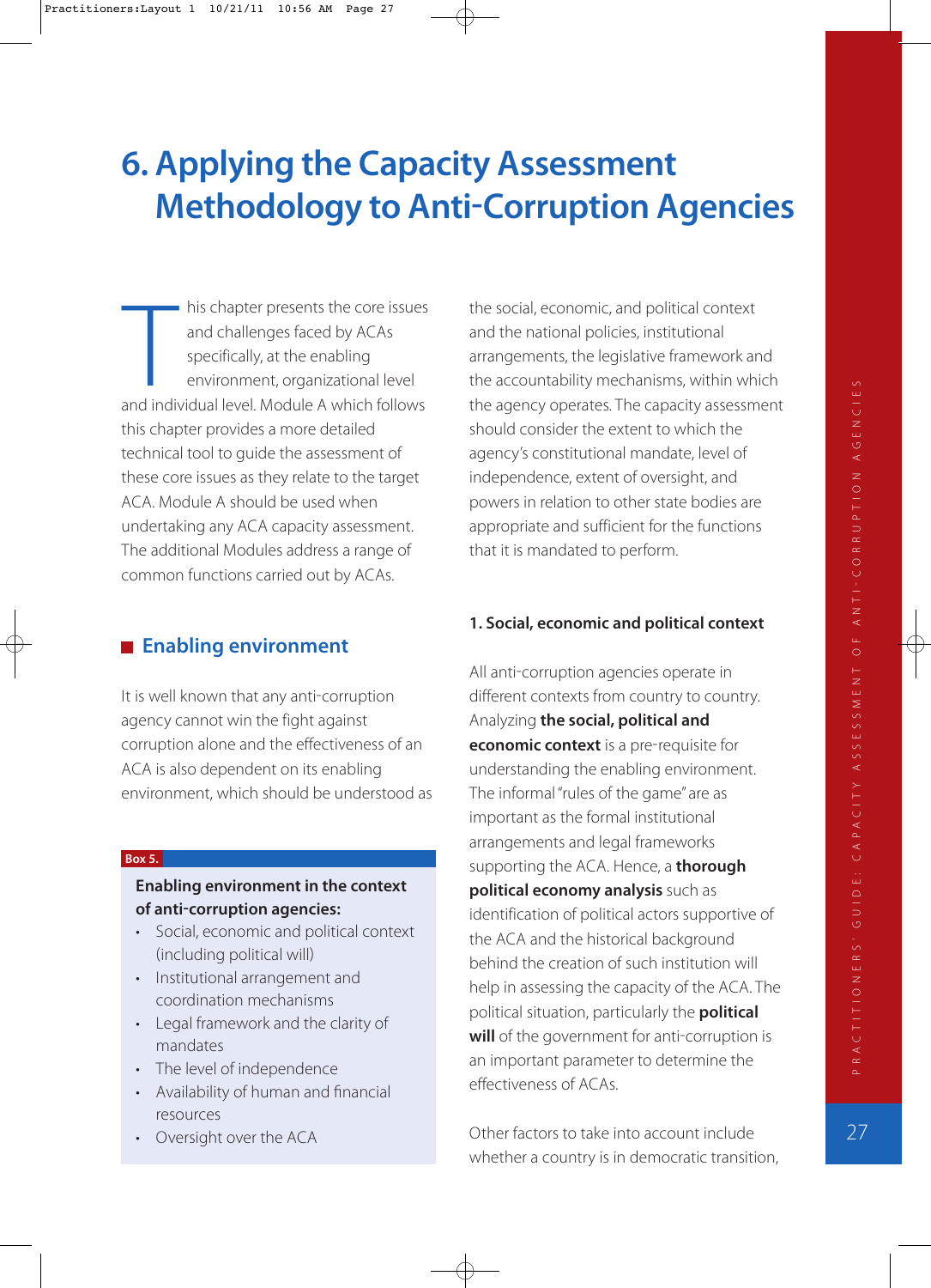# 6. Applying the Capacity Assessment Methodology to Anti-Corruption Agencies

This chapter presents the core issues and challenges faced by ACAs specifically, at the enabling environment, organizational level and individual level. Module A which follows this chapter provides a more detailed technical tool to guide the assessment of these core issues as they relate to the target ACA. Module A should be used when undertaking any ACA capacity assessment. The additional Modules address a range of common functions carried out by ACAs.

## Enabling environment

It is well known that any anti-corruption agency cannot win the fight against corruption alone and the effectiveness of an ACA is also dependent on its enabling environment, which should be understood as the social, economic, and political context and the national policies, institutional arrangements, the legislative framework and the accountability mechanisms, within which the agency operates. The capacity assessment should consider the extent to which the agency's constitutional mandate, level of independence, extent of oversight, and powers in relation to other state bodies are appropriate and sufficient for the functions that it is mandated to perform.

> **Box 5.**
>
> **Enabling environment in the context of anti-corruption agencies:**
>
> - Social, economic and political context (including political will)
> - Institutional arrangement and coordination mechanisms
> - Legal framework and the clarity of mandates
> - The level of independence
> - Availability of human and financial resources
> - Oversight over the ACA

### 1. Social, economic and political context

All anti-corruption agencies operate in different contexts from country to country. Analyzing **the social, political and economic context** is a pre-requisite for understanding the enabling environment. The informal "rules of the game" are as important as the formal institutional arrangements and legal frameworks supporting the ACA. Hence, a **thorough political economy analysis** such as identification of political actors supportive of the ACA and the historical background behind the creation of such institution will help in assessing the capacity of the ACA. The political situation, particularly the **political will** of the government for anti-corruption is an important parameter to determine the effectiveness of ACAs.

Other factors to take into account include whether a country is in democratic transition,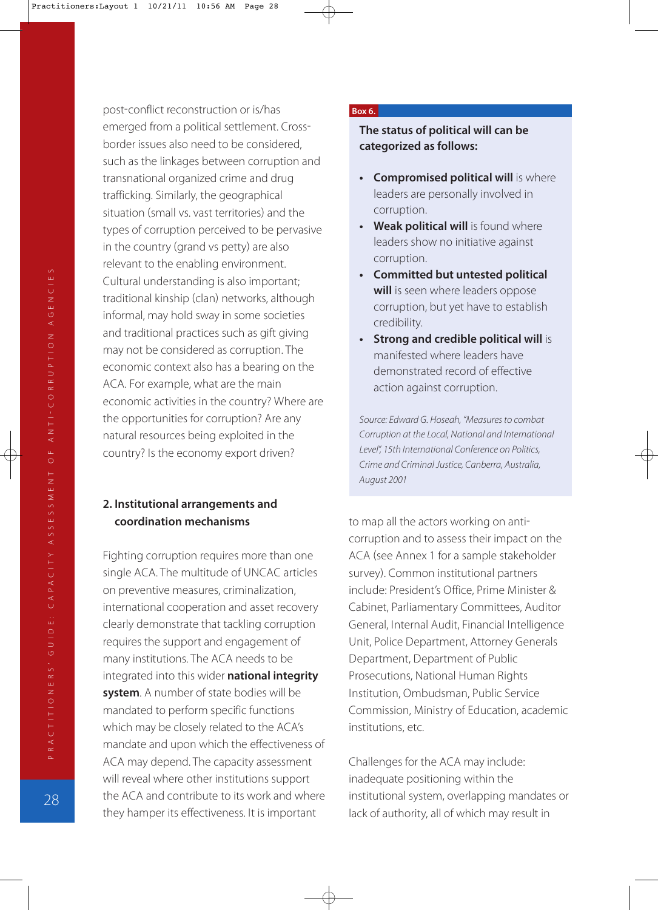post-conflict reconstruction or is/has emerged from a political settlement. Cross-border issues also need to be considered, such as the linkages between corruption and transnational organized crime and drug trafficking. Similarly, the geographical situation (small vs. vast territories) and the types of corruption perceived to be pervasive in the country (grand vs petty) are also relevant to the enabling environment. Cultural understanding is also important; traditional kinship (clan) networks, although informal, may hold sway in some societies and traditional practices such as gift giving may not be considered as corruption. The economic context also has a bearing on the ACA. For example, what are the main economic activities in the country? Where are the opportunities for corruption? Are any natural resources being exploited in the country? Is the economy export driven?

**Box 6.**

**The status of political will can be categorized as follows:**

- **Compromised political will** is where leaders are personally involved in corruption.
- **Weak political will** is found where leaders show no initiative against corruption.
- **Committed but untested political will** is seen where leaders oppose corruption, but yet have to establish credibility.
- **Strong and credible political will** is manifested where leaders have demonstrated record of effective action against corruption.

*Source: Edward G. Hoseah, "Measures to combat Corruption at the Local, National and International Level", 15th International Conference on Politics, Crime and Criminal Justice, Canberra, Australia, August 2001*

## 2. Institutional arrangements and coordination mechanisms

Fighting corruption requires more than one single ACA. The multitude of UNCAC articles on preventive measures, criminalization, international cooperation and asset recovery clearly demonstrate that tackling corruption requires the support and engagement of many institutions. The ACA needs to be integrated into this wider **national integrity system**. A number of state bodies will be mandated to perform specific functions which may be closely related to the ACA's mandate and upon which the effectiveness of ACA may depend. The capacity assessment will reveal where other institutions support the ACA and contribute to its work and where they hamper its effectiveness. It is important to map all the actors working on anti-corruption and to assess their impact on the ACA (see Annex 1 for a sample stakeholder survey). Common institutional partners include: President's Office, Prime Minister & Cabinet, Parliamentary Committees, Auditor General, Internal Audit, Financial Intelligence Unit, Police Department, Attorney Generals Department, Department of Public Prosecutions, National Human Rights Institution, Ombudsman, Public Service Commission, Ministry of Education, academic institutions, etc.

Challenges for the ACA may include: inadequate positioning within the institutional system, overlapping mandates or lack of authority, all of which may result in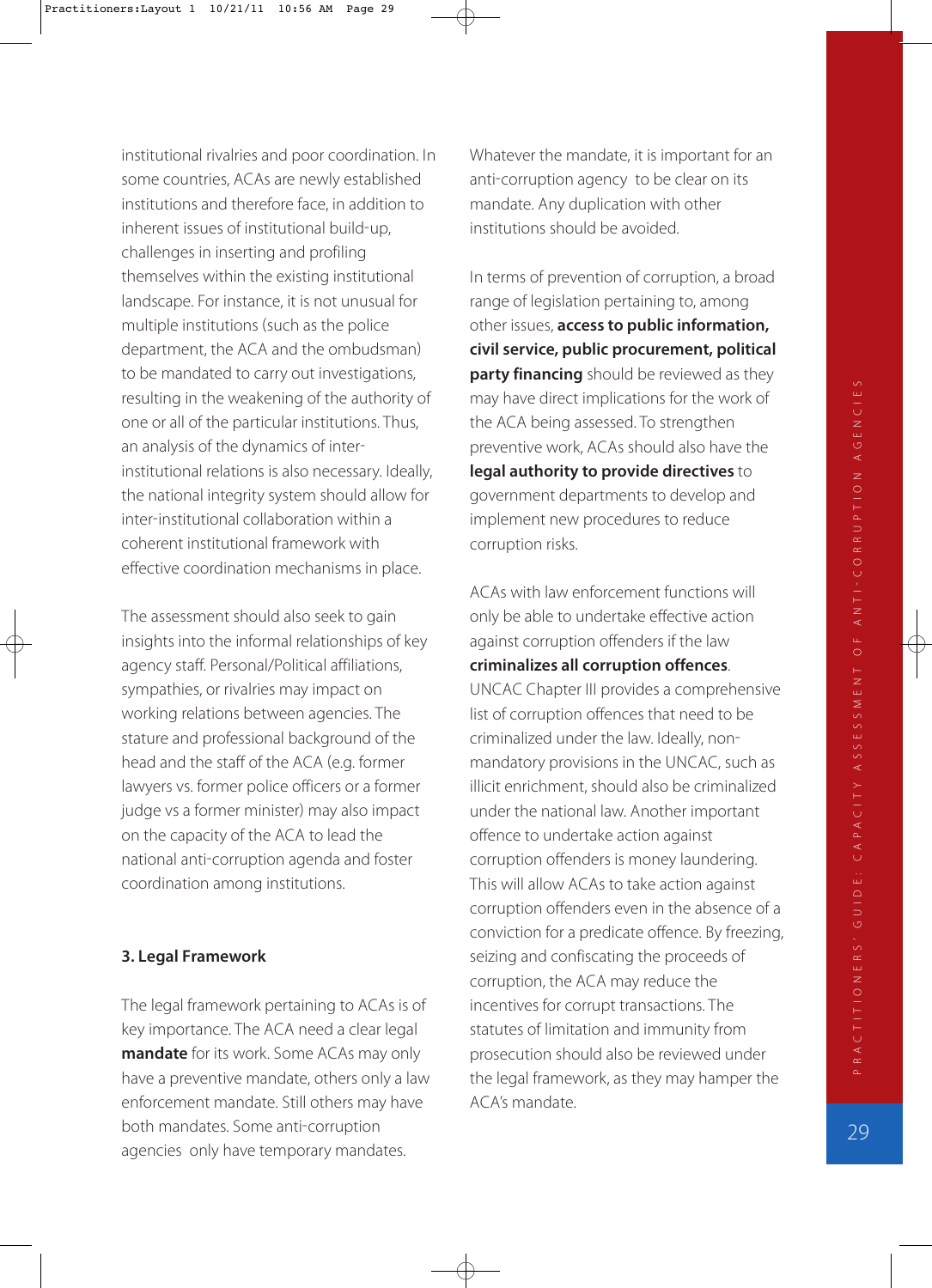institutional rivalries and poor coordination. In some countries, ACAs are newly established institutions and therefore face, in addition to inherent issues of institutional build-up, challenges in inserting and profiling themselves within the existing institutional landscape. For instance, it is not unusual for multiple institutions (such as the police department, the ACA and the ombudsman) to be mandated to carry out investigations, resulting in the weakening of the authority of one or all of the particular institutions. Thus, an analysis of the dynamics of inter-institutional relations is also necessary. Ideally, the national integrity system should allow for inter-institutional collaboration within a coherent institutional framework with effective coordination mechanisms in place.

The assessment should also seek to gain insights into the informal relationships of key agency staff. Personal/Political affiliations, sympathies, or rivalries may impact on working relations between agencies. The stature and professional background of the head and the staff of the ACA (e.g. former lawyers vs. former police officers or a former judge vs a former minister) may also impact on the capacity of the ACA to lead the national anti-corruption agenda and foster coordination among institutions.

### 3. Legal Framework

The legal framework pertaining to ACAs is of key importance. The ACA need a clear legal **mandate** for its work. Some ACAs may only have a preventive mandate, others only a law enforcement mandate. Still others may have both mandates. Some anti-corruption agencies only have temporary mandates.

Whatever the mandate, it is important for an anti-corruption agency to be clear on its mandate. Any duplication with other institutions should be avoided.

In terms of prevention of corruption, a broad range of legislation pertaining to, among other issues, **access to public information, civil service, public procurement, political party financing** should be reviewed as they may have direct implications for the work of the ACA being assessed. To strengthen preventive work, ACAs should also have the **legal authority to provide directives** to government departments to develop and implement new procedures to reduce corruption risks.

ACAs with law enforcement functions will only be able to undertake effective action against corruption offenders if the law **criminalizes all corruption offences**. UNCAC Chapter III provides a comprehensive list of corruption offences that need to be criminalized under the law. Ideally, non-mandatory provisions in the UNCAC, such as illicit enrichment, should also be criminalized under the national law. Another important offence to undertake action against corruption offenders is money laundering. This will allow ACAs to take action against corruption offenders even in the absence of a conviction for a predicate offence. By freezing, seizing and confiscating the proceeds of corruption, the ACA may reduce the incentives for corrupt transactions. The statutes of limitation and immunity from prosecution should also be reviewed under the legal framework, as they may hamper the ACA's mandate.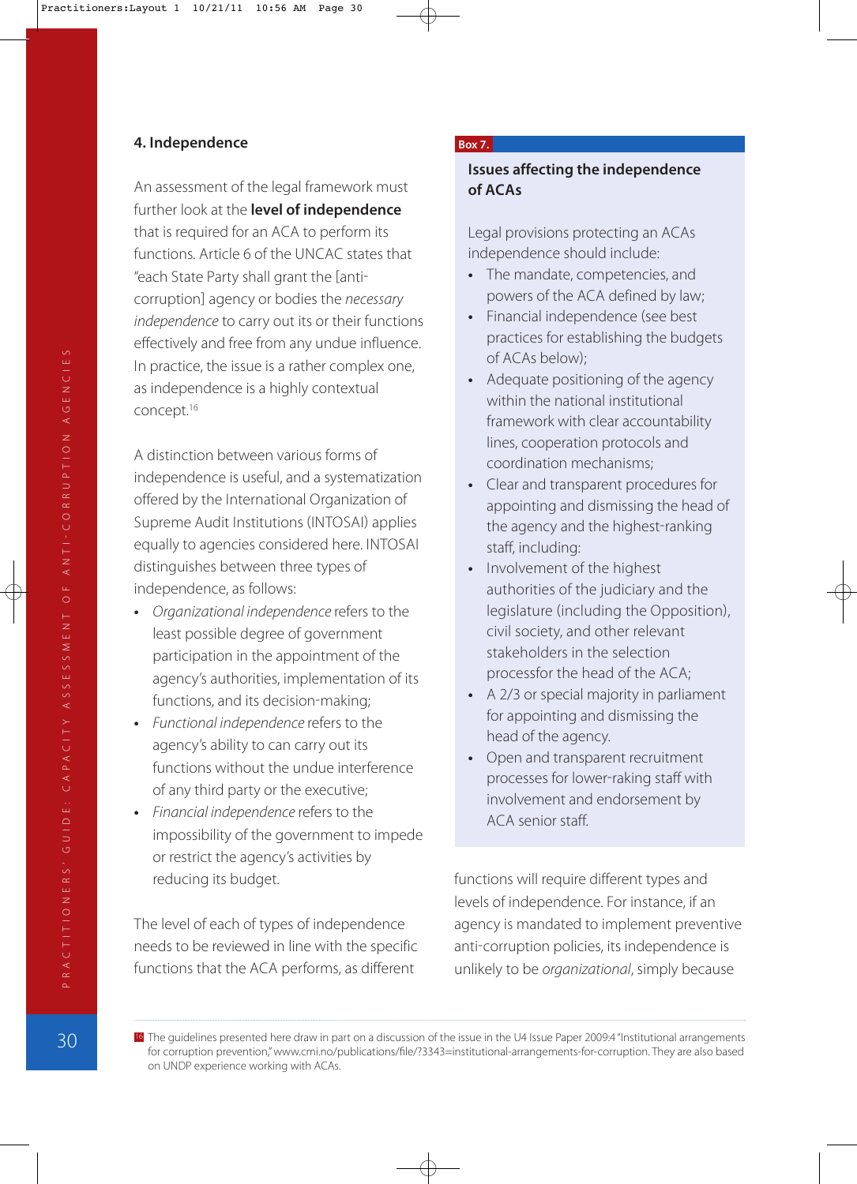### 4. Independence

An assessment of the legal framework must further look at the **level of independence** that is required for an ACA to perform its functions. Article 6 of the UNCAC states that "each State Party shall grant the [anti-corruption] agency or bodies the *necessary independence* to carry out its or their functions effectively and free from any undue influence. In practice, the issue is a rather complex one, as independence is a highly contextual concept.[16]

A distinction between various forms of independence is useful, and a systematization offered by the International Organization of Supreme Audit Institutions (INTOSAI) applies equally to agencies considered here. INTOSAI distinguishes between three types of independence, as follows:

- *Organizational independence* refers to the least possible degree of government participation in the appointment of the agency's authorities, implementation of its functions, and its decision-making;
- *Functional independence* refers to the agency's ability to can carry out its functions without the undue interference of any third party or the executive;
- *Financial independence* refers to the impossibility of the government to impede or restrict the agency's activities by reducing its budget.

The level of each of types of independence needs to be reviewed in line with the specific functions that the ACA performs, as different functions will require different types and levels of independence. For instance, if an agency is mandated to implement preventive anti-corruption policies, its independence is unlikely to be *organizational*, simply because

> **Box 7.**
>
> **Issues affecting the independence of ACAs**
>
> Legal provisions protecting an ACAs independence should include:
>
> - The mandate, competencies, and powers of the ACA defined by law;
> - Financial independence (see best practices for establishing the budgets of ACAs below);
> - Adequate positioning of the agency within the national institutional framework with clear accountability lines, cooperation protocols and coordination mechanisms;
> - Clear and transparent procedures for appointing and dismissing the head of the agency and the highest-ranking staff, including:
> - Involvement of the highest authorities of the judiciary and the legislature (including the Opposition), civil society, and other relevant stakeholders in the selection processfor the head of the ACA;
> - A 2/3 or special majority in parliament for appointing and dismissing the head of the agency.
> - Open and transparent recruitment processes for lower-raking staff with involvement and endorsement by ACA senior staff.

[16] The guidelines presented here draw in part on a discussion of the issue in the U4 Issue Paper 2009:4 "Institutional arrangements for corruption prevention," www.cmi.no/publications/file/?3343=institutional-arrangements-for-corruption. They are also based on UNDP experience working with ACAs.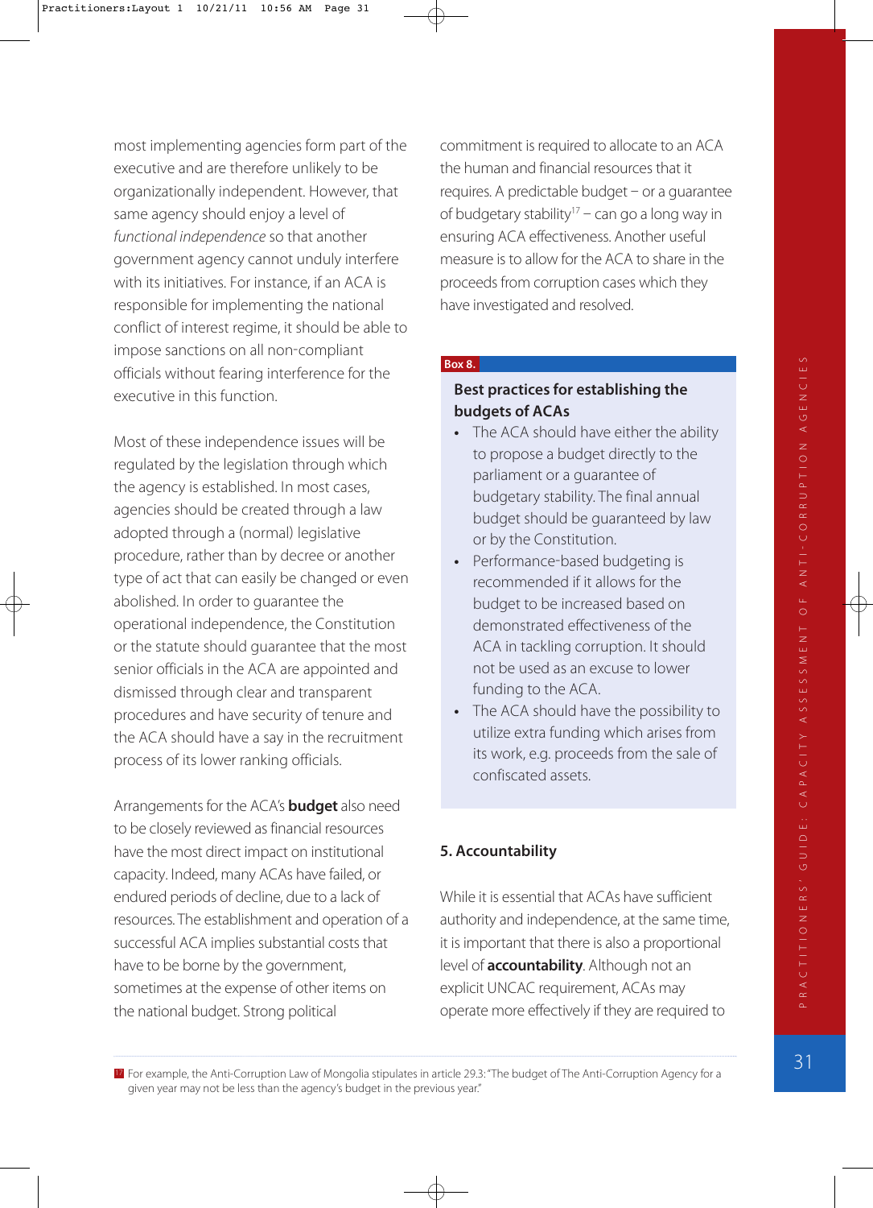most implementing agencies form part of the executive and are therefore unlikely to be organizationally independent. However, that same agency should enjoy a level of *functional independence* so that another government agency cannot unduly interfere with its initiatives. For instance, if an ACA is responsible for implementing the national conflict of interest regime, it should be able to impose sanctions on all non-compliant officials without fearing interference for the executive in this function.

Most of these independence issues will be regulated by the legislation through which the agency is established. In most cases, agencies should be created through a law adopted through a (normal) legislative procedure, rather than by decree or another type of act that can easily be changed or even abolished. In order to guarantee the operational independence, the Constitution or the statute should guarantee that the most senior officials in the ACA are appointed and dismissed through clear and transparent procedures and have security of tenure and the ACA should have a say in the recruitment process of its lower ranking officials.

Arrangements for the ACA's **budget** also need to be closely reviewed as financial resources have the most direct impact on institutional capacity. Indeed, many ACAs have failed, or endured periods of decline, due to a lack of resources. The establishment and operation of a successful ACA implies substantial costs that have to be borne by the government, sometimes at the expense of other items on the national budget. Strong political commitment is required to allocate to an ACA the human and financial resources that it requires. A predictable budget – or a guarantee of budgetary stability[17] – can go a long way in ensuring ACA effectiveness. Another useful measure is to allow for the ACA to share in the proceeds from corruption cases which they have investigated and resolved.

**Box 8.**

**Best practices for establishing the budgets of ACAs**

- The ACA should have either the ability to propose a budget directly to the parliament or a guarantee of budgetary stability. The final annual budget should be guaranteed by law or by the Constitution.
- Performance-based budgeting is recommended if it allows for the budget to be increased based on demonstrated effectiveness of the ACA in tackling corruption. It should not be used as an excuse to lower funding to the ACA.
- The ACA should have the possibility to utilize extra funding which arises from its work, e.g. proceeds from the sale of confiscated assets.

## 5. Accountability

While it is essential that ACAs have sufficient authority and independence, at the same time, it is important that there is also a proportional level of **accountability**. Although not an explicit UNCAC requirement, ACAs may operate more effectively if they are required to

[17] For example, the Anti-Corruption Law of Mongolia stipulates in article 29.3: "The budget of The Anti-Corruption Agency for a given year may not be less than the agency's budget in the previous year."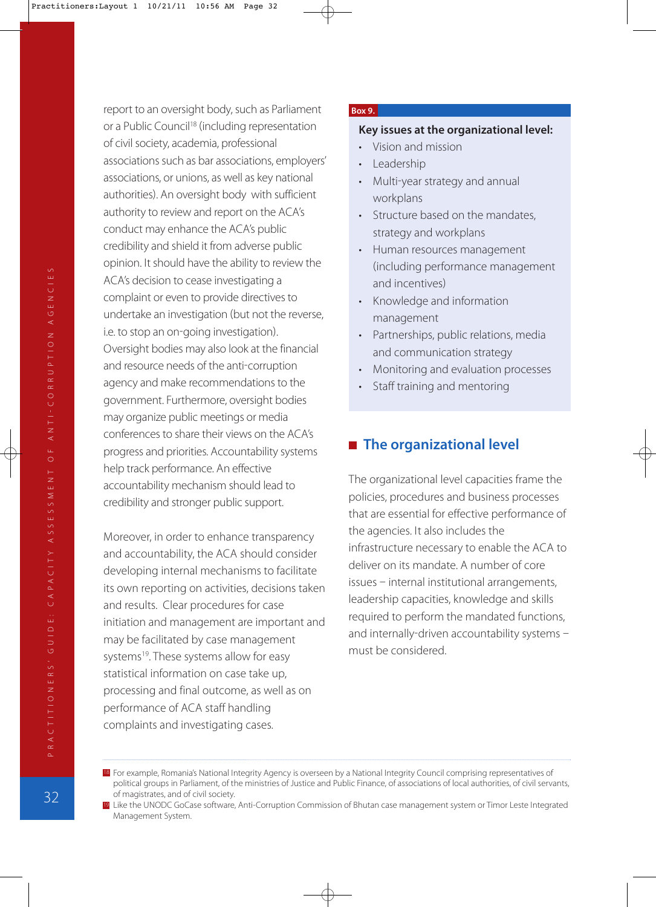report to an oversight body, such as Parliament or a Public Council[18] (including representation of civil society, academia, professional associations such as bar associations, employers' associations, or unions, as well as key national authorities). An oversight body with sufficient authority to review and report on the ACA's conduct may enhance the ACA's public credibility and shield it from adverse public opinion. It should have the ability to review the ACA's decision to cease investigating a complaint or even to provide directives to undertake an investigation (but not the reverse, i.e. to stop an on-going investigation). Oversight bodies may also look at the financial and resource needs of the anti-corruption agency and make recommendations to the government. Furthermore, oversight bodies may organize public meetings or media conferences to share their views on the ACA's progress and priorities. Accountability systems help track performance. An effective accountability mechanism should lead to credibility and stronger public support.

Moreover, in order to enhance transparency and accountability, the ACA should consider developing internal mechanisms to facilitate its own reporting on activities, decisions taken and results. Clear procedures for case initiation and management are important and may be facilitated by case management systems[19]. These systems allow for easy statistical information on case take up, processing and final outcome, as well as on performance of ACA staff handling complaints and investigating cases.

**Box 9.**

**Key issues at the organizational level:**

- Vision and mission
- Leadership
- Multi-year strategy and annual workplans
- Structure based on the mandates, strategy and workplans
- Human resources management (including performance management and incentives)
- Knowledge and information management
- Partnerships, public relations, media and communication strategy
- Monitoring and evaluation processes
- Staff training and mentoring

## The organizational level

The organizational level capacities frame the policies, procedures and business processes that are essential for effective performance of the agencies. It also includes the infrastructure necessary to enable the ACA to deliver on its mandate. A number of core issues – internal institutional arrangements, leadership capacities, knowledge and skills required to perform the mandated functions, and internally-driven accountability systems – must be considered.

---

[18] For example, Romania's National Integrity Agency is overseen by a National Integrity Council comprising representatives of political groups in Parliament, of the ministries of Justice and Public Finance, of associations of local authorities, of civil servants, of magistrates, and of civil society.

[19] Like the UNODC GoCase software, Anti-Corruption Commission of Bhutan case management system or Timor Leste Integrated Management System.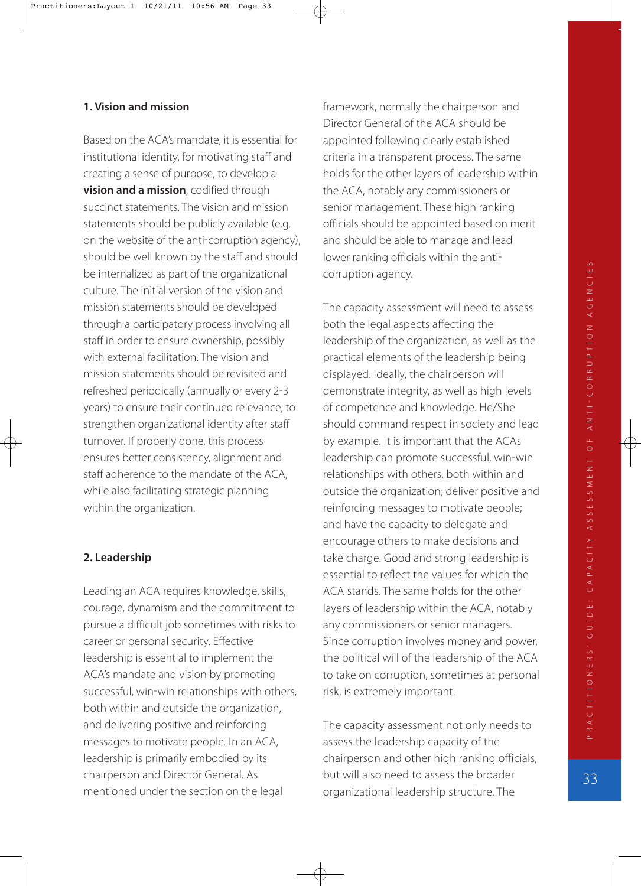### 1. Vision and mission

Based on the ACA's mandate, it is essential for institutional identity, for motivating staff and creating a sense of purpose, to develop a **vision and a mission**, codified through succinct statements. The vision and mission statements should be publicly available (e.g. on the website of the anti-corruption agency), should be well known by the staff and should be internalized as part of the organizational culture. The initial version of the vision and mission statements should be developed through a participatory process involving all staff in order to ensure ownership, possibly with external facilitation. The vision and mission statements should be revisited and refreshed periodically (annually or every 2-3 years) to ensure their continued relevance, to strengthen organizational identity after staff turnover. If properly done, this process ensures better consistency, alignment and staff adherence to the mandate of the ACA, while also facilitating strategic planning within the organization.

### 2. Leadership

Leading an ACA requires knowledge, skills, courage, dynamism and the commitment to pursue a difficult job sometimes with risks to career or personal security. Effective leadership is essential to implement the ACA's mandate and vision by promoting successful, win-win relationships with others, both within and outside the organization, and delivering positive and reinforcing messages to motivate people. In an ACA, leadership is primarily embodied by its chairperson and Director General. As mentioned under the section on the legal framework, normally the chairperson and Director General of the ACA should be appointed following clearly established criteria in a transparent process. The same holds for the other layers of leadership within the ACA, notably any commissioners or senior management. These high ranking officials should be appointed based on merit and should be able to manage and lead lower ranking officials within the anti-corruption agency.

The capacity assessment will need to assess both the legal aspects affecting the leadership of the organization, as well as the practical elements of the leadership being displayed. Ideally, the chairperson will demonstrate integrity, as well as high levels of competence and knowledge. He/She should command respect in society and lead by example. It is important that the ACAs leadership can promote successful, win-win relationships with others, both within and outside the organization; deliver positive and reinforcing messages to motivate people; and have the capacity to delegate and encourage others to make decisions and take charge. Good and strong leadership is essential to reflect the values for which the ACA stands. The same holds for the other layers of leadership within the ACA, notably any commissioners or senior managers. Since corruption involves money and power, the political will of the leadership of the ACA to take on corruption, sometimes at personal risk, is extremely important.

The capacity assessment not only needs to assess the leadership capacity of the chairperson and other high ranking officials, but will also need to assess the broader organizational leadership structure. The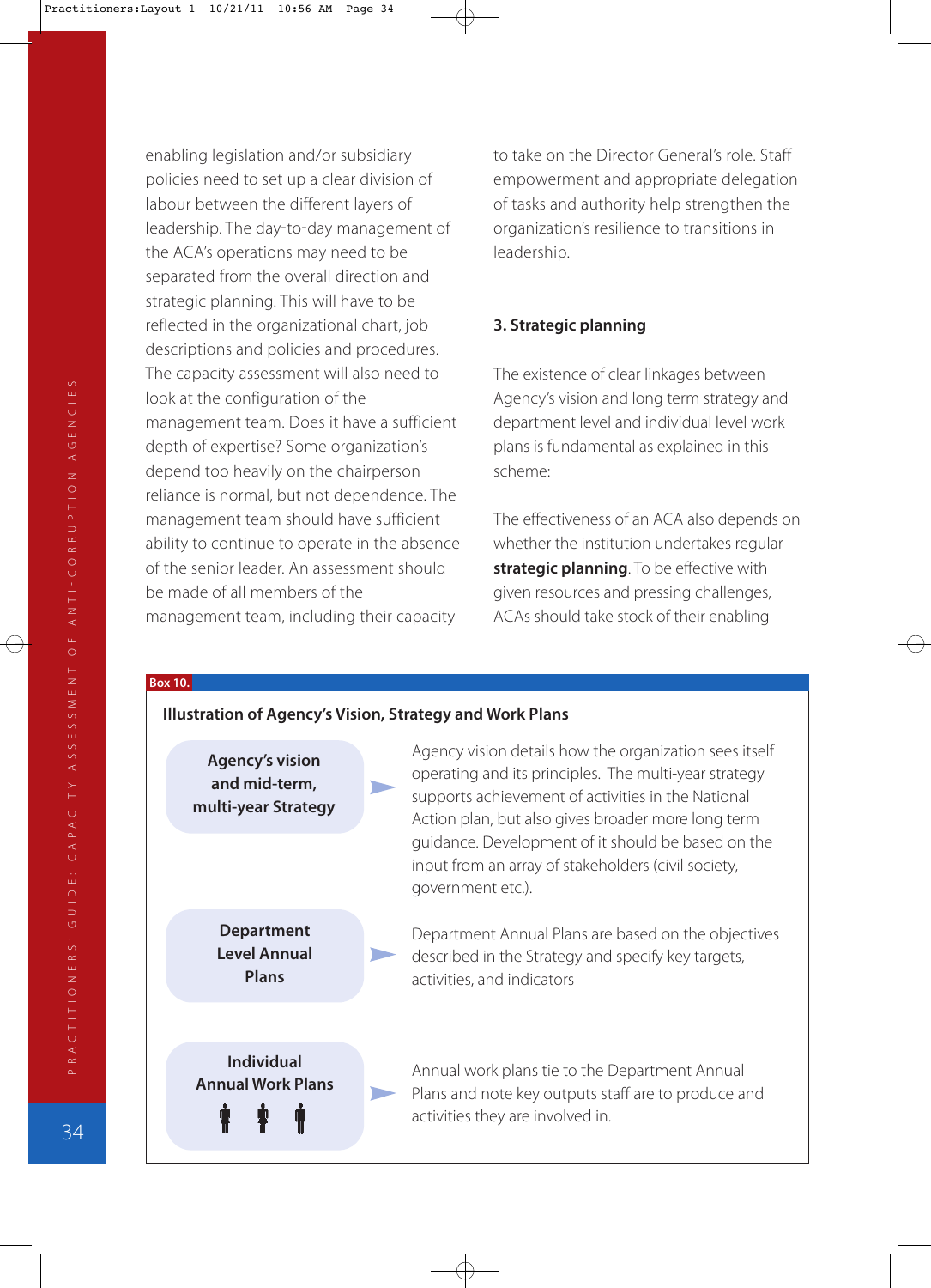enabling legislation and/or subsidiary policies need to set up a clear division of labour between the different layers of leadership. The day-to-day management of the ACA's operations may need to be separated from the overall direction and strategic planning. This will have to be reflected in the organizational chart, job descriptions and policies and procedures. The capacity assessment will also need to look at the configuration of the management team. Does it have a sufficient depth of expertise? Some organization's depend too heavily on the chairperson – reliance is normal, but not dependence. The management team should have sufficient ability to continue to operate in the absence of the senior leader. An assessment should be made of all members of the management team, including their capacity to take on the Director General's role. Staff empowerment and appropriate delegation of tasks and authority help strengthen the organization's resilience to transitions in leadership.

### 3. Strategic planning

The existence of clear linkages between Agency's vision and long term strategy and department level and individual level work plans is fundamental as explained in this scheme:

The effectiveness of an ACA also depends on whether the institution undertakes regular **strategic planning**. To be effective with given resources and pressing challenges, ACAs should take stock of their enabling

**Box 10.**

**Illustration of Agency's Vision, Strategy and Work Plans**

| | |
|---|---|
| **Agency's vision and mid-term, multi-year Strategy** | Agency vision details how the organization sees itself operating and its principles. The multi-year strategy supports achievement of activities in the National Action plan, but also gives broader more long term guidance. Development of it should be based on the input from an array of stakeholders (civil society, government etc.). |
| **Department Level Annual Plans** | Department Annual Plans are based on the objectives described in the Strategy and specify key targets, activities, and indicators |
| **Individual Annual Work Plans** | Annual work plans tie to the Department Annual Plans and note key outputs staff are to produce and activities they are involved in. |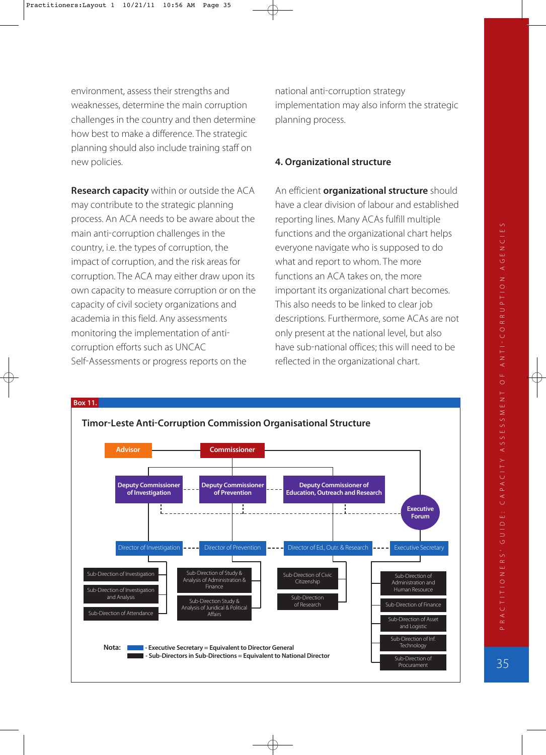environment, assess their strengths and weaknesses, determine the main corruption challenges in the country and then determine how best to make a difference. The strategic planning should also include training staff on new policies.

**Research capacity** within or outside the ACA may contribute to the strategic planning process. An ACA needs to be aware about the main anti-corruption challenges in the country, i.e. the types of corruption, the impact of corruption, and the risk areas for corruption. The ACA may either draw upon its own capacity to measure corruption or on the capacity of civil society organizations and academia in this field. Any assessments monitoring the implementation of anti-corruption efforts such as UNCAC Self-Assessments or progress reports on the national anti-corruption strategy implementation may also inform the strategic planning process.

## 4. Organizational structure

An efficient **organizational structure** should have a clear division of labour and established reporting lines. Many ACAs fulfill multiple functions and the organizational chart helps everyone navigate who is supposed to do what and report to whom. The more functions an ACA takes on, the more important its organizational chart becomes. This also needs to be linked to clear job descriptions. Furthermore, some ACAs are not only present at the national level, but also have sub-national offices; this will need to be reflected in the organizational chart.

**Box 11.**

### Timor-Leste Anti-Corruption Commission Organisational Structure

- **Commissioner**
  - Advisor
  - **Deputy Commissioner of Investigation**
    - Director of Investigation
      - Sub-Direction of Investigation
      - Sub-Direction of Investigation and Analysis
      - Sub-Direction of Attendance
  - **Deputy Commissioner of Prevention**
    - Director of Prevention
      - Sub-Direction of Study & Analysis of Administration & Finance
      - Sub-Direction Study & Analysis of Juridical & Political Affairs
  - **Deputy Commissioner of Education, Outreach and Research**
    - Director of Ed., Outr. & Research
      - Sub-Direction of Civic Citizenship
      - Sub-Direction of Research
  - **Executive Forum**
    - Executive Secretary
      - Sub-Direction of Administration and Human Resource
      - Sub-Direction of Finance
      - Sub-Direction of Asset and Logistic
      - Sub-Direction of Inf. Technology
      - Sub-Direction of Procurament

**Nota:**
- Executive Secretary = Equivalent to Director General
- Sub-Directors in Sub-Directions = Equivalent to National Director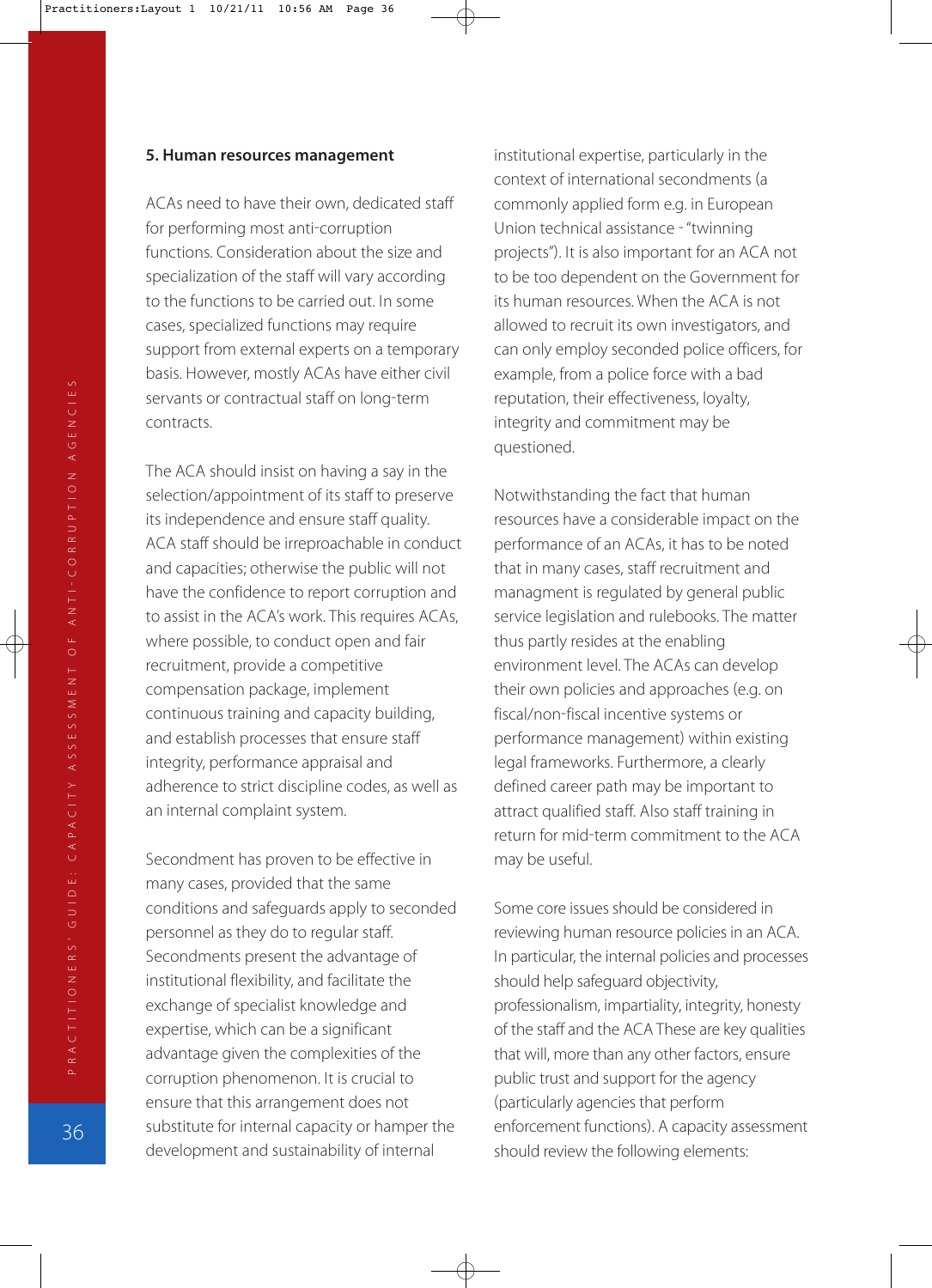**5. Human resources management**

ACAs need to have their own, dedicated staff for performing most anti-corruption functions. Consideration about the size and specialization of the staff will vary according to the functions to be carried out. In some cases, specialized functions may require support from external experts on a temporary basis. However, mostly ACAs have either civil servants or contractual staff on long-term contracts.

The ACA should insist on having a say in the selection/appointment of its staff to preserve its independence and ensure staff quality. ACA staff should be irreproachable in conduct and capacities; otherwise the public will not have the confidence to report corruption and to assist in the ACA's work. This requires ACAs, where possible, to conduct open and fair recruitment, provide a competitive compensation package, implement continuous training and capacity building, and establish processes that ensure staff integrity, performance appraisal and adherence to strict discipline codes, as well as an internal complaint system.

Secondment has proven to be effective in many cases, provided that the same conditions and safeguards apply to seconded personnel as they do to regular staff. Secondments present the advantage of institutional flexibility, and facilitate the exchange of specialist knowledge and expertise, which can be a significant advantage given the complexities of the corruption phenomenon. It is crucial to ensure that this arrangement does not substitute for internal capacity or hamper the development and sustainability of internal institutional expertise, particularly in the context of international secondments (a commonly applied form e.g. in European Union technical assistance - "twinning projects"). It is also important for an ACA not to be too dependent on the Government for its human resources. When the ACA is not allowed to recruit its own investigators, and can only employ seconded police officers, for example, from a police force with a bad reputation, their effectiveness, loyalty, integrity and commitment may be questioned.

Notwithstanding the fact that human resources have a considerable impact on the performance of an ACAs, it has to be noted that in many cases, staff recruitment and managment is regulated by general public service legislation and rulebooks. The matter thus partly resides at the enabling environment level. The ACAs can develop their own policies and approaches (e.g. on fiscal/non-fiscal incentive systems or performance management) within existing legal frameworks. Furthermore, a clearly defined career path may be important to attract qualified staff. Also staff training in return for mid-term commitment to the ACA may be useful.

Some core issues should be considered in reviewing human resource policies in an ACA. In particular, the internal policies and processes should help safeguard objectivity, professionalism, impartiality, integrity, honesty of the staff and the ACA These are key qualities that will, more than any other factors, ensure public trust and support for the agency (particularly agencies that perform enforcement functions). A capacity assessment should review the following elements: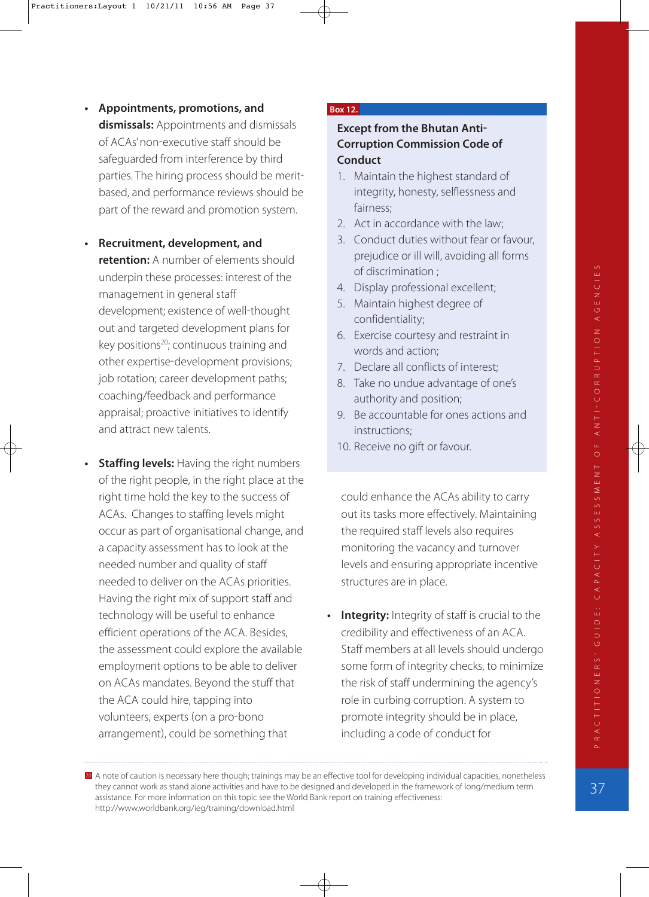- **Appointments, promotions, and dismissals:** Appointments and dismissals of ACAs' non-executive staff should be safeguarded from interference by third parties. The hiring process should be merit-based, and performance reviews should be part of the reward and promotion system.

- **Recruitment, development, and retention:** A number of elements should underpin these processes: interest of the management in general staff development; existence of well-thought out and targeted development plans for key positions[20]; continuous training and other expertise-development provisions; job rotation; career development paths; coaching/feedback and performance appraisal; proactive initiatives to identify and attract new talents.

- **Staffing levels:** Having the right numbers of the right people, in the right place at the right time hold the key to the success of ACAs. Changes to staffing levels might occur as part of organisational change, and a capacity assessment has to look at the needed number and quality of staff needed to deliver on the ACAs priorities. Having the right mix of support staff and technology will be useful to enhance efficient operations of the ACA. Besides, the assessment could explore the available employment options to be able to deliver on ACAs mandates. Beyond the stuff that the ACA could hire, tapping into volunteers, experts (on a pro-bono arrangement), could be something that could enhance the ACAs ability to carry out its tasks more effectively. Maintaining the required staff levels also requires monitoring the vacancy and turnover levels and ensuring appropriate incentive structures are in place.

- **Integrity:** Integrity of staff is crucial to the credibility and effectiveness of an ACA. Staff members at all levels should undergo some form of integrity checks, to minimize the risk of staff undermining the agency's role in curbing corruption. A system to promote integrity should be in place, including a code of conduct for

**Box 12.**

**Except from the Bhutan Anti-Corruption Commission Code of Conduct**

1. Maintain the highest standard of integrity, honesty, selflessness and fairness;
2. Act in accordance with the law;
3. Conduct duties without fear or favour, prejudice or ill will, avoiding all forms of discrimination ;
4. Display professional excellent;
5. Maintain highest degree of confidentiality;
6. Exercise courtesy and restraint in words and action;
7. Declare all conflicts of interest;
8. Take no undue advantage of one's authority and position;
9. Be accountable for ones actions and instructions;
10. Receive no gift or favour.

---

[20] A note of caution is necessary here though; trainings may be an effective tool for developing individual capacities, nonetheless they cannot work as stand alone activities and have to be designed and developed in the framework of long/medium term assistance. For more information on this topic see the World Bank report on training effectiveness: http://www.worldbank.org/ieg/training/download.html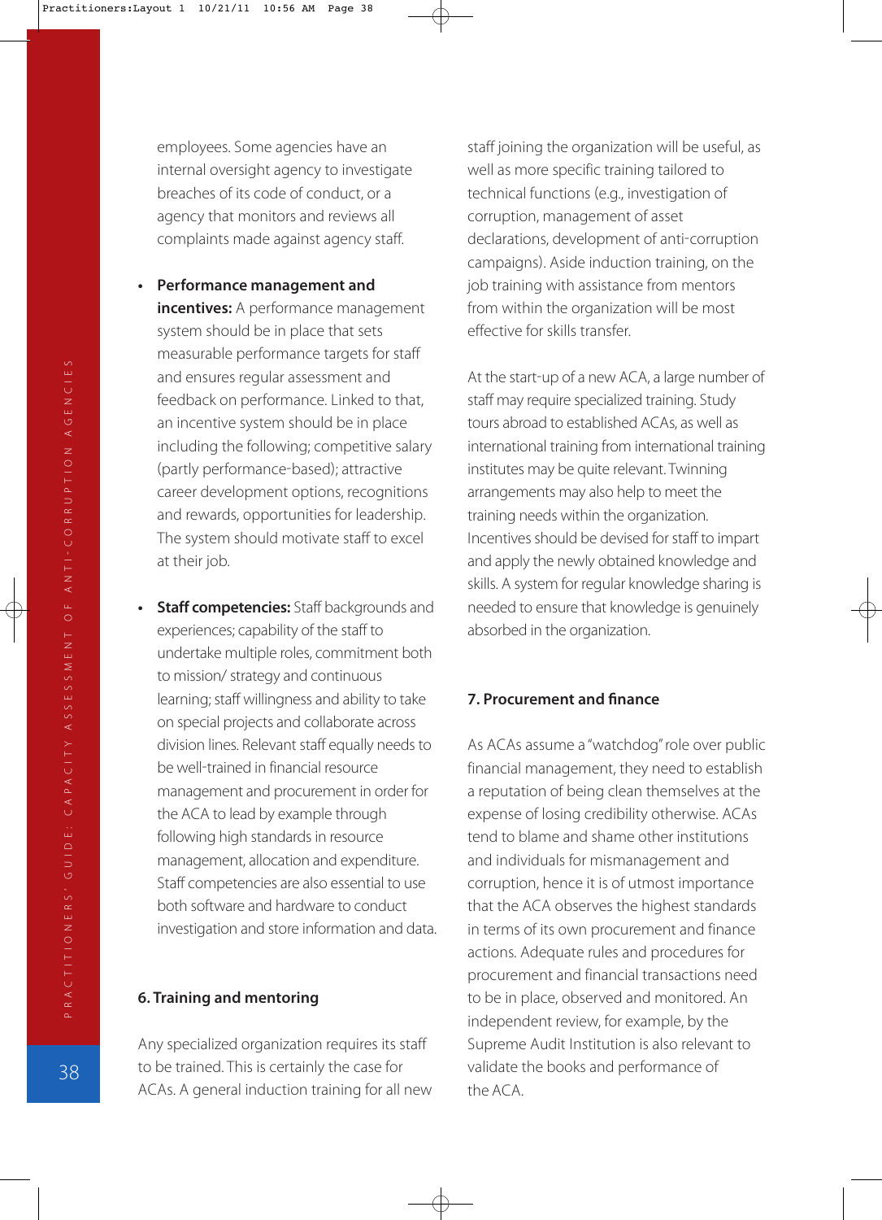employees. Some agencies have an internal oversight agency to investigate breaches of its code of conduct, or a agency that monitors and reviews all complaints made against agency staff.

- **Performance management and incentives:** A performance management system should be in place that sets measurable performance targets for staff and ensures regular assessment and feedback on performance. Linked to that, an incentive system should be in place including the following; competitive salary (partly performance-based); attractive career development options, recognitions and rewards, opportunities for leadership. The system should motivate staff to excel at their job.

- **Staff competencies:** Staff backgrounds and experiences; capability of the staff to undertake multiple roles, commitment both to mission/ strategy and continuous learning; staff willingness and ability to take on special projects and collaborate across division lines. Relevant staff equally needs to be well-trained in financial resource management and procurement in order for the ACA to lead by example through following high standards in resource management, allocation and expenditure. Staff competencies are also essential to use both software and hardware to conduct investigation and store information and data.

### 6. Training and mentoring

Any specialized organization requires its staff to be trained. This is certainly the case for ACAs. A general induction training for all new staff joining the organization will be useful, as well as more specific training tailored to technical functions (e.g., investigation of corruption, management of asset declarations, development of anti-corruption campaigns). Aside induction training, on the job training with assistance from mentors from within the organization will be most effective for skills transfer.

At the start-up of a new ACA, a large number of staff may require specialized training. Study tours abroad to established ACAs, as well as international training from international training institutes may be quite relevant. Twinning arrangements may also help to meet the training needs within the organization. Incentives should be devised for staff to impart and apply the newly obtained knowledge and skills. A system for regular knowledge sharing is needed to ensure that knowledge is genuinely absorbed in the organization.

### 7. Procurement and finance

As ACAs assume a "watchdog" role over public financial management, they need to establish a reputation of being clean themselves at the expense of losing credibility otherwise. ACAs tend to blame and shame other institutions and individuals for mismanagement and corruption, hence it is of utmost importance that the ACA observes the highest standards in terms of its own procurement and finance actions. Adequate rules and procedures for procurement and financial transactions need to be in place, observed and monitored. An independent review, for example, by the Supreme Audit Institution is also relevant to validate the books and performance of the ACA.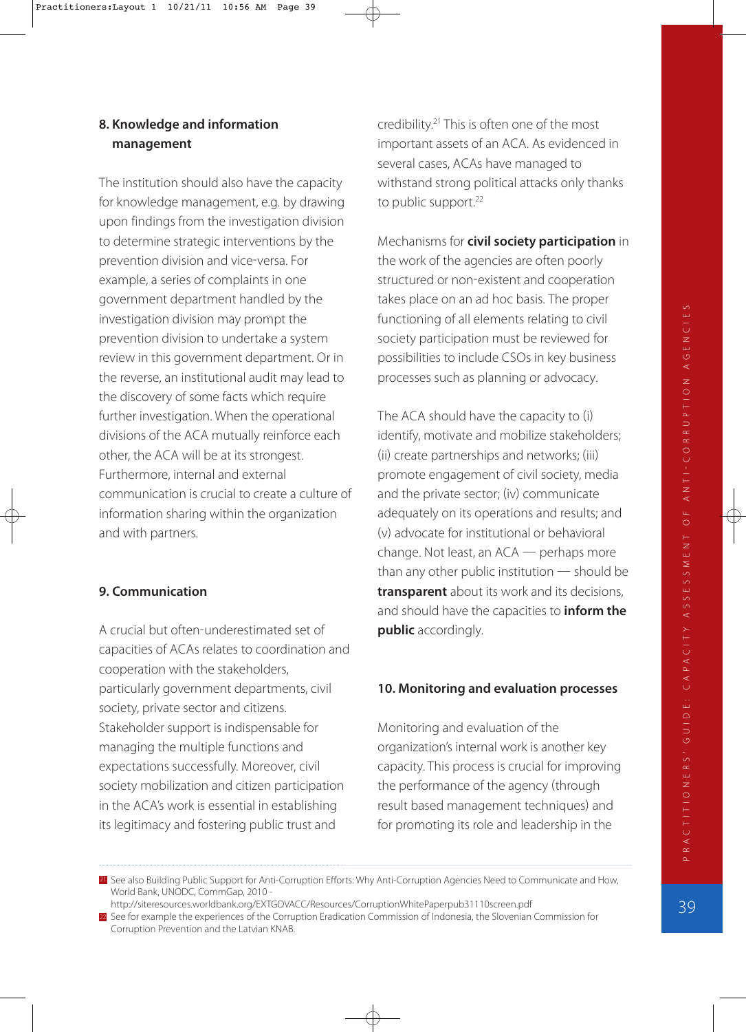### 8. Knowledge and information management

The institution should also have the capacity for knowledge management, e.g. by drawing upon findings from the investigation division to determine strategic interventions by the prevention division and vice-versa. For example, a series of complaints in one government department handled by the investigation division may prompt the prevention division to undertake a system review in this government department. Or in the reverse, an institutional audit may lead to the discovery of some facts which require further investigation. When the operational divisions of the ACA mutually reinforce each other, the ACA will be at its strongest. Furthermore, internal and external communication is crucial to create a culture of information sharing within the organization and with partners.

### 9. Communication

A crucial but often-underestimated set of capacities of ACAs relates to coordination and cooperation with the stakeholders, particularly government departments, civil society, private sector and citizens. Stakeholder support is indispensable for managing the multiple functions and expectations successfully. Moreover, civil society mobilization and citizen participation in the ACA's work is essential in establishing its legitimacy and fostering public trust and credibility.[21] This is often one of the most important assets of an ACA. As evidenced in several cases, ACAs have managed to withstand strong political attacks only thanks to public support.[22]

Mechanisms for **civil society participation** in the work of the agencies are often poorly structured or non-existent and cooperation takes place on an ad hoc basis. The proper functioning of all elements relating to civil society participation must be reviewed for possibilities to include CSOs in key business processes such as planning or advocacy.

The ACA should have the capacity to (i) identify, motivate and mobilize stakeholders; (ii) create partnerships and networks; (iii) promote engagement of civil society, media and the private sector; (iv) communicate adequately on its operations and results; and (v) advocate for institutional or behavioral change. Not least, an ACA — perhaps more than any other public institution — should be **transparent** about its work and its decisions, and should have the capacities to **inform the public** accordingly.

### 10. Monitoring and evaluation processes

Monitoring and evaluation of the organization's internal work is another key capacity. This process is crucial for improving the performance of the agency (through result based management techniques) and for promoting its role and leadership in the

---

[21] See also Building Public Support for Anti-Corruption Efforts: Why Anti-Corruption Agencies Need to Communicate and How, World Bank, UNODC, CommGap, 2010 - http://siteresources.worldbank.org/EXTGOVACC/Resources/CorruptionWhitePaperpub31110screen.pdf

[22] See for example the experiences of the Corruption Eradication Commission of Indonesia, the Slovenian Commission for Corruption Prevention and the Latvian KNAB.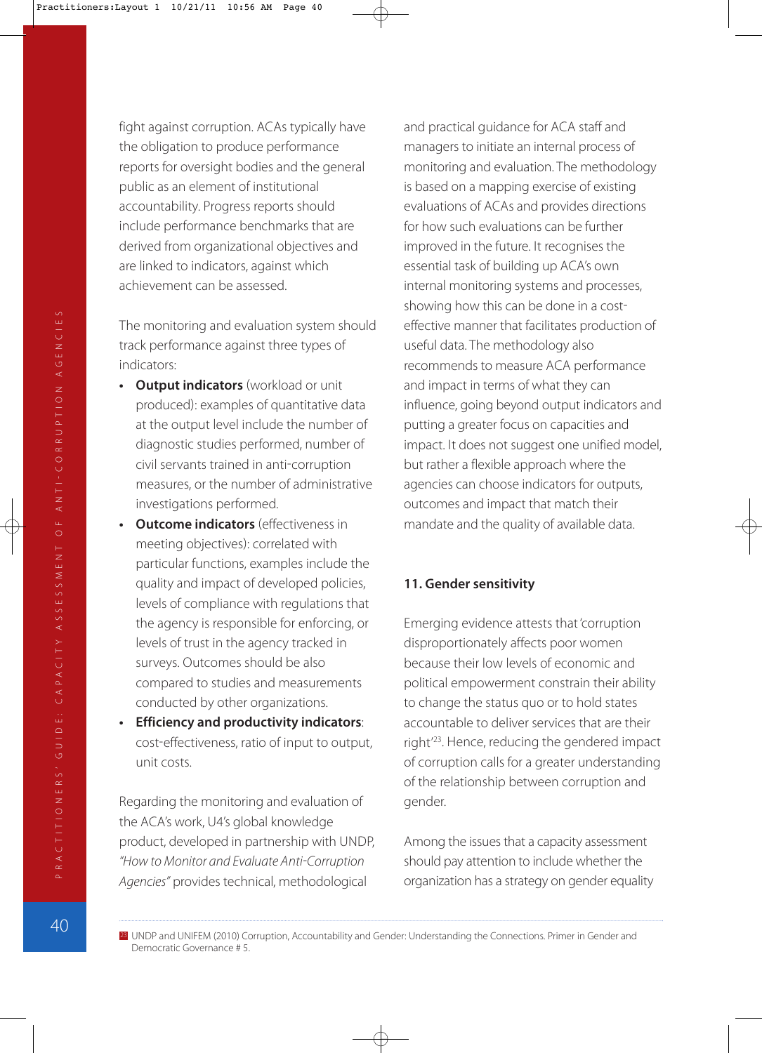fight against corruption. ACAs typically have the obligation to produce performance reports for oversight bodies and the general public as an element of institutional accountability. Progress reports should include performance benchmarks that are derived from organizational objectives and are linked to indicators, against which achievement can be assessed.

The monitoring and evaluation system should track performance against three types of indicators:

- **Output indicators** (workload or unit produced): examples of quantitative data at the output level include the number of diagnostic studies performed, number of civil servants trained in anti-corruption measures, or the number of administrative investigations performed.
- **Outcome indicators** (effectiveness in meeting objectives): correlated with particular functions, examples include the quality and impact of developed policies, levels of compliance with regulations that the agency is responsible for enforcing, or levels of trust in the agency tracked in surveys. Outcomes should be also compared to studies and measurements conducted by other organizations.
- **Efficiency and productivity indicators**: cost-effectiveness, ratio of input to output, unit costs.

Regarding the monitoring and evaluation of the ACA's work, U4's global knowledge product, developed in partnership with UNDP, *"How to Monitor and Evaluate Anti-Corruption Agencies"* provides technical, methodological and practical guidance for ACA staff and managers to initiate an internal process of monitoring and evaluation. The methodology is based on a mapping exercise of existing evaluations of ACAs and provides directions for how such evaluations can be further improved in the future. It recognises the essential task of building up ACA's own internal monitoring systems and processes, showing how this can be done in a cost-effective manner that facilitates production of useful data. The methodology also recommends to measure ACA performance and impact in terms of what they can influence, going beyond output indicators and putting a greater focus on capacities and impact. It does not suggest one unified model, but rather a flexible approach where the agencies can choose indicators for outputs, outcomes and impact that match their mandate and the quality of available data.

### 11. Gender sensitivity

Emerging evidence attests that 'corruption disproportionately affects poor women because their low levels of economic and political empowerment constrain their ability to change the status quo or to hold states accountable to deliver services that are their right'[23]. Hence, reducing the gendered impact of corruption calls for a greater understanding of the relationship between corruption and gender.

Among the issues that a capacity assessment should pay attention to include whether the organization has a strategy on gender equality

---

[23] UNDP and UNIFEM (2010) Corruption, Accountability and Gender: Understanding the Connections. Primer in Gender and Democratic Governance # 5.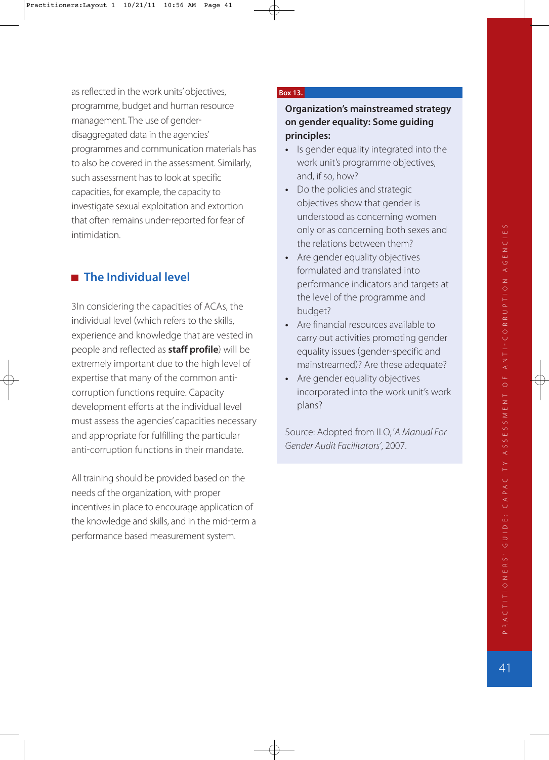as reflected in the work units' objectives, programme, budget and human resource management. The use of gender-disaggregated data in the agencies' programmes and communication materials has to also be covered in the assessment. Similarly, such assessment has to look at specific capacities, for example, the capacity to investigate sexual exploitation and extortion that often remains under-reported for fear of intimidation.

## The Individual level

3In considering the capacities of ACAs, the individual level (which refers to the skills, experience and knowledge that are vested in people and reflected as **staff profile**) will be extremely important due to the high level of expertise that many of the common anti-corruption functions require. Capacity development efforts at the individual level must assess the agencies' capacities necessary and appropriate for fulfilling the particular anti-corruption functions in their mandate.

All training should be provided based on the needs of the organization, with proper incentives in place to encourage application of the knowledge and skills, and in the mid-term a performance based measurement system.

**Box 13.**

**Organization's mainstreamed strategy on gender equality: Some guiding principles:**

- Is gender equality integrated into the work unit's programme objectives, and, if so, how?
- Do the policies and strategic objectives show that gender is understood as concerning women only or as concerning both sexes and the relations between them?
- Are gender equality objectives formulated and translated into performance indicators and targets at the level of the programme and budget?
- Are financial resources available to carry out activities promoting gender equality issues (gender-specific and mainstreamed)? Are these adequate?
- Are gender equality objectives incorporated into the work unit's work plans?

Source: Adopted from ILO, '*A Manual For Gender Audit Facilitators*', 2007.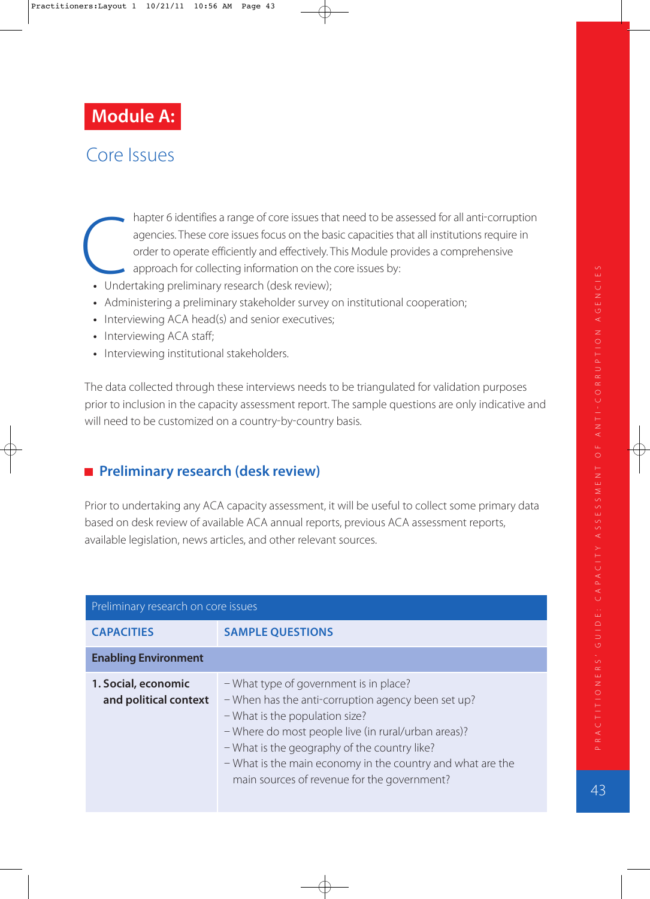# Module A:

## Core Issues

Chapter 6 identifies a range of core issues that need to be assessed for all anti-corruption agencies. These core issues focus on the basic capacities that all institutions require in order to operate efficiently and effectively. This Module provides a comprehensive approach for collecting information on the core issues by:

- Undertaking preliminary research (desk review);
- Administering a preliminary stakeholder survey on institutional cooperation;
- Interviewing ACA head(s) and senior executives;
- Interviewing ACA staff;
- Interviewing institutional stakeholders.

The data collected through these interviews needs to be triangulated for validation purposes prior to inclusion in the capacity assessment report. The sample questions are only indicative and will need to be customized on a country-by-country basis.

### Preliminary research (desk review)

Prior to undertaking any ACA capacity assessment, it will be useful to collect some primary data based on desk review of available ACA annual reports, previous ACA assessment reports, available legislation, news articles, and other relevant sources.

| Preliminary research on core issues | |
|---|---|
| **CAPACITIES** | **SAMPLE QUESTIONS** |
| **Enabling Environment** | |
| **1. Social, economic and political context** | – What type of government is in place?<br>– When has the anti-corruption agency been set up?<br>– What is the population size?<br>– Where do most people live (in rural/urban areas)?<br>– What is the geography of the country like?<br>– What is the main economy in the country and what are the main sources of revenue for the government? |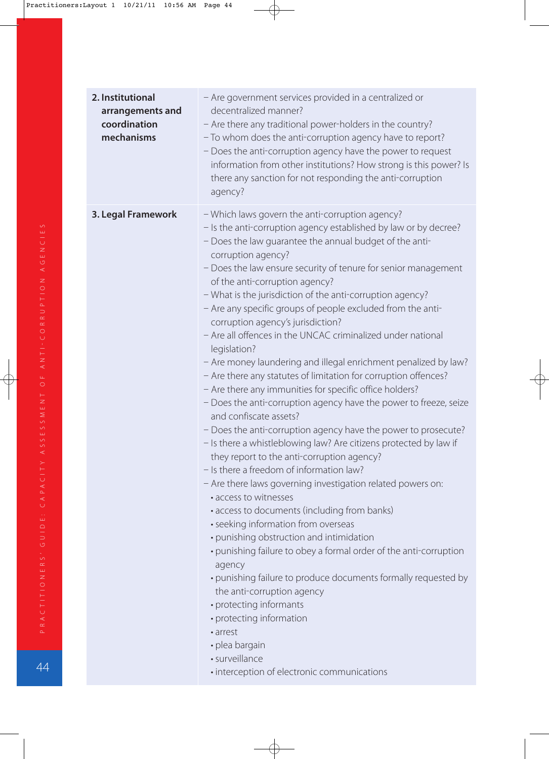| | |
|---|---|
| **2. Institutional arrangements and coordination mechanisms** | – Are government services provided in a centralized or decentralized manner?<br>– Are there any traditional power-holders in the country?<br>– To whom does the anti-corruption agency have to report?<br>– Does the anti-corruption agency have the power to request information from other institutions? How strong is this power? Is there any sanction for not responding the anti-corruption agency? |
| **3. Legal Framework** | – Which laws govern the anti-corruption agency?<br>– Is the anti-corruption agency established by law or by decree?<br>– Does the law guarantee the annual budget of the anti-corruption agency?<br>– Does the law ensure security of tenure for senior management of the anti-corruption agency?<br>– What is the jurisdiction of the anti-corruption agency?<br>– Are any specific groups of people excluded from the anti-corruption agency's jurisdiction?<br>– Are all offences in the UNCAC criminalized under national legislation?<br>– Are money laundering and illegal enrichment penalized by law?<br>– Are there any statutes of limitation for corruption offences?<br>– Are there any immunities for specific office holders?<br>– Does the anti-corruption agency have the power to freeze, seize and confiscate assets?<br>– Does the anti-corruption agency have the power to prosecute?<br>– Is there a whistleblowing law? Are citizens protected by law if they report to the anti-corruption agency?<br>– Is there a freedom of information law?<br>– Are there laws governing investigation related powers on:<br>• access to witnesses<br>• access to documents (including from banks)<br>• seeking information from overseas<br>• punishing obstruction and intimidation<br>• punishing failure to obey a formal order of the anti-corruption agency<br>• punishing failure to produce documents formally requested by the anti-corruption agency<br>• protecting informants<br>• protecting information<br>• arrest<br>• plea bargain<br>• surveillance<br>• interception of electronic communications |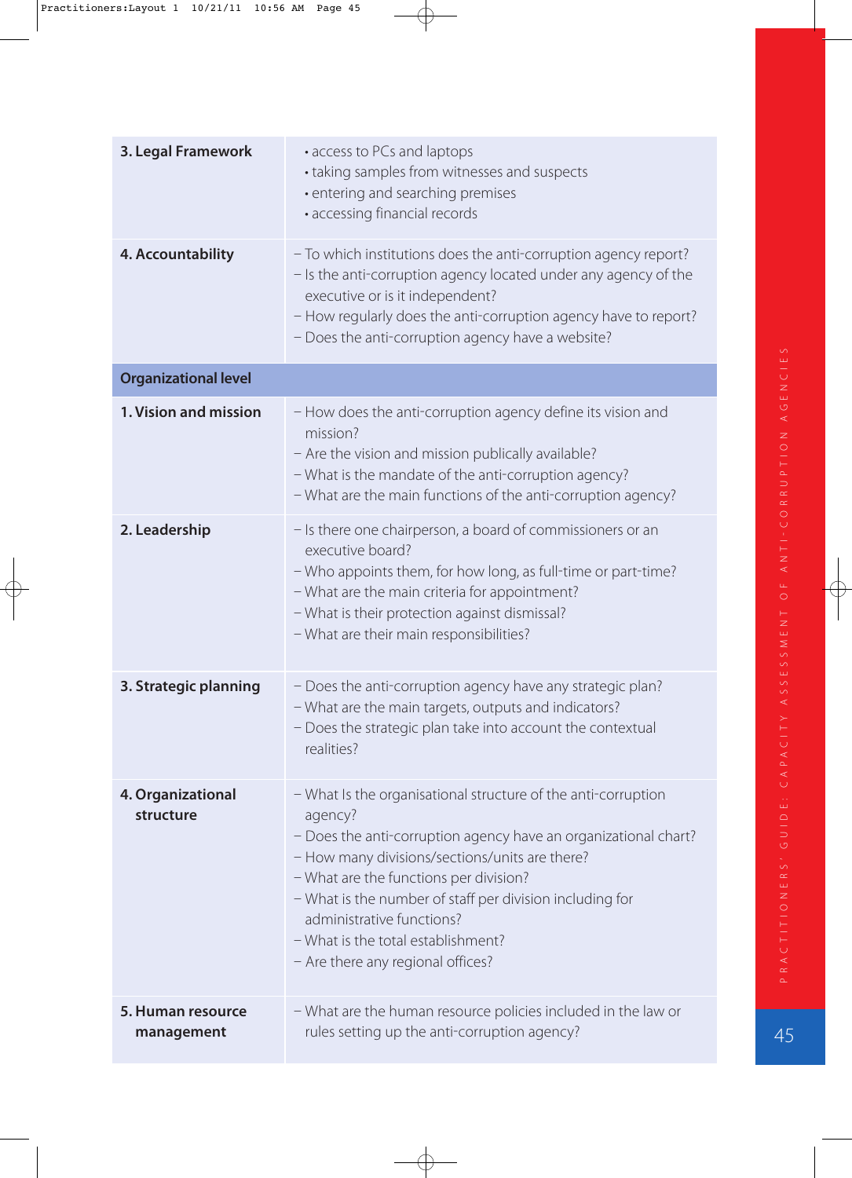| | |
|---|---|
| **3. Legal Framework** | • access to PCs and laptops<br>• taking samples from witnesses and suspects<br>• entering and searching premises<br>• accessing financial records |
| **4. Accountability** | – To which institutions does the anti-corruption agency report?<br>– Is the anti-corruption agency located under any agency of the executive or is it independent?<br>– How regularly does the anti-corruption agency have to report?<br>– Does the anti-corruption agency have a website? |
| **Organizational level** | |
| **1. Vision and mission** | – How does the anti-corruption agency define its vision and mission?<br>– Are the vision and mission publically available?<br>– What is the mandate of the anti-corruption agency?<br>– What are the main functions of the anti-corruption agency? |
| **2. Leadership** | – Is there one chairperson, a board of commissioners or an executive board?<br>– Who appoints them, for how long, as full-time or part-time?<br>– What are the main criteria for appointment?<br>– What is their protection against dismissal?<br>– What are their main responsibilities? |
| **3. Strategic planning** | – Does the anti-corruption agency have any strategic plan?<br>– What are the main targets, outputs and indicators?<br>– Does the strategic plan take into account the contextual realities? |
| **4. Organizational structure** | – What Is the organisational structure of the anti-corruption agency?<br>– Does the anti-corruption agency have an organizational chart?<br>– How many divisions/sections/units are there?<br>– What are the functions per division?<br>– What is the number of staff per division including for administrative functions?<br>– What is the total establishment?<br>– Are there any regional offices? |
| **5. Human resource management** | – What are the human resource policies included in the law or rules setting up the anti-corruption agency? |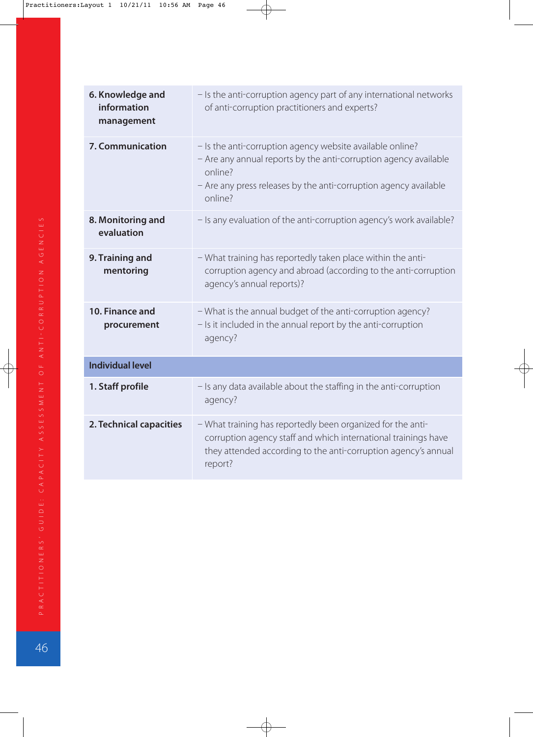| | |
|---|---|
| **6. Knowledge and information management** | – Is the anti-corruption agency part of any international networks of anti-corruption practitioners and experts? |
| **7. Communication** | – Is the anti-corruption agency website available online?<br>– Are any annual reports by the anti-corruption agency available online?<br>– Are any press releases by the anti-corruption agency available online? |
| **8. Monitoring and evaluation** | – Is any evaluation of the anti-corruption agency's work available? |
| **9. Training and mentoring** | – What training has reportedly taken place within the anti-corruption agency and abroad (according to the anti-corruption agency's annual reports)? |
| **10. Finance and procurement** | – What is the annual budget of the anti-corruption agency?<br>– Is it included in the annual report by the anti-corruption agency? |
| **Individual level** | |
| **1. Staff profile** | – Is any data available about the staffing in the anti-corruption agency? |
| **2. Technical capacities** | – What training has reportedly been organized for the anti-corruption agency staff and which international trainings have they attended according to the anti-corruption agency's annual report? |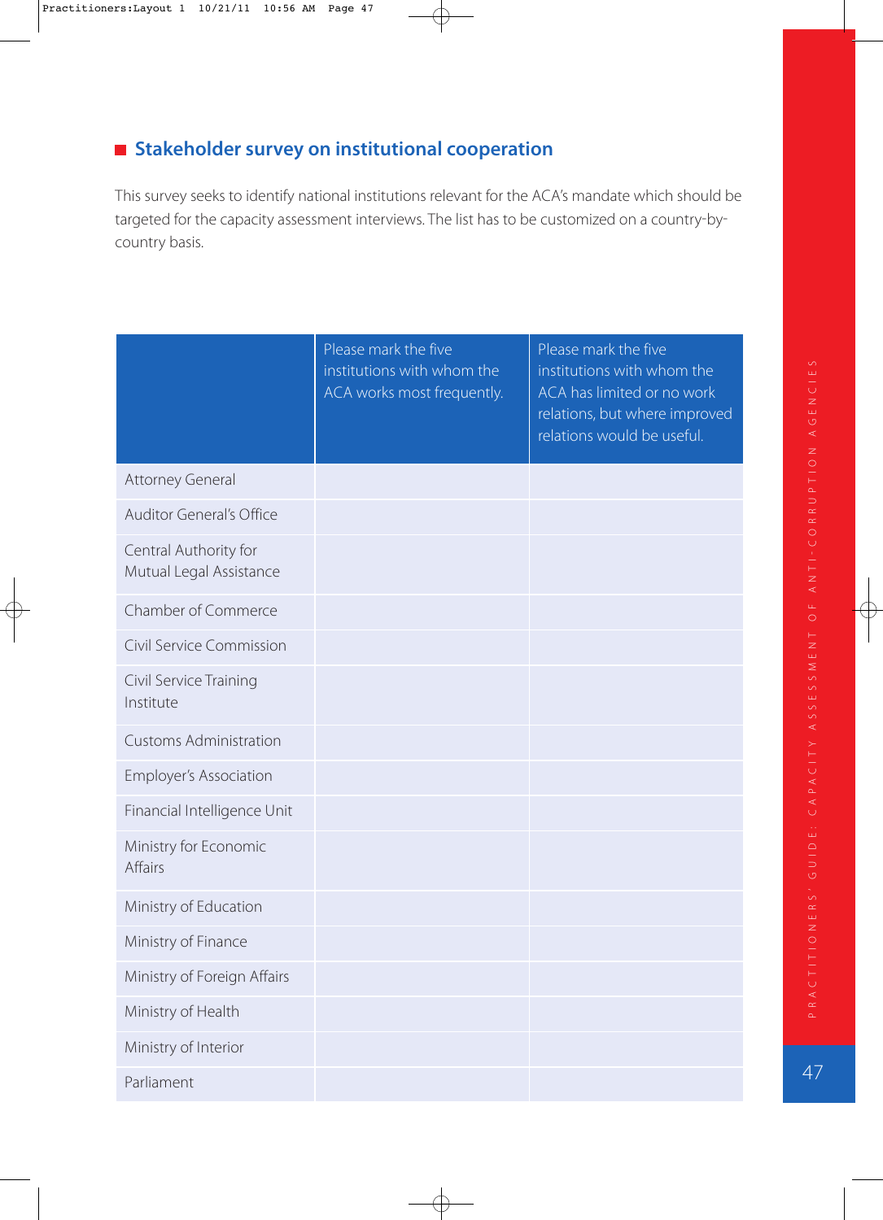## Stakeholder survey on institutional cooperation

This survey seeks to identify national institutions relevant for the ACA's mandate which should be targeted for the capacity assessment interviews. The list has to be customized on a country-by-country basis.

| | Please mark the five institutions with whom the ACA works most frequently. | Please mark the five institutions with whom the ACA has limited or no work relations, but where improved relations would be useful. |
|---|---|---|
| Attorney General | | |
| Auditor General's Office | | |
| Central Authority for Mutual Legal Assistance | | |
| Chamber of Commerce | | |
| Civil Service Commission | | |
| Civil Service Training Institute | | |
| Customs Administration | | |
| Employer's Association | | |
| Financial Intelligence Unit | | |
| Ministry for Economic Affairs | | |
| Ministry of Education | | |
| Ministry of Finance | | |
| Ministry of Foreign Affairs | | |
| Ministry of Health | | |
| Ministry of Interior | | |
| Parliament | | |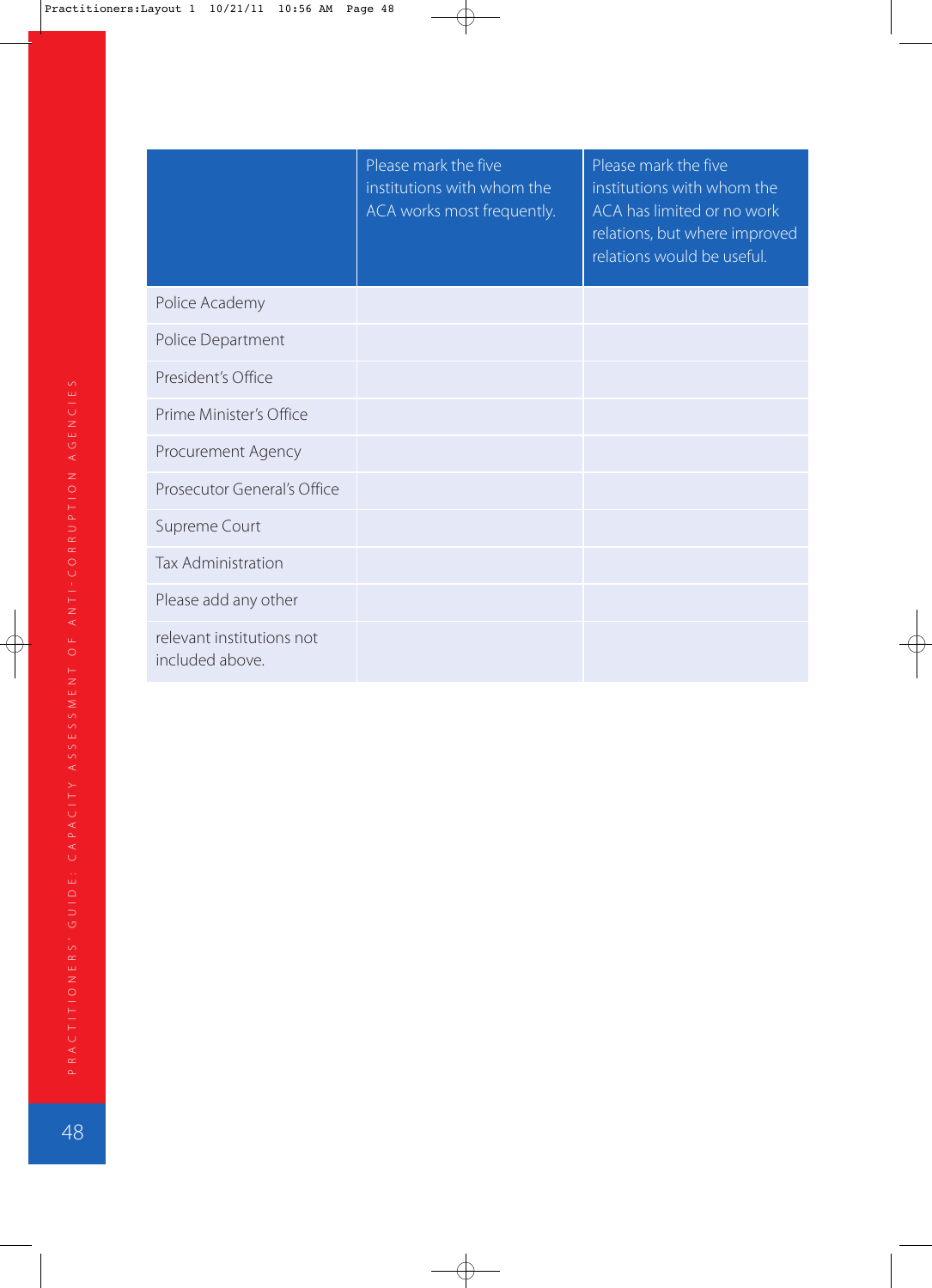| | Please mark the five institutions with whom the ACA works most frequently. | Please mark the five institutions with whom the ACA has limited or no work relations, but where improved relations would be useful. |
|---|---|---|
| Police Academy | | |
| Police Department | | |
| President's Office | | |
| Prime Minister's Office | | |
| Procurement Agency | | |
| Prosecutor General's Office | | |
| Supreme Court | | |
| Tax Administration | | |
| Please add any other | | |
| relevant institutions not included above. | | |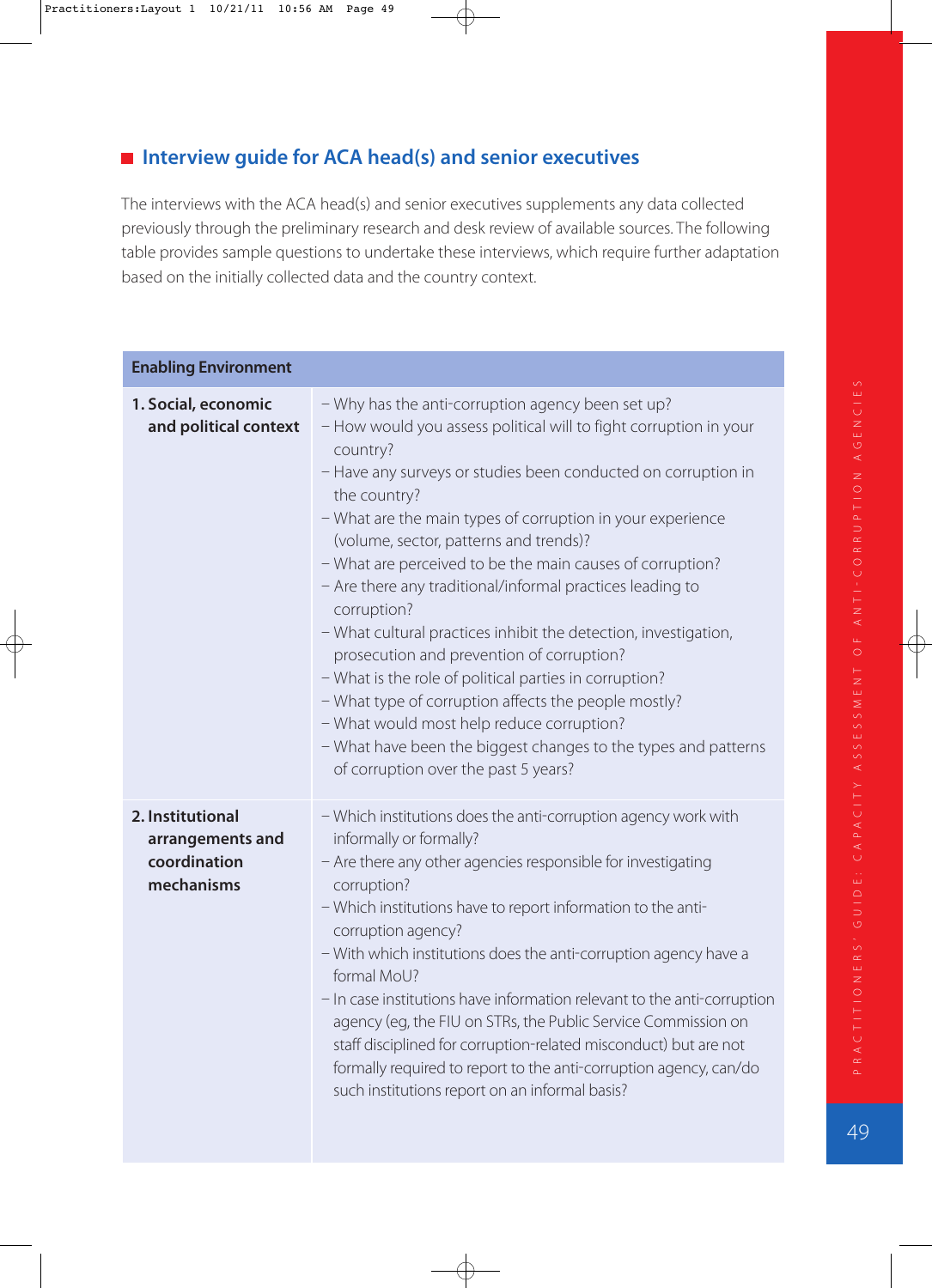## Interview guide for ACA head(s) and senior executives

The interviews with the ACA head(s) and senior executives supplements any data collected previously through the preliminary research and desk review of available sources. The following table provides sample questions to undertake these interviews, which require further adaptation based on the initially collected data and the country context.

| Enabling Environment | |
|---|---|
| **1. Social, economic and political context** | – Why has the anti-corruption agency been set up?<br>– How would you assess political will to fight corruption in your country?<br>– Have any surveys or studies been conducted on corruption in the country?<br>– What are the main types of corruption in your experience (volume, sector, patterns and trends)?<br>– What are perceived to be the main causes of corruption?<br>– Are there any traditional/informal practices leading to corruption?<br>– What cultural practices inhibit the detection, investigation, prosecution and prevention of corruption?<br>– What is the role of political parties in corruption?<br>– What type of corruption affects the people mostly?<br>– What would most help reduce corruption?<br>– What have been the biggest changes to the types and patterns of corruption over the past 5 years? |
| **2. Institutional arrangements and coordination mechanisms** | – Which institutions does the anti-corruption agency work with informally or formally?<br>– Are there any other agencies responsible for investigating corruption?<br>– Which institutions have to report information to the anti-corruption agency?<br>– With which institutions does the anti-corruption agency have a formal MoU?<br>– In case institutions have information relevant to the anti-corruption agency (eg, the FIU on STRs, the Public Service Commission on staff disciplined for corruption-related misconduct) but are not formally required to report to the anti-corruption agency, can/do such institutions report on an informal basis? |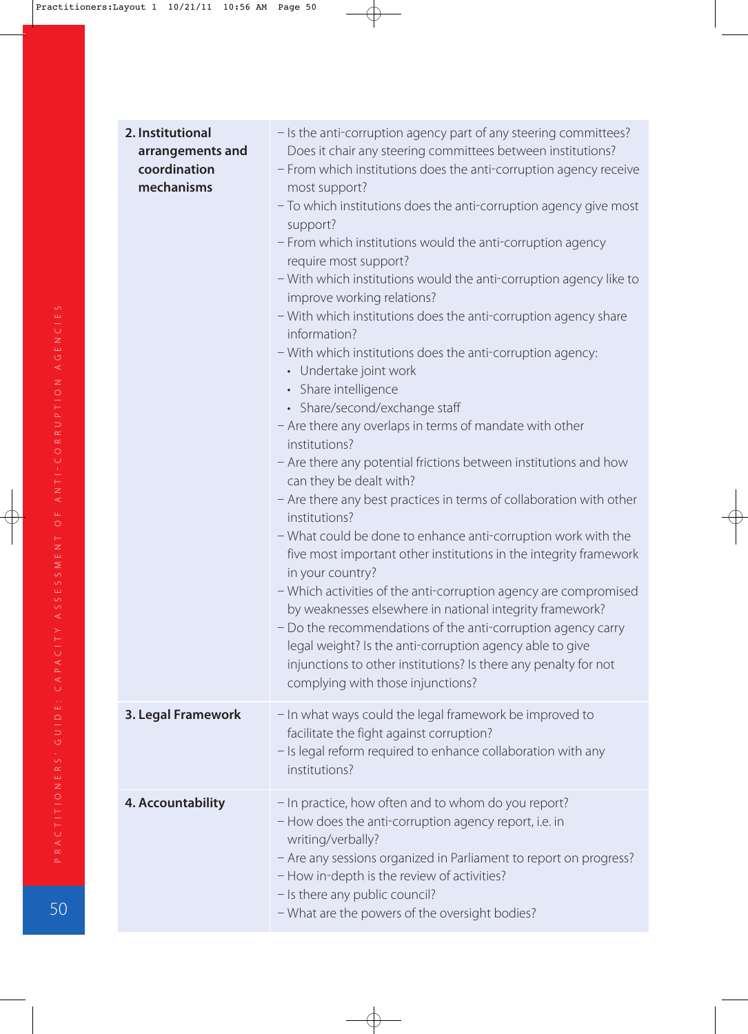| | |
|---|---|
| **2. Institutional arrangements and coordination mechanisms** | – Is the anti-corruption agency part of any steering committees? Does it chair any steering committees between institutions?<br>– From which institutions does the anti-corruption agency receive most support?<br>– To which institutions does the anti-corruption agency give most support?<br>– From which institutions would the anti-corruption agency require most support?<br>– With which institutions would the anti-corruption agency like to improve working relations?<br>– With which institutions does the anti-corruption agency share information?<br>– With which institutions does the anti-corruption agency:<br>• Undertake joint work<br>• Share intelligence<br>• Share/second/exchange staff<br>– Are there any overlaps in terms of mandate with other institutions?<br>– Are there any potential frictions between institutions and how can they be dealt with?<br>– Are there any best practices in terms of collaboration with other institutions?<br>– What could be done to enhance anti-corruption work with the five most important other institutions in the integrity framework in your country?<br>– Which activities of the anti-corruption agency are compromised by weaknesses elsewhere in national integrity framework?<br>– Do the recommendations of the anti-corruption agency carry legal weight? Is the anti-corruption agency able to give injunctions to other institutions? Is there any penalty for not complying with those injunctions? |
| **3. Legal Framework** | – In what ways could the legal framework be improved to facilitate the fight against corruption?<br>– Is legal reform required to enhance collaboration with any institutions? |
| **4. Accountability** | – In practice, how often and to whom do you report?<br>– How does the anti-corruption agency report, i.e. in writing/verbally?<br>– Are any sessions organized in Parliament to report on progress?<br>– How in-depth is the review of activities?<br>– Is there any public council?<br>– What are the powers of the oversight bodies? |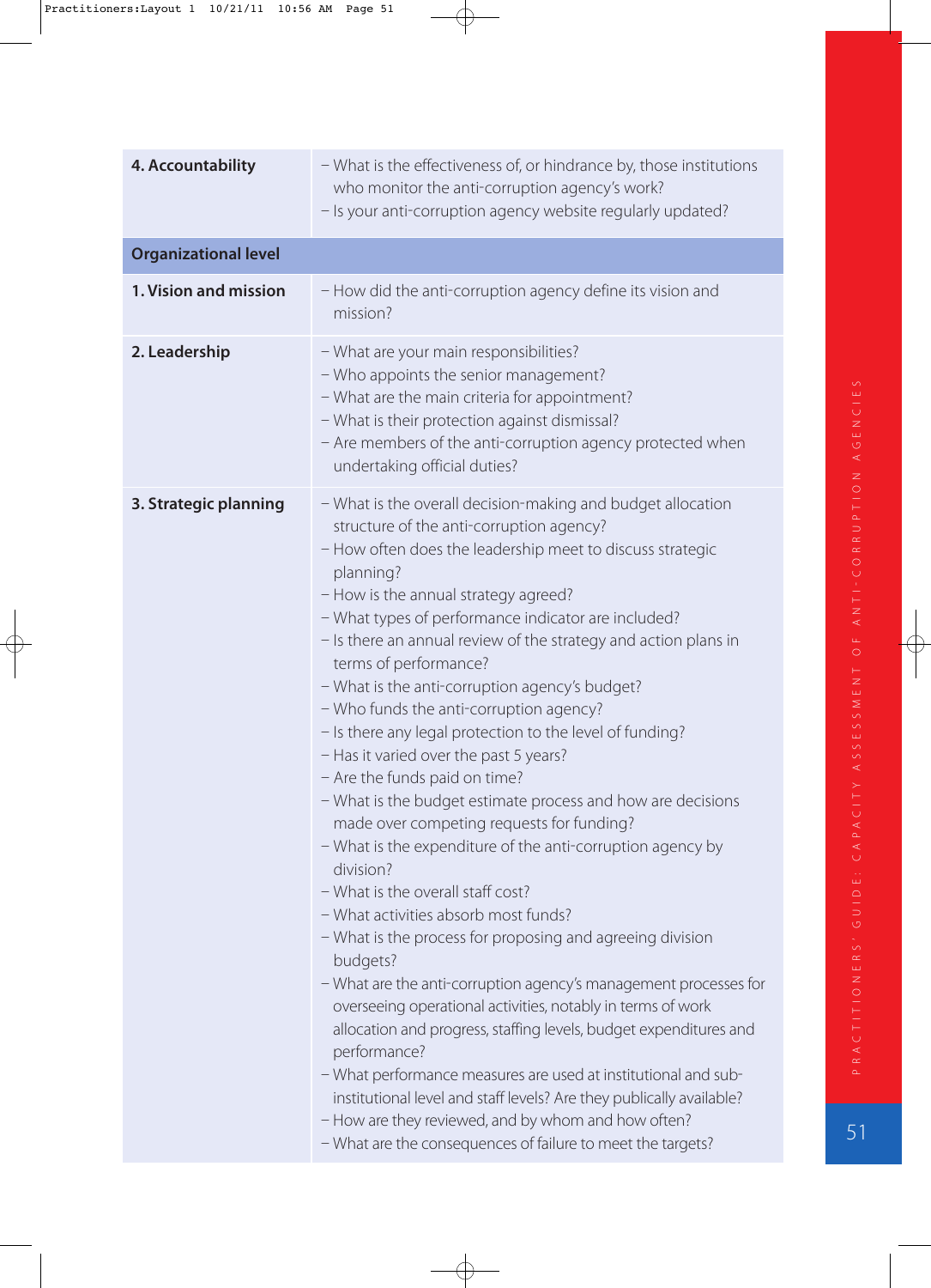| | |
|---|---|
| **4. Accountability** | – What is the effectiveness of, or hindrance by, those institutions who monitor the anti-corruption agency's work?<br>– Is your anti-corruption agency website regularly updated? |
| **Organizational level** | |
| **1. Vision and mission** | – How did the anti-corruption agency define its vision and mission? |
| **2. Leadership** | – What are your main responsibilities?<br>– Who appoints the senior management?<br>– What are the main criteria for appointment?<br>– What is their protection against dismissal?<br>– Are members of the anti-corruption agency protected when undertaking official duties? |
| **3. Strategic planning** | – What is the overall decision-making and budget allocation structure of the anti-corruption agency?<br>– How often does the leadership meet to discuss strategic planning?<br>– How is the annual strategy agreed?<br>– What types of performance indicator are included?<br>– Is there an annual review of the strategy and action plans in terms of performance?<br>– What is the anti-corruption agency's budget?<br>– Who funds the anti-corruption agency?<br>– Is there any legal protection to the level of funding?<br>– Has it varied over the past 5 years?<br>– Are the funds paid on time?<br>– What is the budget estimate process and how are decisions made over competing requests for funding?<br>– What is the expenditure of the anti-corruption agency by division?<br>– What is the overall staff cost?<br>– What activities absorb most funds?<br>– What is the process for proposing and agreeing division budgets?<br>– What are the anti-corruption agency's management processes for overseeing operational activities, notably in terms of work allocation and progress, staffing levels, budget expenditures and performance?<br>– What performance measures are used at institutional and sub-institutional level and staff levels? Are they publically available?<br>– How are they reviewed, and by whom and how often?<br>– What are the consequences of failure to meet the targets? |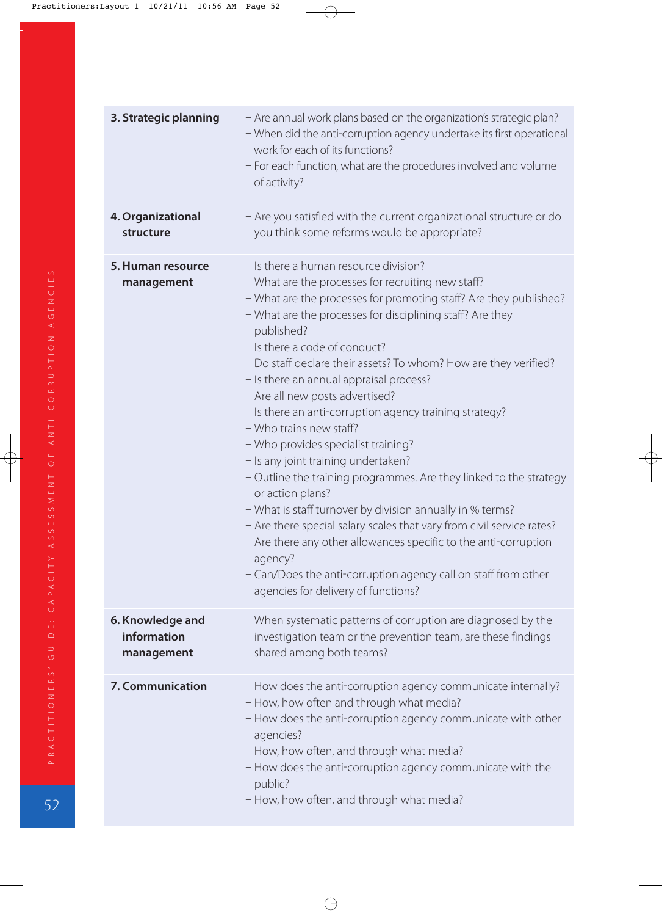| | |
|---|---|
| **3. Strategic planning** | – Are annual work plans based on the organization's strategic plan?<br>– When did the anti-corruption agency undertake its first operational work for each of its functions?<br>– For each function, what are the procedures involved and volume of activity? |
| **4. Organizational structure** | – Are you satisfied with the current organizational structure or do you think some reforms would be appropriate? |
| **5. Human resource management** | – Is there a human resource division?<br>– What are the processes for recruiting new staff?<br>– What are the processes for promoting staff? Are they published?<br>– What are the processes for disciplining staff? Are they published?<br>– Is there a code of conduct?<br>– Do staff declare their assets? To whom? How are they verified?<br>– Is there an annual appraisal process?<br>– Are all new posts advertised?<br>– Is there an anti-corruption agency training strategy?<br>– Who trains new staff?<br>– Who provides specialist training?<br>– Is any joint training undertaken?<br>– Outline the training programmes. Are they linked to the strategy or action plans?<br>– What is staff turnover by division annually in % terms?<br>– Are there special salary scales that vary from civil service rates?<br>– Are there any other allowances specific to the anti-corruption agency?<br>– Can/Does the anti-corruption agency call on staff from other agencies for delivery of functions? |
| **6. Knowledge and information management** | – When systematic patterns of corruption are diagnosed by the investigation team or the prevention team, are these findings shared among both teams? |
| **7. Communication** | – How does the anti-corruption agency communicate internally?<br>– How, how often and through what media?<br>– How does the anti-corruption agency communicate with other agencies?<br>– How, how often, and through what media?<br>– How does the anti-corruption agency communicate with the public?<br>– How, how often, and through what media? |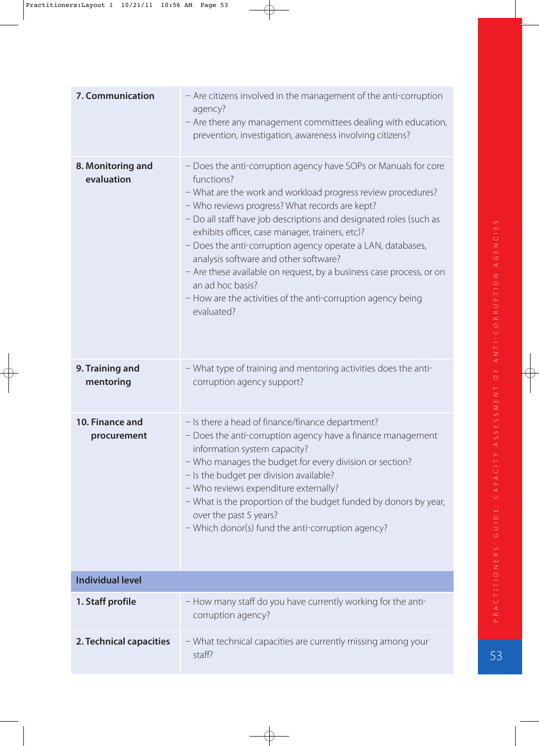| | |
|---|---|
| **7. Communication** | – Are citizens involved in the management of the anti-corruption agency?<br>– Are there any management committees dealing with education, prevention, investigation, awareness involving citizens? |
| **8. Monitoring and evaluation** | – Does the anti-corruption agency have SOPs or Manuals for core functions?<br>– What are the work and workload progress review procedures?<br>– Who reviews progress? What records are kept?<br>– Do all staff have job descriptions and designated roles (such as exhibits officer, case manager, trainers, etc)?<br>– Does the anti-corruption agency operate a LAN, databases, analysis software and other software?<br>– Are these available on request, by a business case process, or on an ad hoc basis?<br>– How are the activities of the anti-corruption agency being evaluated? |
| **9. Training and mentoring** | – What type of training and mentoring activities does the anti-corruption agency support? |
| **10. Finance and procurement** | – Is there a head of finance/finance department?<br>– Does the anti-corruption agency have a finance management information system capacity?<br>– Who manages the budget for every division or section?<br>– Is the budget per division available?<br>– Who reviews expenditure externally?<br>– What is the proportion of the budget funded by donors by year, over the past 5 years?<br>– Which donor(s) fund the anti-corruption agency? |
| **Individual level** | |
| **1. Staff profile** | – How many staff do you have currently working for the anti-corruption agency? |
| **2. Technical capacities** | – What technical capacities are currently missing among your staff? |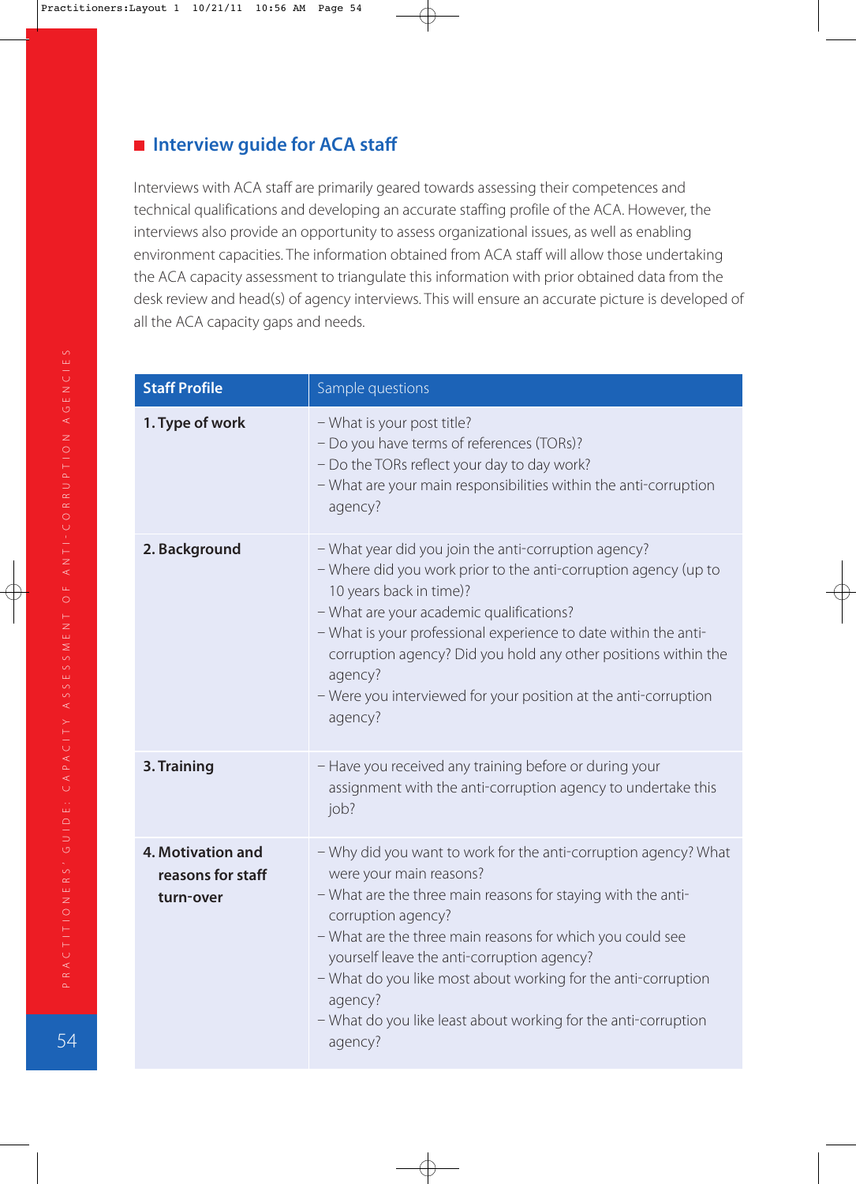## Interview guide for ACA staff

Interviews with ACA staff are primarily geared towards assessing their competences and technical qualifications and developing an accurate staffing profile of the ACA. However, the interviews also provide an opportunity to assess organizational issues, as well as enabling environment capacities. The information obtained from ACA staff will allow those undertaking the ACA capacity assessment to triangulate this information with prior obtained data from the desk review and head(s) of agency interviews. This will ensure an accurate picture is developed of all the ACA capacity gaps and needs.

| Staff Profile | Sample questions |
|---|---|
| **1. Type of work** | – What is your post title?<br>– Do you have terms of references (TORs)?<br>– Do the TORs reflect your day to day work?<br>– What are your main responsibilities within the anti-corruption agency? |
| **2. Background** | – What year did you join the anti-corruption agency?<br>– Where did you work prior to the anti-corruption agency (up to 10 years back in time)?<br>– What are your academic qualifications?<br>– What is your professional experience to date within the anti-corruption agency? Did you hold any other positions within the agency?<br>– Were you interviewed for your position at the anti-corruption agency? |
| **3. Training** | – Have you received any training before or during your assignment with the anti-corruption agency to undertake this job? |
| **4. Motivation and reasons for staff turn-over** | – Why did you want to work for the anti-corruption agency? What were your main reasons?<br>– What are the three main reasons for staying with the anti-corruption agency?<br>– What are the three main reasons for which you could see yourself leave the anti-corruption agency?<br>– What do you like most about working for the anti-corruption agency?<br>– What do you like least about working for the anti-corruption agency? |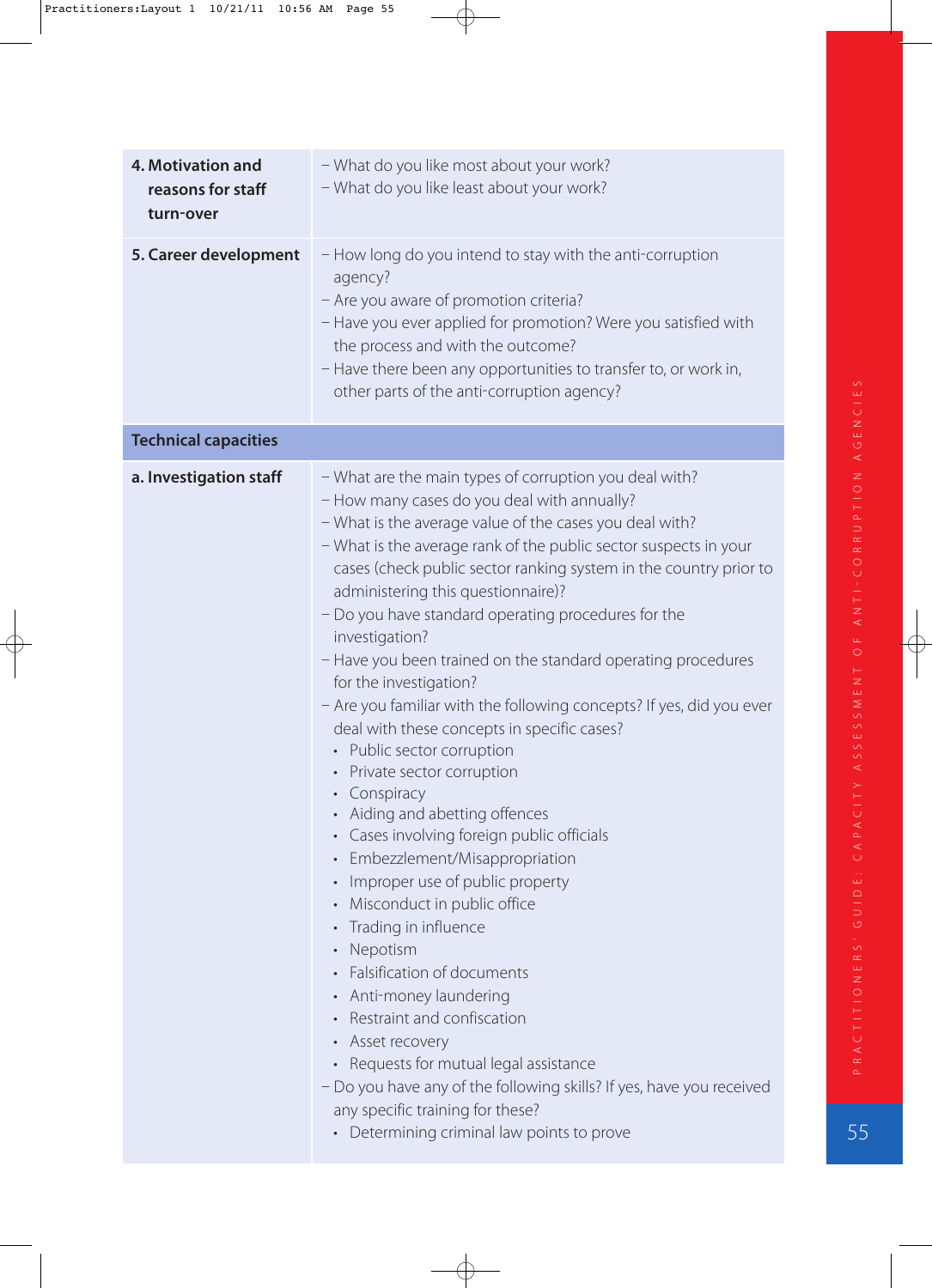| | |
|---|---|
| **4. Motivation and reasons for staff turn-over** | – What do you like most about your work?<br>– What do you like least about your work? |
| **5. Career development** | – How long do you intend to stay with the anti-corruption agency?<br>– Are you aware of promotion criteria?<br>– Have you ever applied for promotion? Were you satisfied with the process and with the outcome?<br>– Have there been any opportunities to transfer to, or work in, other parts of the anti-corruption agency? |
| **Technical capacities** | |
| **a. Investigation staff** | – What are the main types of corruption you deal with?<br>– How many cases do you deal with annually?<br>– What is the average value of the cases you deal with?<br>– What is the average rank of the public sector suspects in your cases (check public sector ranking system in the country prior to administering this questionnaire)?<br>– Do you have standard operating procedures for the investigation?<br>– Have you been trained on the standard operating procedures for the investigation?<br>– Are you familiar with the following concepts? If yes, did you ever deal with these concepts in specific cases?<br>• Public sector corruption<br>• Private sector corruption<br>• Conspiracy<br>• Aiding and abetting offences<br>• Cases involving foreign public officials<br>• Embezzlement/Misappropriation<br>• Improper use of public property<br>• Misconduct in public office<br>• Trading in influence<br>• Nepotism<br>• Falsification of documents<br>• Anti-money laundering<br>• Restraint and confiscation<br>• Asset recovery<br>• Requests for mutual legal assistance<br>– Do you have any of the following skills? If yes, have you received any specific training for these?<br>• Determining criminal law points to prove |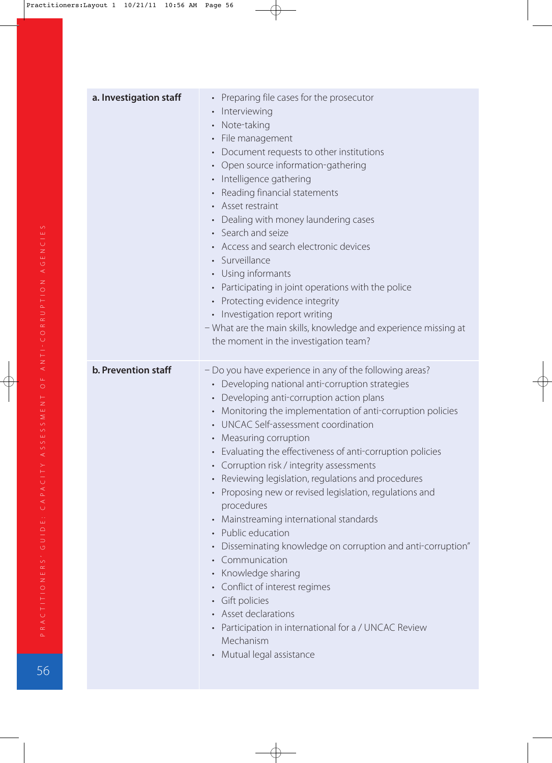| | |
|---|---|
| **a. Investigation staff** | • Preparing file cases for the prosecutor<br>• Interviewing<br>• Note-taking<br>• File management<br>• Document requests to other institutions<br>• Open source information-gathering<br>• Intelligence gathering<br>• Reading financial statements<br>• Asset restraint<br>• Dealing with money laundering cases<br>• Search and seize<br>• Access and search electronic devices<br>• Surveillance<br>• Using informants<br>• Participating in joint operations with the police<br>• Protecting evidence integrity<br>• Investigation report writing<br>– What are the main skills, knowledge and experience missing at the moment in the investigation team? |
| **b. Prevention staff** | – Do you have experience in any of the following areas?<br>• Developing national anti-corruption strategies<br>• Developing anti-corruption action plans<br>• Monitoring the implementation of anti-corruption policies<br>• UNCAC Self-assessment coordination<br>• Measuring corruption<br>• Evaluating the effectiveness of anti-corruption policies<br>• Corruption risk / integrity assessments<br>• Reviewing legislation, regulations and procedures<br>• Proposing new or revised legislation, regulations and procedures<br>• Mainstreaming international standards<br>• Public education<br>• Disseminating knowledge on corruption and anti-corruption"<br>• Communication<br>• Knowledge sharing<br>• Conflict of interest regimes<br>• Gift policies<br>• Asset declarations<br>• Participation in international for a / UNCAC Review Mechanism<br>• Mutual legal assistance |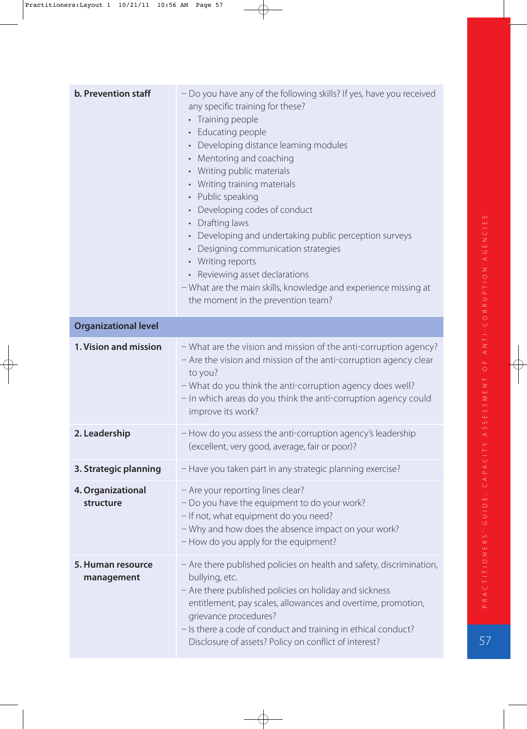| | |
|---|---|
| **b. Prevention staff** | – Do you have any of the following skills? If yes, have you received any specific training for these?<br>• Training people<br>• Educating people<br>• Developing distance learning modules<br>• Mentoring and coaching<br>• Writing public materials<br>• Writing training materials<br>• Public speaking<br>• Developing codes of conduct<br>• Drafting laws<br>• Developing and undertaking public perception surveys<br>• Designing communication strategies<br>• Writing reports<br>• Reviewing asset declarations<br>– What are the main skills, knowledge and experience missing at the moment in the prevention team? |
| **Organizational level** | |
| **1. Vision and mission** | – What are the vision and mission of the anti-corruption agency?<br>– Are the vision and mission of the anti-corruption agency clear to you?<br>– What do you think the anti-corruption agency does well?<br>– In which areas do you think the anti-corruption agency could improve its work? |
| **2. Leadership** | – How do you assess the anti-corruption agency's leadership (excellent, very good, average, fair or poor)? |
| **3. Strategic planning** | – Have you taken part in any strategic planning exercise? |
| **4. Organizational structure** | – Are your reporting lines clear?<br>– Do you have the equipment to do your work?<br>– If not, what equipment do you need?<br>– Why and how does the absence impact on your work?<br>– How do you apply for the equipment? |
| **5. Human resource management** | – Are there published policies on health and safety, discrimination, bullying, etc.<br>– Are there published policies on holiday and sickness entitlement, pay scales, allowances and overtime, promotion, grievance procedures?<br>– Is there a code of conduct and training in ethical conduct? Disclosure of assets? Policy on conflict of interest? |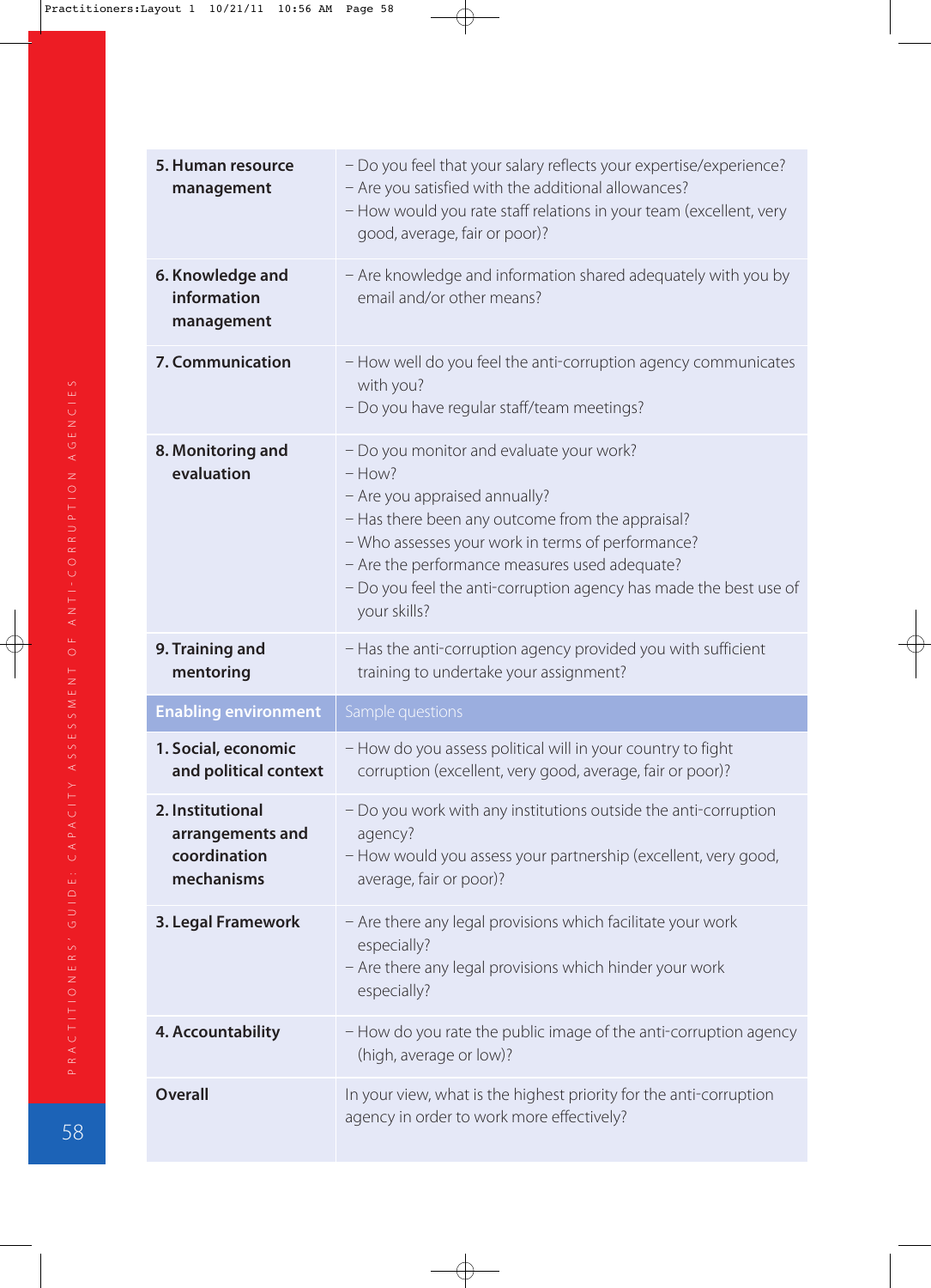| | |
|---|---|
| **5. Human resource management** | – Do you feel that your salary reflects your expertise/experience?<br>– Are you satisfied with the additional allowances?<br>– How would you rate staff relations in your team (excellent, very good, average, fair or poor)? |
| **6. Knowledge and information management** | – Are knowledge and information shared adequately with you by email and/or other means? |
| **7. Communication** | – How well do you feel the anti-corruption agency communicates with you?<br>– Do you have regular staff/team meetings? |
| **8. Monitoring and evaluation** | – Do you monitor and evaluate your work?<br>– How?<br>– Are you appraised annually?<br>– Has there been any outcome from the appraisal?<br>– Who assesses your work in terms of performance?<br>– Are the performance measures used adequate?<br>– Do you feel the anti-corruption agency has made the best use of your skills? |
| **9. Training and mentoring** | – Has the anti-corruption agency provided you with sufficient training to undertake your assignment? |
| **Enabling environment** | **Sample questions** |
| **1. Social, economic and political context** | – How do you assess political will in your country to fight corruption (excellent, very good, average, fair or poor)? |
| **2. Institutional arrangements and coordination mechanisms** | – Do you work with any institutions outside the anti-corruption agency?<br>– How would you assess your partnership (excellent, very good, average, fair or poor)? |
| **3. Legal Framework** | – Are there any legal provisions which facilitate your work especially?<br>– Are there any legal provisions which hinder your work especially? |
| **4. Accountability** | – How do you rate the public image of the anti-corruption agency (high, average or low)? |
| **Overall** | In your view, what is the highest priority for the anti-corruption agency in order to work more effectively? |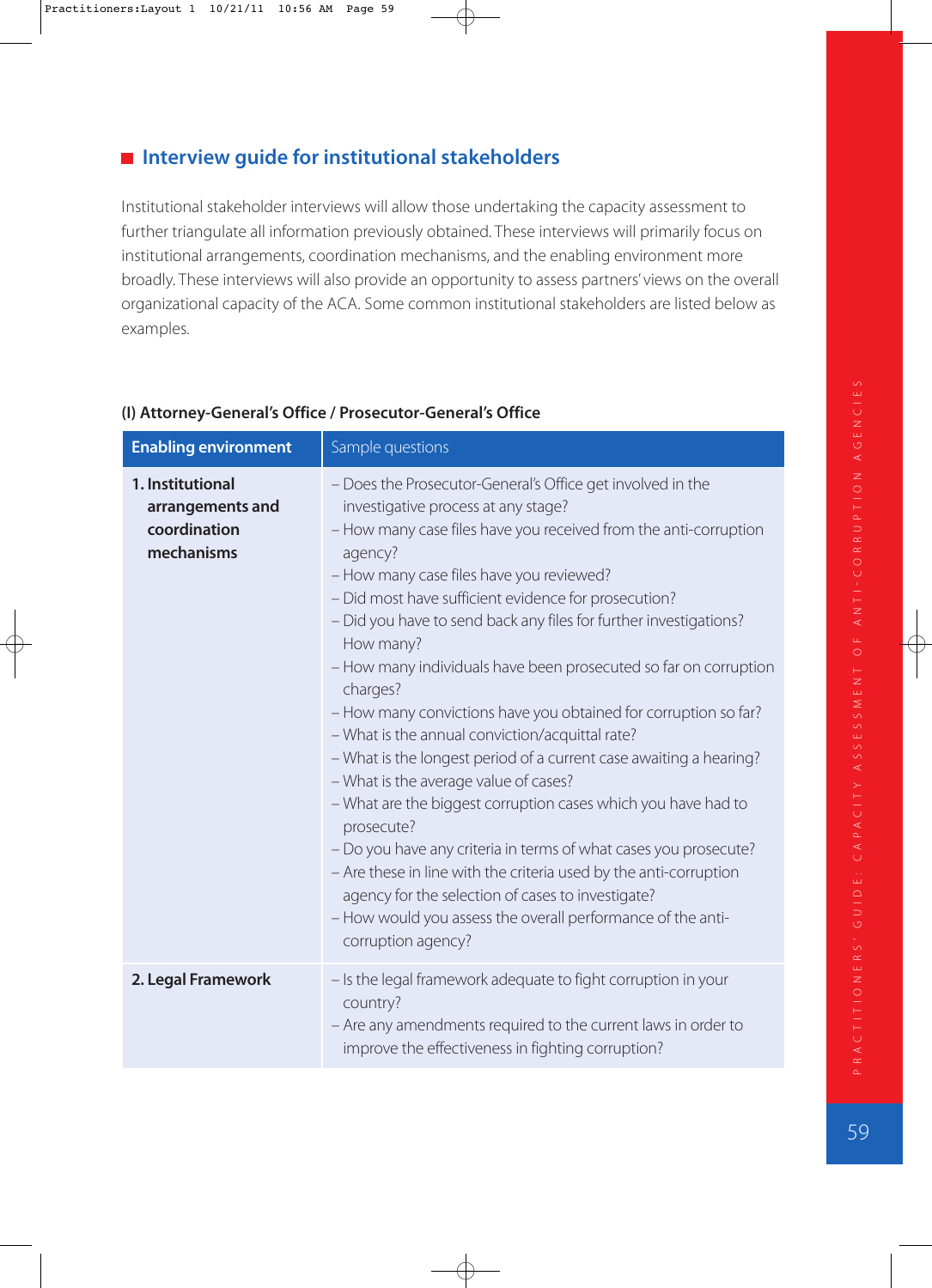## Interview guide for institutional stakeholders

Institutional stakeholder interviews will allow those undertaking the capacity assessment to further triangulate all information previously obtained. These interviews will primarily focus on institutional arrangements, coordination mechanisms, and the enabling environment more broadly. These interviews will also provide an opportunity to assess partners' views on the overall organizational capacity of the ACA. Some common institutional stakeholders are listed below as examples.

**(I) Attorney-General's Office / Prosecutor-General's Office**

| Enabling environment | Sample questions |
|---|---|
| **1. Institutional arrangements and coordination mechanisms** | – Does the Prosecutor-General's Office get involved in the investigative process at any stage?<br>– How many case files have you received from the anti-corruption agency?<br>– How many case files have you reviewed?<br>– Did most have sufficient evidence for prosecution?<br>– Did you have to send back any files for further investigations? How many?<br>– How many individuals have been prosecuted so far on corruption charges?<br>– How many convictions have you obtained for corruption so far?<br>– What is the annual conviction/acquittal rate?<br>– What is the longest period of a current case awaiting a hearing?<br>– What is the average value of cases?<br>– What are the biggest corruption cases which you have had to prosecute?<br>– Do you have any criteria in terms of what cases you prosecute?<br>– Are these in line with the criteria used by the anti-corruption agency for the selection of cases to investigate?<br>– How would you assess the overall performance of the anti-corruption agency? |
| **2. Legal Framework** | – Is the legal framework adequate to fight corruption in your country?<br>– Are any amendments required to the current laws in order to improve the effectiveness in fighting corruption? |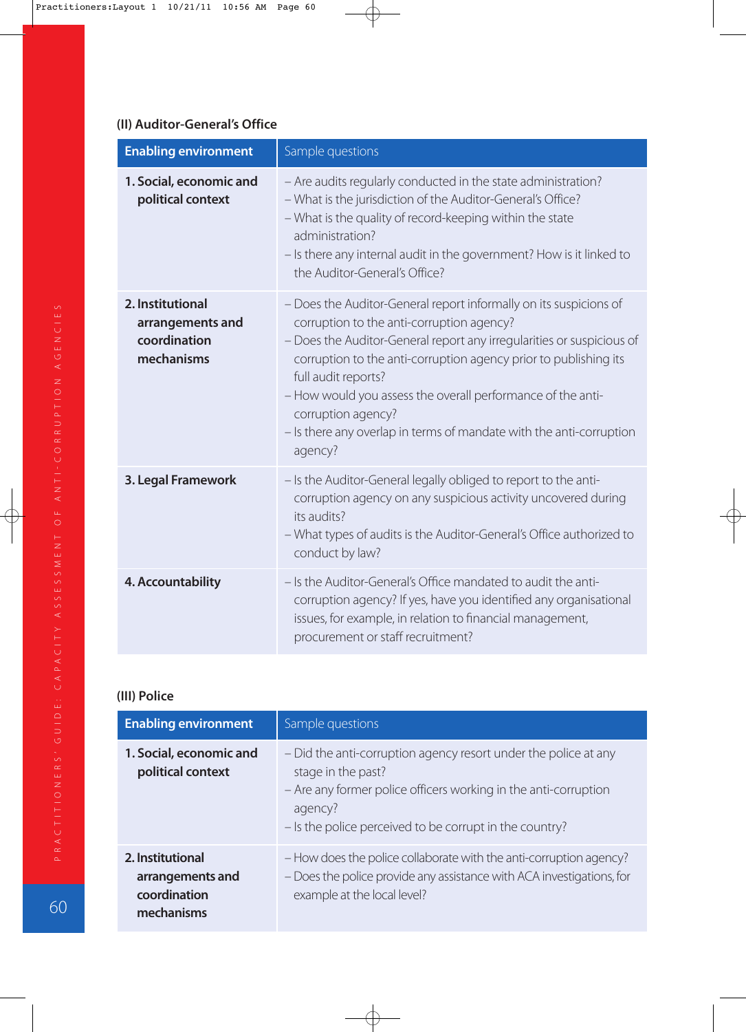### (II) Auditor-General's Office

| Enabling environment | Sample questions |
|---|---|
| **1. Social, economic and political context** | – Are audits regularly conducted in the state administration?<br>– What is the jurisdiction of the Auditor-General's Office?<br>– What is the quality of record-keeping within the state administration?<br>– Is there any internal audit in the government? How is it linked to the Auditor-General's Office? |
| **2. Institutional arrangements and coordination mechanisms** | – Does the Auditor-General report informally on its suspicions of corruption to the anti-corruption agency?<br>– Does the Auditor-General report any irregularities or suspicious of corruption to the anti-corruption agency prior to publishing its full audit reports?<br>– How would you assess the overall performance of the anti-corruption agency?<br>– Is there any overlap in terms of mandate with the anti-corruption agency? |
| **3. Legal Framework** | – Is the Auditor-General legally obliged to report to the anti-corruption agency on any suspicious activity uncovered during its audits?<br>– What types of audits is the Auditor-General's Office authorized to conduct by law? |
| **4. Accountability** | – Is the Auditor-General's Office mandated to audit the anti-corruption agency? If yes, have you identified any organisational issues, for example, in relation to financial management, procurement or staff recruitment? |

### (III) Police

| Enabling environment | Sample questions |
|---|---|
| **1. Social, economic and political context** | – Did the anti-corruption agency resort under the police at any stage in the past?<br>– Are any former police officers working in the anti-corruption agency?<br>– Is the police perceived to be corrupt in the country? |
| **2. Institutional arrangements and coordination mechanisms** | – How does the police collaborate with the anti-corruption agency?<br>– Does the police provide any assistance with ACA investigations, for example at the local level? |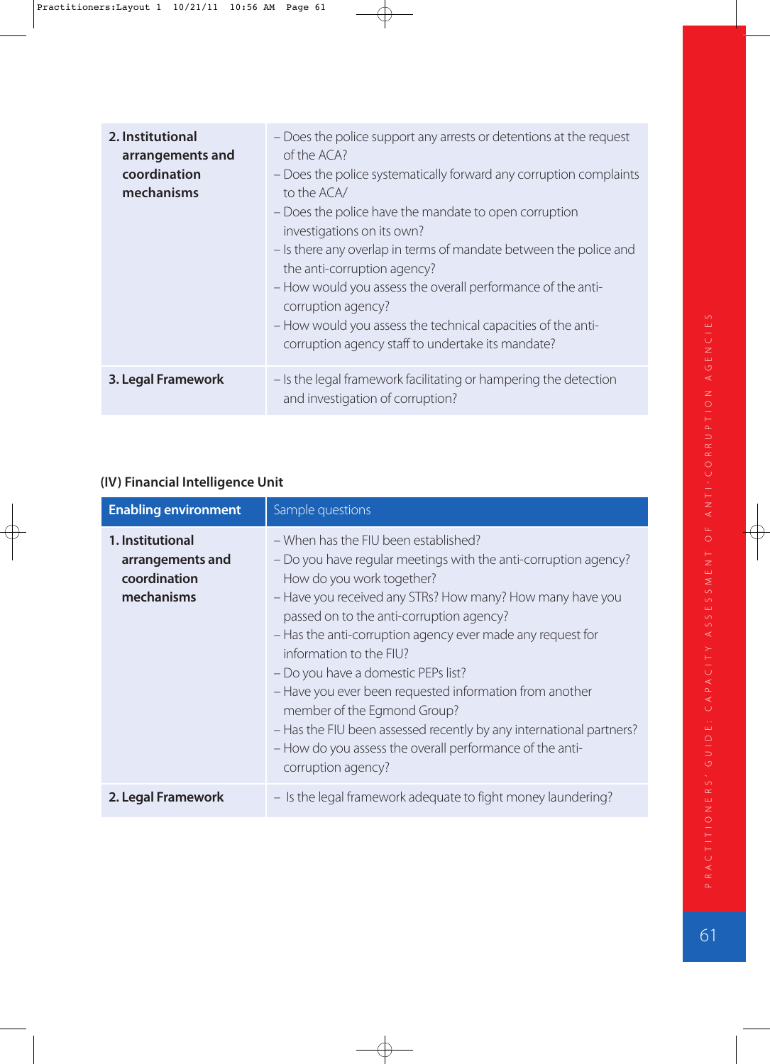| | |
|---|---|
| **2. Institutional arrangements and coordination mechanisms** | – Does the police support any arrests or detentions at the request of the ACA?<br>– Does the police systematically forward any corruption complaints to the ACA/<br>– Does the police have the mandate to open corruption investigations on its own?<br>– Is there any overlap in terms of mandate between the police and the anti-corruption agency?<br>– How would you assess the overall performance of the anti-corruption agency?<br>– How would you assess the technical capacities of the anti-corruption agency staff to undertake its mandate? |
| **3. Legal Framework** | – Is the legal framework facilitating or hampering the detection and investigation of corruption? |

**(IV) Financial Intelligence Unit**

| **Enabling environment** | Sample questions |
|---|---|
| **1. Institutional arrangements and coordination mechanisms** | – When has the FIU been established?<br>– Do you have regular meetings with the anti-corruption agency? How do you work together?<br>– Have you received any STRs? How many? How many have you passed on to the anti-corruption agency?<br>– Has the anti-corruption agency ever made any request for information to the FIU?<br>– Do you have a domestic PEPs list?<br>– Have you ever been requested information from another member of the Egmond Group?<br>– Has the FIU been assessed recently by any international partners?<br>– How do you assess the overall performance of the anti-corruption agency? |
| **2. Legal Framework** | – Is the legal framework adequate to fight money laundering? |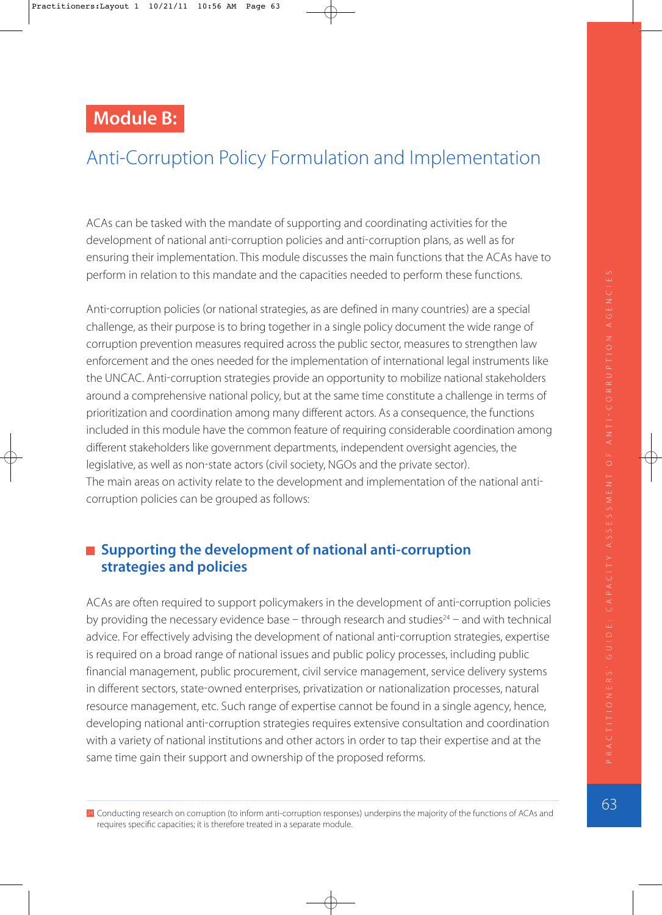# Module B:

## Anti-Corruption Policy Formulation and Implementation

ACAs can be tasked with the mandate of supporting and coordinating activities for the development of national anti-corruption policies and anti-corruption plans, as well as for ensuring their implementation. This module discusses the main functions that the ACAs have to perform in relation to this mandate and the capacities needed to perform these functions.

Anti-corruption policies (or national strategies, as are defined in many countries) are a special challenge, as their purpose is to bring together in a single policy document the wide range of corruption prevention measures required across the public sector, measures to strengthen law enforcement and the ones needed for the implementation of international legal instruments like the UNCAC. Anti-corruption strategies provide an opportunity to mobilize national stakeholders around a comprehensive national policy, but at the same time constitute a challenge in terms of prioritization and coordination among many different actors. As a consequence, the functions included in this module have the common feature of requiring considerable coordination among different stakeholders like government departments, independent oversight agencies, the legislative, as well as non-state actors (civil society, NGOs and the private sector).
The main areas on activity relate to the development and implementation of the national anti-corruption policies can be grouped as follows:

### Supporting the development of national anti-corruption strategies and policies

ACAs are often required to support policymakers in the development of anti-corruption policies by providing the necessary evidence base – through research and studies[24] – and with technical advice. For effectively advising the development of national anti-corruption strategies, expertise is required on a broad range of national issues and public policy processes, including public financial management, public procurement, civil service management, service delivery systems in different sectors, state-owned enterprises, privatization or nationalization processes, natural resource management, etc. Such range of expertise cannot be found in a single agency, hence, developing national anti-corruption strategies requires extensive consultation and coordination with a variety of national institutions and other actors in order to tap their expertise and at the same time gain their support and ownership of the proposed reforms.

---

[24] Conducting research on corruption (to inform anti-corruption responses) underpins the majority of the functions of ACAs and requires specific capacities; it is therefore treated in a separate module.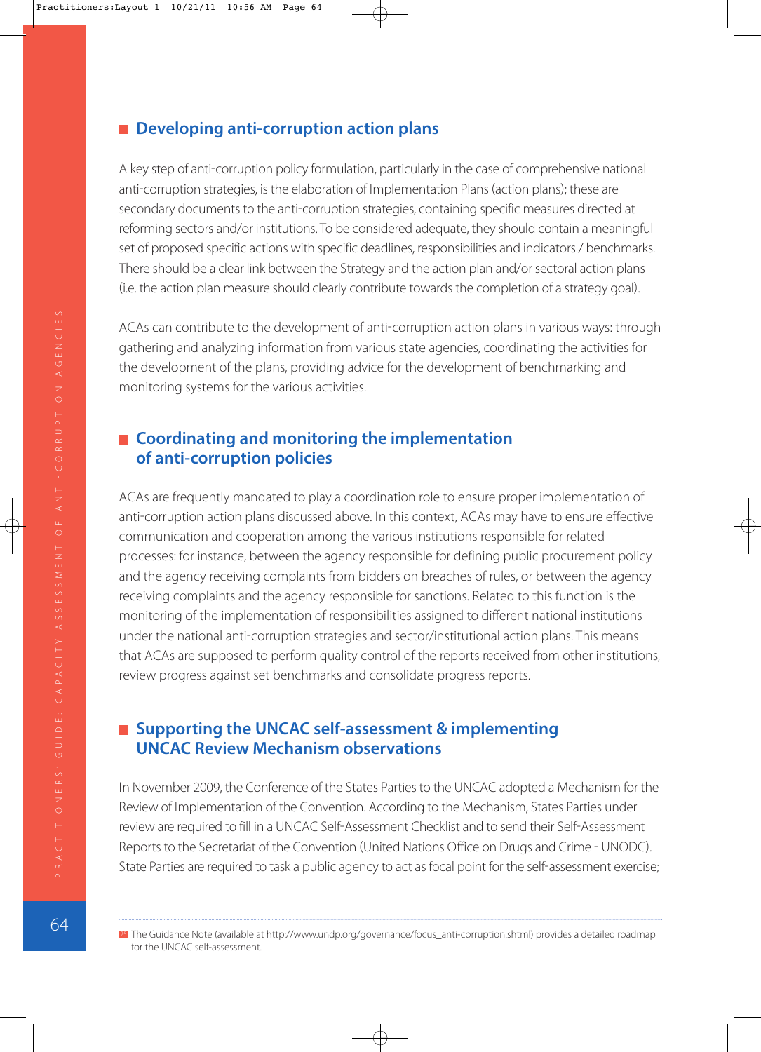## Developing anti-corruption action plans

A key step of anti-corruption policy formulation, particularly in the case of comprehensive national anti-corruption strategies, is the elaboration of Implementation Plans (action plans); these are secondary documents to the anti-corruption strategies, containing specific measures directed at reforming sectors and/or institutions. To be considered adequate, they should contain a meaningful set of proposed specific actions with specific deadlines, responsibilities and indicators / benchmarks. There should be a clear link between the Strategy and the action plan and/or sectoral action plans (i.e. the action plan measure should clearly contribute towards the completion of a strategy goal).

ACAs can contribute to the development of anti-corruption action plans in various ways: through gathering and analyzing information from various state agencies, coordinating the activities for the development of the plans, providing advice for the development of benchmarking and monitoring systems for the various activities.

## Coordinating and monitoring the implementation of anti-corruption policies

ACAs are frequently mandated to play a coordination role to ensure proper implementation of anti-corruption action plans discussed above. In this context, ACAs may have to ensure effective communication and cooperation among the various institutions responsible for related processes: for instance, between the agency responsible for defining public procurement policy and the agency receiving complaints from bidders on breaches of rules, or between the agency receiving complaints and the agency responsible for sanctions. Related to this function is the monitoring of the implementation of responsibilities assigned to different national institutions under the national anti-corruption strategies and sector/institutional action plans. This means that ACAs are supposed to perform quality control of the reports received from other institutions, review progress against set benchmarks and consolidate progress reports.

## Supporting the UNCAC self-assessment & implementing UNCAC Review Mechanism observations

In November 2009, the Conference of the States Parties to the UNCAC adopted a Mechanism for the Review of Implementation of the Convention. According to the Mechanism, States Parties under review are required to fill in a UNCAC Self-Assessment Checklist and to send their Self-Assessment Reports to the Secretariat of the Convention (United Nations Office on Drugs and Crime - UNODC). State Parties are required to task a public agency to act as focal point for the self-assessment exercise;

---

[25] The Guidance Note (available at http://www.undp.org/governance/focus_anti-corruption.shtml) provides a detailed roadmap for the UNCAC self-assessment.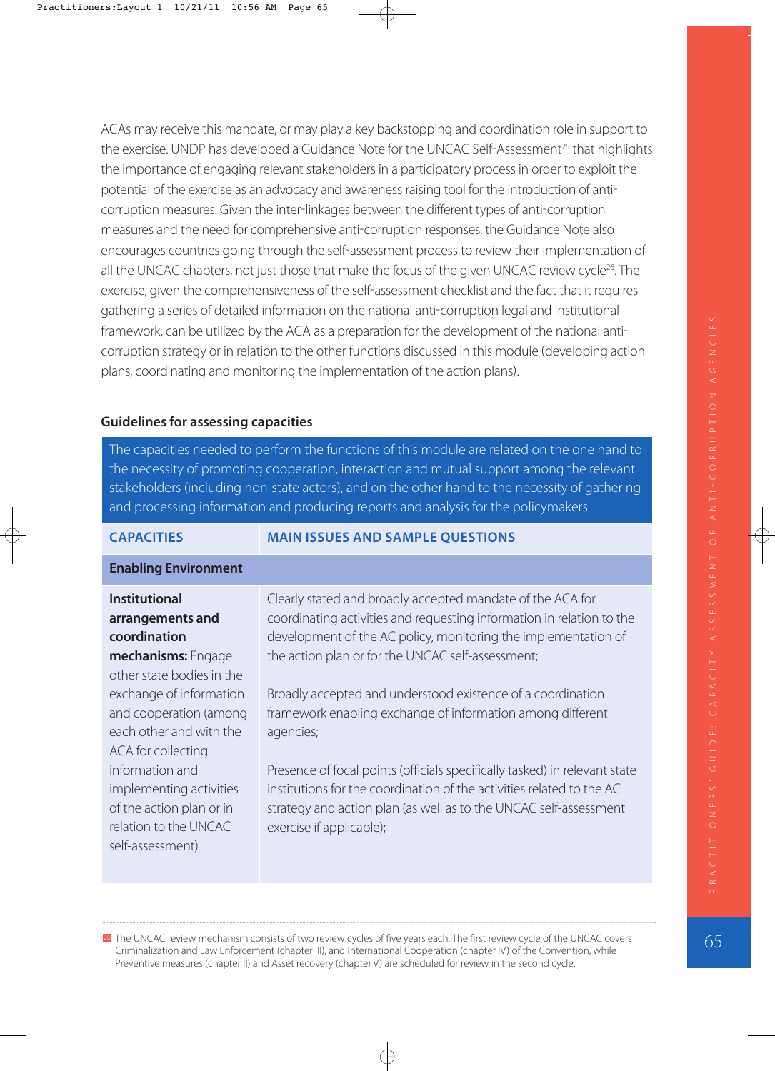ACAs may receive this mandate, or may play a key backstopping and coordination role in support to the exercise. UNDP has developed a Guidance Note for the UNCAC Self-Assessment[25] that highlights the importance of engaging relevant stakeholders in a participatory process in order to exploit the potential of the exercise as an advocacy and awareness raising tool for the introduction of anti-corruption measures. Given the inter-linkages between the different types of anti-corruption measures and the need for comprehensive anti-corruption responses, the Guidance Note also encourages countries going through the self-assessment process to review their implementation of all the UNCAC chapters, not just those that make the focus of the given UNCAC review cycle[26]. The exercise, given the comprehensiveness of the self-assessment checklist and the fact that it requires gathering a series of detailed information on the national anti-corruption legal and institutional framework, can be utilized by the ACA as a preparation for the development of the national anti-corruption strategy or in relation to the other functions discussed in this module (developing action plans, coordinating and monitoring the implementation of the action plans).

### Guidelines for assessing capacities

The capacities needed to perform the functions of this module are related on the one hand to the necessity of promoting cooperation, interaction and mutual support among the relevant stakeholders (including non-state actors), and on the other hand to the necessity of gathering and processing information and producing reports and analysis for the policymakers.

| CAPACITIES | MAIN ISSUES AND SAMPLE QUESTIONS |
|---|---|
| **Enabling Environment** | |
| **Institutional arrangements and coordination mechanisms:** Engage other state bodies in the exchange of information and cooperation (among each other and with the ACA for collecting information and implementing activities of the action plan or in relation to the UNCAC self-assessment) | Clearly stated and broadly accepted mandate of the ACA for coordinating activities and requesting information in relation to the development of the AC policy, monitoring the implementation of the action plan or for the UNCAC self-assessment;<br><br>Broadly accepted and understood existence of a coordination framework enabling exchange of information among different agencies;<br><br>Presence of focal points (officials specifically tasked) in relevant state institutions for the coordination of the activities related to the AC strategy and action plan (as well as to the UNCAC self-assessment exercise if applicable); |

[26] The UNCAC review mechanism consists of two review cycles of five years each. The first review cycle of the UNCAC covers Criminalization and Law Enforcement (chapter III), and International Cooperation (chapter IV) of the Convention, while Preventive measures (chapter II) and Asset recovery (chapter V) are scheduled for review in the second cycle.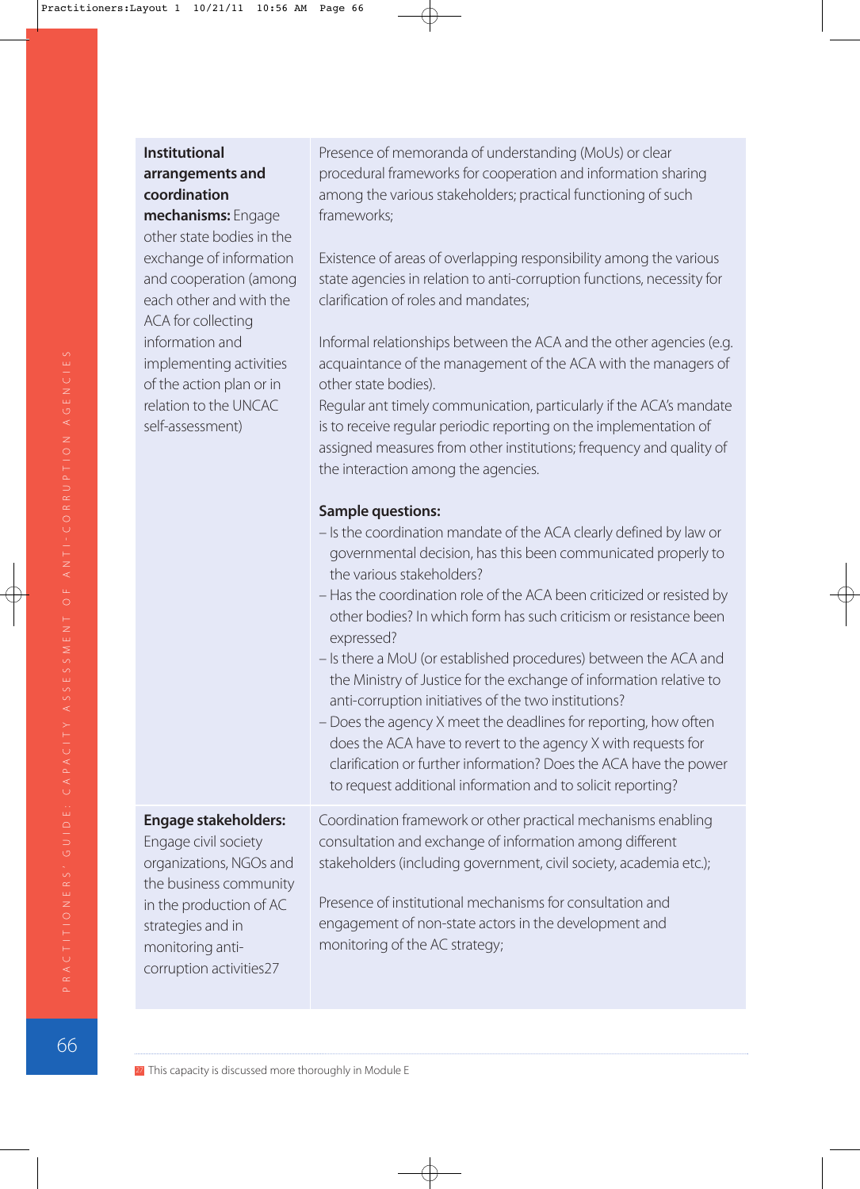| | |
|---|---|
| **Institutional arrangements and coordination mechanisms:** Engage other state bodies in the exchange of information and cooperation (among each other and with the ACA for collecting information and implementing activities of the action plan or in relation to the UNCAC self-assessment) | Presence of memoranda of understanding (MoUs) or clear procedural frameworks for cooperation and information sharing among the various stakeholders; practical functioning of such frameworks;<br><br>Existence of areas of overlapping responsibility among the various state agencies in relation to anti-corruption functions, necessity for clarification of roles and mandates;<br><br>Informal relationships between the ACA and the other agencies (e.g. acquaintance of the management of the ACA with the managers of other state bodies).<br>Regular ant timely communication, particularly if the ACA's mandate is to receive regular periodic reporting on the implementation of assigned measures from other institutions; frequency and quality of the interaction among the agencies.<br><br>**Sample questions:**<br>– Is the coordination mandate of the ACA clearly defined by law or governmental decision, has this been communicated properly to the various stakeholders?<br>– Has the coordination role of the ACA been criticized or resisted by other bodies? In which form has such criticism or resistance been expressed?<br>– Is there a MoU (or established procedures) between the ACA and the Ministry of Justice for the exchange of information relative to anti-corruption initiatives of the two institutions?<br>– Does the agency X meet the deadlines for reporting, how often does the ACA have to revert to the agency X with requests for clarification or further information? Does the ACA have the power to request additional information and to solicit reporting? |
| **Engage stakeholders:** Engage civil society organizations, NGOs and the business community in the production of AC strategies and in monitoring anti-corruption activities[27] | Coordination framework or other practical mechanisms enabling consultation and exchange of information among different stakeholders (including government, civil society, academia etc.);<br><br>Presence of institutional mechanisms for consultation and engagement of non-state actors in the development and monitoring of the AC strategy; |

[27] This capacity is discussed more thoroughly in Module E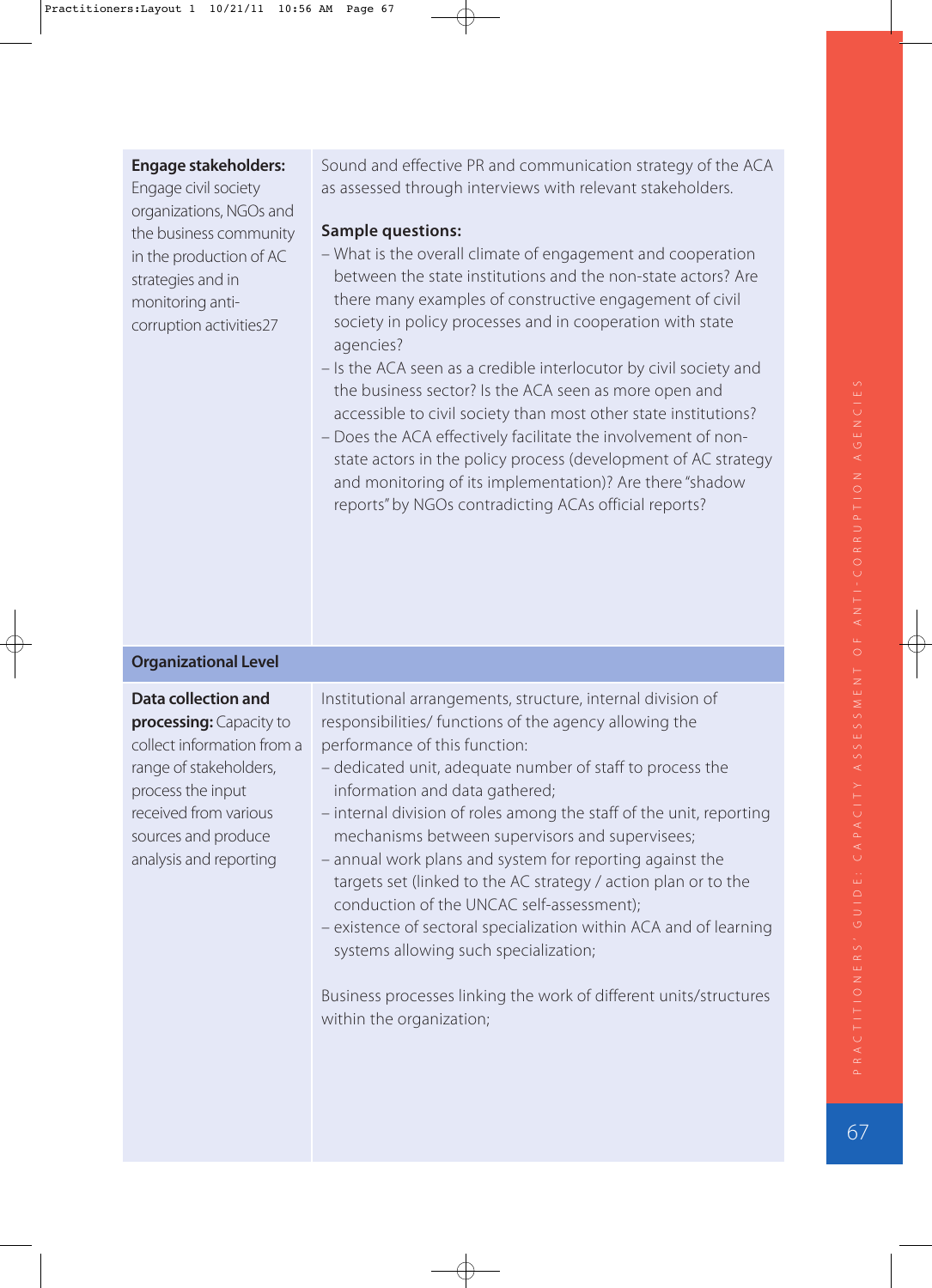| | |
|---|---|
| **Engage stakeholders:** Engage civil society organizations, NGOs and the business community in the production of AC strategies and in monitoring anti-corruption activities27 | Sound and effective PR and communication strategy of the ACA as assessed through interviews with relevant stakeholders.<br><br>**Sample questions:**<br>– What is the overall climate of engagement and cooperation between the state institutions and the non-state actors? Are there many examples of constructive engagement of civil society in policy processes and in cooperation with state agencies?<br>– Is the ACA seen as a credible interlocutor by civil society and the business sector? Is the ACA seen as more open and accessible to civil society than most other state institutions?<br>– Does the ACA effectively facilitate the involvement of non-state actors in the policy process (development of AC strategy and monitoring of its implementation)? Are there "shadow reports" by NGOs contradicting ACAs official reports? |
| **Organizational Level** | |
| **Data collection and processing:** Capacity to collect information from a range of stakeholders, process the input received from various sources and produce analysis and reporting | Institutional arrangements, structure, internal division of responsibilities/ functions of the agency allowing the performance of this function:<br>– dedicated unit, adequate number of staff to process the information and data gathered;<br>– internal division of roles among the staff of the unit, reporting mechanisms between supervisors and supervisees;<br>– annual work plans and system for reporting against the targets set (linked to the AC strategy / action plan or to the conduction of the UNCAC self-assessment);<br>– existence of sectoral specialization within ACA and of learning systems allowing such specialization;<br><br>Business processes linking the work of different units/structures within the organization; |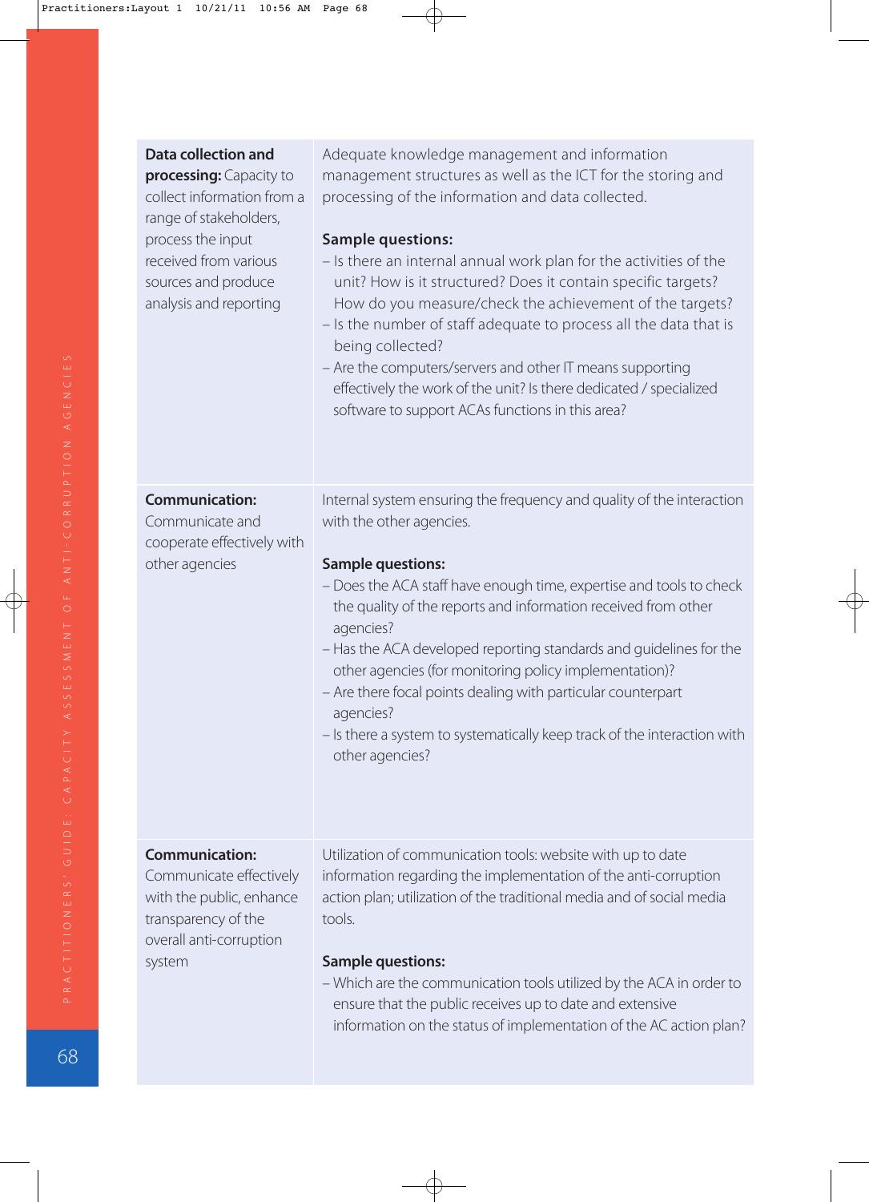| | |
|---|---|
| **Data collection and processing:** Capacity to collect information from a range of stakeholders, process the input received from various sources and produce analysis and reporting | Adequate knowledge management and information management structures as well as the ICT for the storing and processing of the information and data collected.<br><br>**Sample questions:**<br>– Is there an internal annual work plan for the activities of the unit? How is it structured? Does it contain specific targets? How do you measure/check the achievement of the targets?<br>– Is the number of staff adequate to process all the data that is being collected?<br>– Are the computers/servers and other IT means supporting effectively the work of the unit? Is there dedicated / specialized software to support ACAs functions in this area? |
| **Communication:** Communicate and cooperate effectively with other agencies | Internal system ensuring the frequency and quality of the interaction with the other agencies.<br><br>**Sample questions:**<br>– Does the ACA staff have enough time, expertise and tools to check the quality of the reports and information received from other agencies?<br>– Has the ACA developed reporting standards and guidelines for the other agencies (for monitoring policy implementation)?<br>– Are there focal points dealing with particular counterpart agencies?<br>– Is there a system to systematically keep track of the interaction with other agencies? |
| **Communication:** Communicate effectively with the public, enhance transparency of the overall anti-corruption system | Utilization of communication tools: website with up to date information regarding the implementation of the anti-corruption action plan; utilization of the traditional media and of social media tools.<br><br>**Sample questions:**<br>– Which are the communication tools utilized by the ACA in order to ensure that the public receives up to date and extensive information on the status of implementation of the AC action plan? |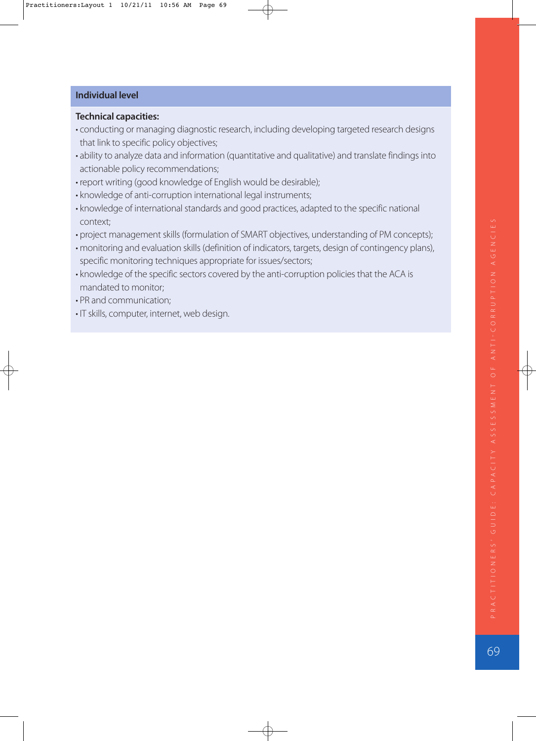## Individual level

**Technical capacities:**

- conducting or managing diagnostic research, including developing targeted research designs that link to specific policy objectives;
- ability to analyze data and information (quantitative and qualitative) and translate findings into actionable policy recommendations;
- report writing (good knowledge of English would be desirable);
- knowledge of anti-corruption international legal instruments;
- knowledge of international standards and good practices, adapted to the specific national context;
- project management skills (formulation of SMART objectives, understanding of PM concepts);
- monitoring and evaluation skills (definition of indicators, targets, design of contingency plans), specific monitoring techniques appropriate for issues/sectors;
- knowledge of the specific sectors covered by the anti-corruption policies that the ACA is mandated to monitor;
- PR and communication;
- IT skills, computer, internet, web design.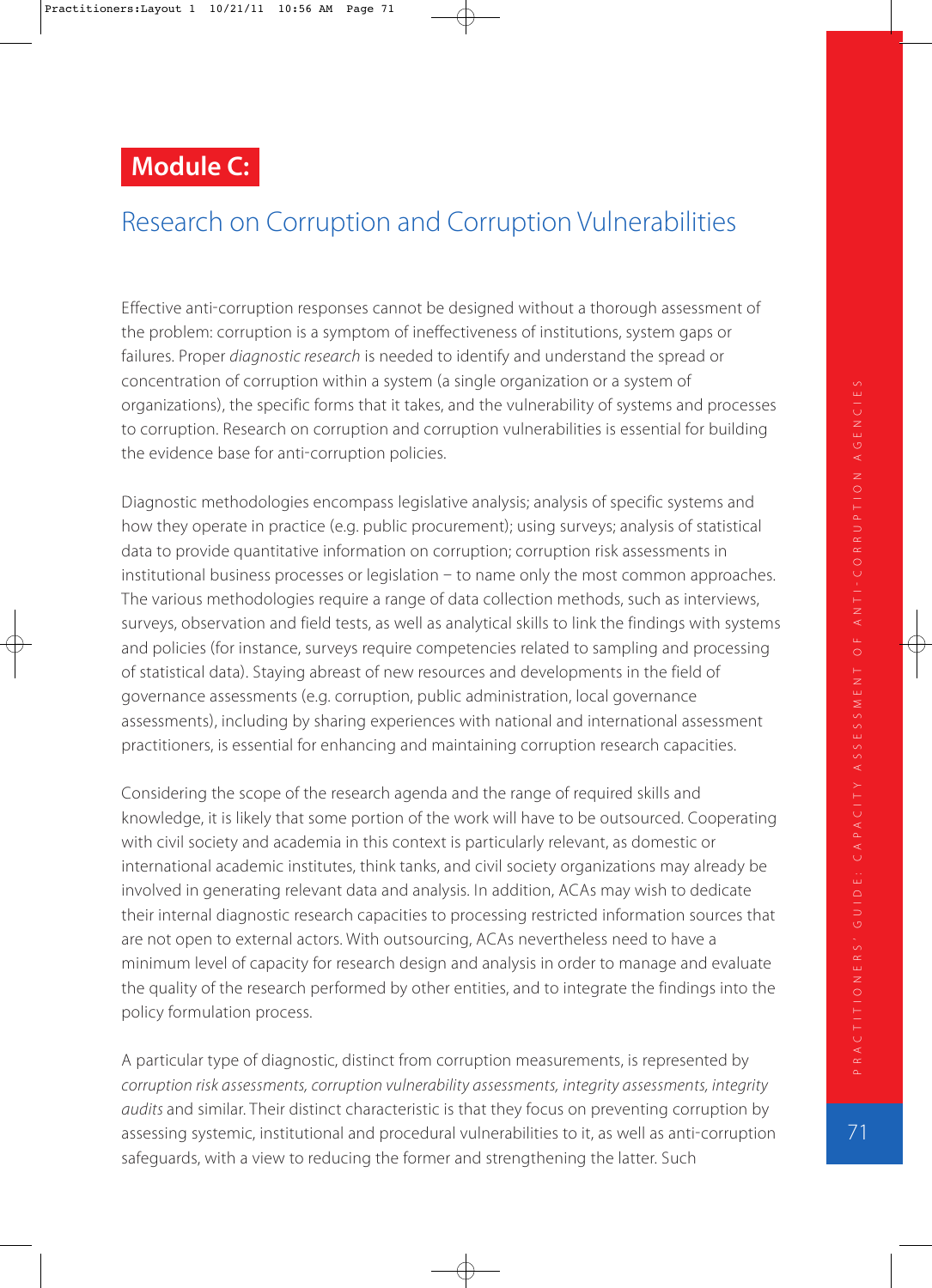# Module C:

## Research on Corruption and Corruption Vulnerabilities

Effective anti-corruption responses cannot be designed without a thorough assessment of the problem: corruption is a symptom of ineffectiveness of institutions, system gaps or failures. Proper *diagnostic research* is needed to identify and understand the spread or concentration of corruption within a system (a single organization or a system of organizations), the specific forms that it takes, and the vulnerability of systems and processes to corruption. Research on corruption and corruption vulnerabilities is essential for building the evidence base for anti-corruption policies.

Diagnostic methodologies encompass legislative analysis; analysis of specific systems and how they operate in practice (e.g. public procurement); using surveys; analysis of statistical data to provide quantitative information on corruption; corruption risk assessments in institutional business processes or legislation – to name only the most common approaches. The various methodologies require a range of data collection methods, such as interviews, surveys, observation and field tests, as well as analytical skills to link the findings with systems and policies (for instance, surveys require competencies related to sampling and processing of statistical data). Staying abreast of new resources and developments in the field of governance assessments (e.g. corruption, public administration, local governance assessments), including by sharing experiences with national and international assessment practitioners, is essential for enhancing and maintaining corruption research capacities.

Considering the scope of the research agenda and the range of required skills and knowledge, it is likely that some portion of the work will have to be outsourced. Cooperating with civil society and academia in this context is particularly relevant, as domestic or international academic institutes, think tanks, and civil society organizations may already be involved in generating relevant data and analysis. In addition, ACAs may wish to dedicate their internal diagnostic research capacities to processing restricted information sources that are not open to external actors. With outsourcing, ACAs nevertheless need to have a minimum level of capacity for research design and analysis in order to manage and evaluate the quality of the research performed by other entities, and to integrate the findings into the policy formulation process.

A particular type of diagnostic, distinct from corruption measurements, is represented by *corruption risk assessments, corruption vulnerability assessments, integrity assessments, integrity audits* and similar. Their distinct characteristic is that they focus on preventing corruption by assessing systemic, institutional and procedural vulnerabilities to it, as well as anti-corruption safeguards, with a view to reducing the former and strengthening the latter. Such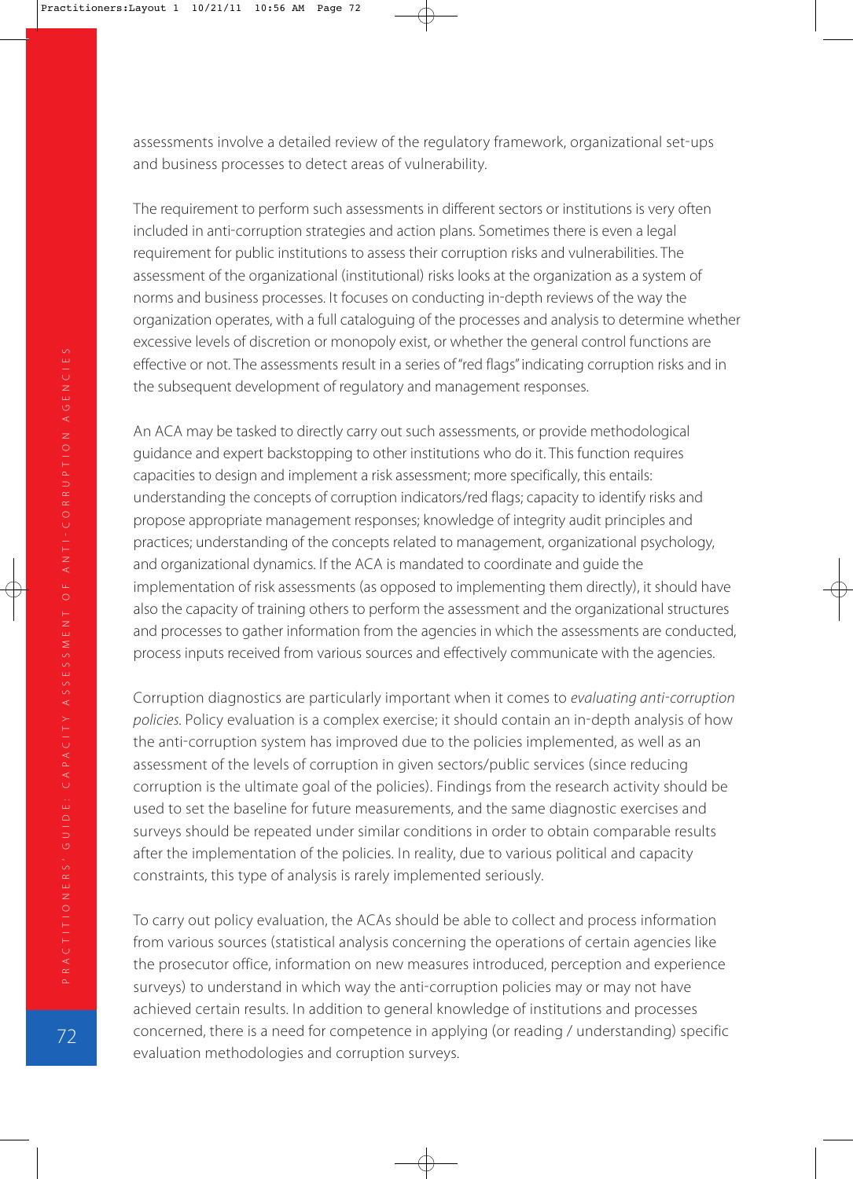assessments involve a detailed review of the regulatory framework, organizational set-ups and business processes to detect areas of vulnerability.

The requirement to perform such assessments in different sectors or institutions is very often included in anti-corruption strategies and action plans. Sometimes there is even a legal requirement for public institutions to assess their corruption risks and vulnerabilities. The assessment of the organizational (institutional) risks looks at the organization as a system of norms and business processes. It focuses on conducting in-depth reviews of the way the organization operates, with a full cataloguing of the processes and analysis to determine whether excessive levels of discretion or monopoly exist, or whether the general control functions are effective or not. The assessments result in a series of "red flags" indicating corruption risks and in the subsequent development of regulatory and management responses.

An ACA may be tasked to directly carry out such assessments, or provide methodological guidance and expert backstopping to other institutions who do it. This function requires capacities to design and implement a risk assessment; more specifically, this entails: understanding the concepts of corruption indicators/red flags; capacity to identify risks and propose appropriate management responses; knowledge of integrity audit principles and practices; understanding of the concepts related to management, organizational psychology, and organizational dynamics. If the ACA is mandated to coordinate and guide the implementation of risk assessments (as opposed to implementing them directly), it should have also the capacity of training others to perform the assessment and the organizational structures and processes to gather information from the agencies in which the assessments are conducted, process inputs received from various sources and effectively communicate with the agencies.

Corruption diagnostics are particularly important when it comes to *evaluating anti-corruption policies*. Policy evaluation is a complex exercise; it should contain an in-depth analysis of how the anti-corruption system has improved due to the policies implemented, as well as an assessment of the levels of corruption in given sectors/public services (since reducing corruption is the ultimate goal of the policies). Findings from the research activity should be used to set the baseline for future measurements, and the same diagnostic exercises and surveys should be repeated under similar conditions in order to obtain comparable results after the implementation of the policies. In reality, due to various political and capacity constraints, this type of analysis is rarely implemented seriously.

To carry out policy evaluation, the ACAs should be able to collect and process information from various sources (statistical analysis concerning the operations of certain agencies like the prosecutor office, information on new measures introduced, perception and experience surveys) to understand in which way the anti-corruption policies may or may not have achieved certain results. In addition to general knowledge of institutions and processes concerned, there is a need for competence in applying (or reading / understanding) specific evaluation methodologies and corruption surveys.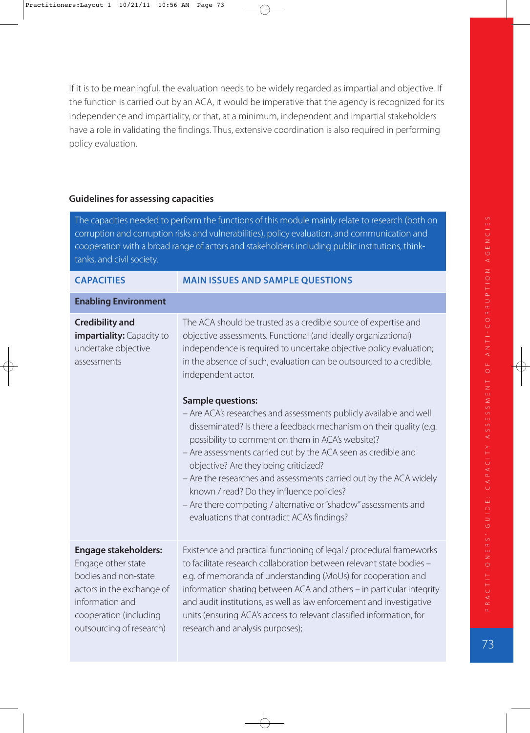If it is to be meaningful, the evaluation needs to be widely regarded as impartial and objective. If the function is carried out by an ACA, it would be imperative that the agency is recognized for its independence and impartiality, or that, at a minimum, independent and impartial stakeholders have a role in validating the findings. Thus, extensive coordination is also required in performing policy evaluation.

### Guidelines for assessing capacities

The capacities needed to perform the functions of this module mainly relate to research (both on corruption and corruption risks and vulnerabilities), policy evaluation, and communication and cooperation with a broad range of actors and stakeholders including public institutions, think-tanks, and civil society.

| CAPACITIES | MAIN ISSUES AND SAMPLE QUESTIONS |
|---|---|
| **Enabling Environment** | |
| **Credibility and impartiality:** Capacity to undertake objective assessments | The ACA should be trusted as a credible source of expertise and objective assessments. Functional (and ideally organizational) independence is required to undertake objective policy evaluation; in the absence of such, evaluation can be outsourced to a credible, independent actor.<br><br>**Sample questions:**<br>– Are ACA's researches and assessments publicly available and well disseminated? Is there a feedback mechanism on their quality (e.g. possibility to comment on them in ACA's website)?<br>– Are assessments carried out by the ACA seen as credible and objective? Are they being criticized?<br>– Are the researches and assessments carried out by the ACA widely known / read? Do they influence policies?<br>– Are there competing / alternative or "shadow" assessments and evaluations that contradict ACA's findings? |
| **Engage stakeholders:** Engage other state bodies and non-state actors in the exchange of information and cooperation (including outsourcing of research) | Existence and practical functioning of legal / procedural frameworks to facilitate research collaboration between relevant state bodies – e.g. of memoranda of understanding (MoUs) for cooperation and information sharing between ACA and others – in particular integrity and audit institutions, as well as law enforcement and investigative units (ensuring ACA's access to relevant classified information, for research and analysis purposes); |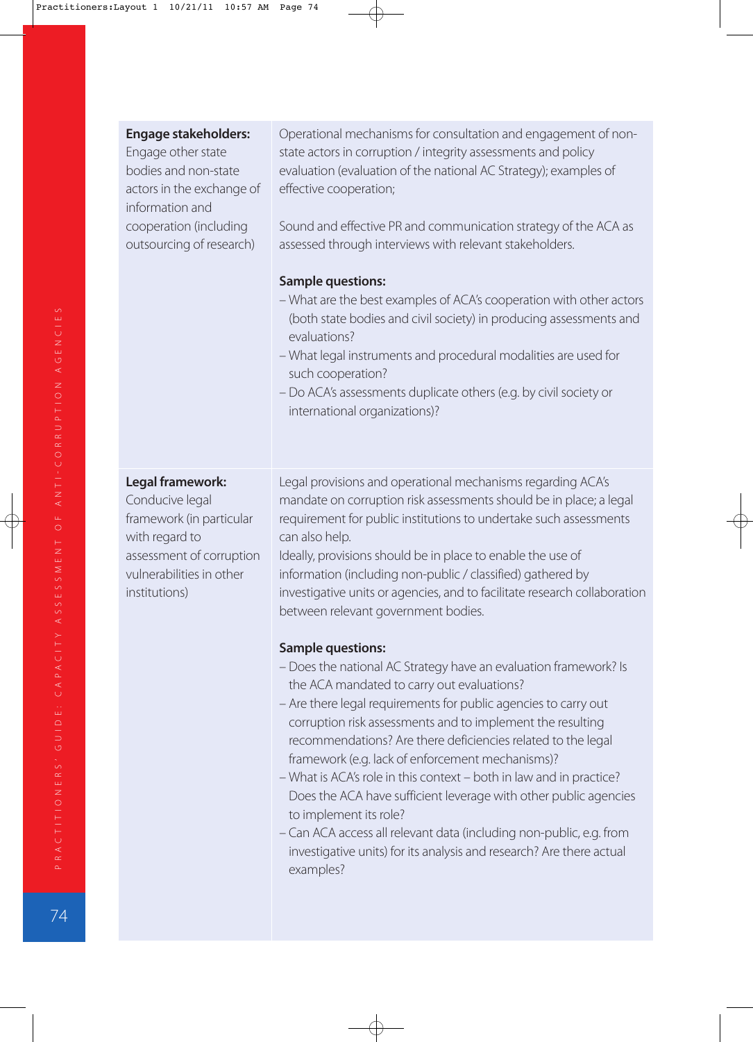| | |
|---|---|
| **Engage stakeholders:** Engage other state bodies and non-state actors in the exchange of information and cooperation (including outsourcing of research) | Operational mechanisms for consultation and engagement of non-state actors in corruption / integrity assessments and policy evaluation (evaluation of the national AC Strategy); examples of effective cooperation;<br><br>Sound and effective PR and communication strategy of the ACA as assessed through interviews with relevant stakeholders.<br><br>**Sample questions:**<br>– What are the best examples of ACA's cooperation with other actors (both state bodies and civil society) in producing assessments and evaluations?<br>– What legal instruments and procedural modalities are used for such cooperation?<br>– Do ACA's assessments duplicate others (e.g. by civil society or international organizations)? |
| **Legal framework:** Conducive legal framework (in particular with regard to assessment of corruption vulnerabilities in other institutions) | Legal provisions and operational mechanisms regarding ACA's mandate on corruption risk assessments should be in place; a legal requirement for public institutions to undertake such assessments can also help.<br>Ideally, provisions should be in place to enable the use of information (including non-public / classified) gathered by investigative units or agencies, and to facilitate research collaboration between relevant government bodies.<br><br>**Sample questions:**<br>– Does the national AC Strategy have an evaluation framework? Is the ACA mandated to carry out evaluations?<br>– Are there legal requirements for public agencies to carry out corruption risk assessments and to implement the resulting recommendations? Are there deficiencies related to the legal framework (e.g. lack of enforcement mechanisms)?<br>– What is ACA's role in this context – both in law and in practice? Does the ACA have sufficient leverage with other public agencies to implement its role?<br>– Can ACA access all relevant data (including non-public, e.g. from investigative units) for its analysis and research? Are there actual examples? |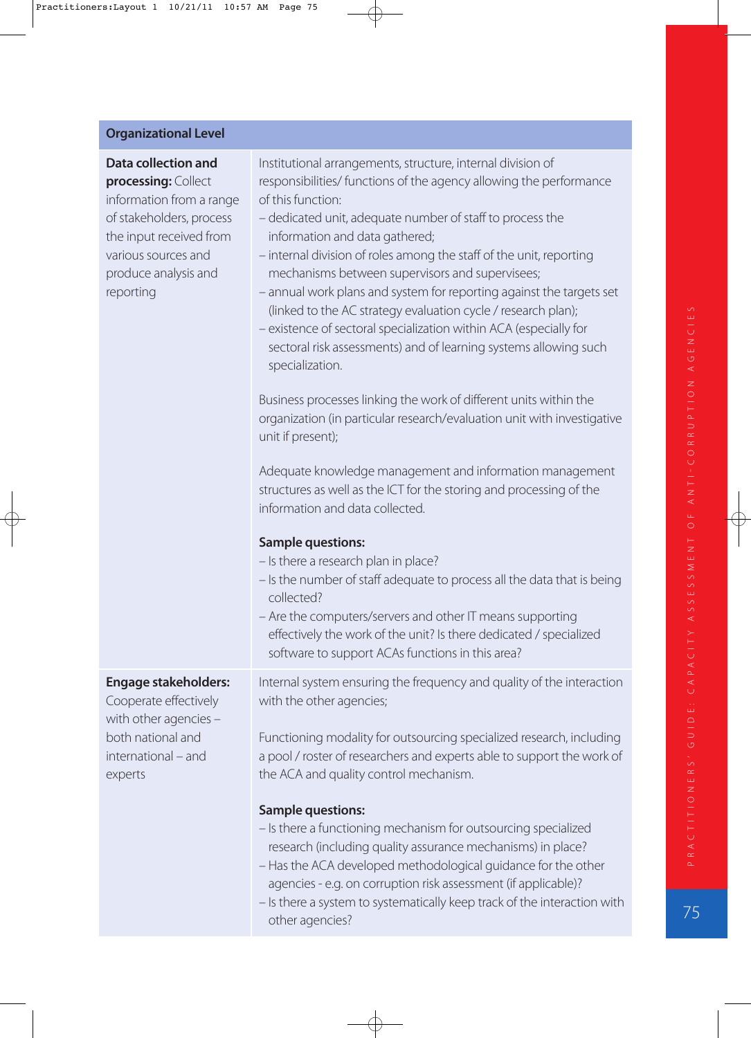| Organizational Level | |
|---|---|
| **Data collection and processing:** Collect information from a range of stakeholders, process the input received from various sources and produce analysis and reporting | Institutional arrangements, structure, internal division of responsibilities/ functions of the agency allowing the performance of this function:<br>– dedicated unit, adequate number of staff to process the information and data gathered;<br>– internal division of roles among the staff of the unit, reporting mechanisms between supervisors and supervisees;<br>– annual work plans and system for reporting against the targets set (linked to the AC strategy evaluation cycle / research plan);<br>– existence of sectoral specialization within ACA (especially for sectoral risk assessments) and of learning systems allowing such specialization.<br><br>Business processes linking the work of different units within the organization (in particular research/evaluation unit with investigative unit if present);<br><br>Adequate knowledge management and information management structures as well as the ICT for the storing and processing of the information and data collected.<br><br>**Sample questions:**<br>– Is there a research plan in place?<br>– Is the number of staff adequate to process all the data that is being collected?<br>– Are the computers/servers and other IT means supporting effectively the work of the unit? Is there dedicated / specialized software to support ACAs functions in this area? |
| **Engage stakeholders:** Cooperate effectively with other agencies – both national and international – and experts | Internal system ensuring the frequency and quality of the interaction with the other agencies;<br><br>Functioning modality for outsourcing specialized research, including a pool / roster of researchers and experts able to support the work of the ACA and quality control mechanism.<br><br>**Sample questions:**<br>– Is there a functioning mechanism for outsourcing specialized research (including quality assurance mechanisms) in place?<br>– Has the ACA developed methodological guidance for the other agencies - e.g. on corruption risk assessment (if applicable)?<br>– Is there a system to systematically keep track of the interaction with other agencies? |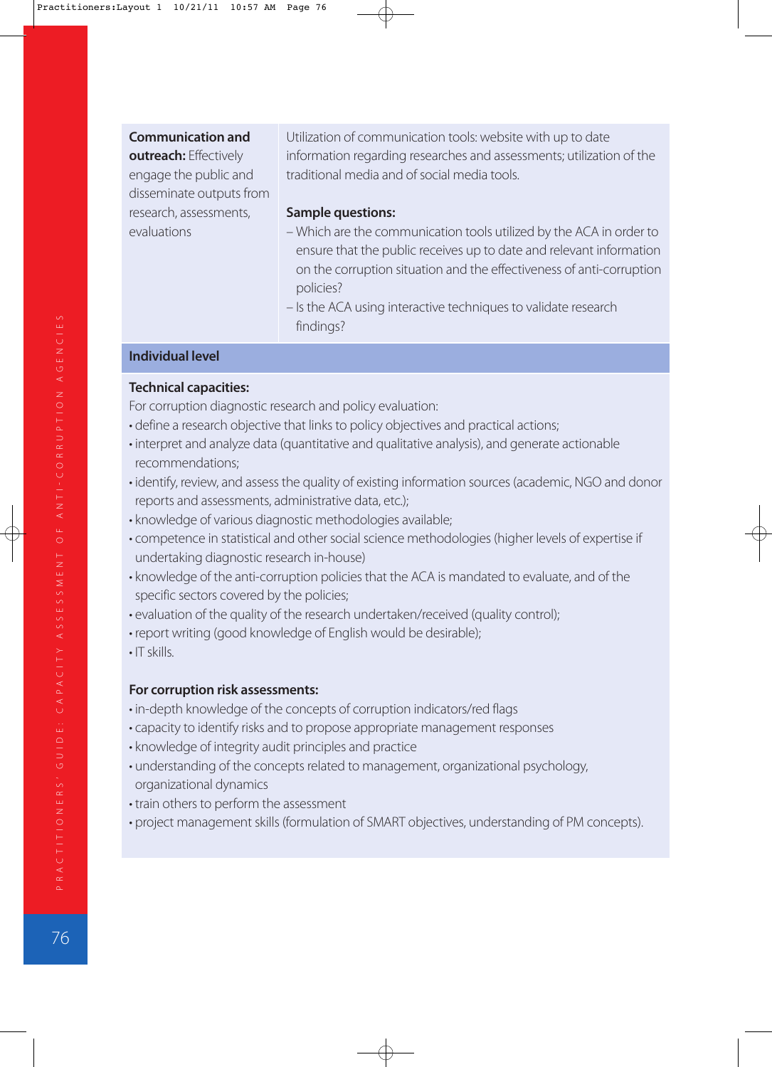| | |
|---|---|
| **Communication and outreach:** Effectively engage the public and disseminate outputs from research, assessments, evaluations | Utilization of communication tools: website with up to date information regarding researches and assessments; utilization of the traditional media and of social media tools.<br><br>**Sample questions:**<br>– Which are the communication tools utilized by the ACA in order to ensure that the public receives up to date and relevant information on the corruption situation and the effectiveness of anti-corruption policies?<br>– Is the ACA using interactive techniques to validate research findings? |

**Individual level**

**Technical capacities:**

For corruption diagnostic research and policy evaluation:

- define a research objective that links to policy objectives and practical actions;
- interpret and analyze data (quantitative and qualitative analysis), and generate actionable recommendations;
- identify, review, and assess the quality of existing information sources (academic, NGO and donor reports and assessments, administrative data, etc.);
- knowledge of various diagnostic methodologies available;
- competence in statistical and other social science methodologies (higher levels of expertise if undertaking diagnostic research in-house)
- knowledge of the anti-corruption policies that the ACA is mandated to evaluate, and of the specific sectors covered by the policies;
- evaluation of the quality of the research undertaken/received (quality control);
- report writing (good knowledge of English would be desirable);
- IT skills.

**For corruption risk assessments:**

- in-depth knowledge of the concepts of corruption indicators/red flags
- capacity to identify risks and to propose appropriate management responses
- knowledge of integrity audit principles and practice
- understanding of the concepts related to management, organizational psychology, organizational dynamics
- train others to perform the assessment
- project management skills (formulation of SMART objectives, understanding of PM concepts).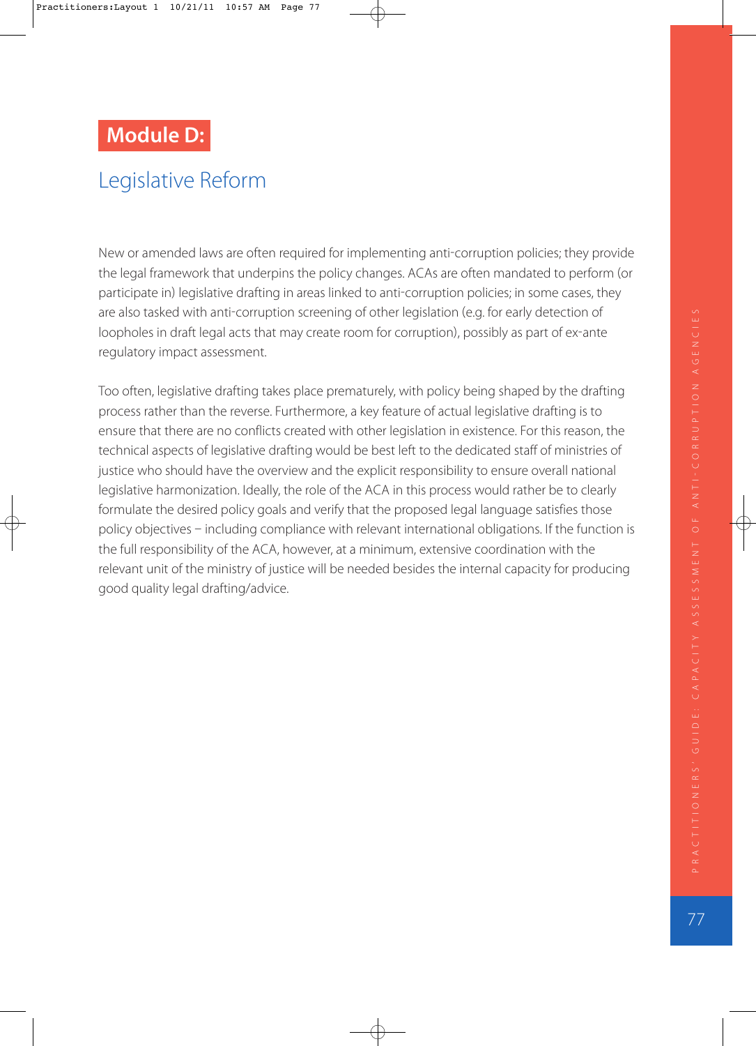# Module D:

## Legislative Reform

New or amended laws are often required for implementing anti-corruption policies; they provide the legal framework that underpins the policy changes. ACAs are often mandated to perform (or participate in) legislative drafting in areas linked to anti-corruption policies; in some cases, they are also tasked with anti-corruption screening of other legislation (e.g. for early detection of loopholes in draft legal acts that may create room for corruption), possibly as part of ex-ante regulatory impact assessment.

Too often, legislative drafting takes place prematurely, with policy being shaped by the drafting process rather than the reverse. Furthermore, a key feature of actual legislative drafting is to ensure that there are no conflicts created with other legislation in existence. For this reason, the technical aspects of legislative drafting would be best left to the dedicated staff of ministries of justice who should have the overview and the explicit responsibility to ensure overall national legislative harmonization. Ideally, the role of the ACA in this process would rather be to clearly formulate the desired policy goals and verify that the proposed legal language satisfies those policy objectives – including compliance with relevant international obligations. If the function is the full responsibility of the ACA, however, at a minimum, extensive coordination with the relevant unit of the ministry of justice will be needed besides the internal capacity for producing good quality legal drafting/advice.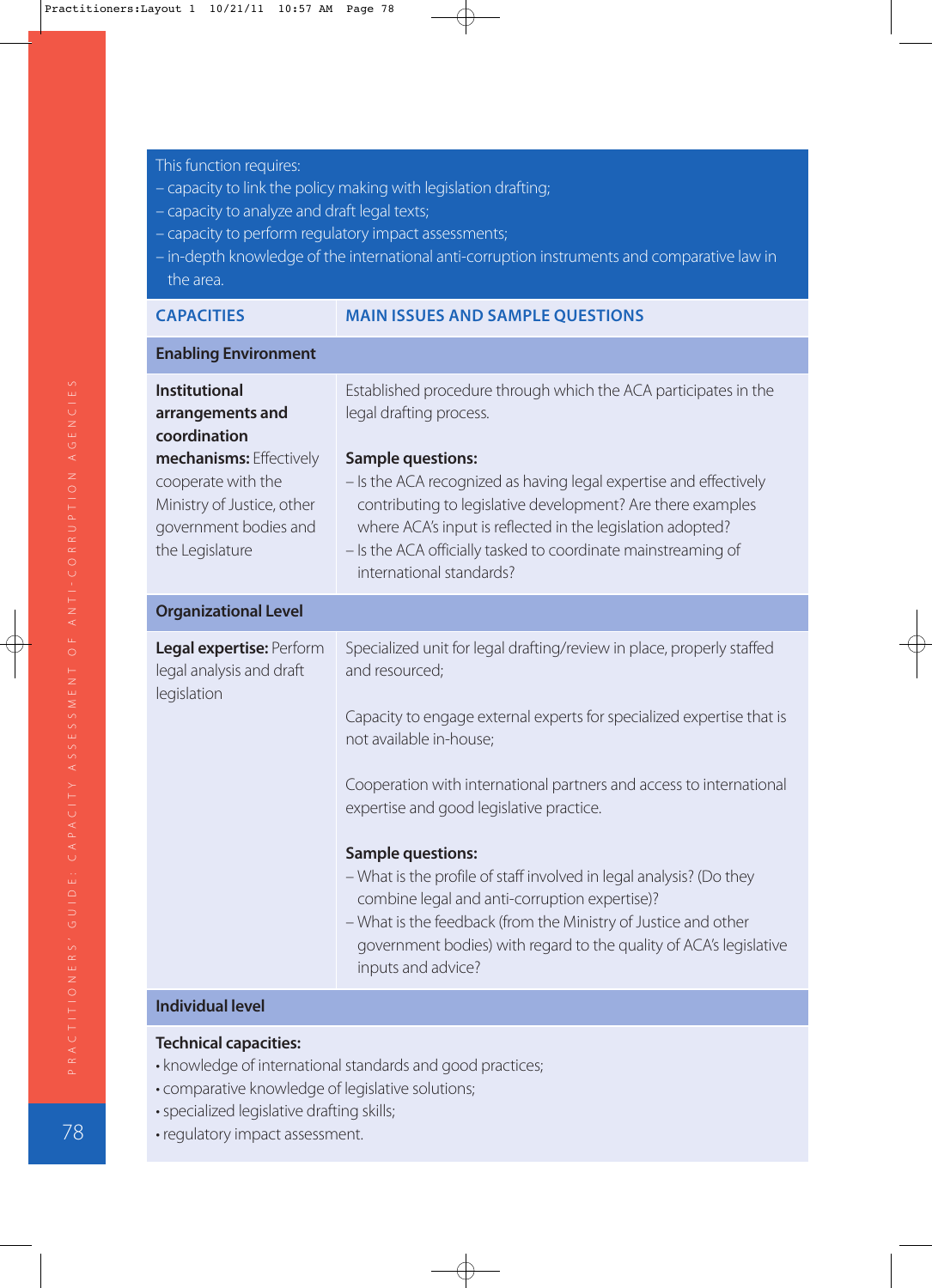This function requires:
- capacity to link the policy making with legislation drafting;
- capacity to analyze and draft legal texts;
- capacity to perform regulatory impact assessments;
- in-depth knowledge of the international anti-corruption instruments and comparative law in the area.

| CAPACITIES | MAIN ISSUES AND SAMPLE QUESTIONS |
|---|---|
| **Enabling Environment** | |
| **Institutional arrangements and coordination mechanisms:** Effectively cooperate with the Ministry of Justice, other government bodies and the Legislature | Established procedure through which the ACA participates in the legal drafting process.<br><br>**Sample questions:**<br>– Is the ACA recognized as having legal expertise and effectively contributing to legislative development? Are there examples where ACA's input is reflected in the legislation adopted?<br>– Is the ACA officially tasked to coordinate mainstreaming of international standards? |
| **Organizational Level** | |
| **Legal expertise:** Perform legal analysis and draft legislation | Specialized unit for legal drafting/review in place, properly staffed and resourced;<br><br>Capacity to engage external experts for specialized expertise that is not available in-house;<br><br>Cooperation with international partners and access to international expertise and good legislative practice.<br><br>**Sample questions:**<br>– What is the profile of staff involved in legal analysis? (Do they combine legal and anti-corruption expertise)?<br>– What is the feedback (from the Ministry of Justice and other government bodies) with regard to the quality of ACA's legislative inputs and advice? |
| **Individual level** | |
| **Technical capacities:**<br>• knowledge of international standards and good practices;<br>• comparative knowledge of legislative solutions;<br>• specialized legislative drafting skills;<br>• regulatory impact assessment. | |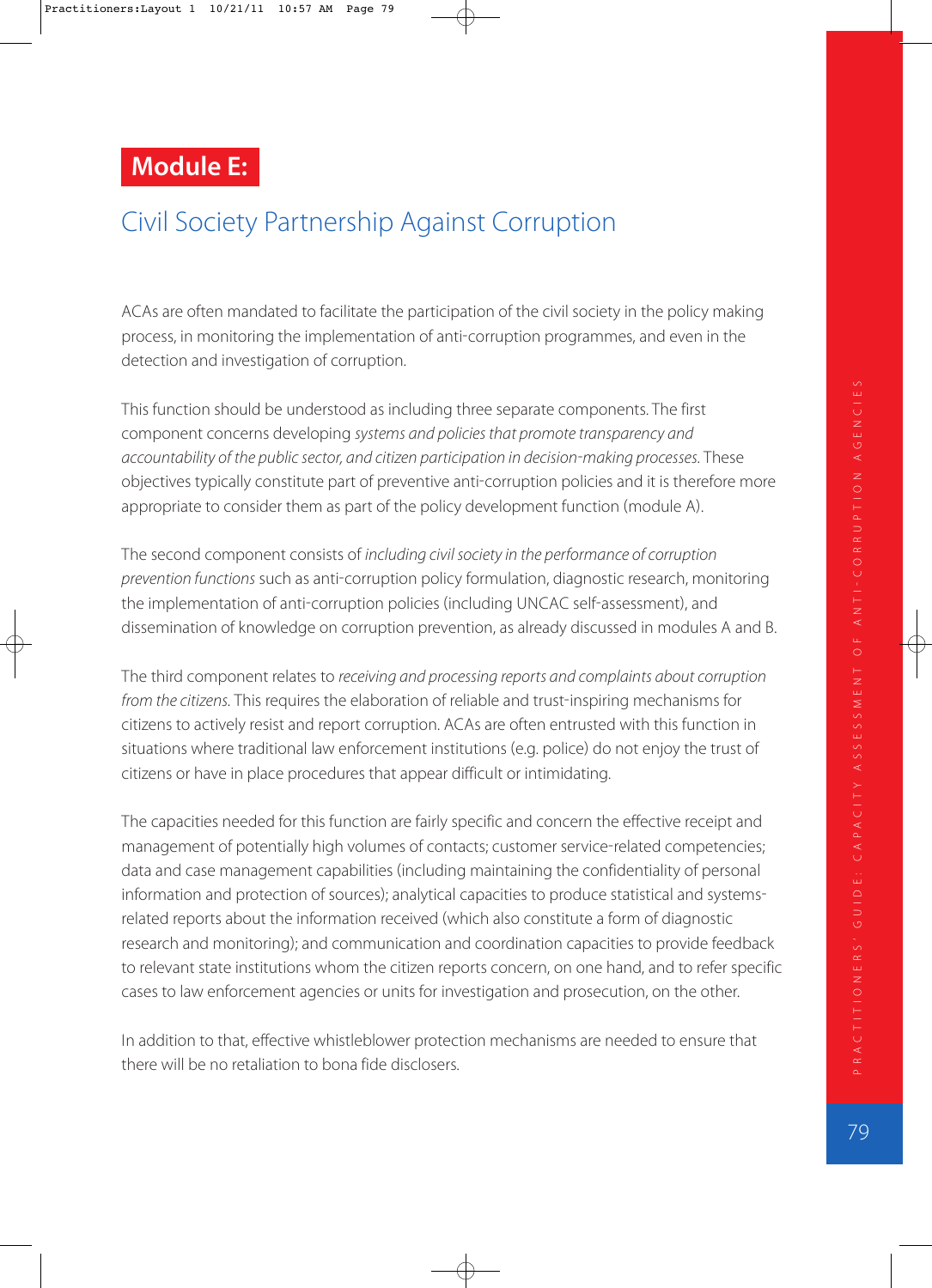# Module E:

## Civil Society Partnership Against Corruption

ACAs are often mandated to facilitate the participation of the civil society in the policy making process, in monitoring the implementation of anti-corruption programmes, and even in the detection and investigation of corruption.

This function should be understood as including three separate components. The first component concerns developing *systems and policies that promote transparency and accountability of the public sector, and citizen participation in decision-making processes*. These objectives typically constitute part of preventive anti-corruption policies and it is therefore more appropriate to consider them as part of the policy development function (module A).

The second component consists of *including civil society in the performance of corruption prevention functions* such as anti-corruption policy formulation, diagnostic research, monitoring the implementation of anti-corruption policies (including UNCAC self-assessment), and dissemination of knowledge on corruption prevention, as already discussed in modules A and B.

The third component relates to *receiving and processing reports and complaints about corruption from the citizens*. This requires the elaboration of reliable and trust-inspiring mechanisms for citizens to actively resist and report corruption. ACAs are often entrusted with this function in situations where traditional law enforcement institutions (e.g. police) do not enjoy the trust of citizens or have in place procedures that appear difficult or intimidating.

The capacities needed for this function are fairly specific and concern the effective receipt and management of potentially high volumes of contacts; customer service-related competencies; data and case management capabilities (including maintaining the confidentiality of personal information and protection of sources); analytical capacities to produce statistical and systems-related reports about the information received (which also constitute a form of diagnostic research and monitoring); and communication and coordination capacities to provide feedback to relevant state institutions whom the citizen reports concern, on one hand, and to refer specific cases to law enforcement agencies or units for investigation and prosecution, on the other.

In addition to that, effective whistleblower protection mechanisms are needed to ensure that there will be no retaliation to bona fide disclosers.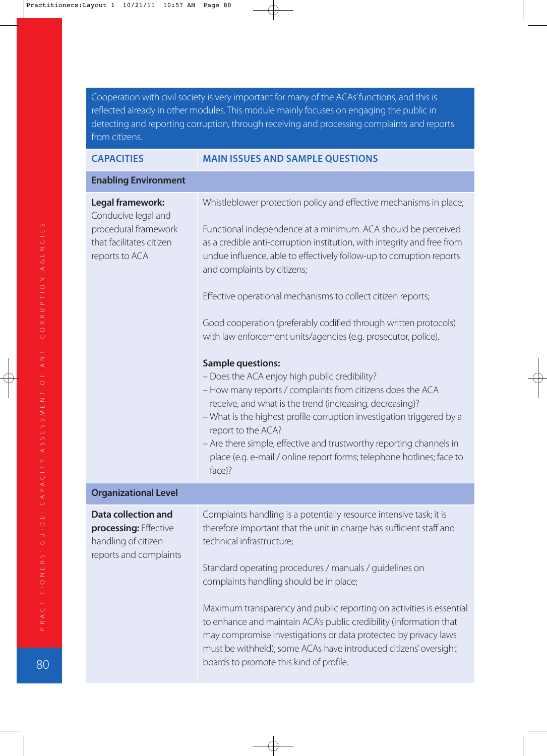Cooperation with civil society is very important for many of the ACAs' functions, and this is reflected already in other modules. This module mainly focuses on engaging the public in detecting and reporting corruption, through receiving and processing complaints and reports from citizens.

| CAPACITIES | MAIN ISSUES AND SAMPLE QUESTIONS |
|---|---|
| **Enabling Environment** | |
| **Legal framework:** Conducive legal and procedural framework that facilitates citizen reports to ACA | Whistleblower protection policy and effective mechanisms in place;<br><br>Functional independence at a minimum. ACA should be perceived as a credible anti-corruption institution, with integrity and free from undue influence, able to effectively follow-up to corruption reports and complaints by citizens;<br><br>Effective operational mechanisms to collect citizen reports;<br><br>Good cooperation (preferably codified through written protocols) with law enforcement units/agencies (e.g. prosecutor, police).<br><br>**Sample questions:**<br>– Does the ACA enjoy high public credibility?<br>– How many reports / complaints from citizens does the ACA receive, and what is the trend (increasing, decreasing)?<br>– What is the highest profile corruption investigation triggered by a report to the ACA?<br>– Are there simple, effective and trustworthy reporting channels in place (e.g. e-mail / online report forms; telephone hotlines; face to face)? |
| **Organizational Level** | |
| **Data collection and processing:** Effective handling of citizen reports and complaints | Complaints handling is a potentially resource intensive task; it is therefore important that the unit in charge has sufficient staff and technical infrastructure;<br><br>Standard operating procedures / manuals / guidelines on complaints handling should be in place;<br><br>Maximum transparency and public reporting on activities is essential to enhance and maintain ACA's public credibility (information that may compromise investigations or data protected by privacy laws must be withheld); some ACAs have introduced citizens' oversight boards to promote this kind of profile. |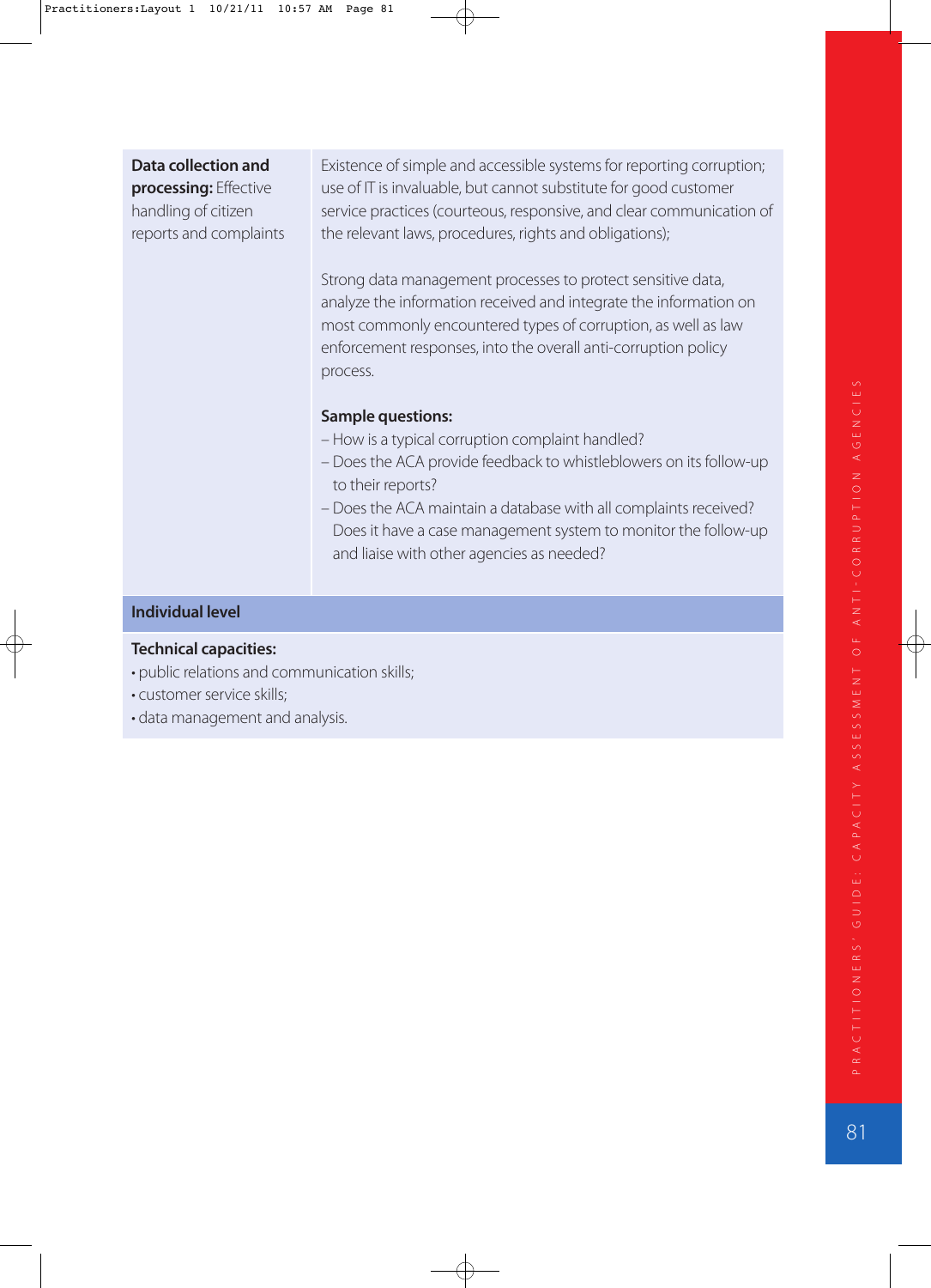| | |
|---|---|
| **Data collection and processing:** Effective handling of citizen reports and complaints | Existence of simple and accessible systems for reporting corruption; use of IT is invaluable, but cannot substitute for good customer service practices (courteous, responsive, and clear communication of the relevant laws, procedures, rights and obligations);<br><br>Strong data management processes to protect sensitive data, analyze the information received and integrate the information on most commonly encountered types of corruption, as well as law enforcement responses, into the overall anti-corruption policy process.<br><br>**Sample questions:**<br>– How is a typical corruption complaint handled?<br>– Does the ACA provide feedback to whistleblowers on its follow-up to their reports?<br>– Does the ACA maintain a database with all complaints received? Does it have a case management system to monitor the follow-up and liaise with other agencies as needed? |
| **Individual level** | |
| **Technical capacities:**<br>• public relations and communication skills;<br>• customer service skills;<br>• data management and analysis. | |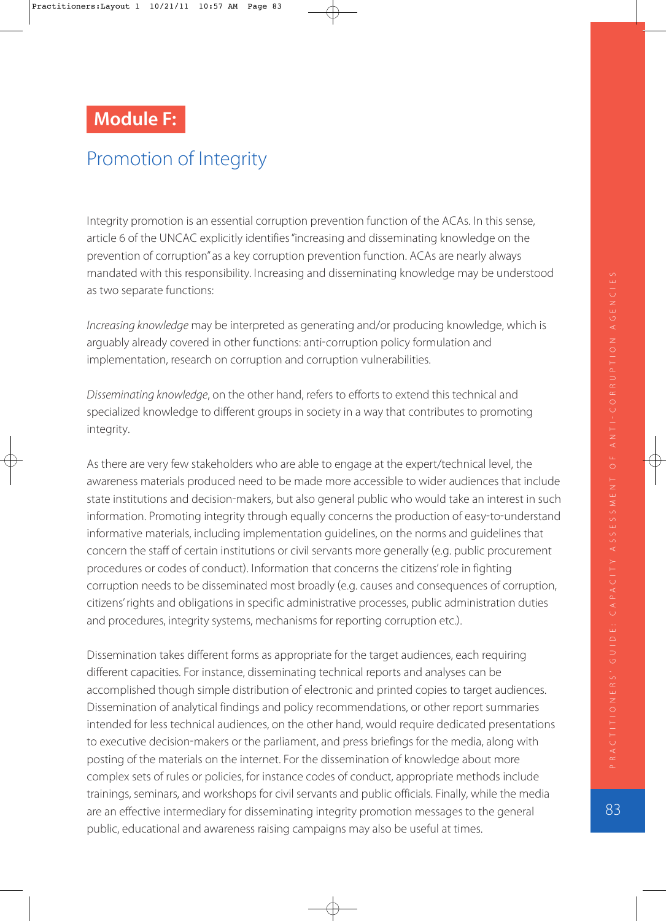# Module F:

## Promotion of Integrity

Integrity promotion is an essential corruption prevention function of the ACAs. In this sense, article 6 of the UNCAC explicitly identifies "increasing and disseminating knowledge on the prevention of corruption" as a key corruption prevention function. ACAs are nearly always mandated with this responsibility. Increasing and disseminating knowledge may be understood as two separate functions:

*Increasing knowledge* may be interpreted as generating and/or producing knowledge, which is arguably already covered in other functions: anti-corruption policy formulation and implementation, research on corruption and corruption vulnerabilities.

*Disseminating knowledge*, on the other hand, refers to efforts to extend this technical and specialized knowledge to different groups in society in a way that contributes to promoting integrity.

As there are very few stakeholders who are able to engage at the expert/technical level, the awareness materials produced need to be made more accessible to wider audiences that include state institutions and decision-makers, but also general public who would take an interest in such information. Promoting integrity through equally concerns the production of easy-to-understand informative materials, including implementation guidelines, on the norms and guidelines that concern the staff of certain institutions or civil servants more generally (e.g. public procurement procedures or codes of conduct). Information that concerns the citizens' role in fighting corruption needs to be disseminated most broadly (e.g. causes and consequences of corruption, citizens' rights and obligations in specific administrative processes, public administration duties and procedures, integrity systems, mechanisms for reporting corruption etc.).

Dissemination takes different forms as appropriate for the target audiences, each requiring different capacities. For instance, disseminating technical reports and analyses can be accomplished though simple distribution of electronic and printed copies to target audiences. Dissemination of analytical findings and policy recommendations, or other report summaries intended for less technical audiences, on the other hand, would require dedicated presentations to executive decision-makers or the parliament, and press briefings for the media, along with posting of the materials on the internet. For the dissemination of knowledge about more complex sets of rules or policies, for instance codes of conduct, appropriate methods include trainings, seminars, and workshops for civil servants and public officials. Finally, while the media are an effective intermediary for disseminating integrity promotion messages to the general public, educational and awareness raising campaigns may also be useful at times.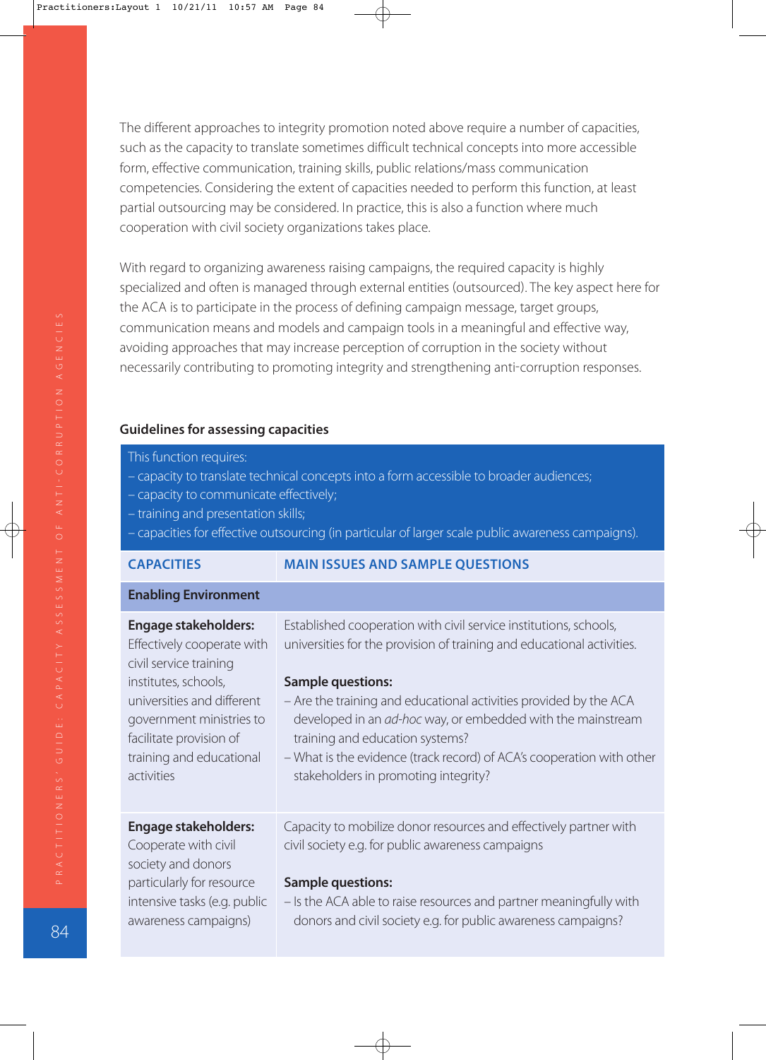The different approaches to integrity promotion noted above require a number of capacities, such as the capacity to translate sometimes difficult technical concepts into more accessible form, effective communication, training skills, public relations/mass communication competencies. Considering the extent of capacities needed to perform this function, at least partial outsourcing may be considered. In practice, this is also a function where much cooperation with civil society organizations takes place.

With regard to organizing awareness raising campaigns, the required capacity is highly specialized and often is managed through external entities (outsourced). The key aspect here for the ACA is to participate in the process of defining campaign message, target groups, communication means and models and campaign tools in a meaningful and effective way, avoiding approaches that may increase perception of corruption in the society without necessarily contributing to promoting integrity and strengthening anti-corruption responses.

#### Guidelines for assessing capacities

This function requires:
- capacity to translate technical concepts into a form accessible to broader audiences;
- capacity to communicate effectively;
- training and presentation skills;
- capacities for effective outsourcing (in particular of larger scale public awareness campaigns).

| CAPACITIES | MAIN ISSUES AND SAMPLE QUESTIONS |
|---|---|
| **Enabling Environment** | |
| **Engage stakeholders:** Effectively cooperate with civil service training institutes, schools, universities and different government ministries to facilitate provision of training and educational activities | Established cooperation with civil service institutions, schools, universities for the provision of training and educational activities.<br><br>**Sample questions:**<br>– Are the training and educational activities provided by the ACA developed in an *ad-hoc* way, or embedded with the mainstream training and education systems?<br>– What is the evidence (track record) of ACA's cooperation with other stakeholders in promoting integrity? |
| **Engage stakeholders:** Cooperate with civil society and donors particularly for resource intensive tasks (e.g. public awareness campaigns) | Capacity to mobilize donor resources and effectively partner with civil society e.g. for public awareness campaigns<br><br>**Sample questions:**<br>– Is the ACA able to raise resources and partner meaningfully with donors and civil society e.g. for public awareness campaigns? |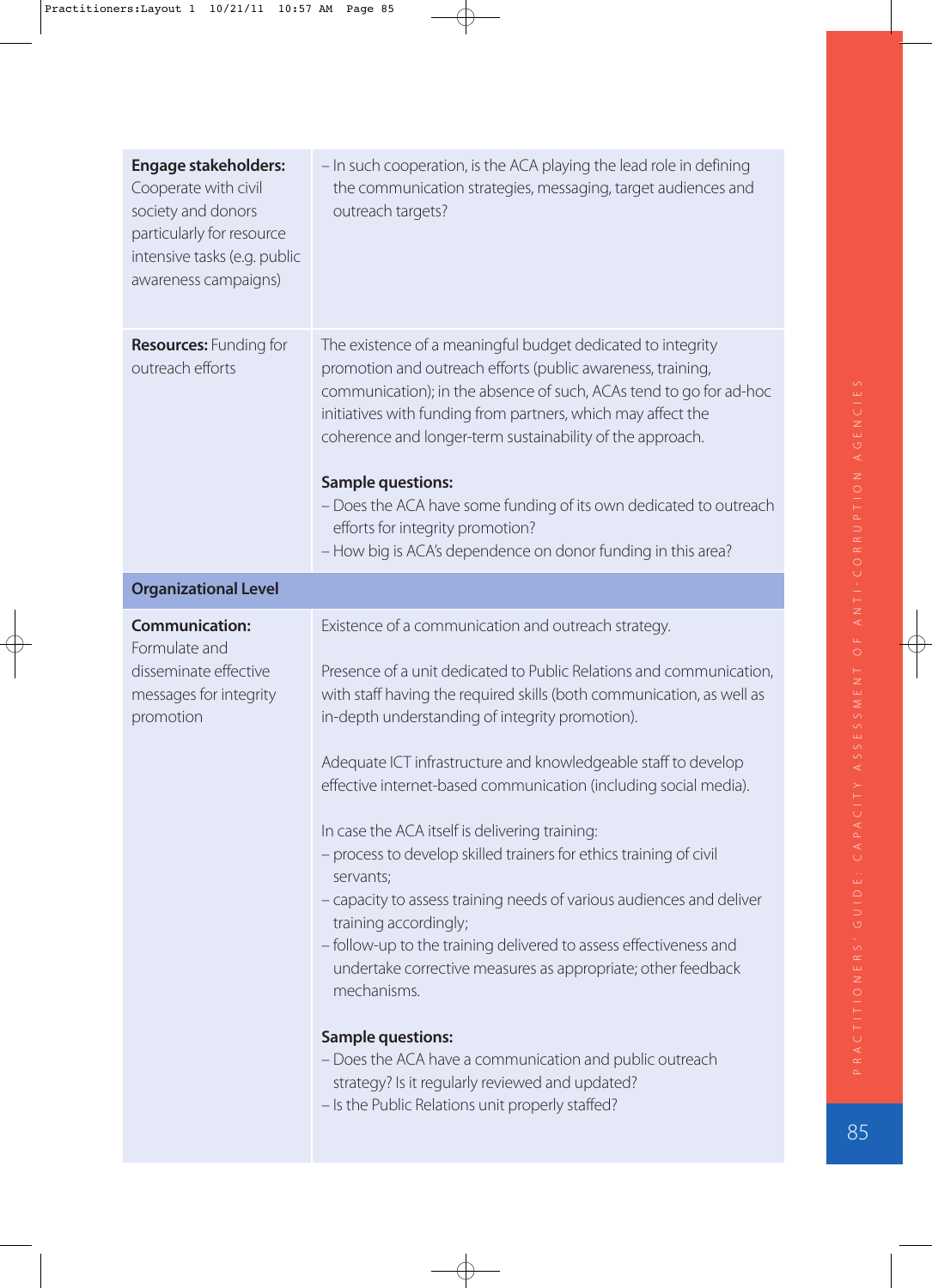| | |
|---|---|
| **Engage stakeholders:** Cooperate with civil society and donors particularly for resource intensive tasks (e.g. public awareness campaigns) | – In such cooperation, is the ACA playing the lead role in defining the communication strategies, messaging, target audiences and outreach targets? |
| **Resources:** Funding for outreach efforts | The existence of a meaningful budget dedicated to integrity promotion and outreach efforts (public awareness, training, communication); in the absence of such, ACAs tend to go for ad-hoc initiatives with funding from partners, which may affect the coherence and longer-term sustainability of the approach.<br><br>**Sample questions:**<br>– Does the ACA have some funding of its own dedicated to outreach efforts for integrity promotion?<br>– How big is ACA's dependence on donor funding in this area? |
| **Organizational Level** | |
| **Communication:** Formulate and disseminate effective messages for integrity promotion | Existence of a communication and outreach strategy.<br><br>Presence of a unit dedicated to Public Relations and communication, with staff having the required skills (both communication, as well as in-depth understanding of integrity promotion).<br><br>Adequate ICT infrastructure and knowledgeable staff to develop effective internet-based communication (including social media).<br><br>In case the ACA itself is delivering training:<br>– process to develop skilled trainers for ethics training of civil servants;<br>– capacity to assess training needs of various audiences and deliver training accordingly;<br>– follow-up to the training delivered to assess effectiveness and undertake corrective measures as appropriate; other feedback mechanisms.<br><br>**Sample questions:**<br>– Does the ACA have a communication and public outreach strategy? Is it regularly reviewed and updated?<br>– Is the Public Relations unit properly staffed? |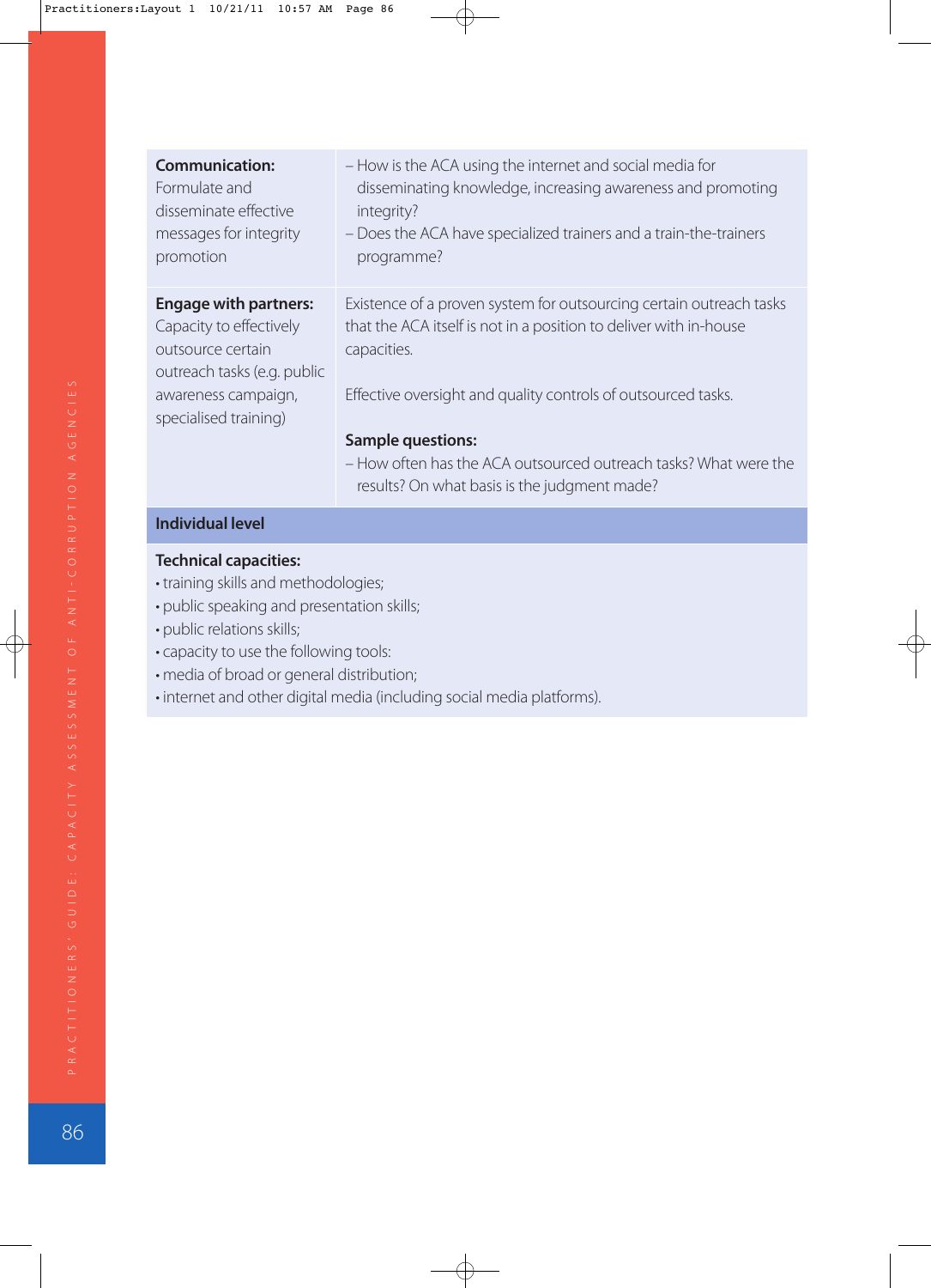| | |
|---|---|
| **Communication:** Formulate and disseminate effective messages for integrity promotion | – How is the ACA using the internet and social media for disseminating knowledge, increasing awareness and promoting integrity?<br>– Does the ACA have specialized trainers and a train-the-trainers programme? |
| **Engage with partners:** Capacity to effectively outsource certain outreach tasks (e.g. public awareness campaign, specialised training) | Existence of a proven system for outsourcing certain outreach tasks that the ACA itself is not in a position to deliver with in-house capacities.<br><br>Effective oversight and quality controls of outsourced tasks.<br><br>**Sample questions:**<br>– How often has the ACA outsourced outreach tasks? What were the results? On what basis is the judgment made? |
| **Individual level** | |
| **Technical capacities:**<br>• training skills and methodologies;<br>• public speaking and presentation skills;<br>• public relations skills;<br>• capacity to use the following tools:<br>• media of broad or general distribution;<br>• internet and other digital media (including social media platforms). | |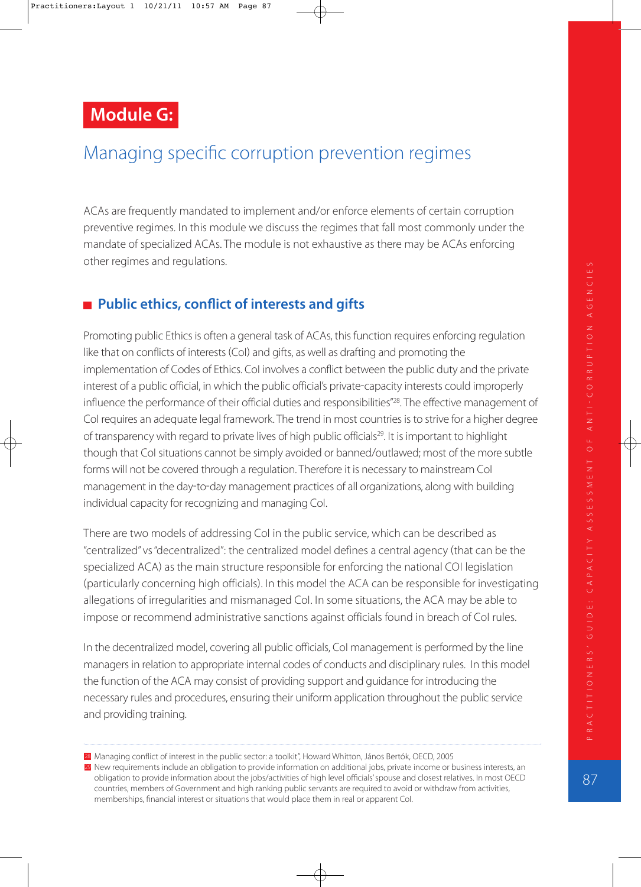# Module G:

## Managing specific corruption prevention regimes

ACAs are frequently mandated to implement and/or enforce elements of certain corruption preventive regimes. In this module we discuss the regimes that fall most commonly under the mandate of specialized ACAs. The module is not exhaustive as there may be ACAs enforcing other regimes and regulations.

### Public ethics, conflict of interests and gifts

Promoting public Ethics is often a general task of ACAs, this function requires enforcing regulation like that on conflicts of interests (CoI) and gifts, as well as drafting and promoting the implementation of Codes of Ethics. CoI involves a conflict between the public duty and the private interest of a public official, in which the public official's private-capacity interests could improperly influence the performance of their official duties and responsibilities"[28]. The effective management of CoI requires an adequate legal framework. The trend in most countries is to strive for a higher degree of transparency with regard to private lives of high public officials[29]. It is important to highlight though that CoI situations cannot be simply avoided or banned/outlawed; most of the more subtle forms will not be covered through a regulation. Therefore it is necessary to mainstream CoI management in the day-to-day management practices of all organizations, along with building individual capacity for recognizing and managing CoI.

There are two models of addressing CoI in the public service, which can be described as "centralized" vs "decentralized": the centralized model defines a central agency (that can be the specialized ACA) as the main structure responsible for enforcing the national COI legislation (particularly concerning high officials). In this model the ACA can be responsible for investigating allegations of irregularities and mismanaged CoI. In some situations, the ACA may be able to impose or recommend administrative sanctions against officials found in breach of CoI rules.

In the decentralized model, covering all public officials, CoI management is performed by the line managers in relation to appropriate internal codes of conducts and disciplinary rules. In this model the function of the ACA may consist of providing support and guidance for introducing the necessary rules and procedures, ensuring their uniform application throughout the public service and providing training.

---

[28] Managing conflict of interest in the public sector: a toolkit", Howard Whitton, János Bertók, OECD, 2005

[29] New requirements include an obligation to provide information on additional jobs, private income or business interests, an obligation to provide information about the jobs/activities of high level officials' spouse and closest relatives. In most OECD countries, members of Government and high ranking public servants are required to avoid or withdraw from activities, memberships, financial interest or situations that would place them in real or apparent CoI.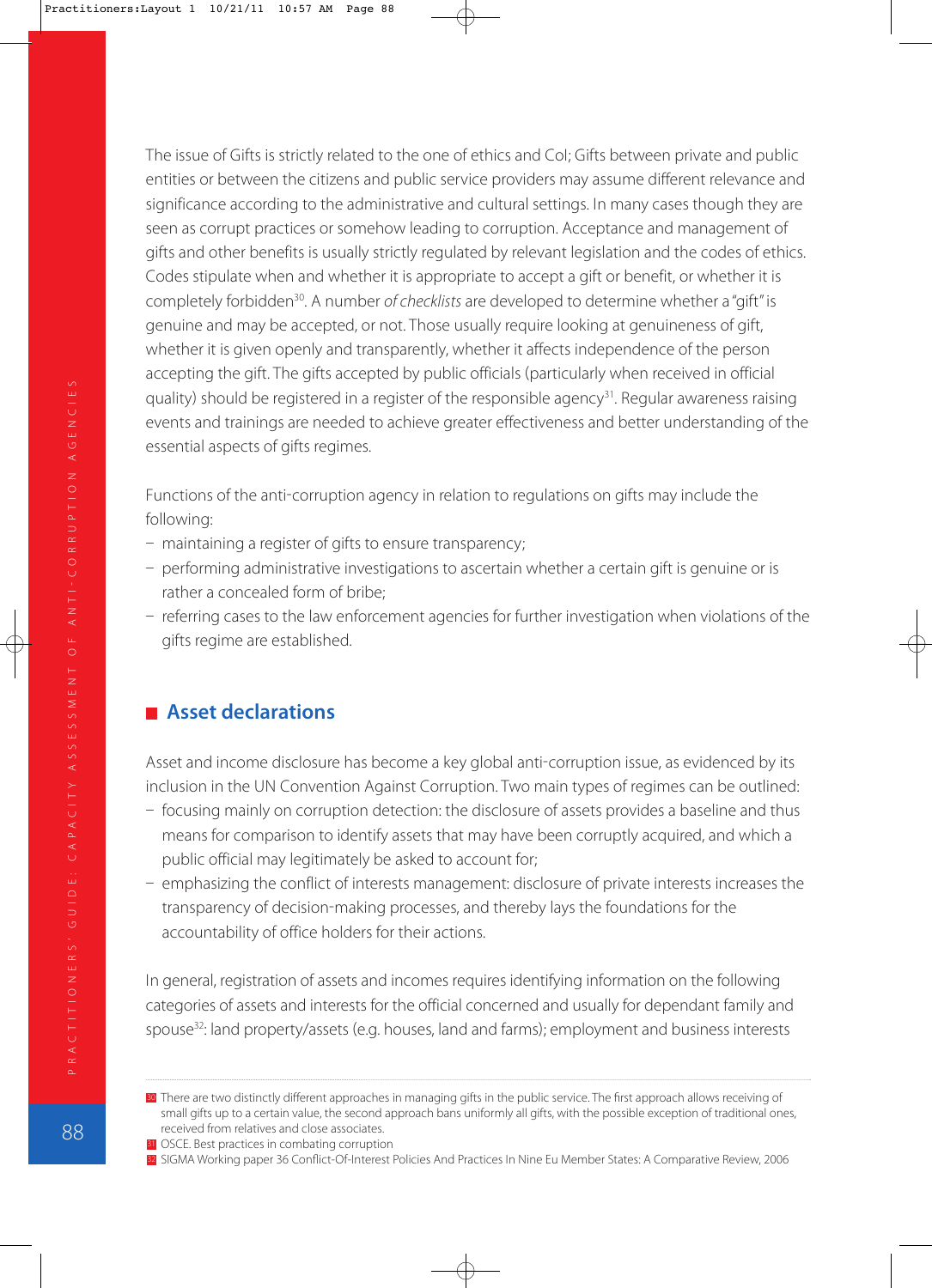The issue of Gifts is strictly related to the one of ethics and CoI; Gifts between private and public entities or between the citizens and public service providers may assume different relevance and significance according to the administrative and cultural settings. In many cases though they are seen as corrupt practices or somehow leading to corruption. Acceptance and management of gifts and other benefits is usually strictly regulated by relevant legislation and the codes of ethics. Codes stipulate when and whether it is appropriate to accept a gift or benefit, or whether it is completely forbidden[30]. A number *of checklists* are developed to determine whether a "gift" is genuine and may be accepted, or not. Those usually require looking at genuineness of gift, whether it is given openly and transparently, whether it affects independence of the person accepting the gift. The gifts accepted by public officials (particularly when received in official quality) should be registered in a register of the responsible agency[31]. Regular awareness raising events and trainings are needed to achieve greater effectiveness and better understanding of the essential aspects of gifts regimes.

Functions of the anti-corruption agency in relation to regulations on gifts may include the following:

- maintaining a register of gifts to ensure transparency;
- performing administrative investigations to ascertain whether a certain gift is genuine or is rather a concealed form of bribe;
- referring cases to the law enforcement agencies for further investigation when violations of the gifts regime are established.

## Asset declarations

Asset and income disclosure has become a key global anti-corruption issue, as evidenced by its inclusion in the UN Convention Against Corruption. Two main types of regimes can be outlined:

- focusing mainly on corruption detection: the disclosure of assets provides a baseline and thus means for comparison to identify assets that may have been corruptly acquired, and which a public official may legitimately be asked to account for;
- emphasizing the conflict of interests management: disclosure of private interests increases the transparency of decision-making processes, and thereby lays the foundations for the accountability of office holders for their actions.

In general, registration of assets and incomes requires identifying information on the following categories of assets and interests for the official concerned and usually for dependant family and spouse[32]: land property/assets (e.g. houses, land and farms); employment and business interests

---

[30] There are two distinctly different approaches in managing gifts in the public service. The first approach allows receiving of small gifts up to a certain value, the second approach bans uniformly all gifts, with the possible exception of traditional ones, received from relatives and close associates.

[31] OSCE. Best practices in combating corruption

[32] SIGMA Working paper 36 Conflict-Of-Interest Policies And Practices In Nine Eu Member States: A Comparative Review, 2006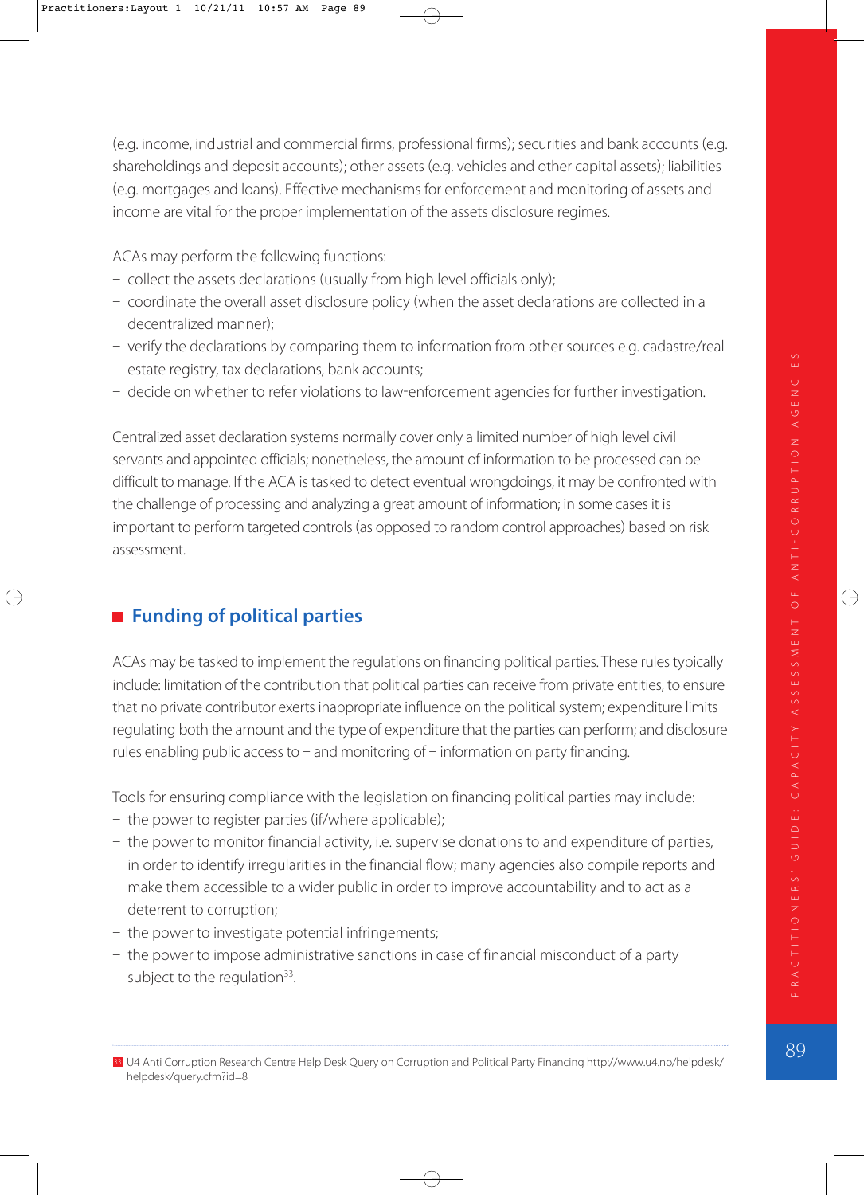(e.g. income, industrial and commercial firms, professional firms); securities and bank accounts (e.g. shareholdings and deposit accounts); other assets (e.g. vehicles and other capital assets); liabilities (e.g. mortgages and loans). Effective mechanisms for enforcement and monitoring of assets and income are vital for the proper implementation of the assets disclosure regimes.

ACAs may perform the following functions:
- collect the assets declarations (usually from high level officials only);
- coordinate the overall asset disclosure policy (when the asset declarations are collected in a decentralized manner);
- verify the declarations by comparing them to information from other sources e.g. cadastre/real estate registry, tax declarations, bank accounts;
- decide on whether to refer violations to law-enforcement agencies for further investigation.

Centralized asset declaration systems normally cover only a limited number of high level civil servants and appointed officials; nonetheless, the amount of information to be processed can be difficult to manage. If the ACA is tasked to detect eventual wrongdoings, it may be confronted with the challenge of processing and analyzing a great amount of information; in some cases it is important to perform targeted controls (as opposed to random control approaches) based on risk assessment.

## Funding of political parties

ACAs may be tasked to implement the regulations on financing political parties. These rules typically include: limitation of the contribution that political parties can receive from private entities, to ensure that no private contributor exerts inappropriate influence on the political system; expenditure limits regulating both the amount and the type of expenditure that the parties can perform; and disclosure rules enabling public access to – and monitoring of – information on party financing.

Tools for ensuring compliance with the legislation on financing political parties may include:
- the power to register parties (if/where applicable);
- the power to monitor financial activity, i.e. supervise donations to and expenditure of parties, in order to identify irregularities in the financial flow; many agencies also compile reports and make them accessible to a wider public in order to improve accountability and to act as a deterrent to corruption;
- the power to investigate potential infringements;
- the power to impose administrative sanctions in case of financial misconduct of a party subject to the regulation[33].

[33] U4 Anti Corruption Research Centre Help Desk Query on Corruption and Political Party Financing http://www.u4.no/helpdesk/helpdesk/query.cfm?id=8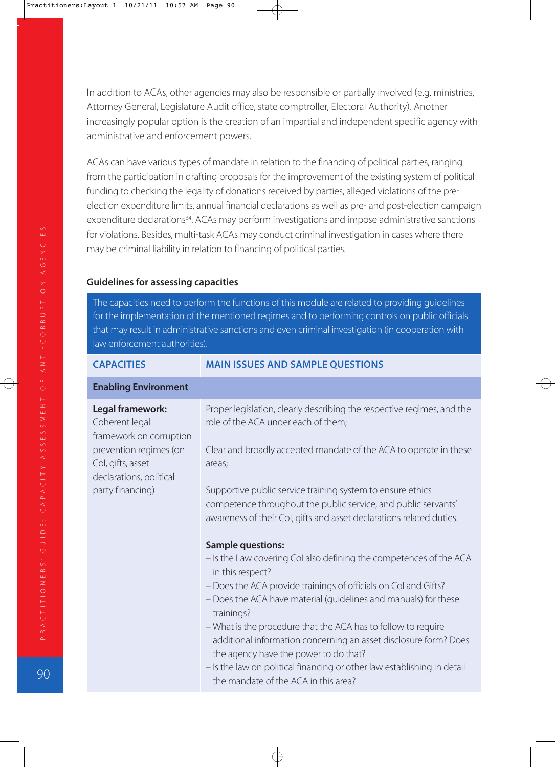In addition to ACAs, other agencies may also be responsible or partially involved (e.g. ministries, Attorney General, Legislature Audit office, state comptroller, Electoral Authority). Another increasingly popular option is the creation of an impartial and independent specific agency with administrative and enforcement powers.

ACAs can have various types of mandate in relation to the financing of political parties, ranging from the participation in drafting proposals for the improvement of the existing system of political funding to checking the legality of donations received by parties, alleged violations of the pre-election expenditure limits, annual financial declarations as well as pre- and post-election campaign expenditure declarations[34]. ACAs may perform investigations and impose administrative sanctions for violations. Besides, multi-task ACAs may conduct criminal investigation in cases where there may be criminal liability in relation to financing of political parties.

### Guidelines for assessing capacities

The capacities need to perform the functions of this module are related to providing guidelines for the implementation of the mentioned regimes and to performing controls on public officials that may result in administrative sanctions and even criminal investigation (in cooperation with law enforcement authorities).

| CAPACITIES | MAIN ISSUES AND SAMPLE QUESTIONS |
|---|---|
| **Enabling Environment** | |
| **Legal framework:** Coherent legal framework on corruption prevention regimes (on CoI, gifts, asset declarations, political party financing) | Proper legislation, clearly describing the respective regimes, and the role of the ACA under each of them;<br><br>Clear and broadly accepted mandate of the ACA to operate in these areas;<br><br>Supportive public service training system to ensure ethics competence throughout the public service, and public servants' awareness of their CoI, gifts and asset declarations related duties.<br><br>**Sample questions:**<br>– Is the Law covering CoI also defining the competences of the ACA in this respect?<br>– Does the ACA provide trainings of officials on CoI and Gifts?<br>– Does the ACA have material (guidelines and manuals) for these trainings?<br>– What is the procedure that the ACA has to follow to require additional information concerning an asset disclosure form? Does the agency have the power to do that?<br>– Is the law on political financing or other law establishing in detail the mandate of the ACA in this area? |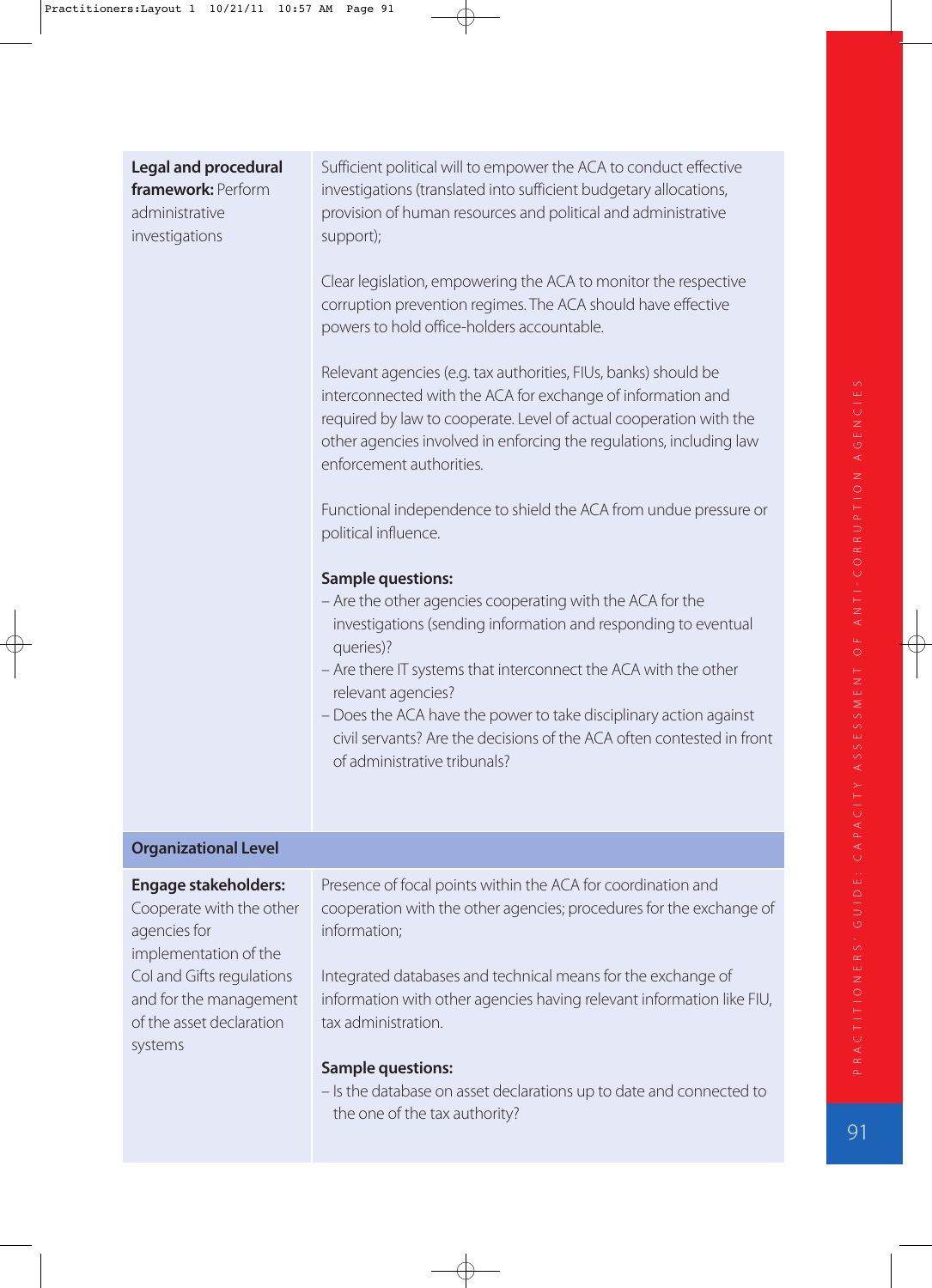| | |
|---|---|
| **Legal and procedural framework:** Perform administrative investigations | Sufficient political will to empower the ACA to conduct effective investigations (translated into sufficient budgetary allocations, provision of human resources and political and administrative support);<br><br>Clear legislation, empowering the ACA to monitor the respective corruption prevention regimes. The ACA should have effective powers to hold office-holders accountable.<br><br>Relevant agencies (e.g. tax authorities, FIUs, banks) should be interconnected with the ACA for exchange of information and required by law to cooperate. Level of actual cooperation with the other agencies involved in enforcing the regulations, including law enforcement authorities.<br><br>Functional independence to shield the ACA from undue pressure or political influence.<br><br>**Sample questions:**<br>– Are the other agencies cooperating with the ACA for the investigations (sending information and responding to eventual queries)?<br>– Are there IT systems that interconnect the ACA with the other relevant agencies?<br>– Does the ACA have the power to take disciplinary action against civil servants? Are the decisions of the ACA often contested in front of administrative tribunals? |
| **Organizational Level** | |
| **Engage stakeholders:** Cooperate with the other agencies for implementation of the CoI and Gifts regulations and for the management of the asset declaration systems | Presence of focal points within the ACA for coordination and cooperation with the other agencies; procedures for the exchange of information;<br><br>Integrated databases and technical means for the exchange of information with other agencies having relevant information like FIU, tax administration.<br><br>**Sample questions:**<br>– Is the database on asset declarations up to date and connected to the one of the tax authority? |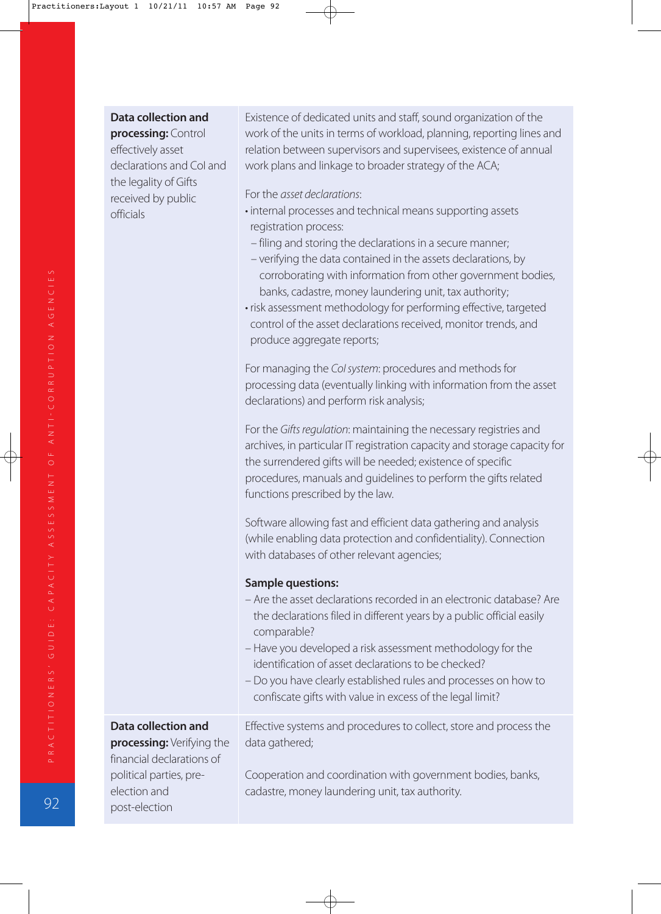| | |
|---|---|
| **Data collection and processing:** Control effectively asset declarations and CoI and the legality of Gifts received by public officials | Existence of dedicated units and staff, sound organization of the work of the units in terms of workload, planning, reporting lines and relation between supervisors and supervisees, existence of annual work plans and linkage to broader strategy of the ACA;<br><br>For the *asset declarations*:<br>• internal processes and technical means supporting assets registration process:<br>– filing and storing the declarations in a secure manner;<br>– verifying the data contained in the assets declarations, by corroborating with information from other government bodies, banks, cadastre, money laundering unit, tax authority;<br>• risk assessment methodology for performing effective, targeted control of the asset declarations received, monitor trends, and produce aggregate reports;<br><br>For managing the *CoI system*: procedures and methods for processing data (eventually linking with information from the asset declarations) and perform risk analysis;<br><br>For the *Gifts regulation*: maintaining the necessary registries and archives, in particular IT registration capacity and storage capacity for the surrendered gifts will be needed; existence of specific procedures, manuals and guidelines to perform the gifts related functions prescribed by the law.<br><br>Software allowing fast and efficient data gathering and analysis (while enabling data protection and confidentiality). Connection with databases of other relevant agencies;<br><br>**Sample questions:**<br>– Are the asset declarations recorded in an electronic database? Are the declarations filed in different years by a public official easily comparable?<br>– Have you developed a risk assessment methodology for the identification of asset declarations to be checked?<br>– Do you have clearly established rules and processes on how to confiscate gifts with value in excess of the legal limit? |
| **Data collection and processing:** Verifying the financial declarations of political parties, pre-election and post-election | Effective systems and procedures to collect, store and process the data gathered;<br><br>Cooperation and coordination with government bodies, banks, cadastre, money laundering unit, tax authority. |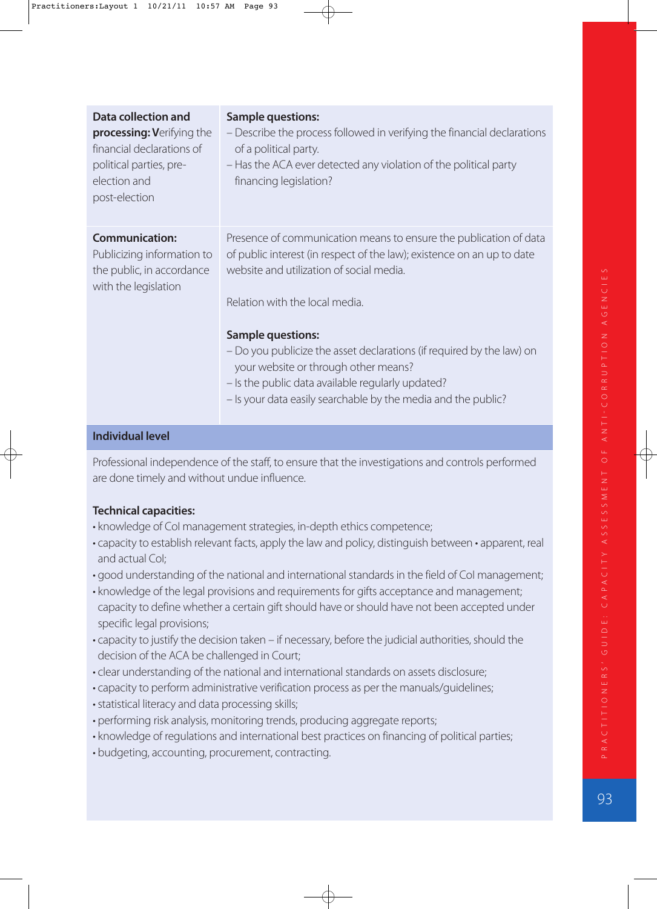| | |
|---|---|
| **Data collection and processing:** Verifying the financial declarations of political parties, pre-election and post-election | **Sample questions:**<br>– Describe the process followed in verifying the financial declarations of a political party.<br>– Has the ACA ever detected any violation of the political party financing legislation? |
| **Communication:** Publicizing information to the public, in accordance with the legislation | Presence of communication means to ensure the publication of data of public interest (in respect of the law); existence on an up to date website and utilization of social media.<br><br>Relation with the local media.<br><br>**Sample questions:**<br>– Do you publicize the asset declarations (if required by the law) on your website or through other means?<br>– Is the public data available regularly updated?<br>– Is your data easily searchable by the media and the public? |

**Individual level**

Professional independence of the staff, to ensure that the investigations and controls performed are done timely and without undue influence.

**Technical capacities:**

- knowledge of CoI management strategies, in-depth ethics competence;
- capacity to establish relevant facts, apply the law and policy, distinguish between • apparent, real and actual CoI;
- good understanding of the national and international standards in the field of CoI management;
- knowledge of the legal provisions and requirements for gifts acceptance and management; capacity to define whether a certain gift should have or should have not been accepted under specific legal provisions;
- capacity to justify the decision taken – if necessary, before the judicial authorities, should the decision of the ACA be challenged in Court;
- clear understanding of the national and international standards on assets disclosure;
- capacity to perform administrative verification process as per the manuals/guidelines;
- statistical literacy and data processing skills;
- performing risk analysis, monitoring trends, producing aggregate reports;
- knowledge of regulations and international best practices on financing of political parties;
- budgeting, accounting, procurement, contracting.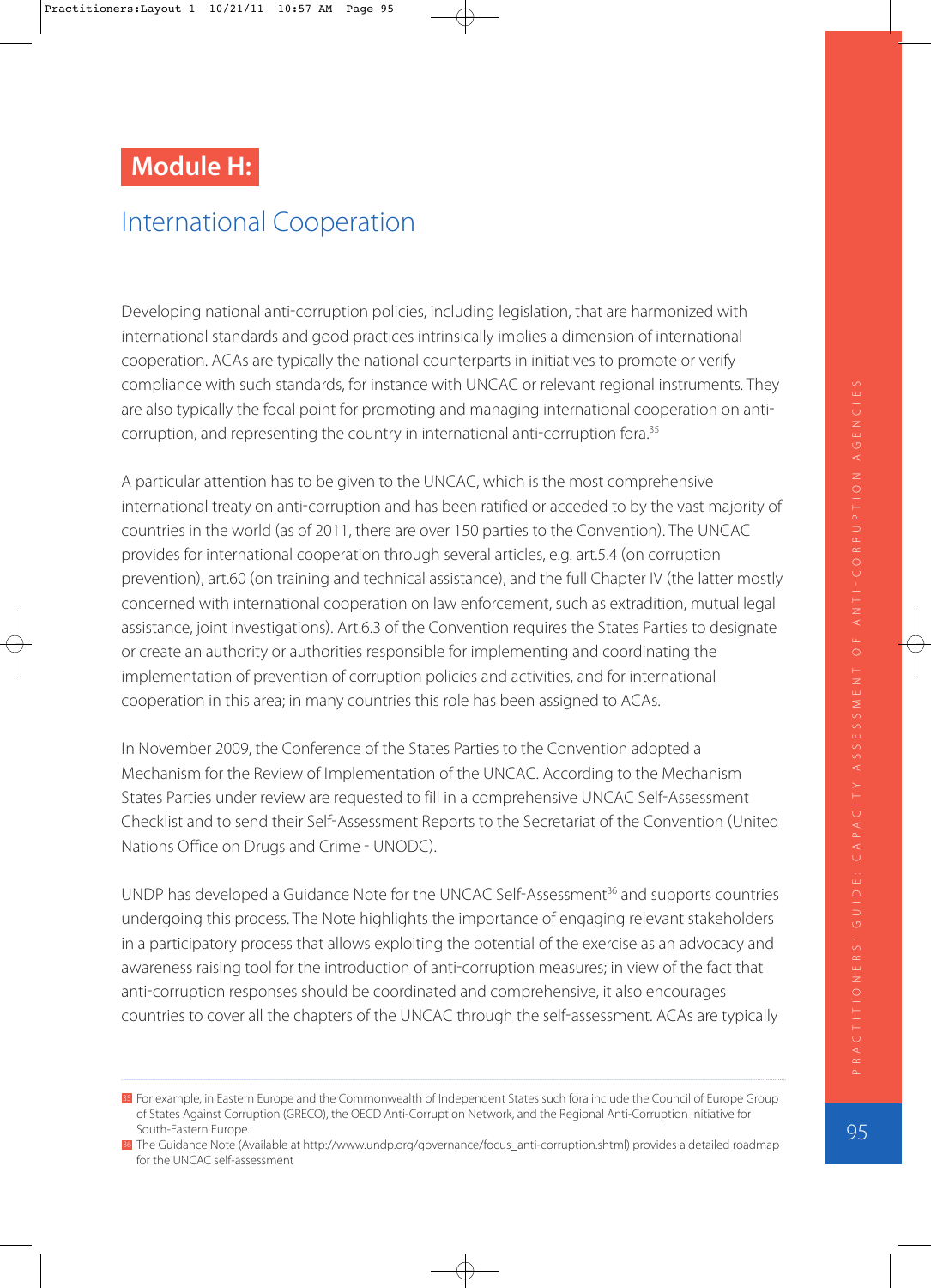# Module H:

## International Cooperation

Developing national anti-corruption policies, including legislation, that are harmonized with international standards and good practices intrinsically implies a dimension of international cooperation. ACAs are typically the national counterparts in initiatives to promote or verify compliance with such standards, for instance with UNCAC or relevant regional instruments. They are also typically the focal point for promoting and managing international cooperation on anti-corruption, and representing the country in international anti-corruption fora.[35]

A particular attention has to be given to the UNCAC, which is the most comprehensive international treaty on anti-corruption and has been ratified or acceded to by the vast majority of countries in the world (as of 2011, there are over 150 parties to the Convention). The UNCAC provides for international cooperation through several articles, e.g. art.5.4 (on corruption prevention), art.60 (on training and technical assistance), and the full Chapter IV (the latter mostly concerned with international cooperation on law enforcement, such as extradition, mutual legal assistance, joint investigations). Art.6.3 of the Convention requires the States Parties to designate or create an authority or authorities responsible for implementing and coordinating the implementation of prevention of corruption policies and activities, and for international cooperation in this area; in many countries this role has been assigned to ACAs.

In November 2009, the Conference of the States Parties to the Convention adopted a Mechanism for the Review of Implementation of the UNCAC. According to the Mechanism States Parties under review are requested to fill in a comprehensive UNCAC Self-Assessment Checklist and to send their Self-Assessment Reports to the Secretariat of the Convention (United Nations Office on Drugs and Crime - UNODC).

UNDP has developed a Guidance Note for the UNCAC Self-Assessment[36] and supports countries undergoing this process. The Note highlights the importance of engaging relevant stakeholders in a participatory process that allows exploiting the potential of the exercise as an advocacy and awareness raising tool for the introduction of anti-corruption measures; in view of the fact that anti-corruption responses should be coordinated and comprehensive, it also encourages countries to cover all the chapters of the UNCAC through the self-assessment. ACAs are typically

---

[35] For example, in Eastern Europe and the Commonwealth of Independent States such fora include the Council of Europe Group of States Against Corruption (GRECO), the OECD Anti-Corruption Network, and the Regional Anti-Corruption Initiative for South-Eastern Europe.

[36] The Guidance Note (Available at http://www.undp.org/governance/focus_anti-corruption.shtml) provides a detailed roadmap for the UNCAC self-assessment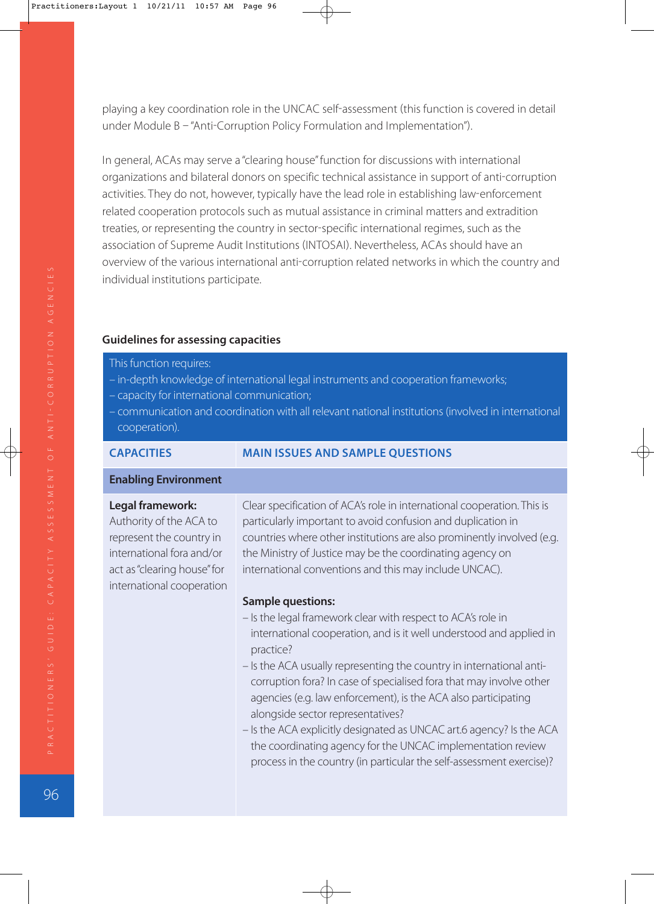playing a key coordination role in the UNCAC self-assessment (this function is covered in detail under Module B – "Anti-Corruption Policy Formulation and Implementation").

In general, ACAs may serve a "clearing house" function for discussions with international organizations and bilateral donors on specific technical assistance in support of anti-corruption activities. They do not, however, typically have the lead role in establishing law-enforcement related cooperation protocols such as mutual assistance in criminal matters and extradition treaties, or representing the country in sector-specific international regimes, such as the association of Supreme Audit Institutions (INTOSAI). Nevertheless, ACAs should have an overview of the various international anti-corruption related networks in which the country and individual institutions participate.

### Guidelines for assessing capacities

This function requires:
– in-depth knowledge of international legal instruments and cooperation frameworks;
– capacity for international communication;
– communication and coordination with all relevant national institutions (involved in international cooperation).

| CAPACITIES | MAIN ISSUES AND SAMPLE QUESTIONS |
|---|---|
| **Enabling Environment** | |
| **Legal framework:** Authority of the ACA to represent the country in international fora and/or act as "clearing house" for international cooperation | Clear specification of ACA's role in international cooperation. This is particularly important to avoid confusion and duplication in countries where other institutions are also prominently involved (e.g. the Ministry of Justice may be the coordinating agency on international conventions and this may include UNCAC).<br><br>**Sample questions:**<br>– Is the legal framework clear with respect to ACA's role in international cooperation, and is it well understood and applied in practice?<br>– Is the ACA usually representing the country in international anti-corruption fora? In case of specialised fora that may involve other agencies (e.g. law enforcement), is the ACA also participating alongside sector representatives?<br>– Is the ACA explicitly designated as UNCAC art.6 agency? Is the ACA the coordinating agency for the UNCAC implementation review process in the country (in particular the self-assessment exercise)? |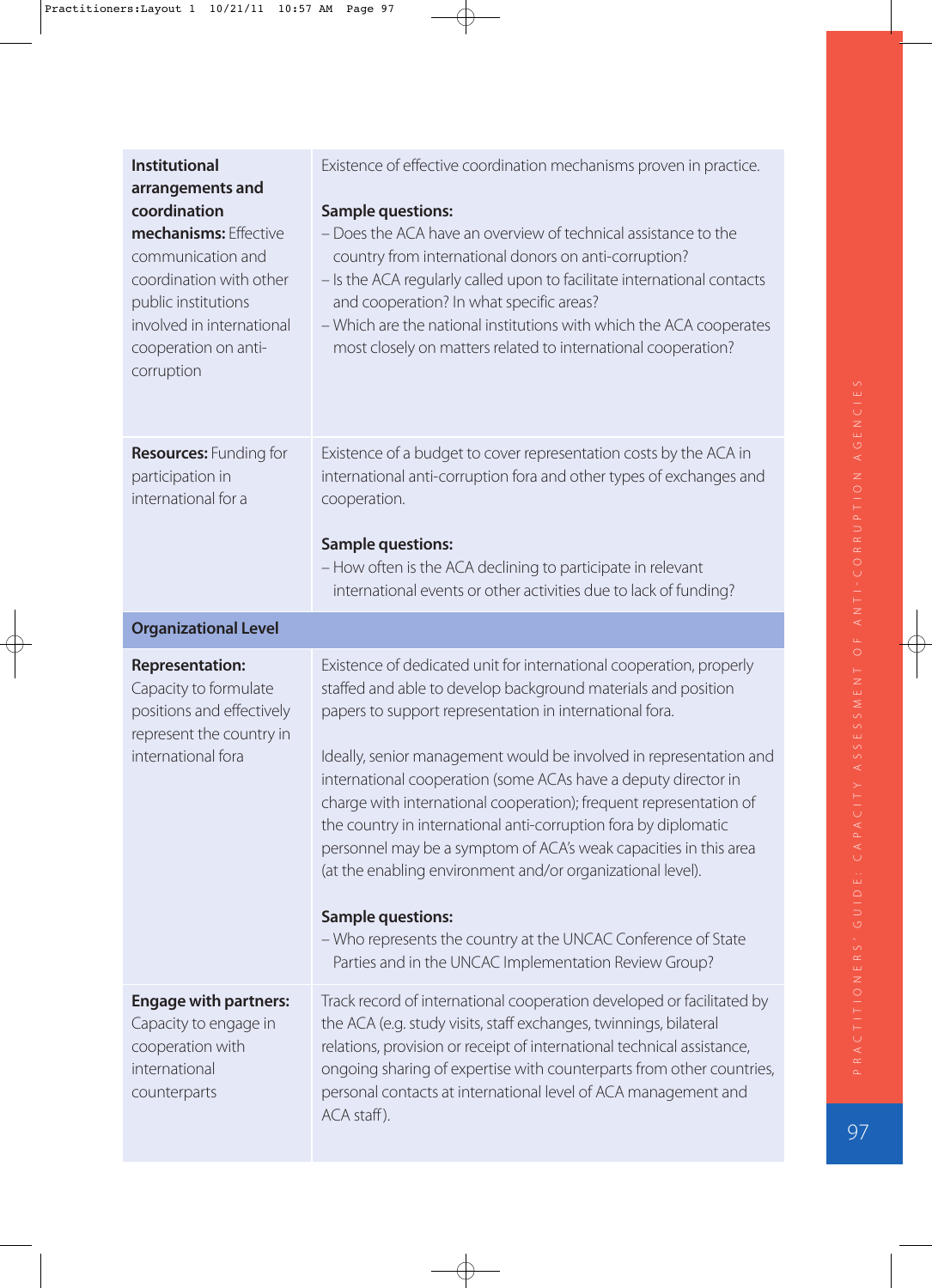| | |
|---|---|
| **Institutional arrangements and coordination mechanisms:** Effective communication and coordination with other public institutions involved in international cooperation on anti-corruption | Existence of effective coordination mechanisms proven in practice.<br><br>**Sample questions:**<br>– Does the ACA have an overview of technical assistance to the country from international donors on anti-corruption?<br>– Is the ACA regularly called upon to facilitate international contacts and cooperation? In what specific areas?<br>– Which are the national institutions with which the ACA cooperates most closely on matters related to international cooperation? |
| **Resources:** Funding for participation in international for a | Existence of a budget to cover representation costs by the ACA in international anti-corruption fora and other types of exchanges and cooperation.<br><br>**Sample questions:**<br>– How often is the ACA declining to participate in relevant international events or other activities due to lack of funding? |
| **Organizational Level** | |
| **Representation:** Capacity to formulate positions and effectively represent the country in international fora | Existence of dedicated unit for international cooperation, properly staffed and able to develop background materials and position papers to support representation in international fora.<br><br>Ideally, senior management would be involved in representation and international cooperation (some ACAs have a deputy director in charge with international cooperation); frequent representation of the country in international anti-corruption fora by diplomatic personnel may be a symptom of ACA's weak capacities in this area (at the enabling environment and/or organizational level).<br><br>**Sample questions:**<br>– Who represents the country at the UNCAC Conference of State Parties and in the UNCAC Implementation Review Group? |
| **Engage with partners:** Capacity to engage in cooperation with international counterparts | Track record of international cooperation developed or facilitated by the ACA (e.g. study visits, staff exchanges, twinnings, bilateral relations, provision or receipt of international technical assistance, ongoing sharing of expertise with counterparts from other countries, personal contacts at international level of ACA management and ACA staff). |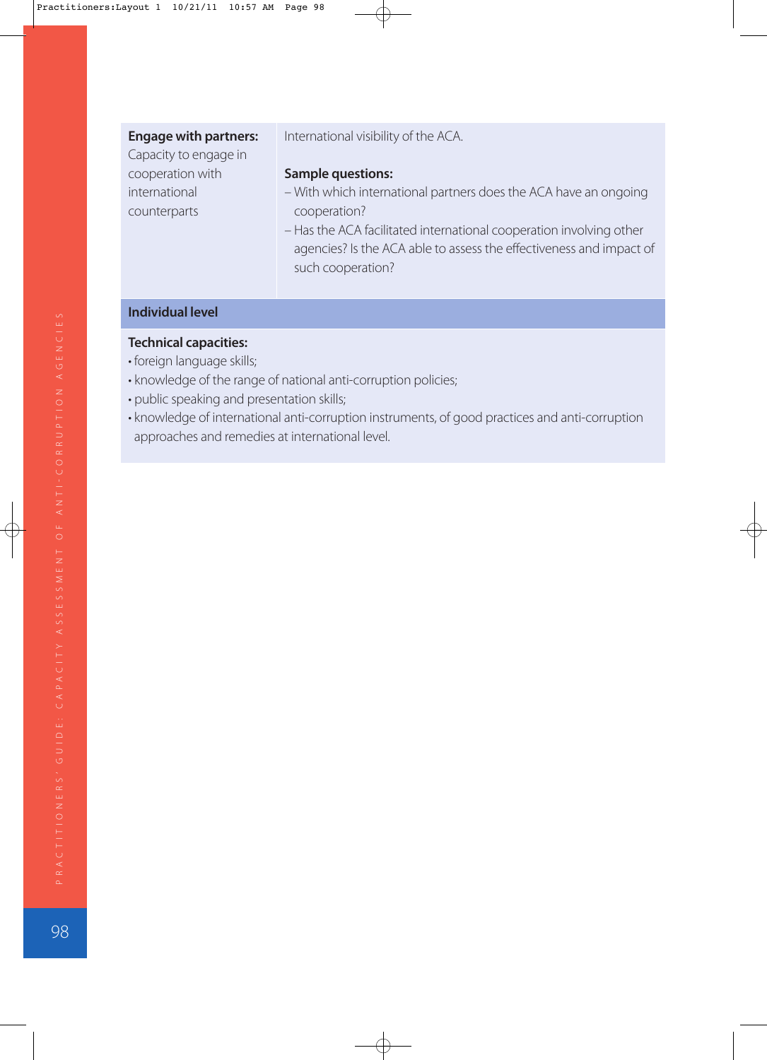| | |
|---|---|
| **Engage with partners:** Capacity to engage in cooperation with international counterparts | International visibility of the ACA.<br><br>**Sample questions:**<br>– With which international partners does the ACA have an ongoing cooperation?<br>– Has the ACA facilitated international cooperation involving other agencies? Is the ACA able to assess the effectiveness and impact of such cooperation? |
| **Individual level** | |
| **Technical capacities:**<br>• foreign language skills;<br>• knowledge of the range of national anti-corruption policies;<br>• public speaking and presentation skills;<br>• knowledge of international anti-corruption instruments, of good practices and anti-corruption approaches and remedies at international level. | |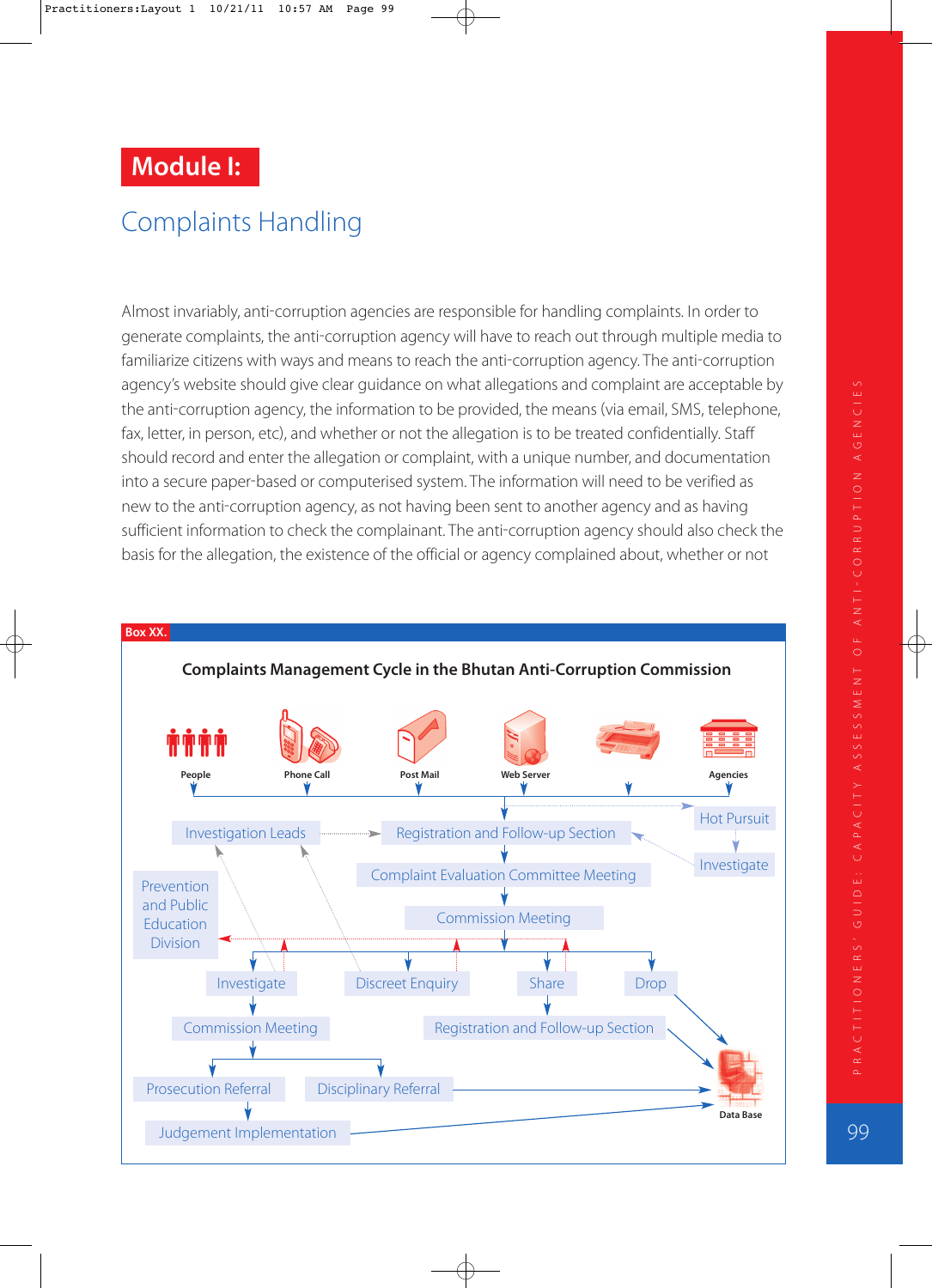# Module I:

## Complaints Handling

Almost invariably, anti-corruption agencies are responsible for handling complaints. In order to generate complaints, the anti-corruption agency will have to reach out through multiple media to familiarize citizens with ways and means to reach the anti-corruption agency. The anti-corruption agency's website should give clear guidance on what allegations and complaint are acceptable by the anti-corruption agency, the information to be provided, the means (via email, SMS, telephone, fax, letter, in person, etc), and whether or not the allegation is to be treated confidentially. Staff should record and enter the allegation or complaint, with a unique number, and documentation into a secure paper-based or computerised system. The information will need to be verified as new to the anti-corruption agency, as not having been sent to another agency and as having sufficient information to check the complainant. The anti-corruption agency should also check the basis for the allegation, the existence of the official or agency complained about, whether or not

**Box XX.**

**Complaints Management Cycle in the Bhutan Anti-Corruption Commission**

People · Phone Call · Post Mail · Web Server · Agencies

Hot Pursuit → Investigate

Investigation Leads → Registration and Follow-up Section

Complaint Evaluation Committee Meeting

Commission Meeting

Prevention and Public Education Division

Investigate · Discreet Enquiry · Share · Drop

Commission Meeting · Registration and Follow-up Section

Prosecution Referral · Disciplinary Referral

Judgement Implementation

Data Base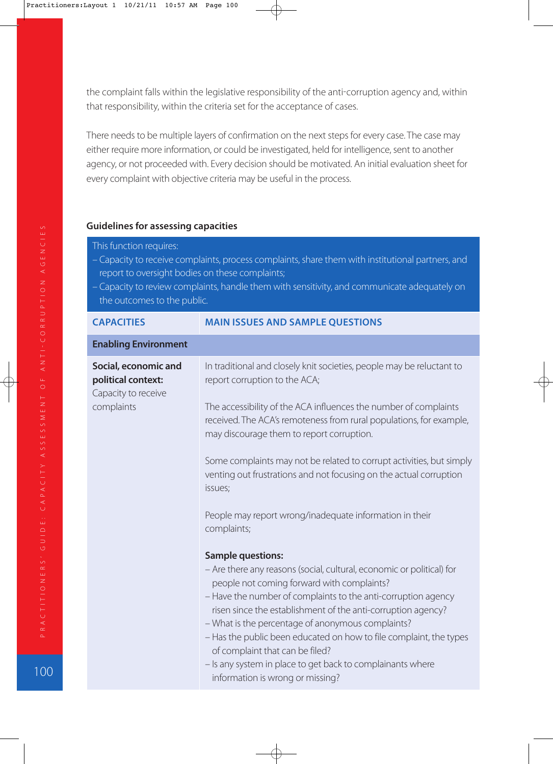the complaint falls within the legislative responsibility of the anti-corruption agency and, within that responsibility, within the criteria set for the acceptance of cases.

There needs to be multiple layers of confirmation on the next steps for every case. The case may either require more information, or could be investigated, held for intelligence, sent to another agency, or not proceeded with. Every decision should be motivated. An initial evaluation sheet for every complaint with objective criteria may be useful in the process.

### Guidelines for assessing capacities

This function requires:

- Capacity to receive complaints, process complaints, share them with institutional partners, and report to oversight bodies on these complaints;
- Capacity to review complaints, handle them with sensitivity, and communicate adequately on the outcomes to the public.

| CAPACITIES | MAIN ISSUES AND SAMPLE QUESTIONS |
|---|---|
| **Enabling Environment** | |
| **Social, economic and political context:** Capacity to receive complaints | In traditional and closely knit societies, people may be reluctant to report corruption to the ACA;<br><br>The accessibility of the ACA influences the number of complaints received. The ACA's remoteness from rural populations, for example, may discourage them to report corruption.<br><br>Some complaints may not be related to corrupt activities, but simply venting out frustrations and not focusing on the actual corruption issues;<br><br>People may report wrong/inadequate information in their complaints;<br><br>**Sample questions:**<br>– Are there any reasons (social, cultural, economic or political) for people not coming forward with complaints?<br>– Have the number of complaints to the anti-corruption agency risen since the establishment of the anti-corruption agency?<br>– What is the percentage of anonymous complaints?<br>– Has the public been educated on how to file complaint, the types of complaint that can be filed?<br>– Is any system in place to get back to complainants where information is wrong or missing? |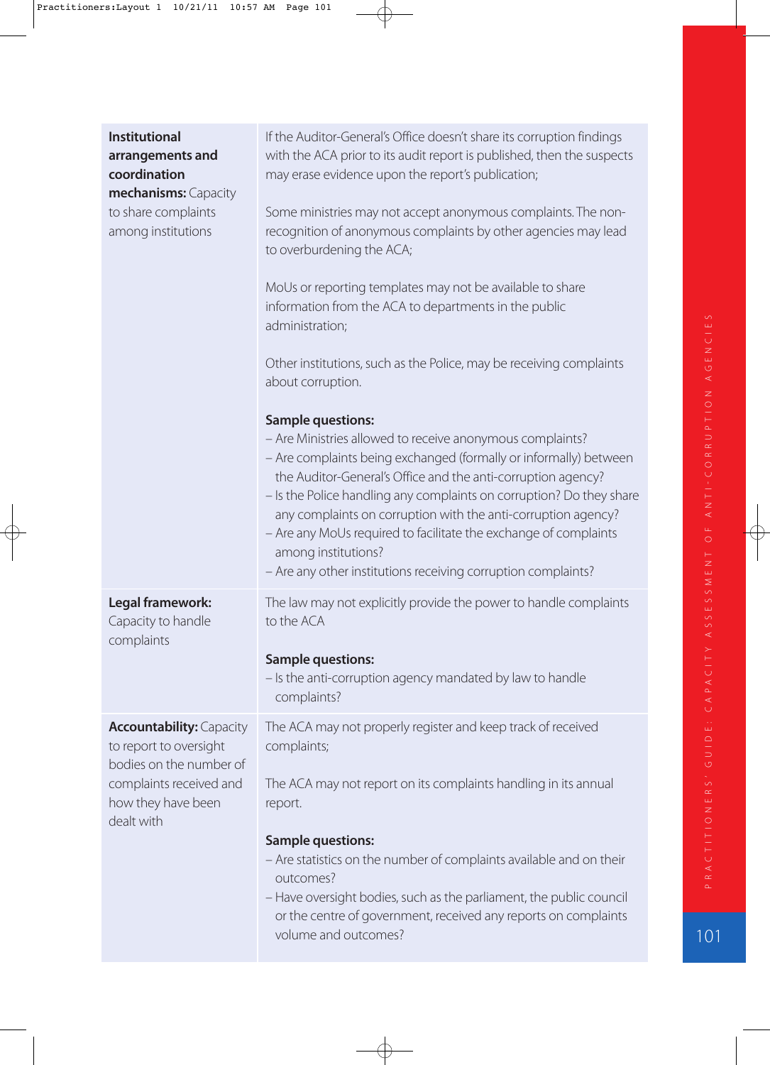| | |
|---|---|
| **Institutional arrangements and coordination mechanisms:** Capacity to share complaints among institutions | If the Auditor-General's Office doesn't share its corruption findings with the ACA prior to its audit report is published, then the suspects may erase evidence upon the report's publication;<br><br>Some ministries may not accept anonymous complaints. The non-recognition of anonymous complaints by other agencies may lead to overburdening the ACA;<br><br>MoUs or reporting templates may not be available to share information from the ACA to departments in the public administration;<br><br>Other institutions, such as the Police, may be receiving complaints about corruption.<br><br>**Sample questions:**<br>– Are Ministries allowed to receive anonymous complaints?<br>– Are complaints being exchanged (formally or informally) between the Auditor-General's Office and the anti-corruption agency?<br>– Is the Police handling any complaints on corruption? Do they share any complaints on corruption with the anti-corruption agency?<br>– Are any MoUs required to facilitate the exchange of complaints among institutions?<br>– Are any other institutions receiving corruption complaints? |
| **Legal framework:** Capacity to handle complaints | The law may not explicitly provide the power to handle complaints to the ACA<br><br>**Sample questions:**<br>– Is the anti-corruption agency mandated by law to handle complaints? |
| **Accountability:** Capacity to report to oversight bodies on the number of complaints received and how they have been dealt with | The ACA may not properly register and keep track of received complaints;<br><br>The ACA may not report on its complaints handling in its annual report.<br><br>**Sample questions:**<br>– Are statistics on the number of complaints available and on their outcomes?<br>– Have oversight bodies, such as the parliament, the public council or the centre of government, received any reports on complaints volume and outcomes? |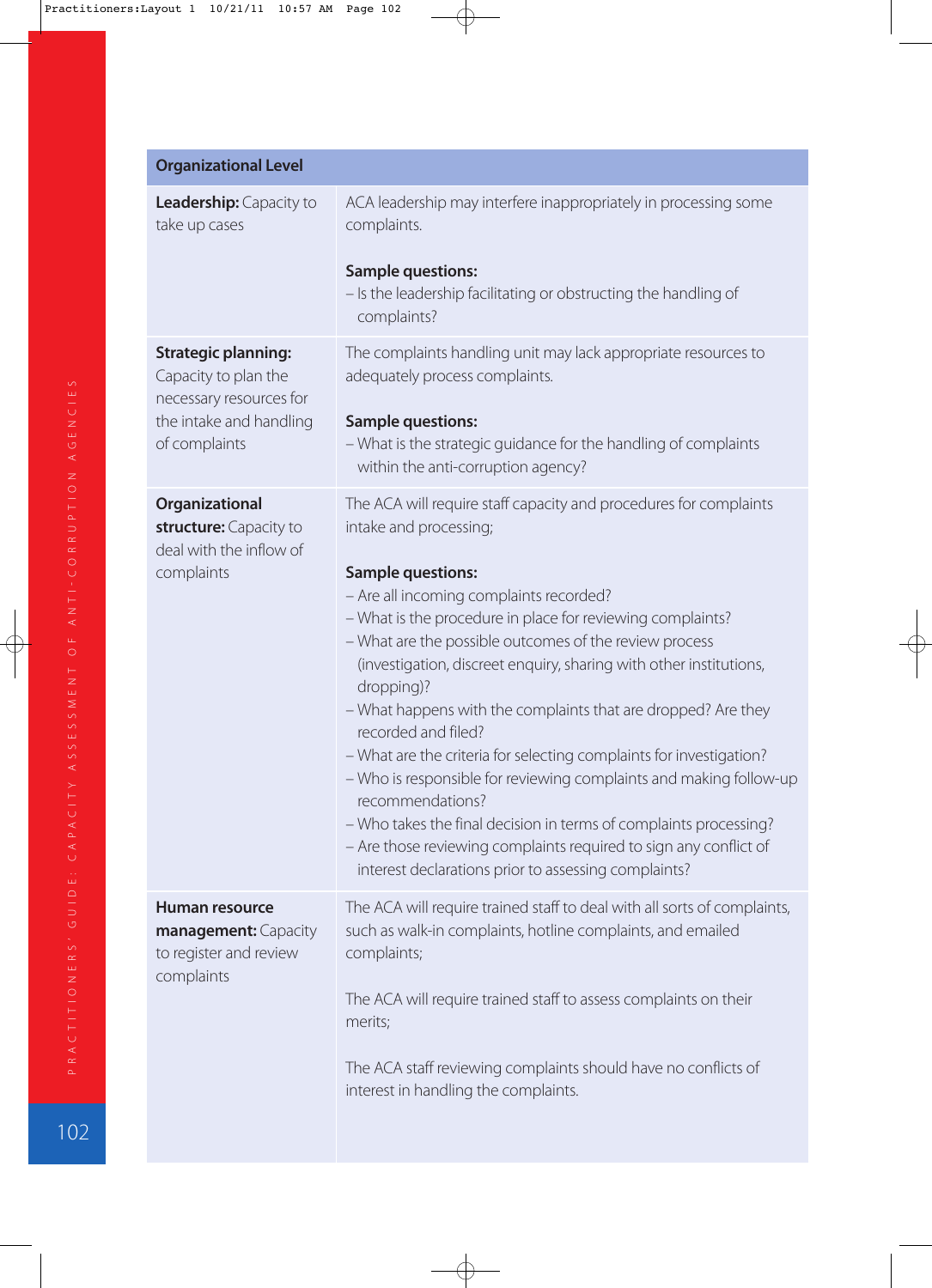| Organizational Level | |
|---|---|
| **Leadership:** Capacity to take up cases | ACA leadership may interfere inappropriately in processing some complaints.<br><br>**Sample questions:**<br>– Is the leadership facilitating or obstructing the handling of complaints? |
| **Strategic planning:** Capacity to plan the necessary resources for the intake and handling of complaints | The complaints handling unit may lack appropriate resources to adequately process complaints.<br><br>**Sample questions:**<br>– What is the strategic guidance for the handling of complaints within the anti-corruption agency? |
| **Organizational structure:** Capacity to deal with the inflow of complaints | The ACA will require staff capacity and procedures for complaints intake and processing;<br><br>**Sample questions:**<br>– Are all incoming complaints recorded?<br>– What is the procedure in place for reviewing complaints?<br>– What are the possible outcomes of the review process (investigation, discreet enquiry, sharing with other institutions, dropping)?<br>– What happens with the complaints that are dropped? Are they recorded and filed?<br>– What are the criteria for selecting complaints for investigation?<br>– Who is responsible for reviewing complaints and making follow-up recommendations?<br>– Who takes the final decision in terms of complaints processing?<br>– Are those reviewing complaints required to sign any conflict of interest declarations prior to assessing complaints? |
| **Human resource management:** Capacity to register and review complaints | The ACA will require trained staff to deal with all sorts of complaints, such as walk-in complaints, hotline complaints, and emailed complaints;<br><br>The ACA will require trained staff to assess complaints on their merits;<br><br>The ACA staff reviewing complaints should have no conflicts of interest in handling the complaints. |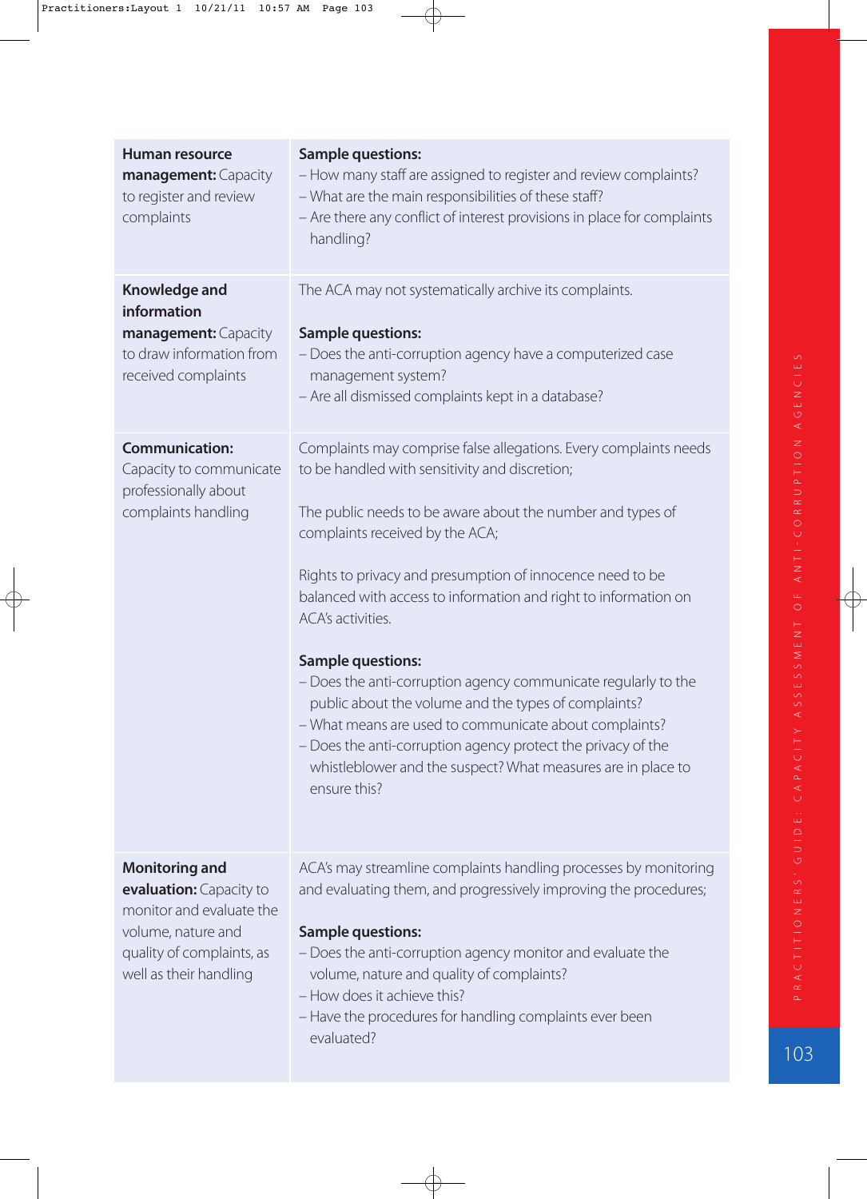| | |
|---|---|
| **Human resource management:** Capacity to register and review complaints | **Sample questions:**<br>– How many staff are assigned to register and review complaints?<br>– What are the main responsibilities of these staff?<br>– Are there any conflict of interest provisions in place for complaints handling? |
| **Knowledge and information management:** Capacity to draw information from received complaints | The ACA may not systematically archive its complaints.<br><br>**Sample questions:**<br>– Does the anti-corruption agency have a computerized case management system?<br>– Are all dismissed complaints kept in a database? |
| **Communication:** Capacity to communicate professionally about complaints handling | Complaints may comprise false allegations. Every complaints needs to be handled with sensitivity and discretion;<br><br>The public needs to be aware about the number and types of complaints received by the ACA;<br><br>Rights to privacy and presumption of innocence need to be balanced with access to information and right to information on ACA's activities.<br><br>**Sample questions:**<br>– Does the anti-corruption agency communicate regularly to the public about the volume and the types of complaints?<br>– What means are used to communicate about complaints?<br>– Does the anti-corruption agency protect the privacy of the whistleblower and the suspect? What measures are in place to ensure this? |
| **Monitoring and evaluation:** Capacity to monitor and evaluate the volume, nature and quality of complaints, as well as their handling | ACA's may streamline complaints handling processes by monitoring and evaluating them, and progressively improving the procedures;<br><br>**Sample questions:**<br>– Does the anti-corruption agency monitor and evaluate the volume, nature and quality of complaints?<br>– How does it achieve this?<br>– Have the procedures for handling complaints ever been evaluated? |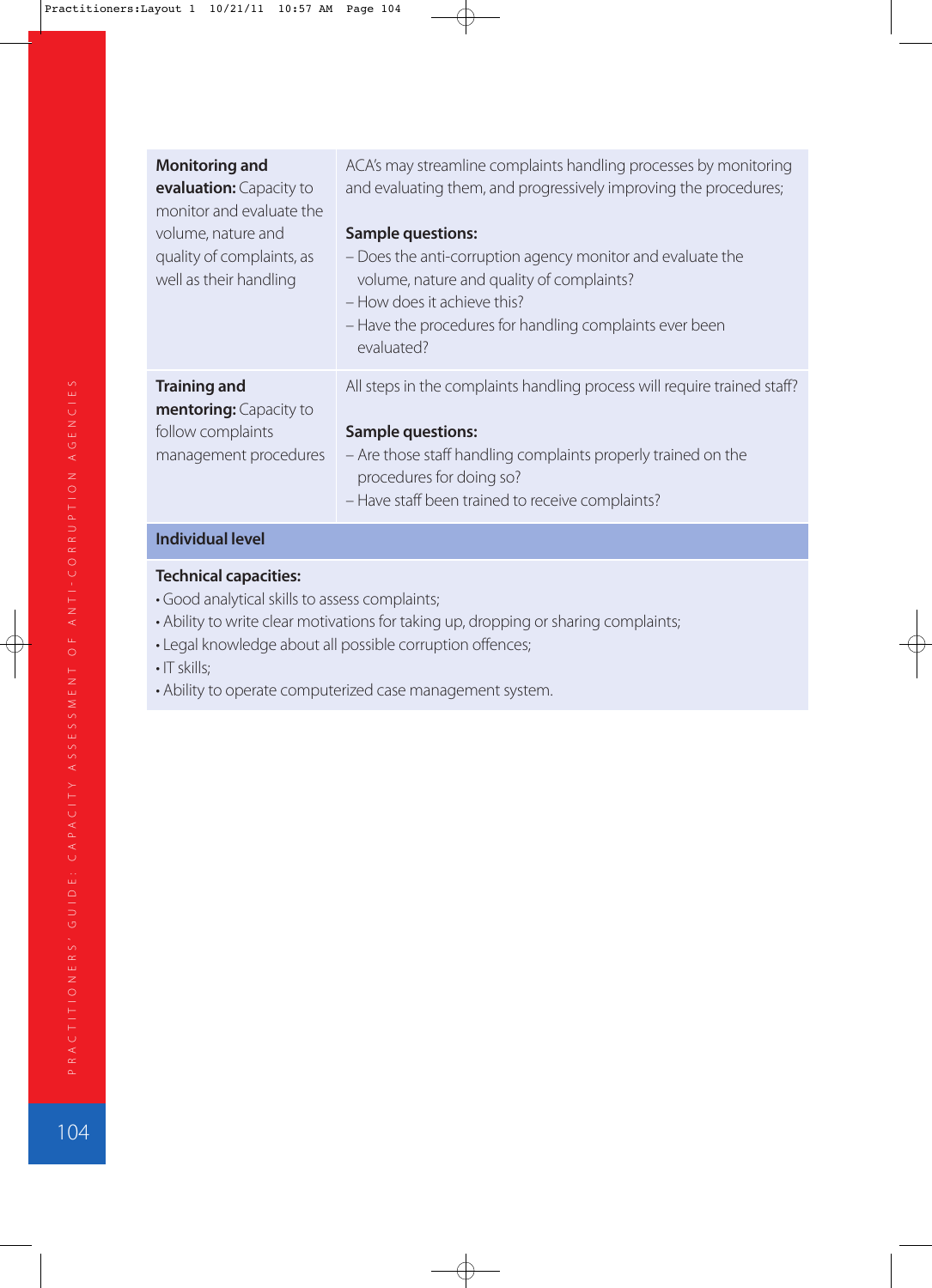| | |
|---|---|
| **Monitoring and evaluation:** Capacity to monitor and evaluate the volume, nature and quality of complaints, as well as their handling | ACA's may streamline complaints handling processes by monitoring and evaluating them, and progressively improving the procedures;<br><br>**Sample questions:**<br>– Does the anti-corruption agency monitor and evaluate the volume, nature and quality of complaints?<br>– How does it achieve this?<br>– Have the procedures for handling complaints ever been evaluated? |
| **Training and mentoring:** Capacity to follow complaints management procedures | All steps in the complaints handling process will require trained staff?<br><br>**Sample questions:**<br>– Are those staff handling complaints properly trained on the procedures for doing so?<br>– Have staff been trained to receive complaints? |
| **Individual level** | |
| **Technical capacities:**<br>• Good analytical skills to assess complaints;<br>• Ability to write clear motivations for taking up, dropping or sharing complaints;<br>• Legal knowledge about all possible corruption offences;<br>• IT skills;<br>• Ability to operate computerized case management system. | |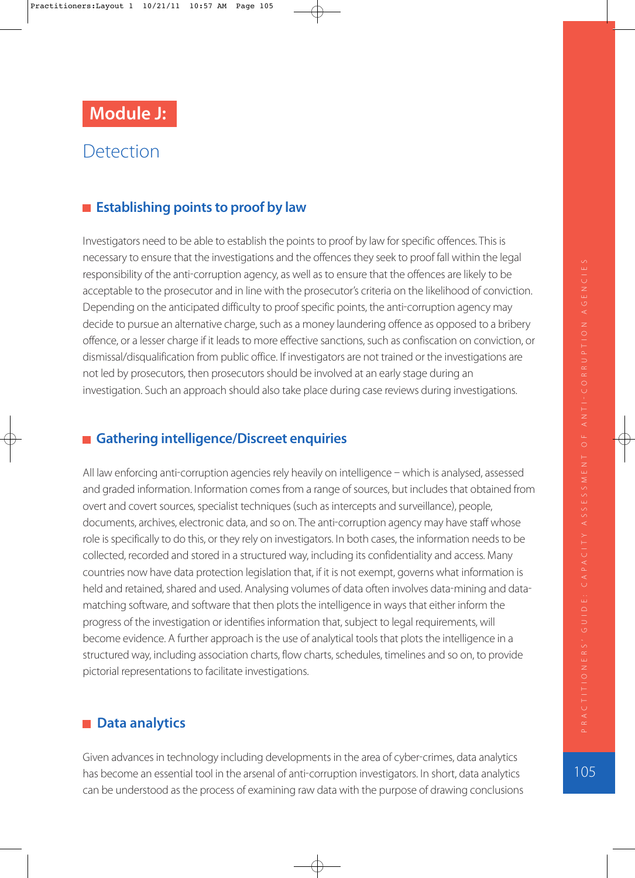# Module J:

## Detection

### Establishing points to proof by law

Investigators need to be able to establish the points to proof by law for specific offences. This is necessary to ensure that the investigations and the offences they seek to proof fall within the legal responsibility of the anti-corruption agency, as well as to ensure that the offences are likely to be acceptable to the prosecutor and in line with the prosecutor's criteria on the likelihood of conviction. Depending on the anticipated difficulty to proof specific points, the anti-corruption agency may decide to pursue an alternative charge, such as a money laundering offence as opposed to a bribery offence, or a lesser charge if it leads to more effective sanctions, such as confiscation on conviction, or dismissal/disqualification from public office. If investigators are not trained or the investigations are not led by prosecutors, then prosecutors should be involved at an early stage during an investigation. Such an approach should also take place during case reviews during investigations.

### Gathering intelligence/Discreet enquiries

All law enforcing anti-corruption agencies rely heavily on intelligence – which is analysed, assessed and graded information. Information comes from a range of sources, but includes that obtained from overt and covert sources, specialist techniques (such as intercepts and surveillance), people, documents, archives, electronic data, and so on. The anti-corruption agency may have staff whose role is specifically to do this, or they rely on investigators. In both cases, the information needs to be collected, recorded and stored in a structured way, including its confidentiality and access. Many countries now have data protection legislation that, if it is not exempt, governs what information is held and retained, shared and used. Analysing volumes of data often involves data-mining and data-matching software, and software that then plots the intelligence in ways that either inform the progress of the investigation or identifies information that, subject to legal requirements, will become evidence. A further approach is the use of analytical tools that plots the intelligence in a structured way, including association charts, flow charts, schedules, timelines and so on, to provide pictorial representations to facilitate investigations.

### Data analytics

Given advances in technology including developments in the area of cyber-crimes, data analytics has become an essential tool in the arsenal of anti-corruption investigators. In short, data analytics can be understood as the process of examining raw data with the purpose of drawing conclusions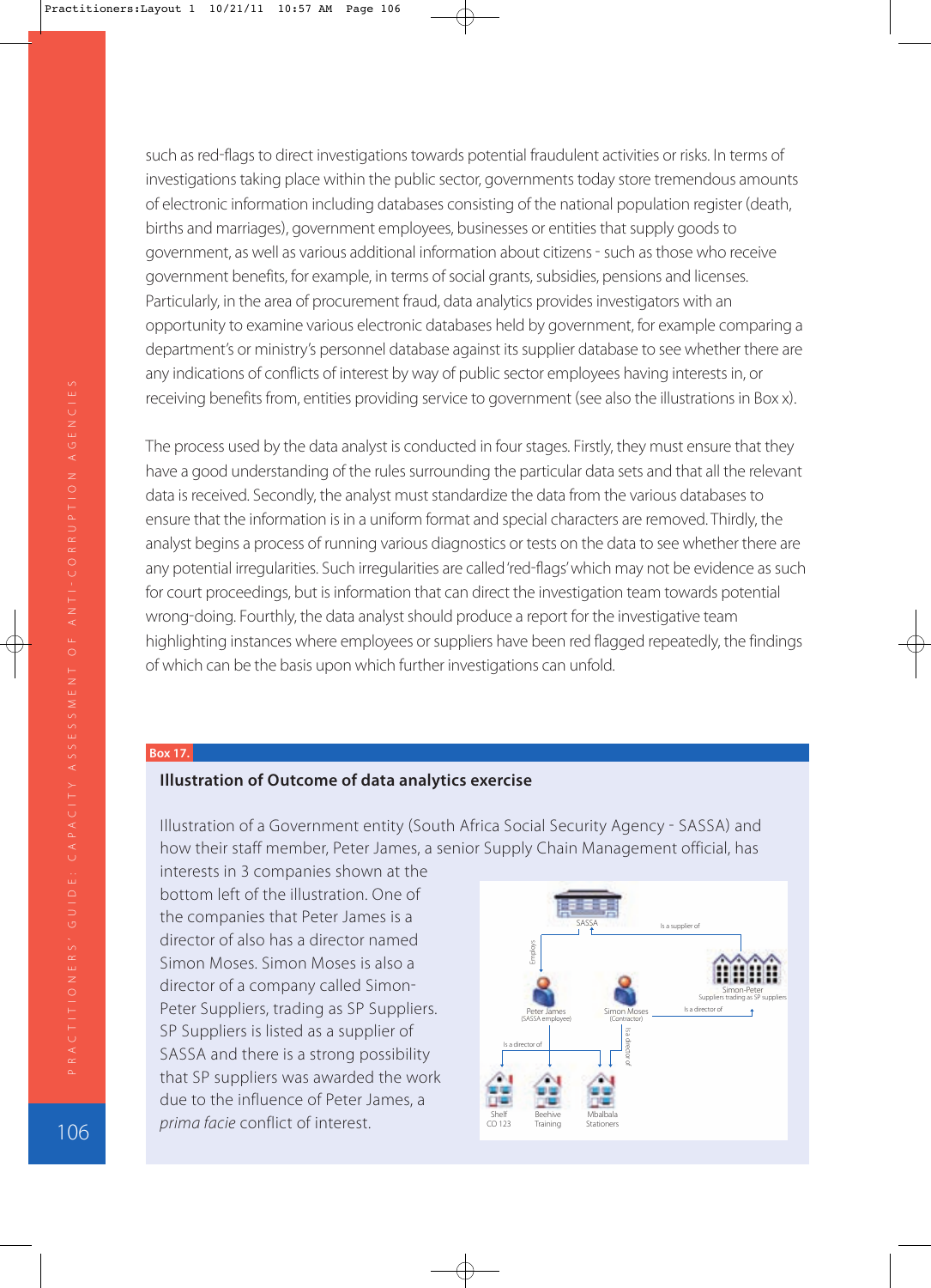such as red-flags to direct investigations towards potential fraudulent activities or risks. In terms of investigations taking place within the public sector, governments today store tremendous amounts of electronic information including databases consisting of the national population register (death, births and marriages), government employees, businesses or entities that supply goods to government, as well as various additional information about citizens - such as those who receive government benefits, for example, in terms of social grants, subsidies, pensions and licenses. Particularly, in the area of procurement fraud, data analytics provides investigators with an opportunity to examine various electronic databases held by government, for example comparing a department's or ministry's personnel database against its supplier database to see whether there are any indications of conflicts of interest by way of public sector employees having interests in, or receiving benefits from, entities providing service to government (see also the illustrations in Box x).

The process used by the data analyst is conducted in four stages. Firstly, they must ensure that they have a good understanding of the rules surrounding the particular data sets and that all the relevant data is received. Secondly, the analyst must standardize the data from the various databases to ensure that the information is in a uniform format and special characters are removed. Thirdly, the analyst begins a process of running various diagnostics or tests on the data to see whether there are any potential irregularities. Such irregularities are called 'red-flags' which may not be evidence as such for court proceedings, but is information that can direct the investigation team towards potential wrong-doing. Fourthly, the data analyst should produce a report for the investigative team highlighting instances where employees or suppliers have been red flagged repeatedly, the findings of which can be the basis upon which further investigations can unfold.

**Box 17.**

**Illustration of Outcome of data analytics exercise**

Illustration of a Government entity (South Africa Social Security Agency - SASSA) and how their staff member, Peter James, a senior Supply Chain Management official, has interests in 3 companies shown at the bottom left of the illustration. One of the companies that Peter James is a director of also has a director named Simon Moses. Simon Moses is also a director of a company called Simon-Peter Suppliers, trading as SP Suppliers. SP Suppliers is listed as a supplier of SASSA and there is a strong possibility that SP suppliers was awarded the work due to the influence of Peter James, a *prima facie* conflict of interest.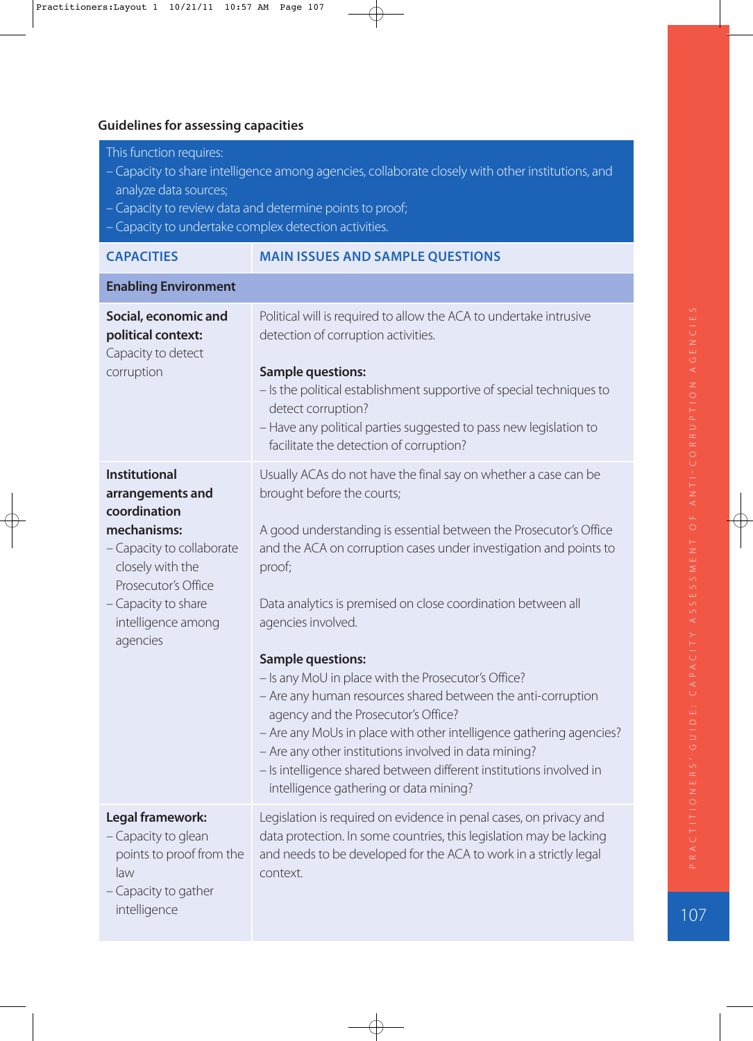### Guidelines for assessing capacities

| This function requires:<br>– Capacity to share intelligence among agencies, collaborate closely with other institutions, and analyze data sources;<br>– Capacity to review data and determine points to proof;<br>– Capacity to undertake complex detection activities. | |
|---|---|
| **CAPACITIES** | **MAIN ISSUES AND SAMPLE QUESTIONS** |
| **Enabling Environment** | |
| **Social, economic and political context:**<br>Capacity to detect corruption | Political will is required to allow the ACA to undertake intrusive detection of corruption activities.<br><br>**Sample questions:**<br>– Is the political establishment supportive of special techniques to detect corruption?<br>– Have any political parties suggested to pass new legislation to facilitate the detection of corruption? |
| **Institutional arrangements and coordination mechanisms:**<br>– Capacity to collaborate closely with the Prosecutor's Office<br>– Capacity to share intelligence among agencies | Usually ACAs do not have the final say on whether a case can be brought before the courts;<br><br>A good understanding is essential between the Prosecutor's Office and the ACA on corruption cases under investigation and points to proof;<br><br>Data analytics is premised on close coordination between all agencies involved.<br><br>**Sample questions:**<br>– Is any MoU in place with the Prosecutor's Office?<br>– Are any human resources shared between the anti-corruption agency and the Prosecutor's Office?<br>– Are any MoUs in place with other intelligence gathering agencies?<br>– Are any other institutions involved in data mining?<br>– Is intelligence shared between different institutions involved in intelligence gathering or data mining? |
| **Legal framework:**<br>– Capacity to glean points to proof from the law<br>– Capacity to gather intelligence | Legislation is required on evidence in penal cases, on privacy and data protection. In some countries, this legislation may be lacking and needs to be developed for the ACA to work in a strictly legal context. |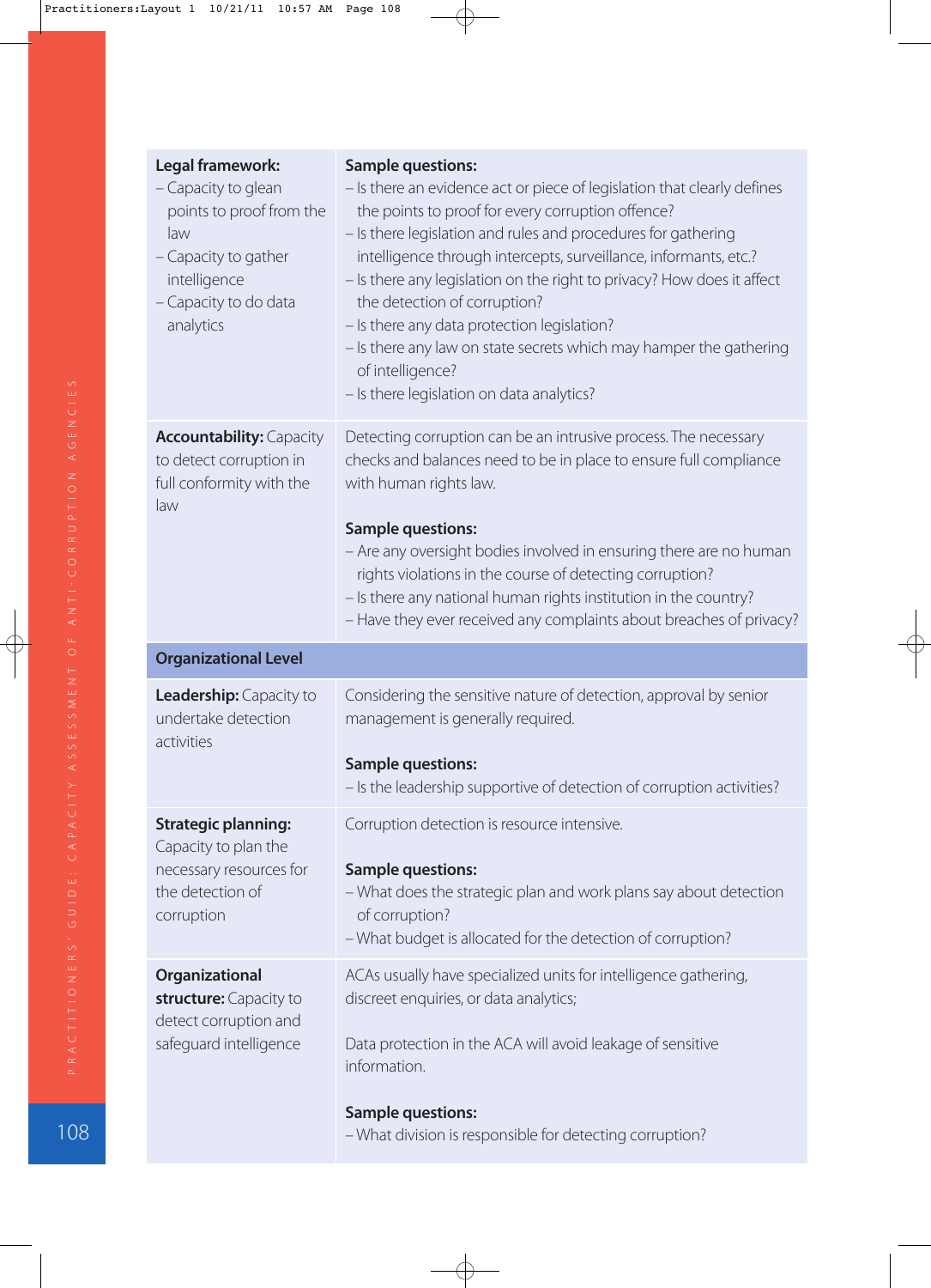| | |
|---|---|
| **Legal framework:**<br>– Capacity to glean points to proof from the law<br>– Capacity to gather intelligence<br>– Capacity to do data analytics | **Sample questions:**<br>– Is there an evidence act or piece of legislation that clearly defines the points to proof for every corruption offence?<br>– Is there legislation and rules and procedures for gathering intelligence through intercepts, surveillance, informants, etc.?<br>– Is there any legislation on the right to privacy? How does it affect the detection of corruption?<br>– Is there any data protection legislation?<br>– Is there any law on state secrets which may hamper the gathering of intelligence?<br>– Is there legislation on data analytics? |
| **Accountability:** Capacity to detect corruption in full conformity with the law | Detecting corruption can be an intrusive process. The necessary checks and balances need to be in place to ensure full compliance with human rights law.<br><br>**Sample questions:**<br>– Are any oversight bodies involved in ensuring there are no human rights violations in the course of detecting corruption?<br>– Is there any national human rights institution in the country?<br>– Have they ever received any complaints about breaches of privacy? |
| **Organizational Level** | |
| **Leadership:** Capacity to undertake detection activities | Considering the sensitive nature of detection, approval by senior management is generally required.<br><br>**Sample questions:**<br>– Is the leadership supportive of detection of corruption activities? |
| **Strategic planning:** Capacity to plan the necessary resources for the detection of corruption | Corruption detection is resource intensive.<br><br>**Sample questions:**<br>– What does the strategic plan and work plans say about detection of corruption?<br>– What budget is allocated for the detection of corruption? |
| **Organizational structure:** Capacity to detect corruption and safeguard intelligence | ACAs usually have specialized units for intelligence gathering, discreet enquiries, or data analytics;<br><br>Data protection in the ACA will avoid leakage of sensitive information.<br><br>**Sample questions:**<br>– What division is responsible for detecting corruption? |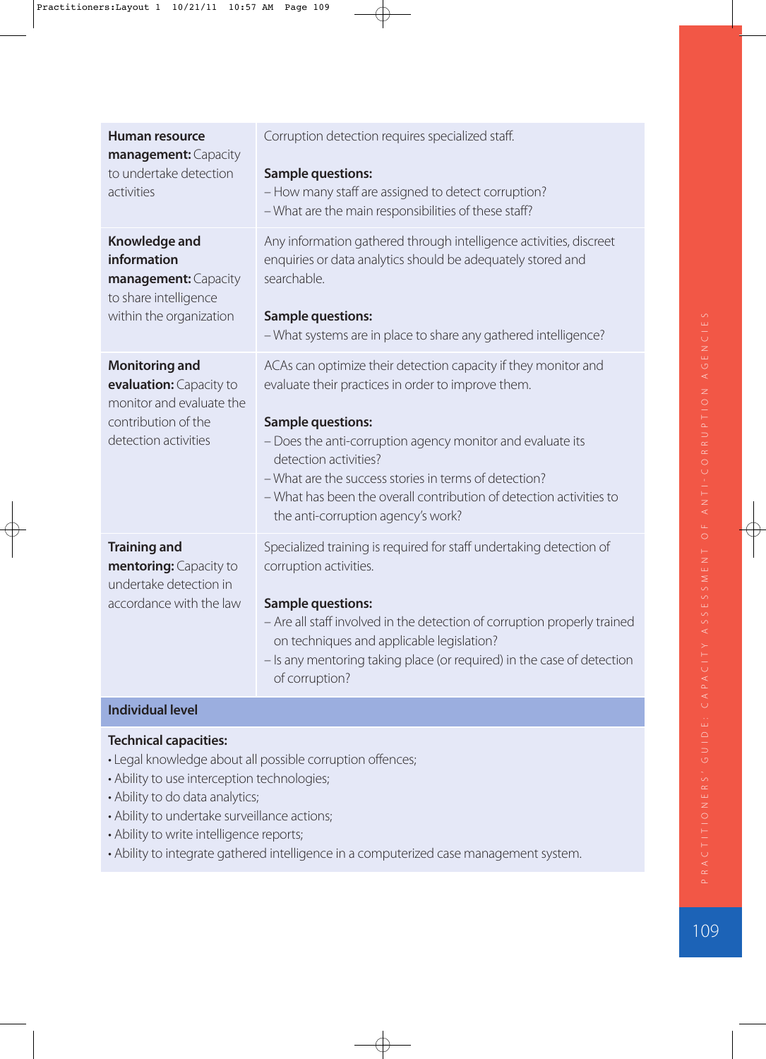| | |
|---|---|
| **Human resource management:** Capacity to undertake detection activities | Corruption detection requires specialized staff.<br><br>**Sample questions:**<br>– How many staff are assigned to detect corruption?<br>– What are the main responsibilities of these staff? |
| **Knowledge and information management:** Capacity to share intelligence within the organization | Any information gathered through intelligence activities, discreet enquiries or data analytics should be adequately stored and searchable.<br><br>**Sample questions:**<br>– What systems are in place to share any gathered intelligence? |
| **Monitoring and evaluation:** Capacity to monitor and evaluate the contribution of the detection activities | ACAs can optimize their detection capacity if they monitor and evaluate their practices in order to improve them.<br><br>**Sample questions:**<br>– Does the anti-corruption agency monitor and evaluate its detection activities?<br>– What are the success stories in terms of detection?<br>– What has been the overall contribution of detection activities to the anti-corruption agency's work? |
| **Training and mentoring:** Capacity to undertake detection in accordance with the law | Specialized training is required for staff undertaking detection of corruption activities.<br><br>**Sample questions:**<br>– Are all staff involved in the detection of corruption properly trained on techniques and applicable legislation?<br>– Is any mentoring taking place (or required) in the case of detection of corruption? |

**Individual level**

**Technical capacities:**

- Legal knowledge about all possible corruption offences;
- Ability to use interception technologies;
- Ability to do data analytics;
- Ability to undertake surveillance actions;
- Ability to write intelligence reports;
- Ability to integrate gathered intelligence in a computerized case management system.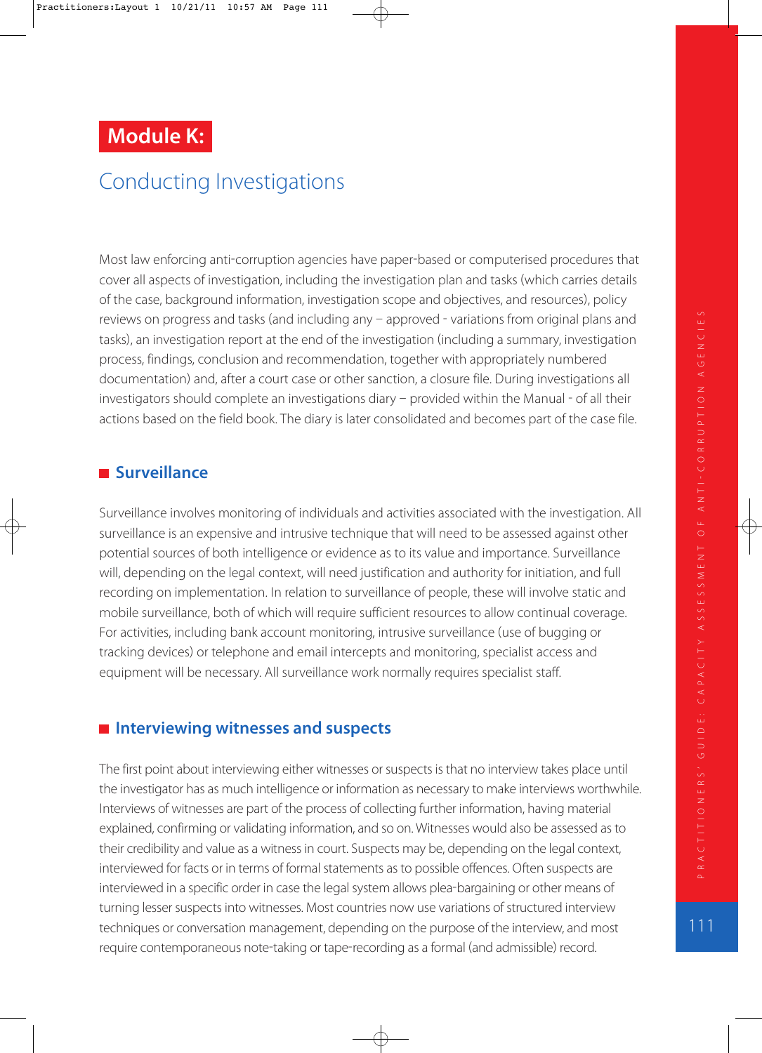# Module K:

## Conducting Investigations

Most law enforcing anti-corruption agencies have paper-based or computerised procedures that cover all aspects of investigation, including the investigation plan and tasks (which carries details of the case, background information, investigation scope and objectives, and resources), policy reviews on progress and tasks (and including any – approved - variations from original plans and tasks), an investigation report at the end of the investigation (including a summary, investigation process, findings, conclusion and recommendation, together with appropriately numbered documentation) and, after a court case or other sanction, a closure file. During investigations all investigators should complete an investigations diary – provided within the Manual - of all their actions based on the field book. The diary is later consolidated and becomes part of the case file.

### Surveillance

Surveillance involves monitoring of individuals and activities associated with the investigation. All surveillance is an expensive and intrusive technique that will need to be assessed against other potential sources of both intelligence or evidence as to its value and importance. Surveillance will, depending on the legal context, will need justification and authority for initiation, and full recording on implementation. In relation to surveillance of people, these will involve static and mobile surveillance, both of which will require sufficient resources to allow continual coverage. For activities, including bank account monitoring, intrusive surveillance (use of bugging or tracking devices) or telephone and email intercepts and monitoring, specialist access and equipment will be necessary. All surveillance work normally requires specialist staff.

### Interviewing witnesses and suspects

The first point about interviewing either witnesses or suspects is that no interview takes place until the investigator has as much intelligence or information as necessary to make interviews worthwhile. Interviews of witnesses are part of the process of collecting further information, having material explained, confirming or validating information, and so on. Witnesses would also be assessed as to their credibility and value as a witness in court. Suspects may be, depending on the legal context, interviewed for facts or in terms of formal statements as to possible offences. Often suspects are interviewed in a specific order in case the legal system allows plea-bargaining or other means of turning lesser suspects into witnesses. Most countries now use variations of structured interview techniques or conversation management, depending on the purpose of the interview, and most require contemporaneous note-taking or tape-recording as a formal (and admissible) record.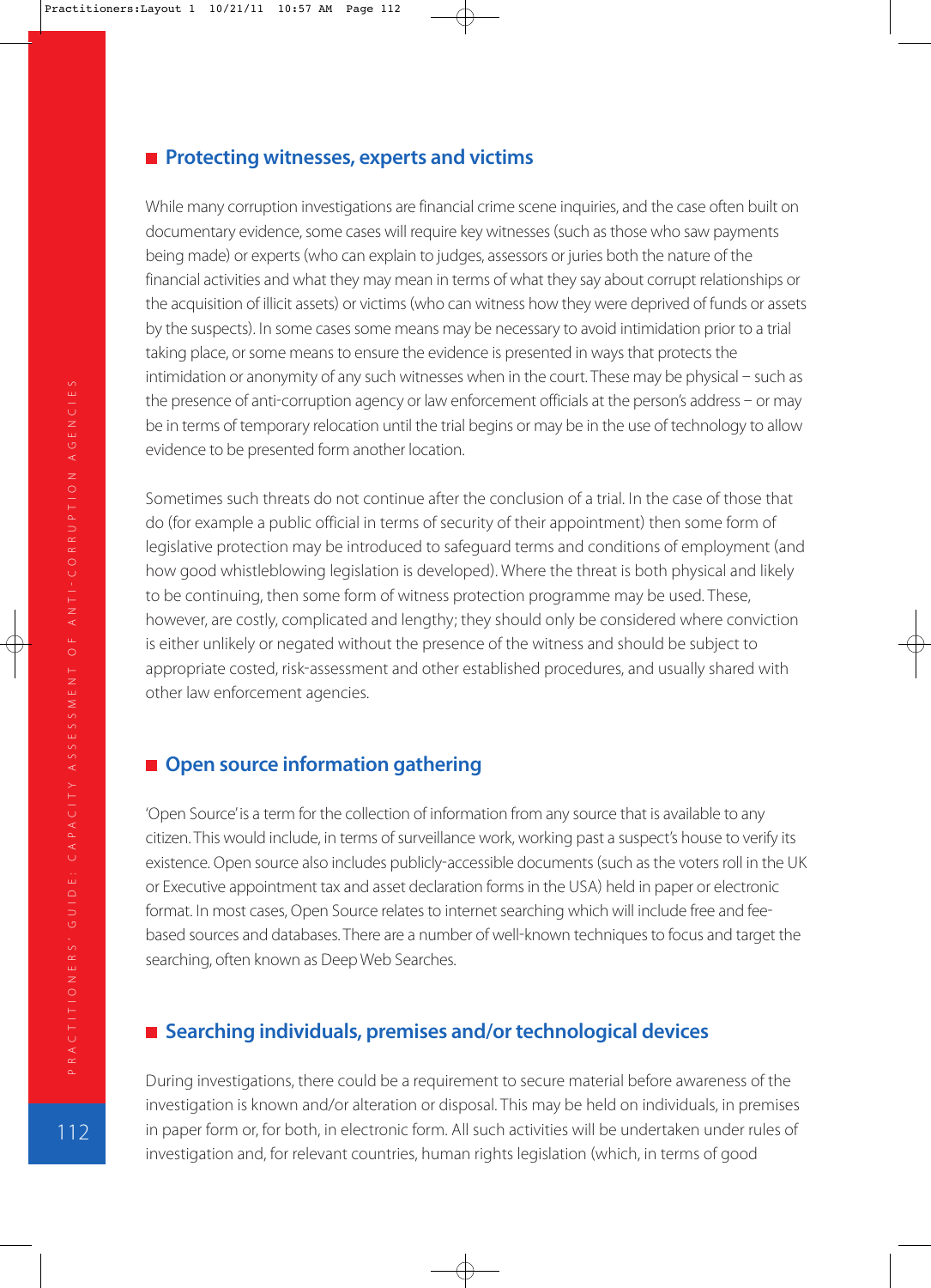## Protecting witnesses, experts and victims

While many corruption investigations are financial crime scene inquiries, and the case often built on documentary evidence, some cases will require key witnesses (such as those who saw payments being made) or experts (who can explain to judges, assessors or juries both the nature of the financial activities and what they may mean in terms of what they say about corrupt relationships or the acquisition of illicit assets) or victims (who can witness how they were deprived of funds or assets by the suspects). In some cases some means may be necessary to avoid intimidation prior to a trial taking place, or some means to ensure the evidence is presented in ways that protects the intimidation or anonymity of any such witnesses when in the court. These may be physical – such as the presence of anti-corruption agency or law enforcement officials at the person's address – or may be in terms of temporary relocation until the trial begins or may be in the use of technology to allow evidence to be presented form another location.

Sometimes such threats do not continue after the conclusion of a trial. In the case of those that do (for example a public official in terms of security of their appointment) then some form of legislative protection may be introduced to safeguard terms and conditions of employment (and how good whistleblowing legislation is developed). Where the threat is both physical and likely to be continuing, then some form of witness protection programme may be used. These, however, are costly, complicated and lengthy; they should only be considered where conviction is either unlikely or negated without the presence of the witness and should be subject to appropriate costed, risk-assessment and other established procedures, and usually shared with other law enforcement agencies.

## Open source information gathering

'Open Source' is a term for the collection of information from any source that is available to any citizen. This would include, in terms of surveillance work, working past a suspect's house to verify its existence. Open source also includes publicly-accessible documents (such as the voters roll in the UK or Executive appointment tax and asset declaration forms in the USA) held in paper or electronic format. In most cases, Open Source relates to internet searching which will include free and fee-based sources and databases. There are a number of well-known techniques to focus and target the searching, often known as Deep Web Searches.

## Searching individuals, premises and/or technological devices

During investigations, there could be a requirement to secure material before awareness of the investigation is known and/or alteration or disposal. This may be held on individuals, in premises in paper form or, for both, in electronic form. All such activities will be undertaken under rules of investigation and, for relevant countries, human rights legislation (which, in terms of good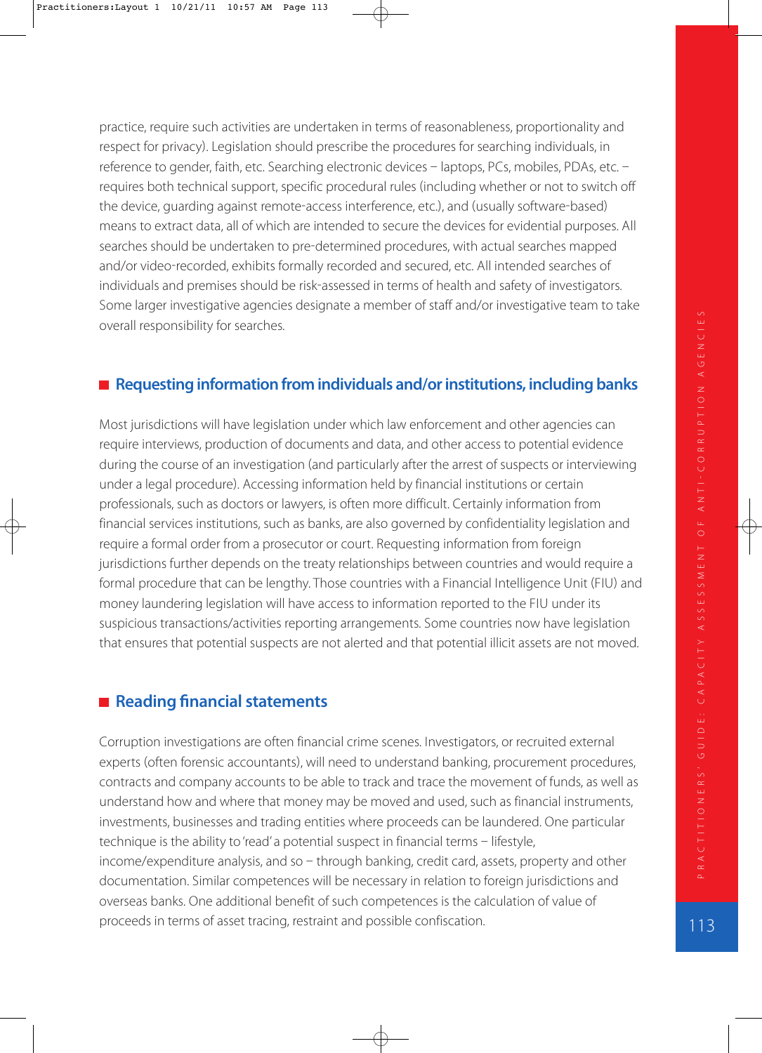practice, require such activities are undertaken in terms of reasonableness, proportionality and respect for privacy). Legislation should prescribe the procedures for searching individuals, in reference to gender, faith, etc. Searching electronic devices – laptops, PCs, mobiles, PDAs, etc. – requires both technical support, specific procedural rules (including whether or not to switch off the device, guarding against remote-access interference, etc.), and (usually software-based) means to extract data, all of which are intended to secure the devices for evidential purposes. All searches should be undertaken to pre-determined procedures, with actual searches mapped and/or video-recorded, exhibits formally recorded and secured, etc. All intended searches of individuals and premises should be risk-assessed in terms of health and safety of investigators. Some larger investigative agencies designate a member of staff and/or investigative team to take overall responsibility for searches.

## Requesting information from individuals and/or institutions, including banks

Most jurisdictions will have legislation under which law enforcement and other agencies can require interviews, production of documents and data, and other access to potential evidence during the course of an investigation (and particularly after the arrest of suspects or interviewing under a legal procedure). Accessing information held by financial institutions or certain professionals, such as doctors or lawyers, is often more difficult. Certainly information from financial services institutions, such as banks, are also governed by confidentiality legislation and require a formal order from a prosecutor or court. Requesting information from foreign jurisdictions further depends on the treaty relationships between countries and would require a formal procedure that can be lengthy. Those countries with a Financial Intelligence Unit (FIU) and money laundering legislation will have access to information reported to the FIU under its suspicious transactions/activities reporting arrangements. Some countries now have legislation that ensures that potential suspects are not alerted and that potential illicit assets are not moved.

## Reading financial statements

Corruption investigations are often financial crime scenes. Investigators, or recruited external experts (often forensic accountants), will need to understand banking, procurement procedures, contracts and company accounts to be able to track and trace the movement of funds, as well as understand how and where that money may be moved and used, such as financial instruments, investments, businesses and trading entities where proceeds can be laundered. One particular technique is the ability to 'read' a potential suspect in financial terms – lifestyle, income/expenditure analysis, and so – through banking, credit card, assets, property and other documentation. Similar competences will be necessary in relation to foreign jurisdictions and overseas banks. One additional benefit of such competences is the calculation of value of proceeds in terms of asset tracing, restraint and possible confiscation.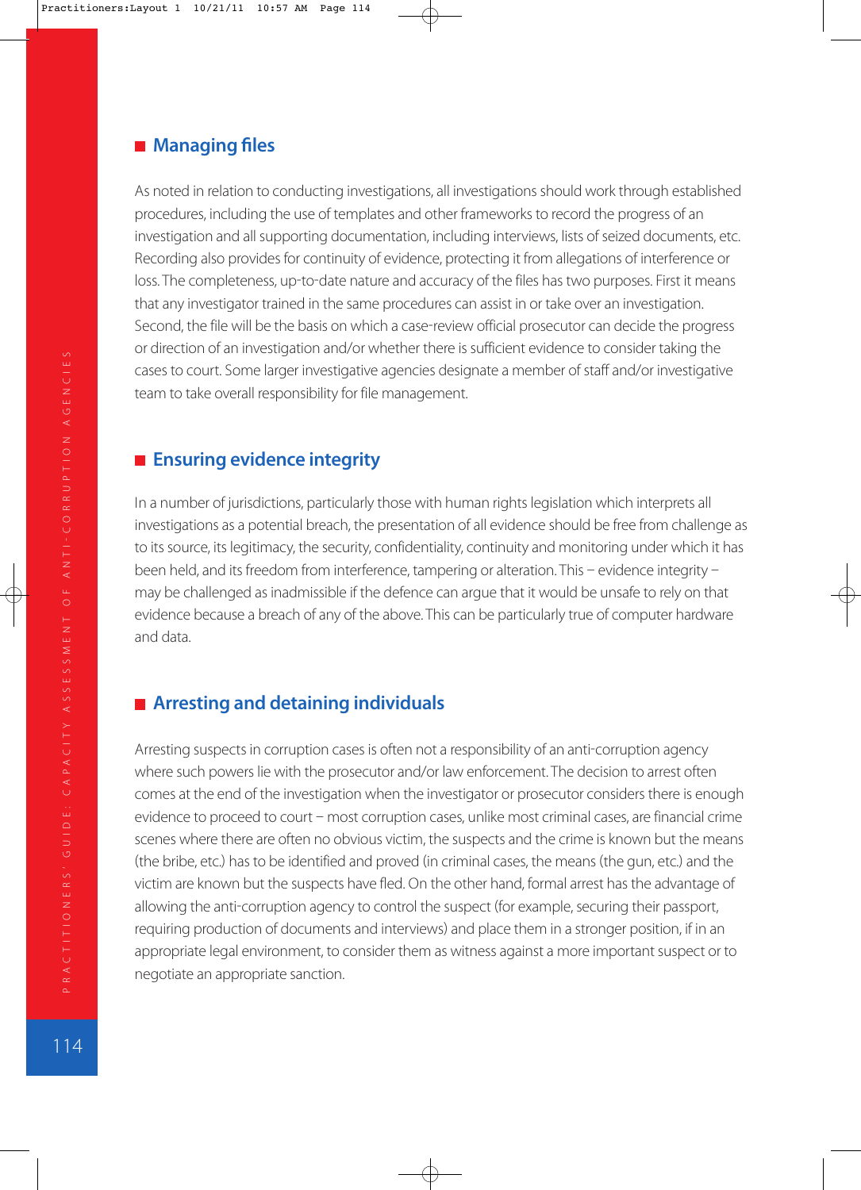## Managing files

As noted in relation to conducting investigations, all investigations should work through established procedures, including the use of templates and other frameworks to record the progress of an investigation and all supporting documentation, including interviews, lists of seized documents, etc. Recording also provides for continuity of evidence, protecting it from allegations of interference or loss. The completeness, up-to-date nature and accuracy of the files has two purposes. First it means that any investigator trained in the same procedures can assist in or take over an investigation. Second, the file will be the basis on which a case-review official prosecutor can decide the progress or direction of an investigation and/or whether there is sufficient evidence to consider taking the cases to court. Some larger investigative agencies designate a member of staff and/or investigative team to take overall responsibility for file management.

## Ensuring evidence integrity

In a number of jurisdictions, particularly those with human rights legislation which interprets all investigations as a potential breach, the presentation of all evidence should be free from challenge as to its source, its legitimacy, the security, confidentiality, continuity and monitoring under which it has been held, and its freedom from interference, tampering or alteration. This – evidence integrity – may be challenged as inadmissible if the defence can argue that it would be unsafe to rely on that evidence because a breach of any of the above. This can be particularly true of computer hardware and data.

## Arresting and detaining individuals

Arresting suspects in corruption cases is often not a responsibility of an anti-corruption agency where such powers lie with the prosecutor and/or law enforcement. The decision to arrest often comes at the end of the investigation when the investigator or prosecutor considers there is enough evidence to proceed to court – most corruption cases, unlike most criminal cases, are financial crime scenes where there are often no obvious victim, the suspects and the crime is known but the means (the bribe, etc.) has to be identified and proved (in criminal cases, the means (the gun, etc.) and the victim are known but the suspects have fled. On the other hand, formal arrest has the advantage of allowing the anti-corruption agency to control the suspect (for example, securing their passport, requiring production of documents and interviews) and place them in a stronger position, if in an appropriate legal environment, to consider them as witness against a more important suspect or to negotiate an appropriate sanction.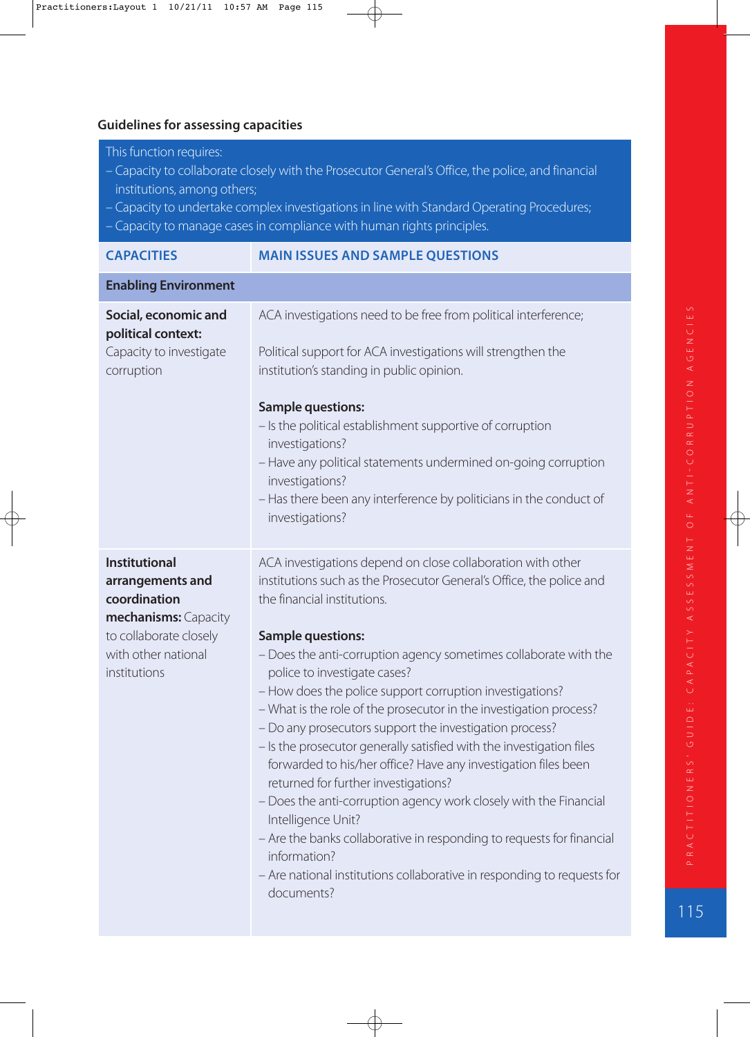### Guidelines for assessing capacities

This function requires:
– Capacity to collaborate closely with the Prosecutor General's Office, the police, and financial institutions, among others;
– Capacity to undertake complex investigations in line with Standard Operating Procedures;
– Capacity to manage cases in compliance with human rights principles.

| CAPACITIES | MAIN ISSUES AND SAMPLE QUESTIONS |
|---|---|
| **Enabling Environment** | |
| **Social, economic and political context:** Capacity to investigate corruption | ACA investigations need to be free from political interference;<br><br>Political support for ACA investigations will strengthen the institution's standing in public opinion.<br><br>**Sample questions:**<br>– Is the political establishment supportive of corruption investigations?<br>– Have any political statements undermined on-going corruption investigations?<br>– Has there been any interference by politicians in the conduct of investigations? |
| **Institutional arrangements and coordination mechanisms:** Capacity to collaborate closely with other national institutions | ACA investigations depend on close collaboration with other institutions such as the Prosecutor General's Office, the police and the financial institutions.<br><br>**Sample questions:**<br>– Does the anti-corruption agency sometimes collaborate with the police to investigate cases?<br>– How does the police support corruption investigations?<br>– What is the role of the prosecutor in the investigation process?<br>– Do any prosecutors support the investigation process?<br>– Is the prosecutor generally satisfied with the investigation files forwarded to his/her office? Have any investigation files been returned for further investigations?<br>– Does the anti-corruption agency work closely with the Financial Intelligence Unit?<br>– Are the banks collaborative in responding to requests for financial information?<br>– Are national institutions collaborative in responding to requests for documents? |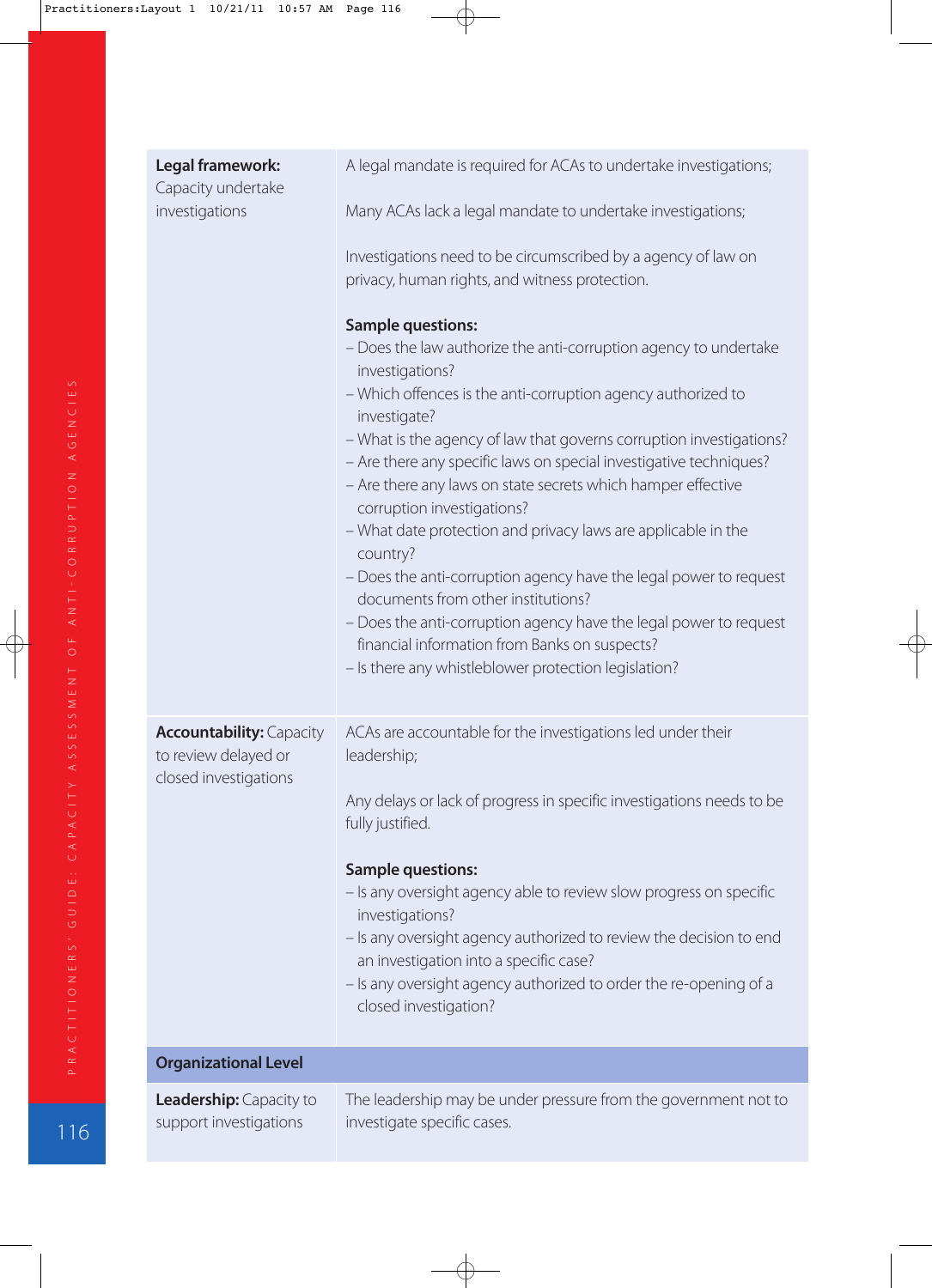| | |
|---|---|
| **Legal framework:** Capacity undertake investigations | A legal mandate is required for ACAs to undertake investigations;<br><br>Many ACAs lack a legal mandate to undertake investigations;<br><br>Investigations need to be circumscribed by a agency of law on privacy, human rights, and witness protection.<br><br>**Sample questions:**<br>– Does the law authorize the anti-corruption agency to undertake investigations?<br>– Which offences is the anti-corruption agency authorized to investigate?<br>– What is the agency of law that governs corruption investigations?<br>– Are there any specific laws on special investigative techniques?<br>– Are there any laws on state secrets which hamper effective corruption investigations?<br>– What date protection and privacy laws are applicable in the country?<br>– Does the anti-corruption agency have the legal power to request documents from other institutions?<br>– Does the anti-corruption agency have the legal power to request financial information from Banks on suspects?<br>– Is there any whistleblower protection legislation? |
| **Accountability:** Capacity to review delayed or closed investigations | ACAs are accountable for the investigations led under their leadership;<br><br>Any delays or lack of progress in specific investigations needs to be fully justified.<br><br>**Sample questions:**<br>– Is any oversight agency able to review slow progress on specific investigations?<br>– Is any oversight agency authorized to review the decision to end an investigation into a specific case?<br>– Is any oversight agency authorized to order the re-opening of a closed investigation? |
| **Organizational Level** | |
| **Leadership:** Capacity to support investigations | The leadership may be under pressure from the government not to investigate specific cases. |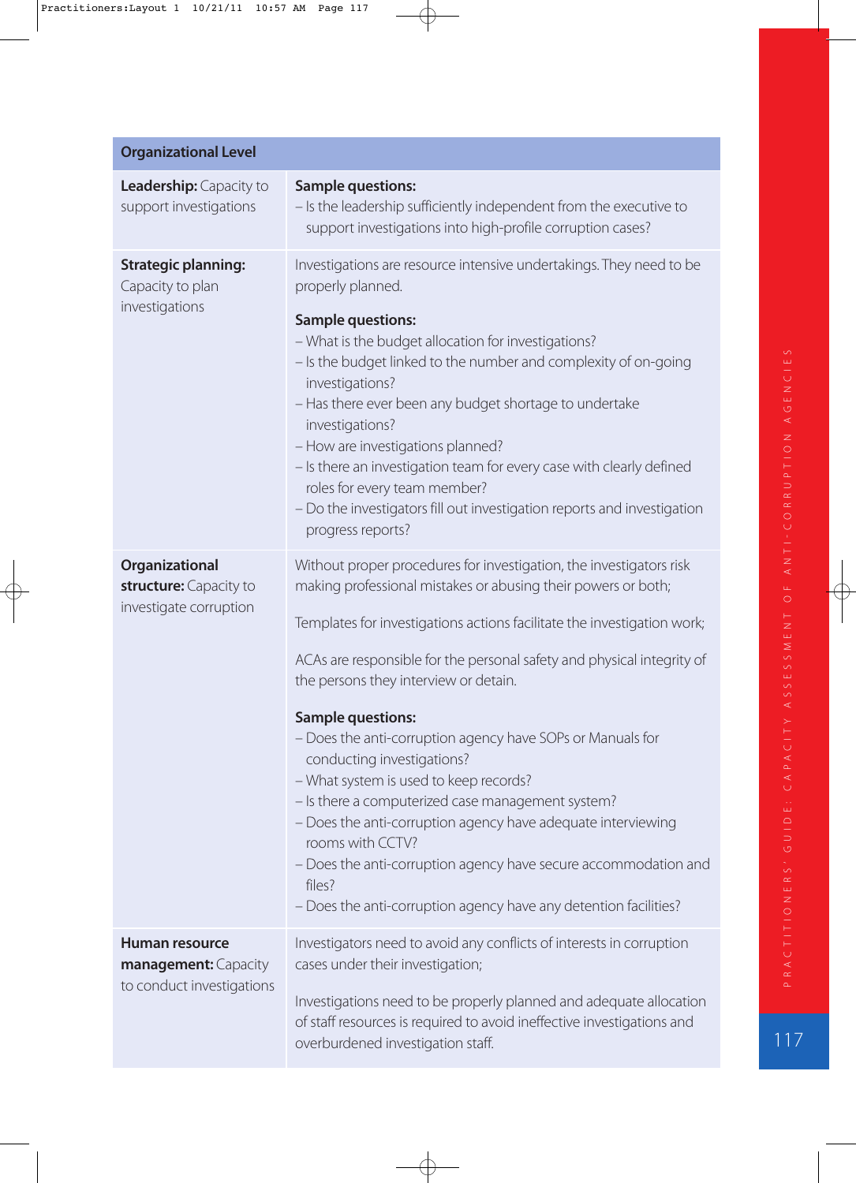| Organizational Level | |
|---|---|
| **Leadership:** Capacity to support investigations | **Sample questions:**<br>– Is the leadership sufficiently independent from the executive to support investigations into high-profile corruption cases? |
| **Strategic planning:** Capacity to plan investigations | Investigations are resource intensive undertakings. They need to be properly planned.<br><br>**Sample questions:**<br>– What is the budget allocation for investigations?<br>– Is the budget linked to the number and complexity of on-going investigations?<br>– Has there ever been any budget shortage to undertake investigations?<br>– How are investigations planned?<br>– Is there an investigation team for every case with clearly defined roles for every team member?<br>– Do the investigators fill out investigation reports and investigation progress reports? |
| **Organizational structure:** Capacity to investigate corruption | Without proper procedures for investigation, the investigators risk making professional mistakes or abusing their powers or both;<br><br>Templates for investigations actions facilitate the investigation work;<br><br>ACAs are responsible for the personal safety and physical integrity of the persons they interview or detain.<br><br>**Sample questions:**<br>– Does the anti-corruption agency have SOPs or Manuals for conducting investigations?<br>– What system is used to keep records?<br>– Is there a computerized case management system?<br>– Does the anti-corruption agency have adequate interviewing rooms with CCTV?<br>– Does the anti-corruption agency have secure accommodation and files?<br>– Does the anti-corruption agency have any detention facilities? |
| **Human resource management:** Capacity to conduct investigations | Investigators need to avoid any conflicts of interests in corruption cases under their investigation;<br><br>Investigations need to be properly planned and adequate allocation of staff resources is required to avoid ineffective investigations and overburdened investigation staff. |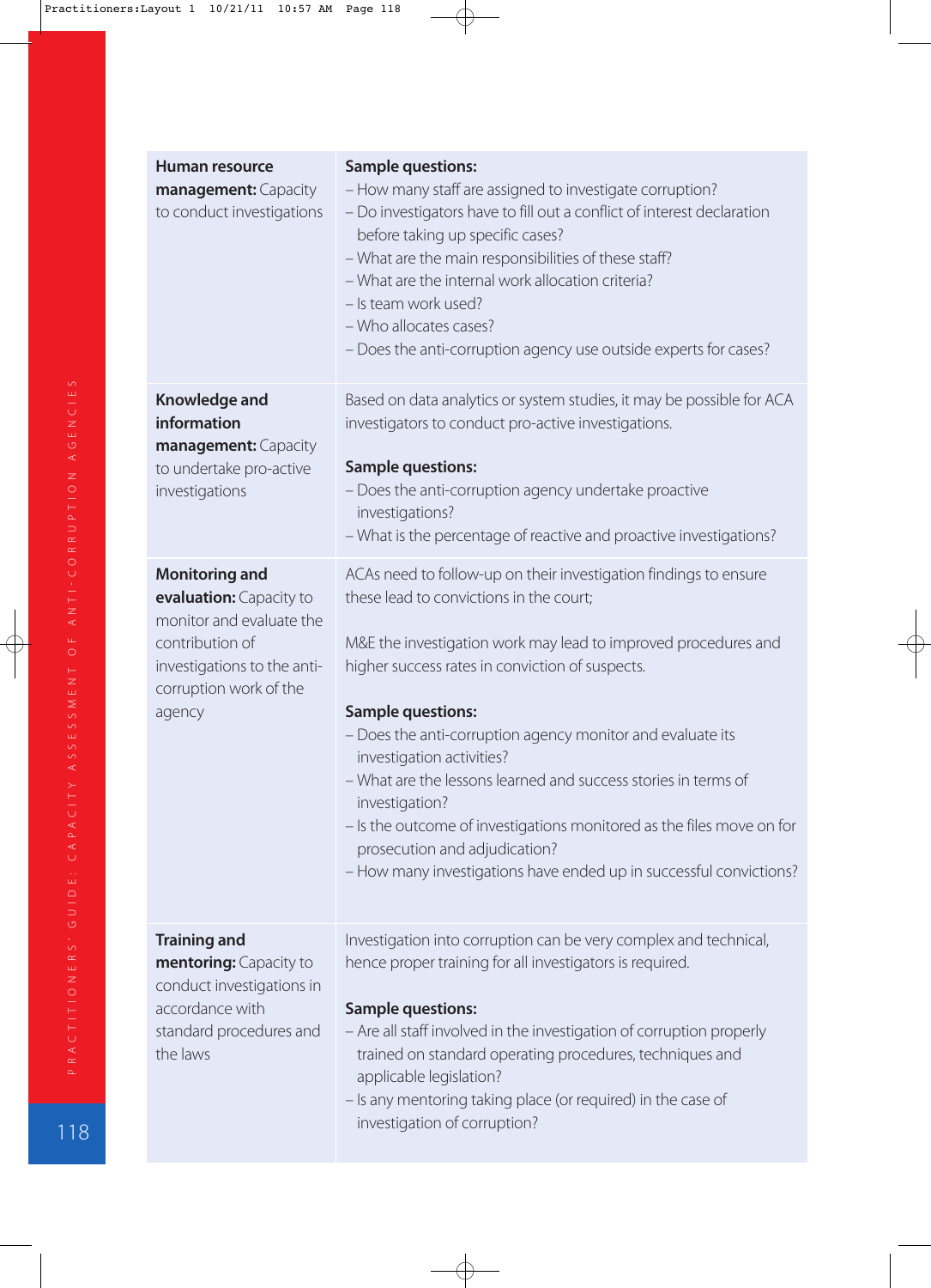| | |
|---|---|
| **Human resource management:** Capacity to conduct investigations | **Sample questions:**<br>– How many staff are assigned to investigate corruption?<br>– Do investigators have to fill out a conflict of interest declaration before taking up specific cases?<br>– What are the main responsibilities of these staff?<br>– What are the internal work allocation criteria?<br>– Is team work used?<br>– Who allocates cases?<br>– Does the anti-corruption agency use outside experts for cases? |
| **Knowledge and information management:** Capacity to undertake pro-active investigations | Based on data analytics or system studies, it may be possible for ACA investigators to conduct pro-active investigations.<br><br>**Sample questions:**<br>– Does the anti-corruption agency undertake proactive investigations?<br>– What is the percentage of reactive and proactive investigations? |
| **Monitoring and evaluation:** Capacity to monitor and evaluate the contribution of investigations to the anti-corruption work of the agency | ACAs need to follow-up on their investigation findings to ensure these lead to convictions in the court;<br><br>M&E the investigation work may lead to improved procedures and higher success rates in conviction of suspects.<br><br>**Sample questions:**<br>– Does the anti-corruption agency monitor and evaluate its investigation activities?<br>– What are the lessons learned and success stories in terms of investigation?<br>– Is the outcome of investigations monitored as the files move on for prosecution and adjudication?<br>– How many investigations have ended up in successful convictions? |
| **Training and mentoring:** Capacity to conduct investigations in accordance with standard procedures and the laws | Investigation into corruption can be very complex and technical, hence proper training for all investigators is required.<br><br>**Sample questions:**<br>– Are all staff involved in the investigation of corruption properly trained on standard operating procedures, techniques and applicable legislation?<br>– Is any mentoring taking place (or required) in the case of investigation of corruption? |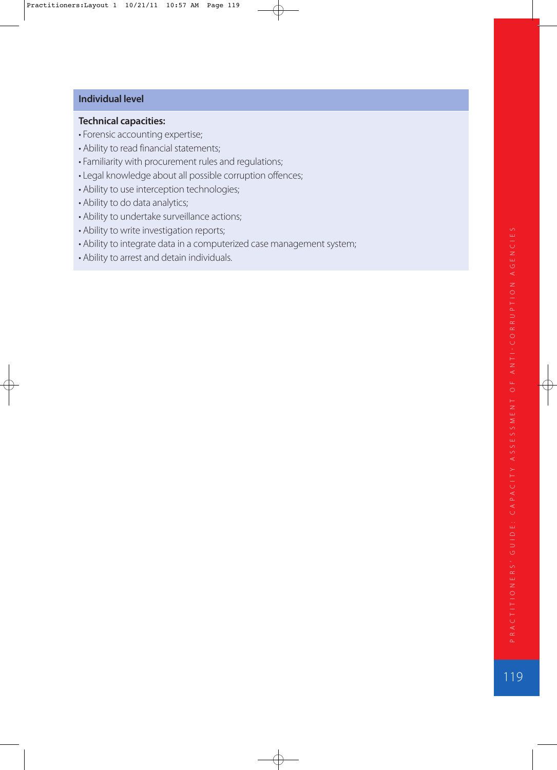**Individual level**

**Technical capacities:**

- Forensic accounting expertise;
- Ability to read financial statements;
- Familiarity with procurement rules and regulations;
- Legal knowledge about all possible corruption offences;
- Ability to use interception technologies;
- Ability to do data analytics;
- Ability to undertake surveillance actions;
- Ability to write investigation reports;
- Ability to integrate data in a computerized case management system;
- Ability to arrest and detain individuals.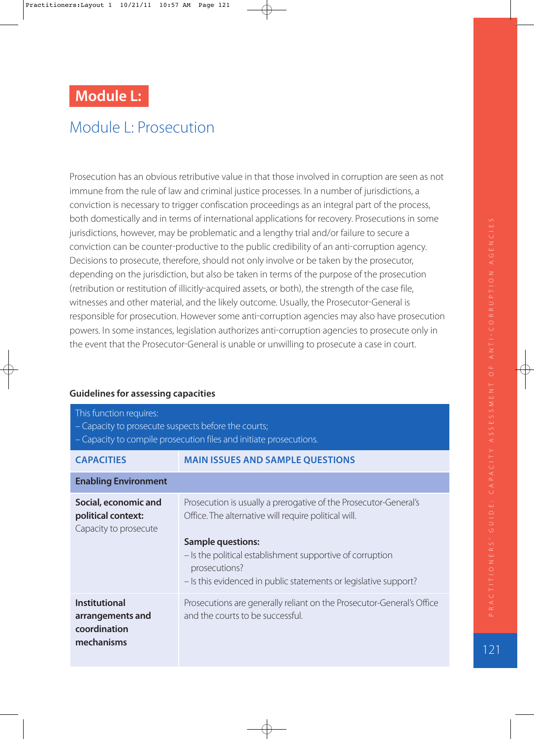# Module L:

## Module L: Prosecution

Prosecution has an obvious retributive value in that those involved in corruption are seen as not immune from the rule of law and criminal justice processes. In a number of jurisdictions, a conviction is necessary to trigger confiscation proceedings as an integral part of the process, both domestically and in terms of international applications for recovery. Prosecutions in some jurisdictions, however, may be problematic and a lengthy trial and/or failure to secure a conviction can be counter-productive to the public credibility of an anti-corruption agency. Decisions to prosecute, therefore, should not only involve or be taken by the prosecutor, depending on the jurisdiction, but also be taken in terms of the purpose of the prosecution (retribution or restitution of illicitly-acquired assets, or both), the strength of the case file, witnesses and other material, and the likely outcome. Usually, the Prosecutor-General is responsible for prosecution. However some anti-corruption agencies may also have prosecution powers. In some instances, legislation authorizes anti-corruption agencies to prosecute only in the event that the Prosecutor-General is unable or unwilling to prosecute a case in court.

**Guidelines for assessing capacities**

| This function requires:<br>– Capacity to prosecute suspects before the courts;<br>– Capacity to compile prosecution files and initiate prosecutions. | |
|---|---|
| **CAPACITIES** | **MAIN ISSUES AND SAMPLE QUESTIONS** |
| **Enabling Environment** | |
| **Social, economic and political context:**<br>Capacity to prosecute | Prosecution is usually a prerogative of the Prosecutor-General's Office. The alternative will require political will.<br><br>**Sample questions:**<br>– Is the political establishment supportive of corruption prosecutions?<br>– Is this evidenced in public statements or legislative support? |
| **Institutional arrangements and coordination mechanisms** | Prosecutions are generally reliant on the Prosecutor-General's Office and the courts to be successful. |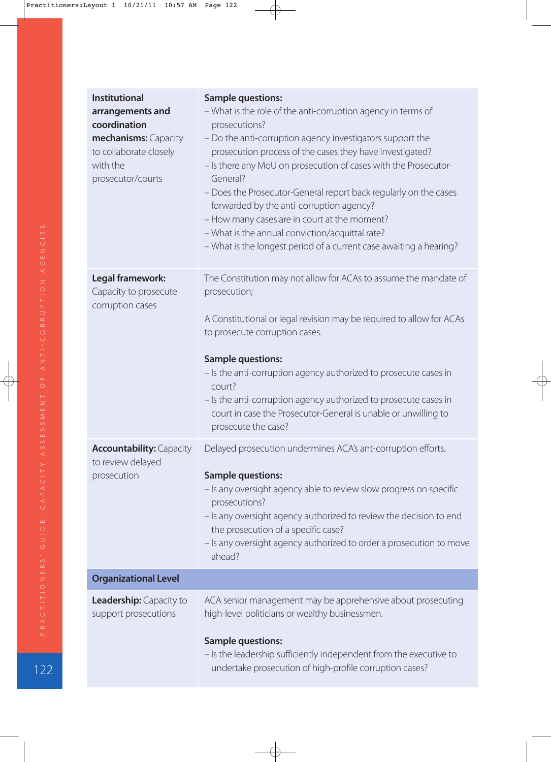| | |
|---|---|
| **Institutional arrangements and coordination mechanisms:** Capacity to collaborate closely with the prosecutor/courts | **Sample questions:**<br>– What is the role of the anti-corruption agency in terms of prosecutions?<br>– Do the anti-corruption agency investigators support the prosecution process of the cases they have investigated?<br>– Is there any MoU on prosecution of cases with the Prosecutor-General?<br>– Does the Prosecutor-General report back regularly on the cases forwarded by the anti-corruption agency?<br>– How many cases are in court at the moment?<br>– What is the annual conviction/acquittal rate?<br>– What is the longest period of a current case awaiting a hearing? |
| **Legal framework:** Capacity to prosecute corruption cases | The Constitution may not allow for ACAs to assume the mandate of prosecution;<br><br>A Constitutional or legal revision may be required to allow for ACAs to prosecute corruption cases.<br><br>**Sample questions:**<br>– Is the anti-corruption agency authorized to prosecute cases in court?<br>– Is the anti-corruption agency authorized to prosecute cases in court in case the Prosecutor-General is unable or unwilling to prosecute the case? |
| **Accountability:** Capacity to review delayed prosecution | Delayed prosecution undermines ACA's ant-corruption efforts.<br><br>**Sample questions:**<br>– Is any oversight agency able to review slow progress on specific prosecutions?<br>– Is any oversight agency authorized to review the decision to end the prosecution of a specific case?<br>– Is any oversight agency authorized to order a prosecution to move ahead? |
| **Organizational Level** | |
| **Leadership:** Capacity to support prosecutions | ACA senior management may be apprehensive about prosecuting high-level politicians or wealthy businessmen.<br><br>**Sample questions:**<br>– Is the leadership sufficiently independent from the executive to undertake prosecution of high-profile corruption cases? |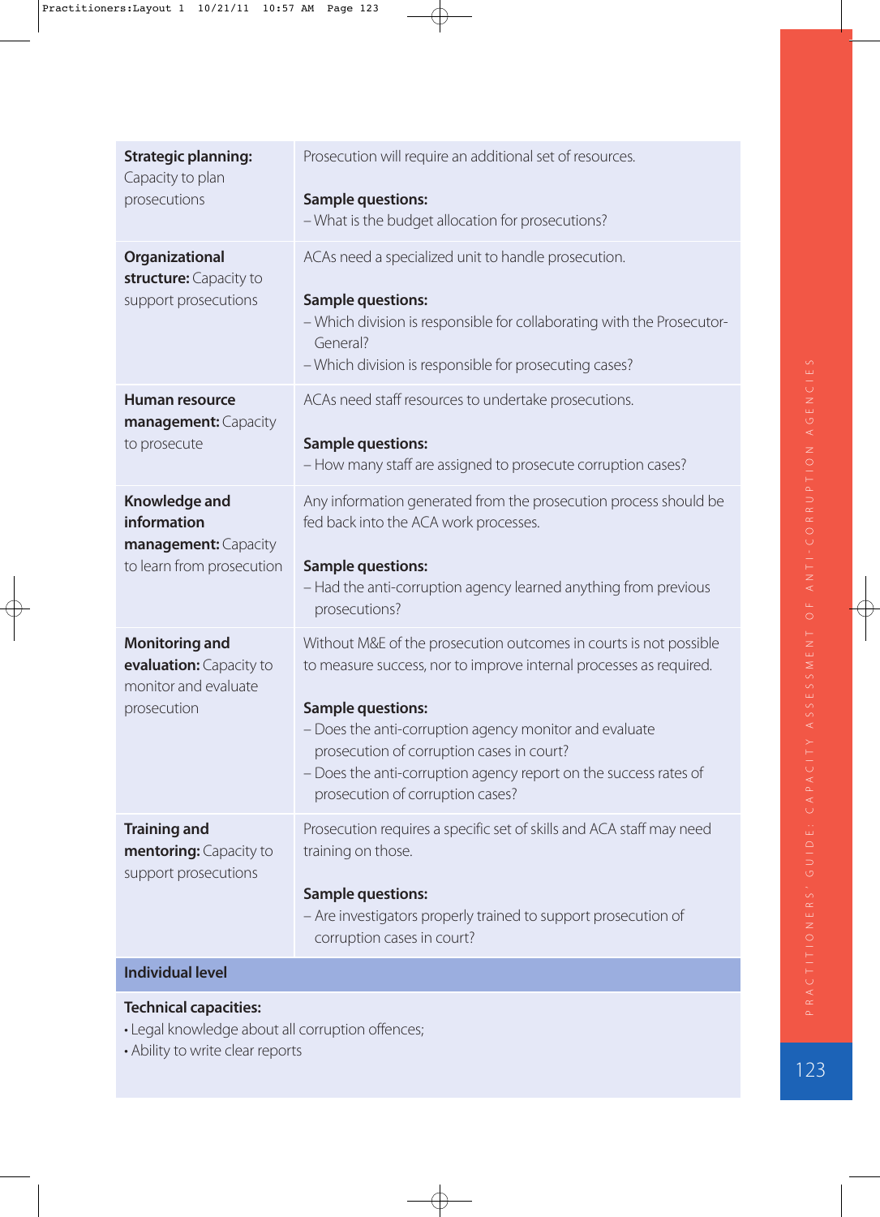| | |
|---|---|
| **Strategic planning:** Capacity to plan prosecutions | Prosecution will require an additional set of resources.<br><br>**Sample questions:**<br>– What is the budget allocation for prosecutions? |
| **Organizational structure:** Capacity to support prosecutions | ACAs need a specialized unit to handle prosecution.<br><br>**Sample questions:**<br>– Which division is responsible for collaborating with the Prosecutor-General?<br>– Which division is responsible for prosecuting cases? |
| **Human resource management:** Capacity to prosecute | ACAs need staff resources to undertake prosecutions.<br><br>**Sample questions:**<br>– How many staff are assigned to prosecute corruption cases? |
| **Knowledge and information management:** Capacity to learn from prosecution | Any information generated from the prosecution process should be fed back into the ACA work processes.<br><br>**Sample questions:**<br>– Had the anti-corruption agency learned anything from previous prosecutions? |
| **Monitoring and evaluation:** Capacity to monitor and evaluate prosecution | Without M&E of the prosecution outcomes in courts is not possible to measure success, nor to improve internal processes as required.<br><br>**Sample questions:**<br>– Does the anti-corruption agency monitor and evaluate prosecution of corruption cases in court?<br>– Does the anti-corruption agency report on the success rates of prosecution of corruption cases? |
| **Training and mentoring:** Capacity to support prosecutions | Prosecution requires a specific set of skills and ACA staff may need training on those.<br><br>**Sample questions:**<br>– Are investigators properly trained to support prosecution of corruption cases in court? |
| **Individual level** | |
| **Technical capacities:**<br>• Legal knowledge about all corruption offences;<br>• Ability to write clear reports | |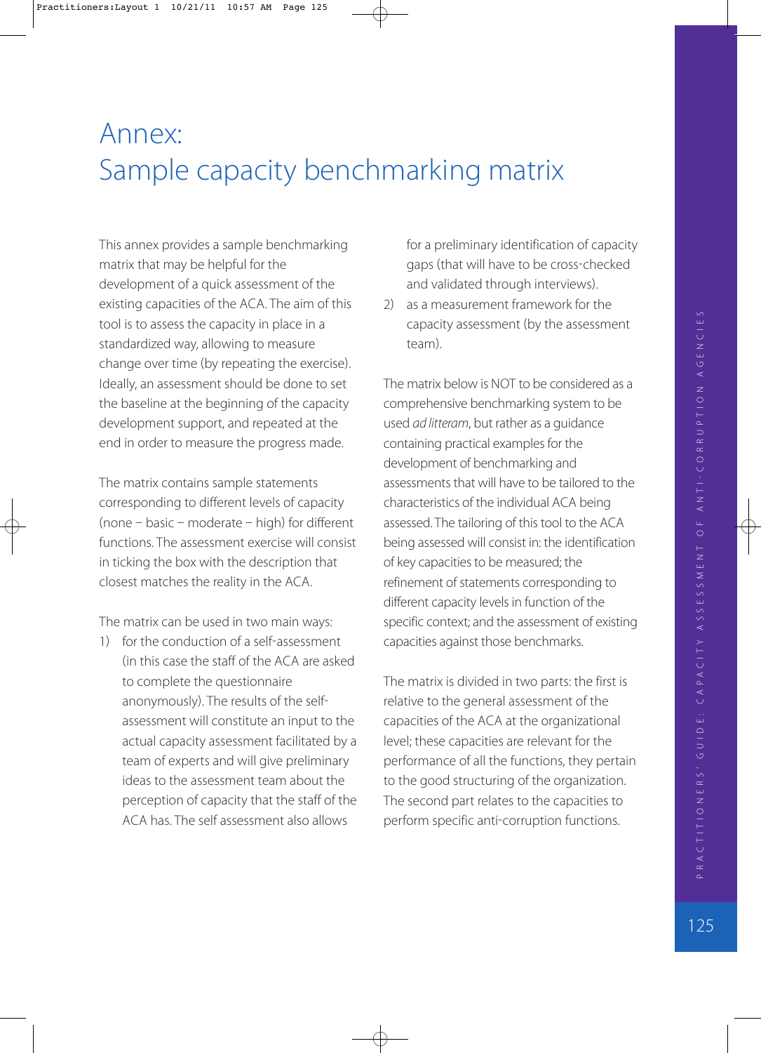# Annex:
# Sample capacity benchmarking matrix

This annex provides a sample benchmarking matrix that may be helpful for the development of a quick assessment of the existing capacities of the ACA. The aim of this tool is to assess the capacity in place in a standardized way, allowing to measure change over time (by repeating the exercise). Ideally, an assessment should be done to set the baseline at the beginning of the capacity development support, and repeated at the end in order to measure the progress made.

The matrix contains sample statements corresponding to different levels of capacity (none – basic – moderate – high) for different functions. The assessment exercise will consist in ticking the box with the description that closest matches the reality in the ACA.

The matrix can be used in two main ways:

1) for the conduction of a self-assessment (in this case the staff of the ACA are asked to complete the questionnaire anonymously). The results of the self-assessment will constitute an input to the actual capacity assessment facilitated by a team of experts and will give preliminary ideas to the assessment team about the perception of capacity that the staff of the ACA has. The self assessment also allows for a preliminary identification of capacity gaps (that will have to be cross-checked and validated through interviews).
2) as a measurement framework for the capacity assessment (by the assessment team).

The matrix below is NOT to be considered as a comprehensive benchmarking system to be used *ad litteram*, but rather as a guidance containing practical examples for the development of benchmarking and assessments that will have to be tailored to the characteristics of the individual ACA being assessed. The tailoring of this tool to the ACA being assessed will consist in: the identification of key capacities to be measured; the refinement of statements corresponding to different capacity levels in function of the specific context; and the assessment of existing capacities against those benchmarks.

The matrix is divided in two parts: the first is relative to the general assessment of the capacities of the ACA at the organizational level; these capacities are relevant for the performance of all the functions, they pertain to the good structuring of the organization. The second part relates to the capacities to perform specific anti-corruption functions.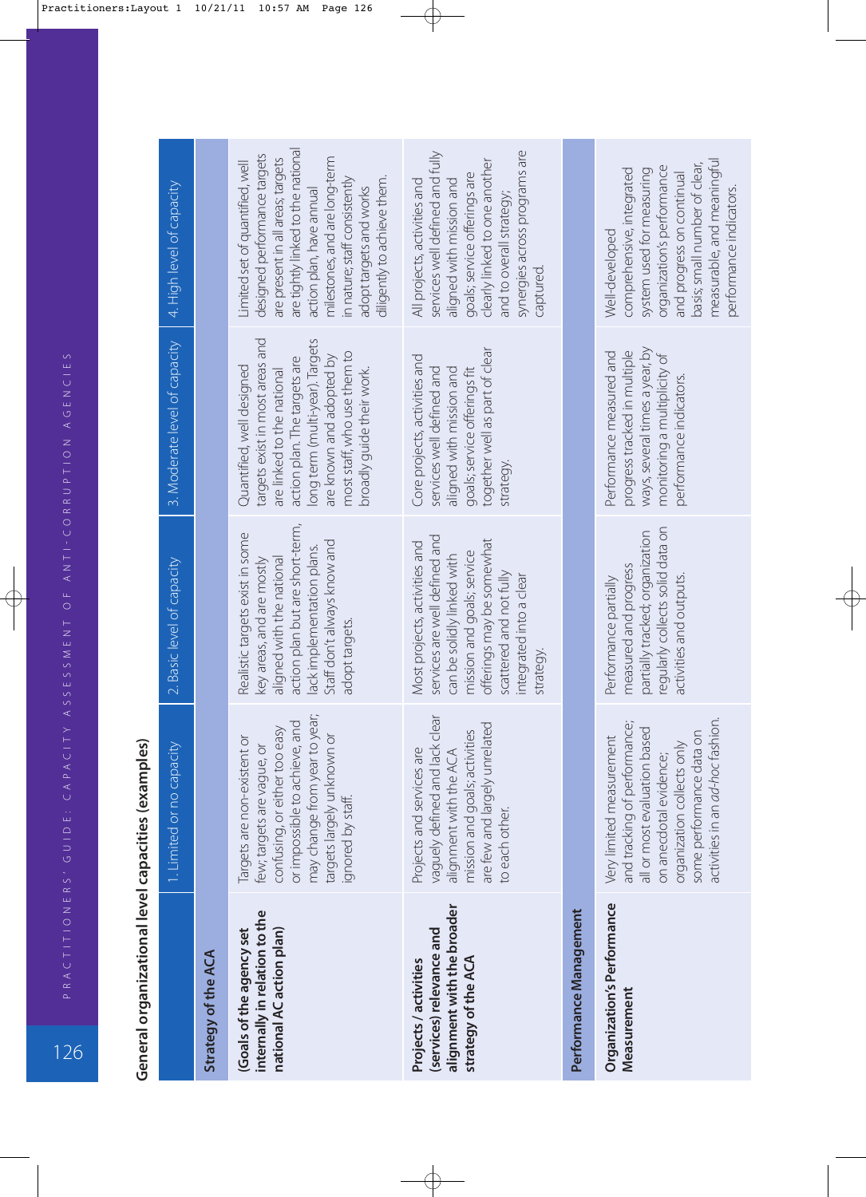## General organizational level capacities (examples)

| | 1. Limited or no capacity | 2. Basic level of capacity | 3. Moderate level of capacity | 4. High level of capacity |
|---|---|---|---|---|
| **Strategy of the ACA** | | | | |
| **(Goals of the agency set internally in relation to the national AC action plan)** | Targets are non-existent or few; targets are vague, or confusing, or either too easy or impossible to achieve, and may change from year to year; targets largely unknown or ignored by staff. | Realistic targets exist in some key areas, and are mostly aligned with the national action plan but are short-term, lack implementation plans. Staff don't always know and adopt targets. | Quantified, well designed targets exist in most areas and are linked to the national action plan. The targets are long term (multi-year). Targets are known and adopted by most staff, who use them to broadly guide their work. | Limited set of quantified, well designed performance targets are present in all areas; targets are tightly linked to the national action plan, have annual milestones, and are long-term in nature; staff consistently adopt targets and works diligently to achieve them. |
| **Projects / activities (services) relevance and alignment with the broader strategy of the ACA** | Projects and services are vaguely defined and lack clear alignment with the ACA mission and goals; activities are few and largely unrelated to each other. | Most projects, activities and services are well defined and can be solidly linked with mission and goals; service offerings may be somewhat scattered and not fully integrated into a clear strategy. | Core projects, activities and services well defined and aligned with mission and goals; service offerings fit together well as part of clear strategy. | All projects, activities and services well defined and fully aligned with mission and goals; service offerings are clearly linked to one another and to overall strategy; synergies across programs are captured. |
| **Performance Management** | | | | |
| **Organization's Performance Measurement** | Very limited measurement and tracking of performance; all or most evaluation based on anecdotal evidence; organization collects only some performance data on activities in an *ad-hoc* fashion. | Performance partially measured and progress partially tracked; organization regularly collects solid data on activities and outputs. | Performance measured and progress tracked in multiple ways, several times a year, by monitoring a multiplicity of performance indicators. | Well-developed comprehensive, integrated system used for measuring organization's performance and progress on continual basis; small number of clear, measurable, and meaningful performance indicators. |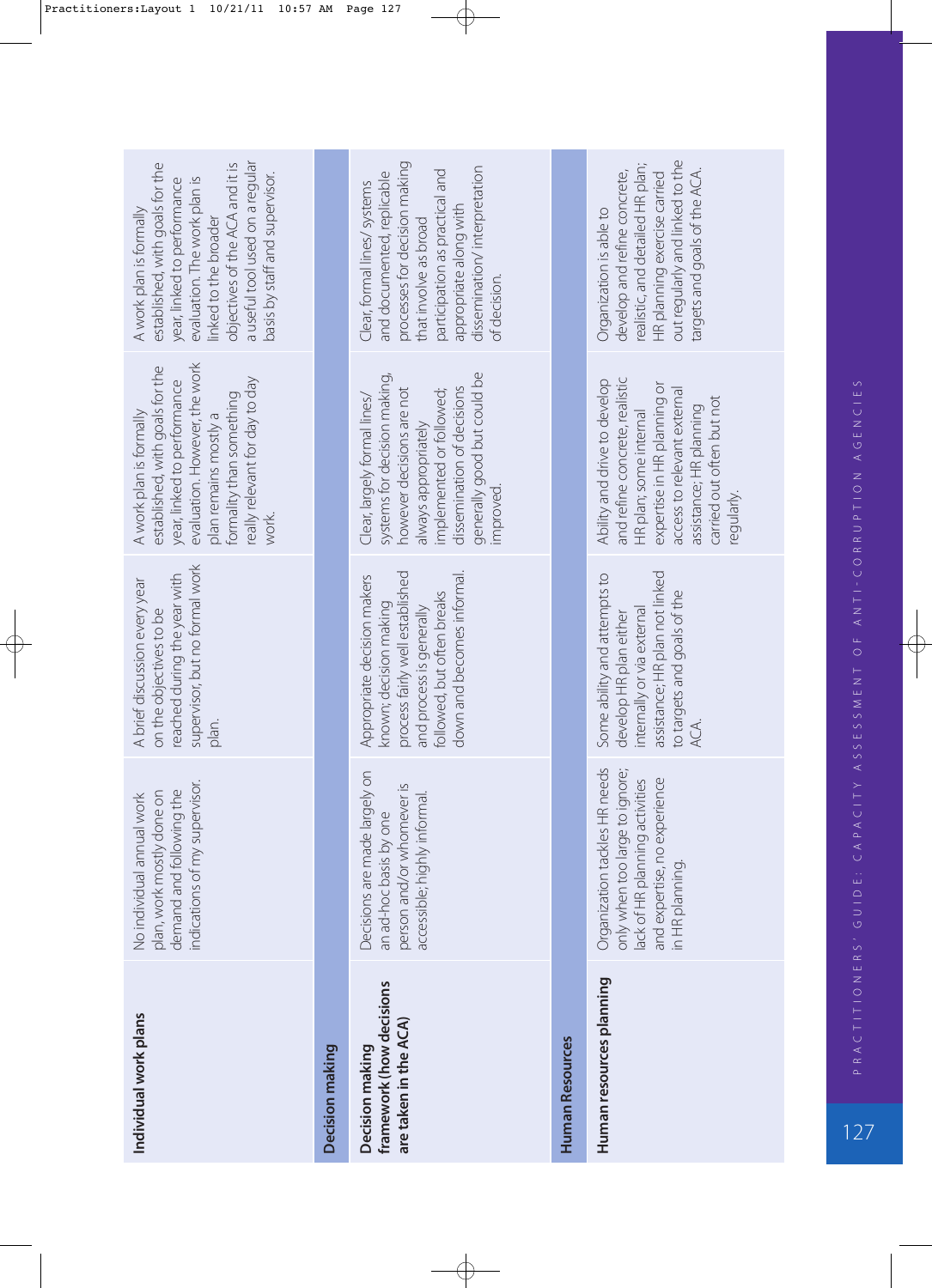| | | | | |
|---|---|---|---|---|
| **Individual work plans** | No individual annual work plan, work mostly done on demand and following the indications of my supervisor. | A brief discussion every year on the objectives to be reached during the year with supervisor, but no formal work plan. | A work plan is formally established, with goals for the year, linked to performance evaluation. However, the work plan remains mostly a formality than something really relevant for day to day work. | A work plan is formally established, with goals for the year, linked to performance evaluation. The work plan is linked to the broader objectives of the ACA and it is a useful tool used on a regular basis by staff and supervisor. |
| **Decision making** | | | | |
| **Decision making framework (how decisions are taken in the ACA)** | Decisions are made largely on an ad-hoc basis by one person and/or whomever is accessible; highly informal. | Appropriate decision makers known; decision making process fairly well established and process is generally followed, but often breaks down and becomes informal. | Clear, largely formal lines/ systems for decision making, however decisions are not always appropriately implemented or followed; dissemination of decisions generally good but could be improved. | Clear, formal lines/ systems and documented, replicable processes for decision making that involve as broad participation as practical and appropriate along with dissemination/ interpretation of decision. |
| **Human Resources** | | | | |
| **Human resources planning** | Organization tackles HR needs only when too large to ignore; lack of HR planning activities and expertise, no experience in HR planning. | Some ability and attempts to develop HR plan either internally or via external assistance; HR plan not linked to targets and goals of the ACA. | Ability and drive to develop and refine concrete, realistic HR plan; some internal expertise in HR planning or access to relevant external assistance; HR planning carried out often but not regularly. | Organization is able to develop and refine concrete, realistic, and detailed HR plan; HR planning exercise carried out regularly and linked to the targets and goals of the ACA. |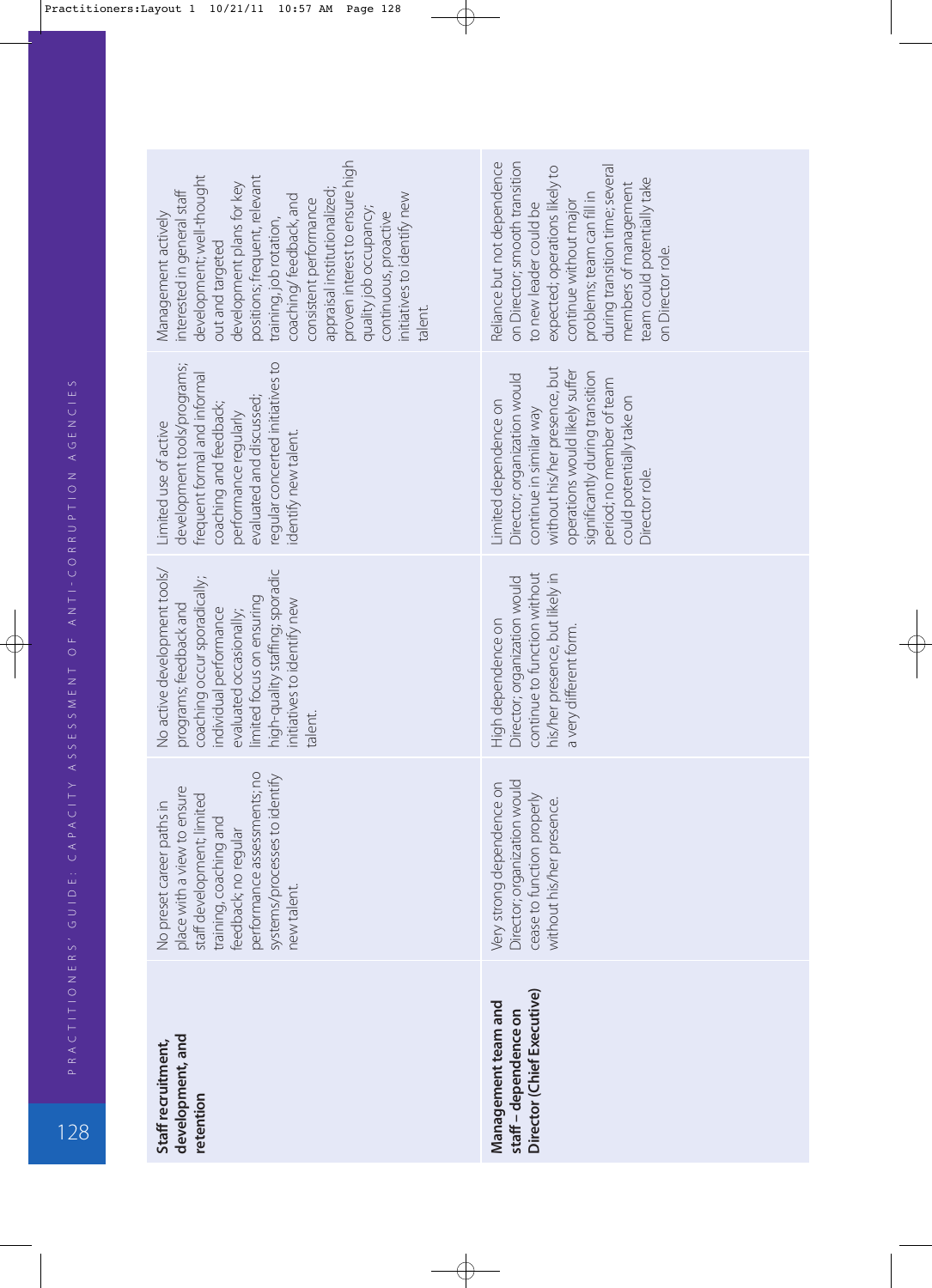| | | | | |
|---|---|---|---|---|
| **Staff recruitment, development, and retention** | No preset career paths in place with a view to ensure staff development; limited training, coaching and feedback; no regular performance assessments; no systems/processes to identify new talent. | No active development tools/programs; feedback and coaching occur sporadically; individual performance evaluated occasionally; limited focus on ensuring high-quality staffing; sporadic initiatives to identify new talent. | Limited use of active development tools/programs; frequent formal and informal coaching and feedback; performance regularly evaluated and discussed; regular concerted initiatives to identify new talent. | Management actively interested in general staff development; well-thought out and targeted development plans for key positions; frequent, relevant training, job rotation, coaching/feedback, and consistent performance appraisal institutionalized; proven interest to ensure high quality job occupancy; continuous, proactive initiatives to identify new talent. |
| **Management team and staff – dependence on Director (Chief Executive)** | Very strong dependence on Director; organization would cease to function properly without his/her presence. | High dependence on Director; organization would continue to function without his/her presence, but likely in a very different form. | Limited dependence on Director; organization would continue in similar way without his/her presence, but operations would likely suffer significantly during transition period; no member of team could potentially take on Director role. | Reliance but not dependence on Director; smooth transition to new leader could be expected; operations likely to continue without major problems; team can fill in during transition time; several members of management team could potentially take on Director role. |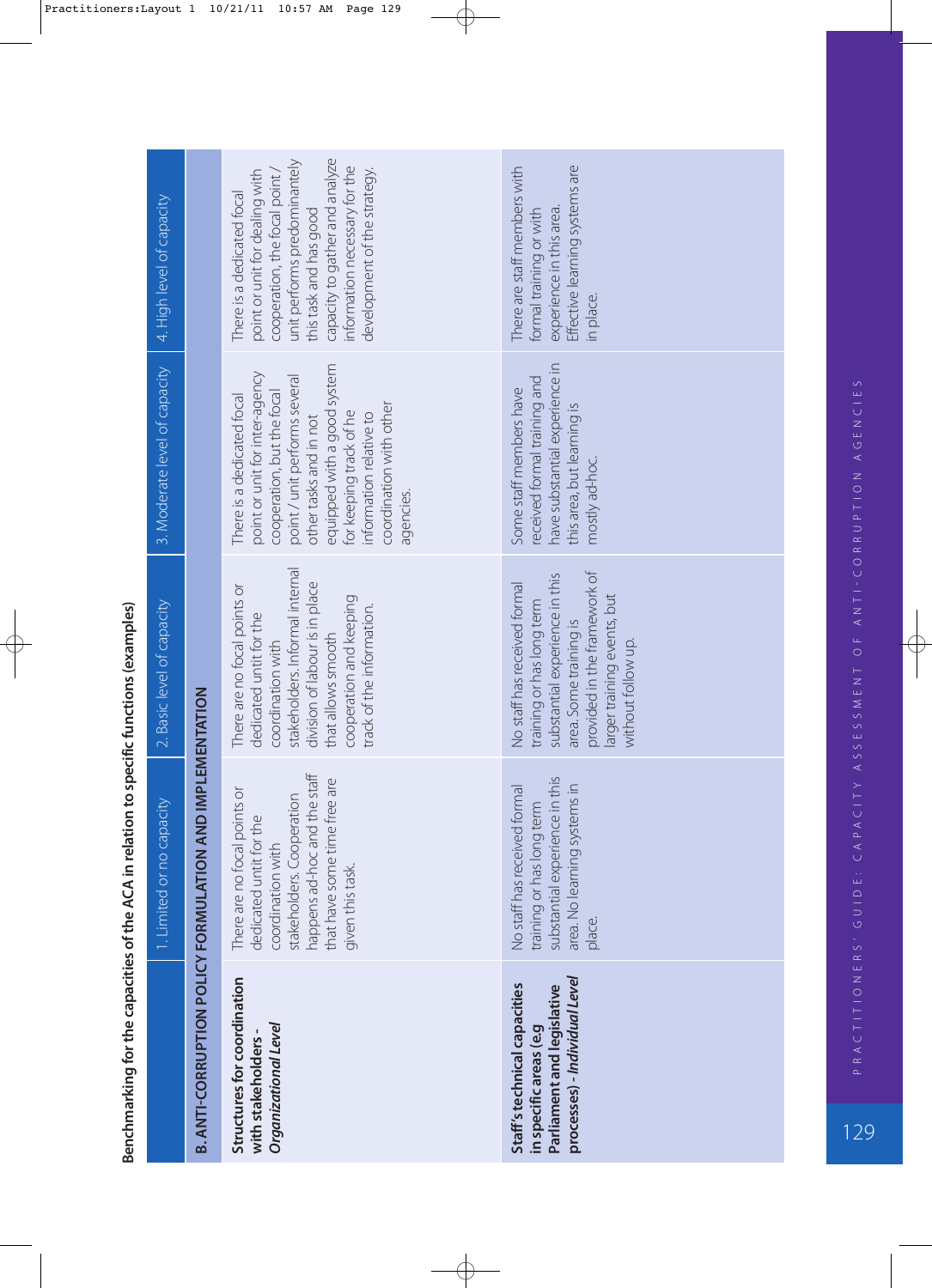**Benchmarking for the capacities of the ACA in relation to specific functions (examples)**

| | 1. Limited or no capacity | 2. Basic level of capacity | 3. Moderate level of capacity | 4. High level of capacity |
|---|---|---|---|---|
| **B. ANTI-CORRUPTION POLICY FORMULATION AND IMPLEMENTATION** | | | | |
| **Structures for coordination with stakeholders -** ***Organizational Level*** | There are no focal points or dedicated untit for the coordination with stakeholders. Cooperation happens ad-hoc and the staff that have some time free are given this task. | There are no focal points or dedicated untit for the coordination with stakeholders. Informal internal division of labour is in place that allows smooth cooperation and keeping track of the information. | There is a dedicated focal point or unit for inter-agency cooperation, but the focal point / unit performs several other tasks and in not equipped with a good system for keeping track of he information relative to coordination with other agencies. | There is a dedicated focal point or unit for dealing with cooperation, the focal point / unit performs predominantely this task and has good capacity to gather and analyze information necessary for the development of the strategy. |
| **Staff's technical capacities in specific areas (e.g Parliament and legislative processes) -** ***Individual Level*** | No staff has received formal training or has long term substantial experience in this area. No learning systems in place. | No staff has received formal training or has long term substantial experience in this area. Some training is provided in the framework of larger training events, but without follow up. | Some staff members have received formal training and have substantial experience in this area, but learning is mostly ad-hoc. | There are staff members with formal training or with experience in this area. Effective learning systems are in place. |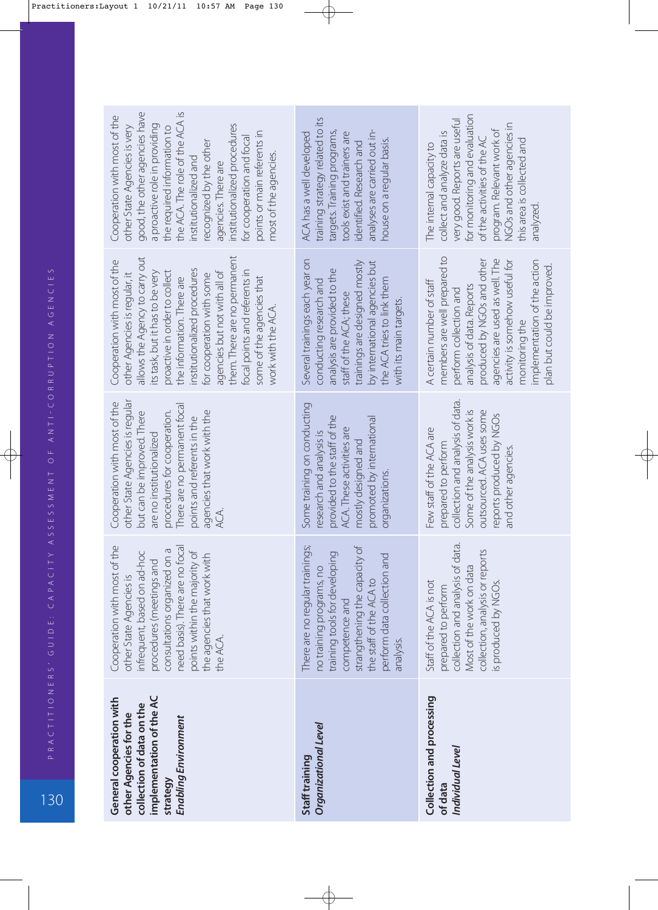| | | | | |
|---|---|---|---|---|
| **General cooperation with other Agencies for the collection of data on the implementation of the AC strategy** ***Enabling Environment*** | Cooperation with most of the other State Agencies is infrequent, based on ad-hoc procedures (meetings and consultations organized on a need basis). There are no focal points within the majority of the agencies that work with the ACA. | Cooperation with most of the other State Agencies is regular but can be improved. There are no institutionalized procedures for cooperation. There are no permanent focal points and referents in the agencies that work with the ACA. | Cooperation with most of the other Agencies is regular, it allows the Agency to carry out its task, but it has to be very proactive in order to collect the information. There are institutionalized procedures for cooperation with some agencies but not with all of them. There are no permanent focal points and referents in some of the agencies that work with the ACA. | Cooperation with most of the other State Agencies is very good, the other agencies have a proactive role in providing the required information to the ACA. The role of the ACA is institutionalized and recognized by the other agencies. There are institutionalized procedures for cooperation and focal points or main referents in most of the agencies. |
| **Staff training** ***Organizational Level*** | There are no regular trainings; no training programs, no training tools for developing competence and strengthening the capacity of the staff of the ACA to perform data collection and analysis. | Some training on conducting research and analysis is provided to the staff of the ACA. These activities are mostly designed and promoted by international organizations. | Several trainings each year on conducting research and analysis are provided to the staff of the ACA; these trainings are designed mostly by international agencies but the ACA tries to link them with its main targets. | ACA has a well developed training strategy related to its targets. Training programs, tools exist and trainers are identified. Research and analyses are carried out in-house on a regular basis. |
| **Collection and processing of data** ***Individual Level*** | Staff of the ACA is not prepared to perform collection and analysis of data. Most of the work on data collection, analysis or reports is produced by NGOs. | Few staff of the ACA are prepared to perform collection and analysis of data. Some of the analysis work is outsourced. ACA uses some reports produced by NGOs and other agencies. | A certain number of staff members are well prepared to perform collection and analysis of data. Reports produced by NGOs and other agencies are used as well. The activity is somehow useful for monitoring the implementation of the action plan but could be improved. | The internal capacity to collect and analyze data is very good. Reports are useful for monitoring and evaluation of the activities of the AC program. Relevant work of NGOs and other agencies in this area is collected and analyzed. |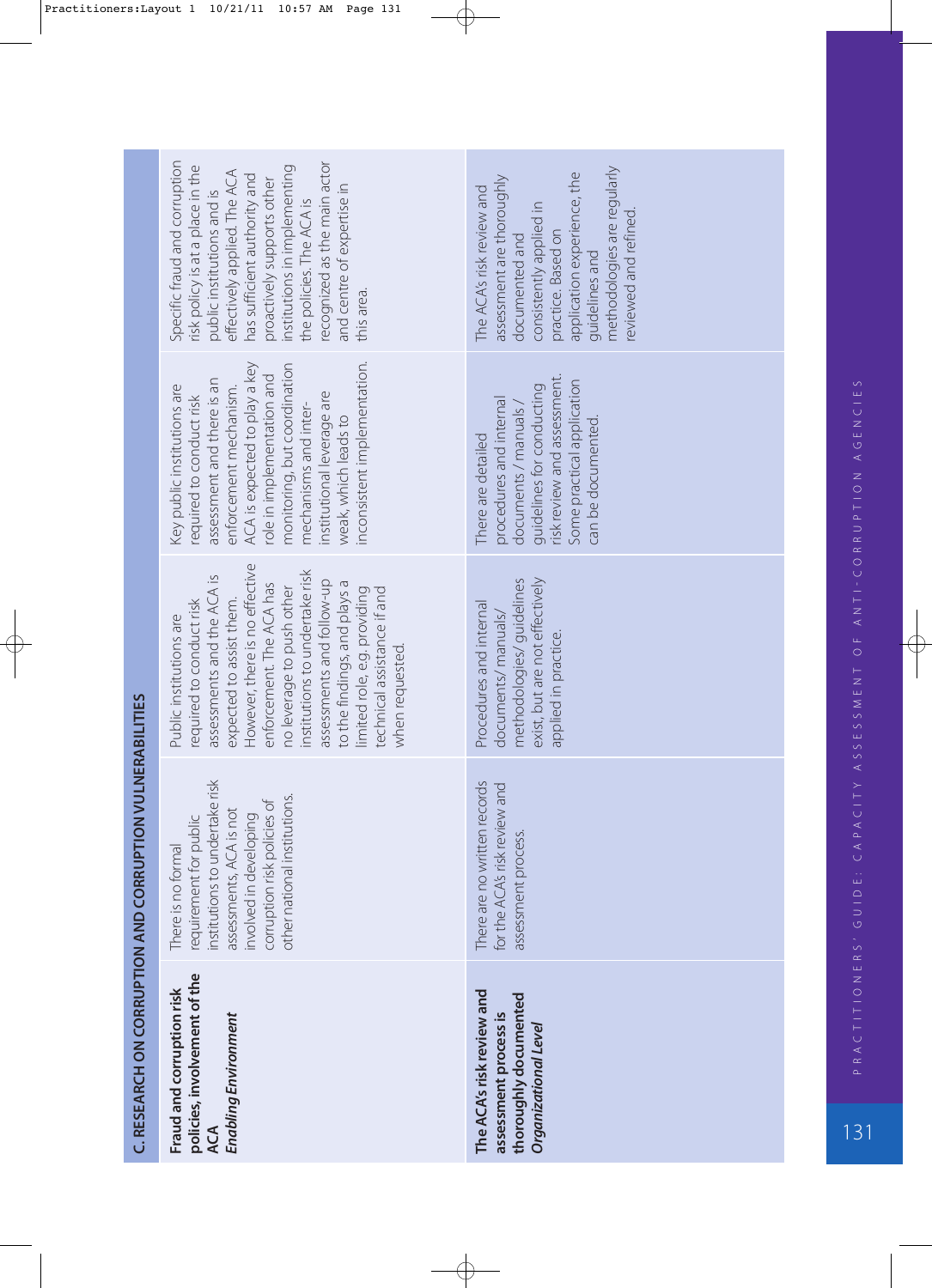| C. RESEARCH ON CORRUPTION AND CORRUPTION VULNERABILITIES | | | | |
|---|---|---|---|---|
| **Fraud and corruption risk policies, involvement of the ACA** ***Enabling Environment*** | There is no formal requirement for public institutions to undertake risk assessments, ACA is not involved in developing corruption risk policies of other national institutions. | Public institutions are required to conduct risk assessments and the ACA is expected to assist them. However, there is no effective enforcement. The ACA has no leverage to push other institutions to undertake risk assessments and follow-up to the findings, and plays a limited role, e.g. providing technical assistance if and when requested. | Key public institutions are required to conduct risk assessment and there is an enforcement mechanism. ACA is expected to play a key role in implementation and monitoring, but coordination mechanisms and inter-institutional leverage are weak, which leads to inconsistent implementation. | Specific fraud and corruption risk policy is at a place in the public institutions and is effectively applied. The ACA has sufficient authority and proactively supports other institutions in implementing the policies. The ACA is recognized as the main actor and centre of expertise in this area. |
| **The ACA's risk review and assessment process is thoroughly documented** ***Organizational Level*** | There are no written records for the ACA's risk review and assessment process. | Procedures and internal documents/ manuals/ methodologies/ guidelines exist, but are not effectively applied in practice. | There are detailed procedures and internal documents / manuals / guidelines for conducting risk review and assessment. Some practical application can be documented. | The ACA's risk review and assessment are thoroughly documented and consistently applied in practice. Based on application experience, the guidelines and methodologies are regularly reviewed and refined. |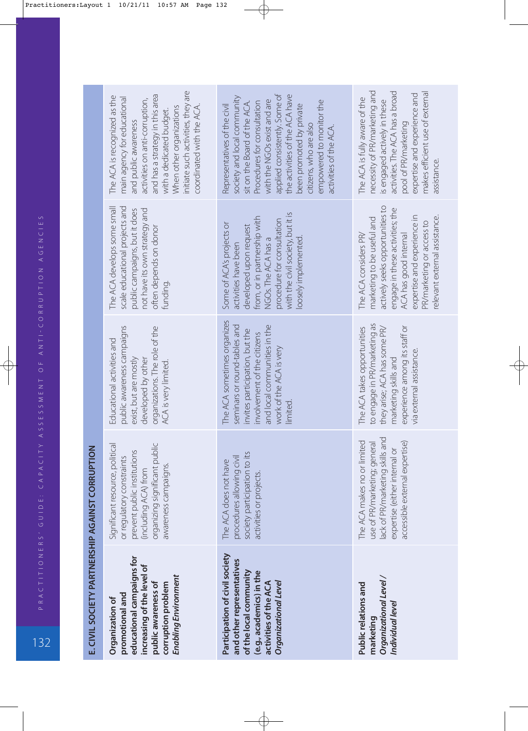| E. CIVIL SOCIETY PARTNERSHIP AGAINST CORRUPTION | | | | |
|---|---|---|---|---|
| **Organization of promotional and educational campaigns for increasing of the level of public awareness of corruption problem** ***Enabling Environment*** | Significant resource, political or regulatory constraints prevent public institutions (including ACA) from organizing significant public awareness campaigns. | Educational activities and public awareness campaigns exist, but are mostly developed by other organizations. The role of the ACA is very limited. | The ACA develops some small scale educational projects and public campaigns, but it does not have its own strategy and often depends on donor funding. | The ACA is recognized as the main agency for educational and public awareness activities on anti-corruption, and has a strategy in this area with a dedicated budget. When other organizations initiate such activities, they are coordinated with the ACA. |
| **Participation of civil society and other representatives of the local community (e.g., academics) in the activities of the ACA** ***Organizational Level*** | The ACA does not have procedures allowing civil society participation to its activities or projects. | The ACA sometimes organizes seminars or round-tables and invites participation, but the involvement of the citizens and local communities in the work of the ACA is very limited. | Some of ACA's projects or activities have been developed upon request from, or in partnership with NGOs. The ACA has a procedure for consultation with the civil society, but it is loosely implemented. | Representatives of the civil society and local community sit on the Board of the ACA. Procedures for consultation with the NGOs exist and are applied consistently. Some of the activities of the ACA have been promoted by private citizens, who are also empowered to monitor the activities of the ACA. |
| **Public relations and marketing** ***Organizational Level / Individual level*** | The ACA makes no or limited use of PR/marketing; general lack of PR/marketing skills and expertise (either internal or accessible external expertise) | The ACA takes opportunities to engage in PR/marketing as they arise; ACA has some PR/marketing skills and experience among its staff or via external assistance. | The ACA considers PR/marketing to be useful and actively seeks opportunities to engage in these activities; the ACA has good internal expertise and experience in PR/marketing or access to relevant external assistance. | The ACA is fully aware of the necessity of PR/marketing and is engaged actively in these activities. The ACA has a broad pool of PR/marketing expertise and experience and makes efficient use of external assistance. |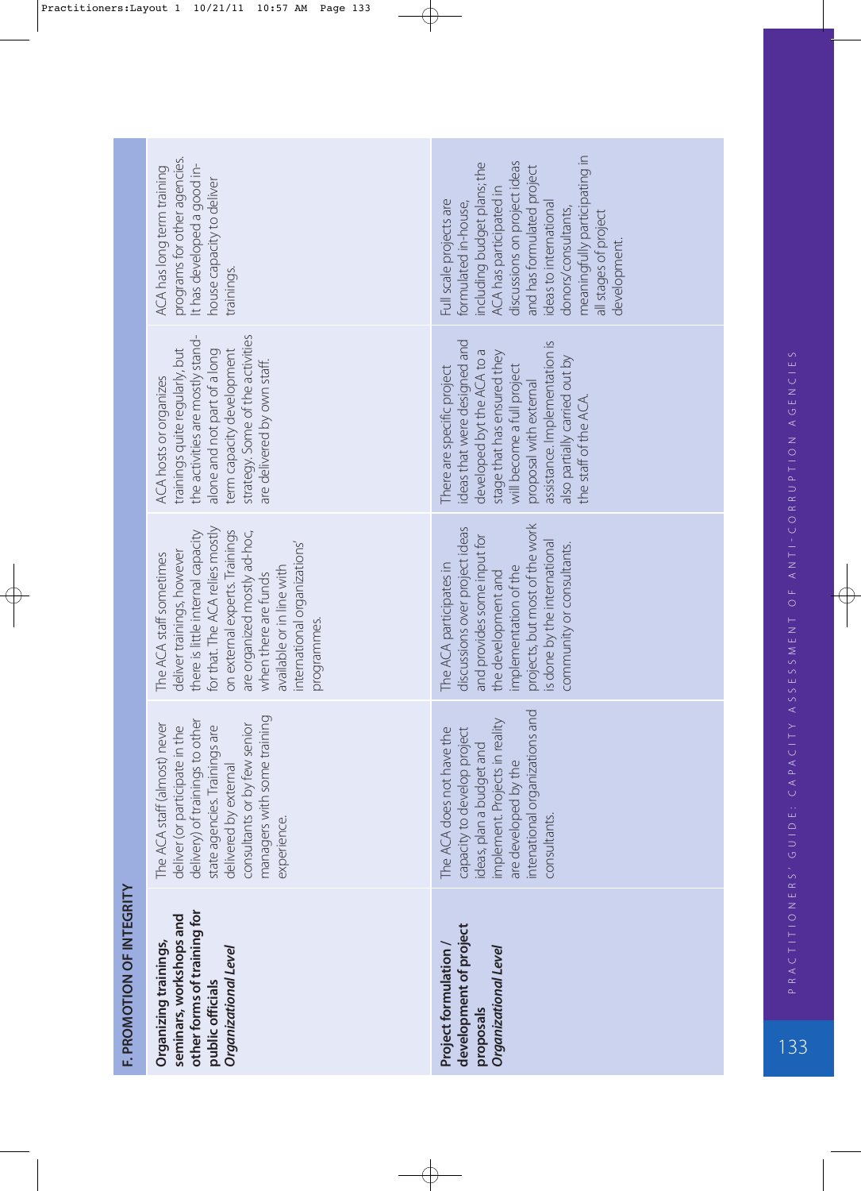| F. PROMOTION OF INTEGRITY | | | | |
|---|---|---|---|---|
| **Organizing trainings, seminars, workshops and other forms of training for public officials** ***Organizational Level*** | The ACA staff (almost) never deliver (or participate in the delivery) of trainings to other state agencies. Trainings are delivered by external consultants or by few senior managers with some training experience. | The ACA staff sometimes deliver trainings, however there is little internal capacity for that. The ACA relies mostly on external experts. Trainings are organized mostly ad-hoc, when there are funds available or in line with international organizations' programmes. | ACA hosts or organizes trainings quite regularly, but the activities are mostly stand-alone and not part of a long term capacity development strategy. Some of the activities are delivered by own staff. | ACA has long term training programs for other agencies. It has developed a good in-house capacity to deliver trainings. |
| **Project formulation / development of project proposals** ***Organizational Level*** | The ACA does not have the capacity to develop project ideas, plan a budget and implement. Projects in reality are developed by the intenational organizations and consultants. | The ACA participates in discussions over project ideas and provides some input for the development and implementation of the projects, but most of the work is done by the international community or consultants. | There are specific project ideas that were designed and developed byt the ACA to a stage that has ensured they will become a full project proposal with external assistance. Implementation is also partially carried out by the staff of the ACA. | Full scale projects are formulated in-house, including budget plans; the ACA has participated in discussions on project ideas and has formulated project ideas to international donors/consultants, meaningfully participating in all stages of project development. |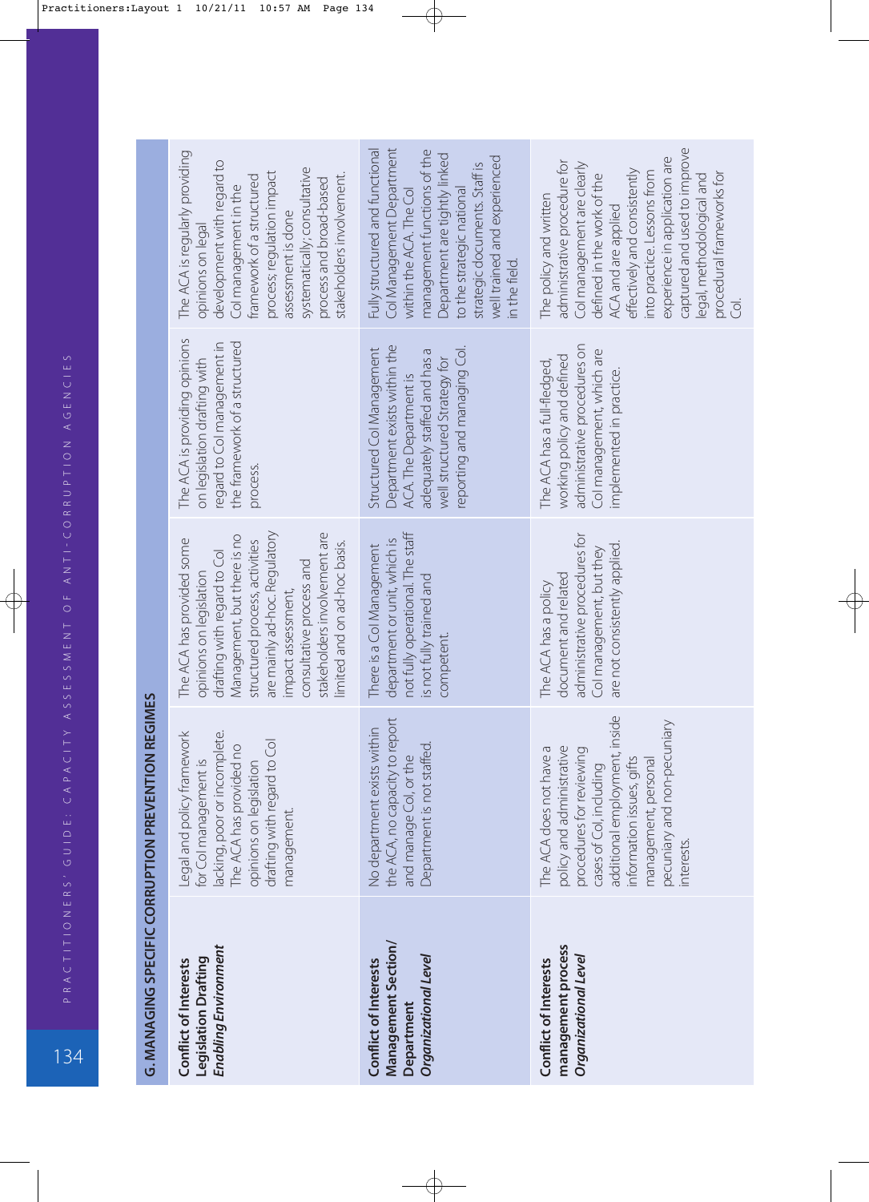| G. MANAGING SPECIFIC CORRUPTION PREVENTION REGIMES | | | | |
|---|---|---|---|---|
| **Conflict of Interests Legislation Drafting** ***Enabling Environment*** | Legal and policy framework for CoI management is lacking, poor or incomplete. The ACA has provided no opinions on legislation drafting with regard to CoI management. | The ACA has provided some opinions on legislation drafting with regard to CoI Management, but there is no structured process, activities are mainly ad-hoc. Regulatory impact assessment, consultative process and stakeholders involvement are limited and on ad-hoc basis. | The ACA is providing opinions on legislation drafting with regard to CoI management in the framework of a structured process. | The ACA is regularly providing opinions on legal development with regard to CoI management in the framework of a structured process; regulation impact assessment is done systematically; consultative process and broad-based stakeholders involvement. |
| **Conflict of Interests Management Section/ Department** ***Organizational Level*** | No department exists within the ACA, no capacity to report and manage CoI, or the Department is not staffed. | There is a CoI Management department or unit, which is not fully operational. The staff is not fully trained and competent. | Structured CoI Management Department exists within the ACA. The Department is adequately staffed and has a well structured Strategy for reporting and managing CoI. | Fully structured and functional CoI Management Department within the ACA. The CoI management functions of the Department are tightly linked to the strategic national strategic documents. Staff is well trained and experienced in the field. |
| **Conflict of Interests management process** ***Organizational Level*** | The ACA does not have a policy and administrative procedures for reviewing cases of CoI, including additional employment, inside information issues, gifts management, personal pecuniary and non-pecuniary interests. | The ACA has a policy document and related administrative procedures for CoI management, but they are not consistently applied. | The ACA has a full-fledged, working policy and defined administrative procedures on CoI management, which are implemented in practice. | The policy and written administrative procedure for CoI management are clearly defined in the work of the ACA and are applied effectively and consistently into practice. Lessons from experience in application are captured and used to improve legal, methodological and procedural frameworks for CoI. |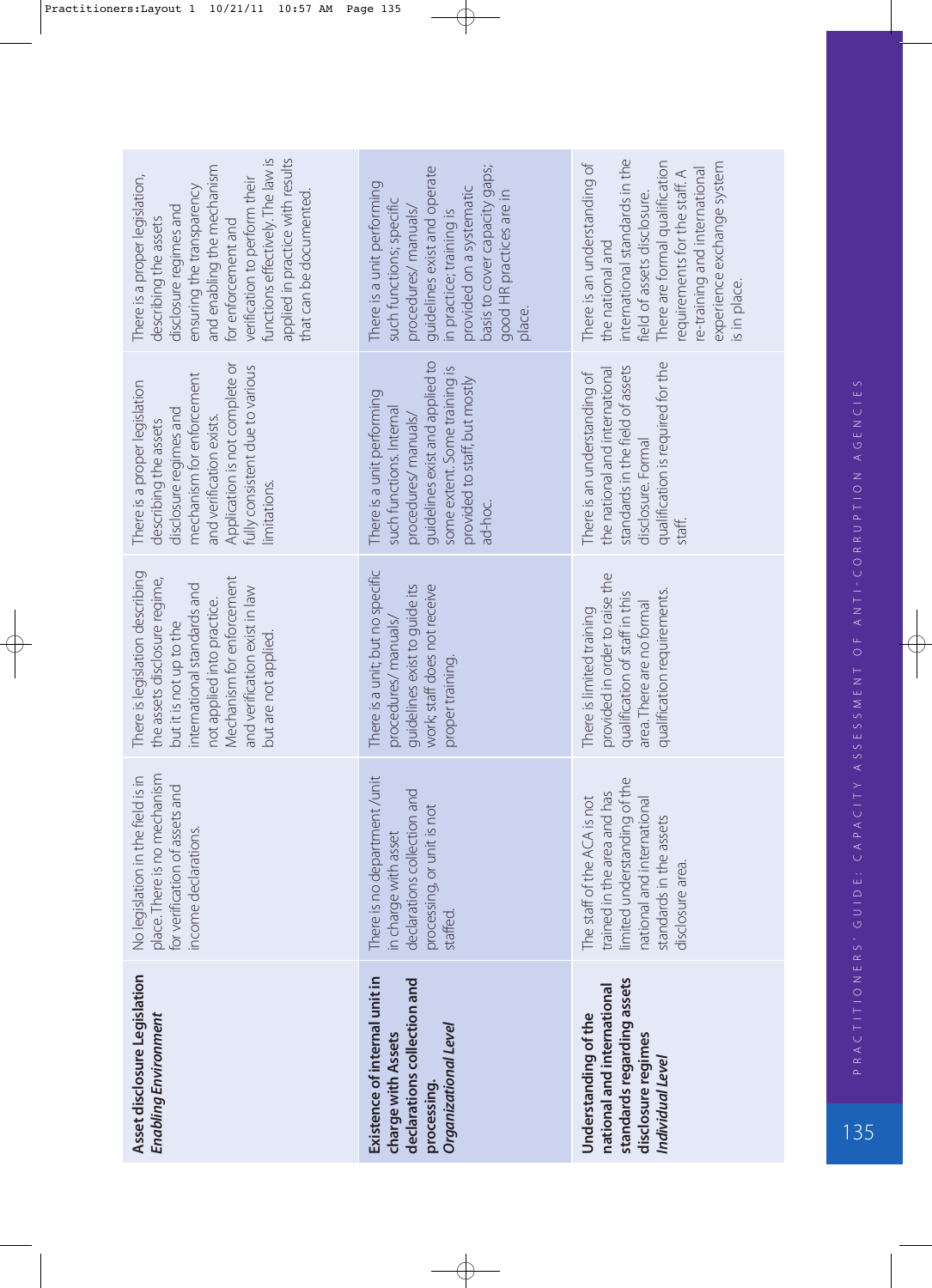| | | | | |
|---|---|---|---|---|
| **Asset disclosure Legislation** ***Enabling Environment*** | No legislation in the field is in place. There is no mechanism for verification of assets and income declarations. | There is legislation describing the assets disclosure regime, but it is not up to the international standards and not applied into practice. Mechanism for enforcement and verification exist in law but are not applied. | There is a proper legislation describing the assets disclosure regimes and mechanism for enforcement and verification exists. Application is not complete or fully consistent due to various limitations. | There is a proper legislation, describing the assets disclosure regimes and ensuring the transparency and enabling the mechanism for enforcement and verification to perform their functions effectively. The law is applied in practice with results that can be documented. |
| **Existence of internal unit in charge with Assets declarations collection and processing.** ***Organizational Level*** | There is no department /unit in charge with asset declarations collection and processing, or unit is not staffed. | There is a unit; but no specific procedures/ manuals/ guidelines exist to guide its work; staff does not receive proper training. | There is a unit performing such functions. Internal procedures/ manuals/ guidelines exist and applied to some extent. Some training is provided to staff, but mostly ad-hoc. | There is a unit performing such functions; specific procedures/ manuals/ guidelines exist and operate in practice; training is provided on a systematic basis to cover capacity gaps; good HR practices are in place. |
| **Understanding of the national and international standards regarding assets disclosure regimes** ***Individual Level*** | The staff of the ACA is not trained in the area and has limited understanding of the national and international standards in the assets disclosure area. | There is limited training provided in order to raise the qualification of staff in this area. There are no formal qualification requirements. | There is an understanding of the national and international standards in the field of assets disclosure. Formal qualification is required for the staff. | There is an understanding of the national and international standards in the field of assets disclosure. There are formal qualification requirements for the staff. A re-training and international experience exchange system is in place. |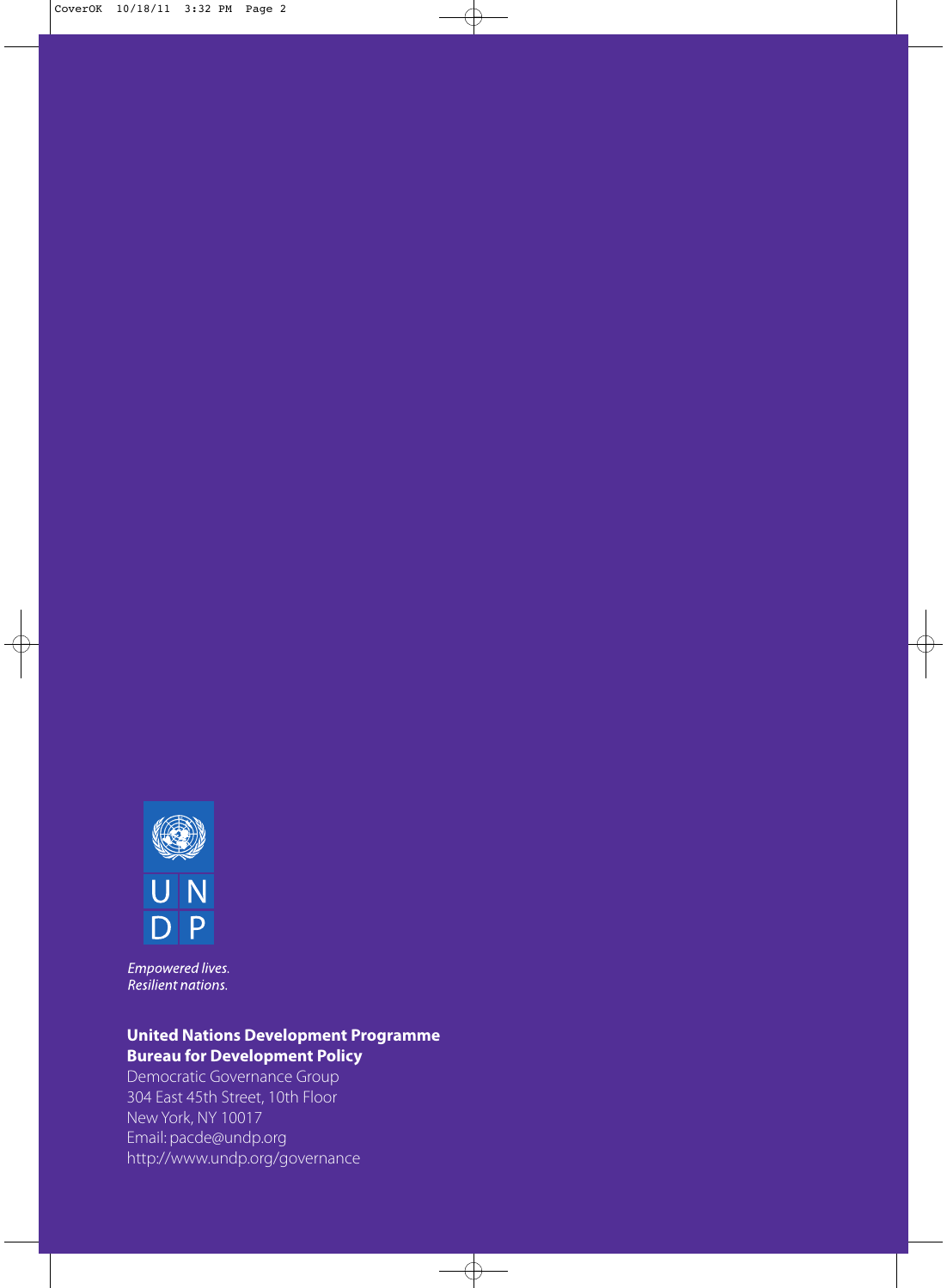U N
D P

*Empowered lives.*
*Resilient nations.*

**United Nations Development Programme**
**Bureau for Development Policy**
Democratic Governance Group
304 East 45th Street, 10th Floor
New York, NY 10017
Email: pacde@undp.org
http://www.undp.org/governance